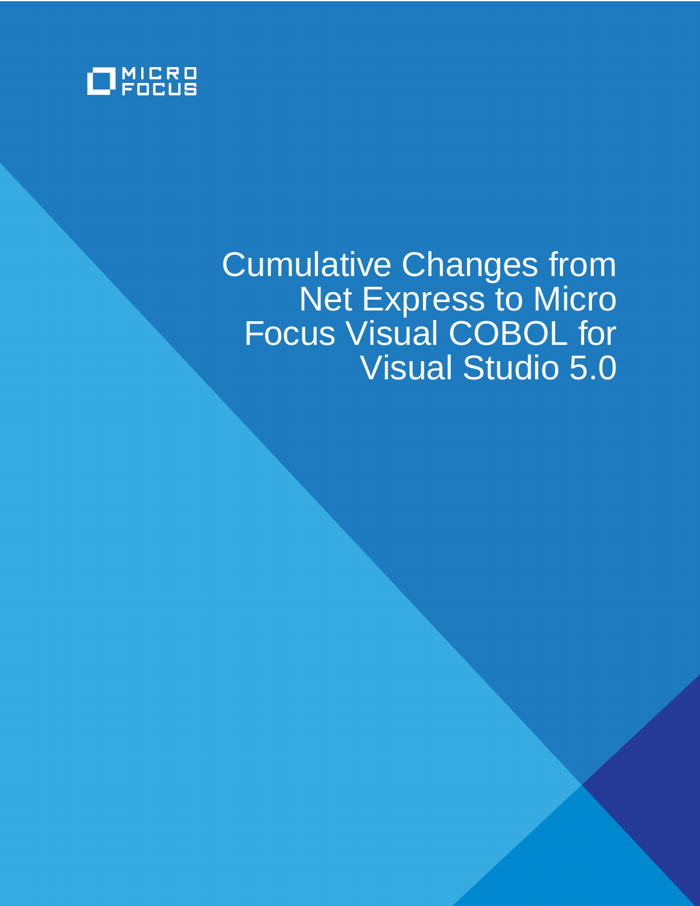MICRO FOCUS

# Cumulative Changes from Net Express to Micro Focus Visual COBOL for Visual Studio 5.0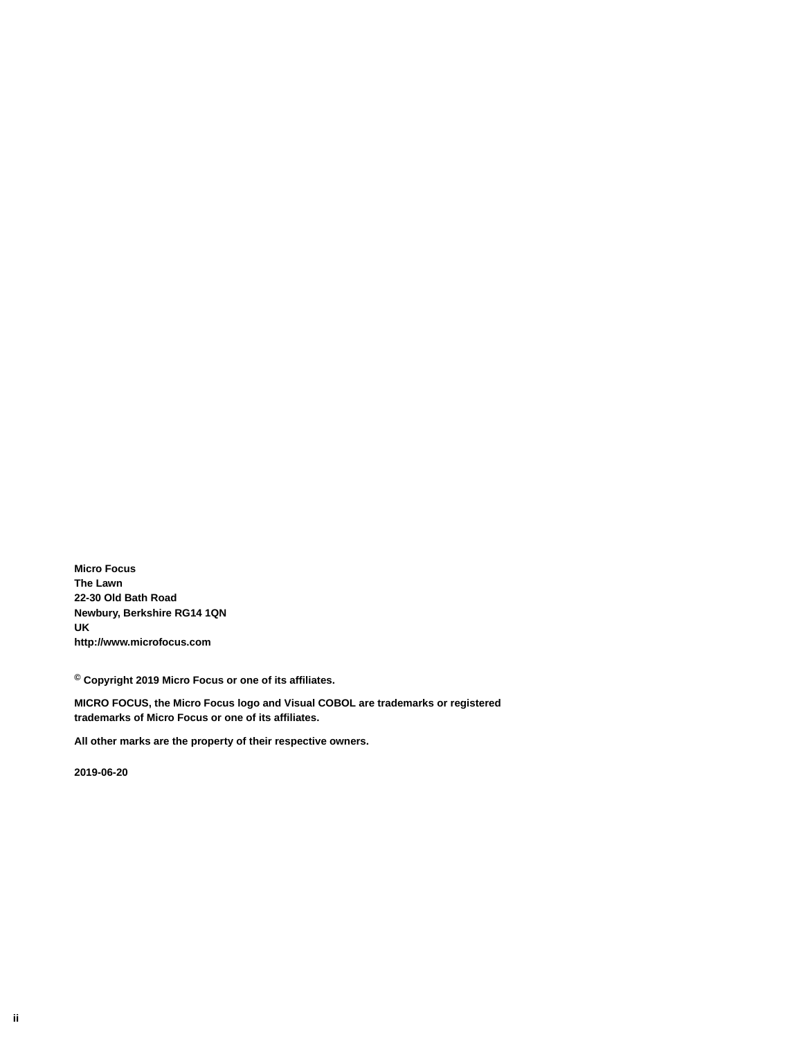**Micro Focus**
**The Lawn**
**22-30 Old Bath Road**
**Newbury, Berkshire RG14 1QN**
**UK**
**http://www.microfocus.com**

**© Copyright 2019 Micro Focus or one of its affiliates.**

**MICRO FOCUS, the Micro Focus logo and Visual COBOL are trademarks or registered trademarks of Micro Focus or one of its affiliates.**

**All other marks are the property of their respective owners.**

**2019-06-20**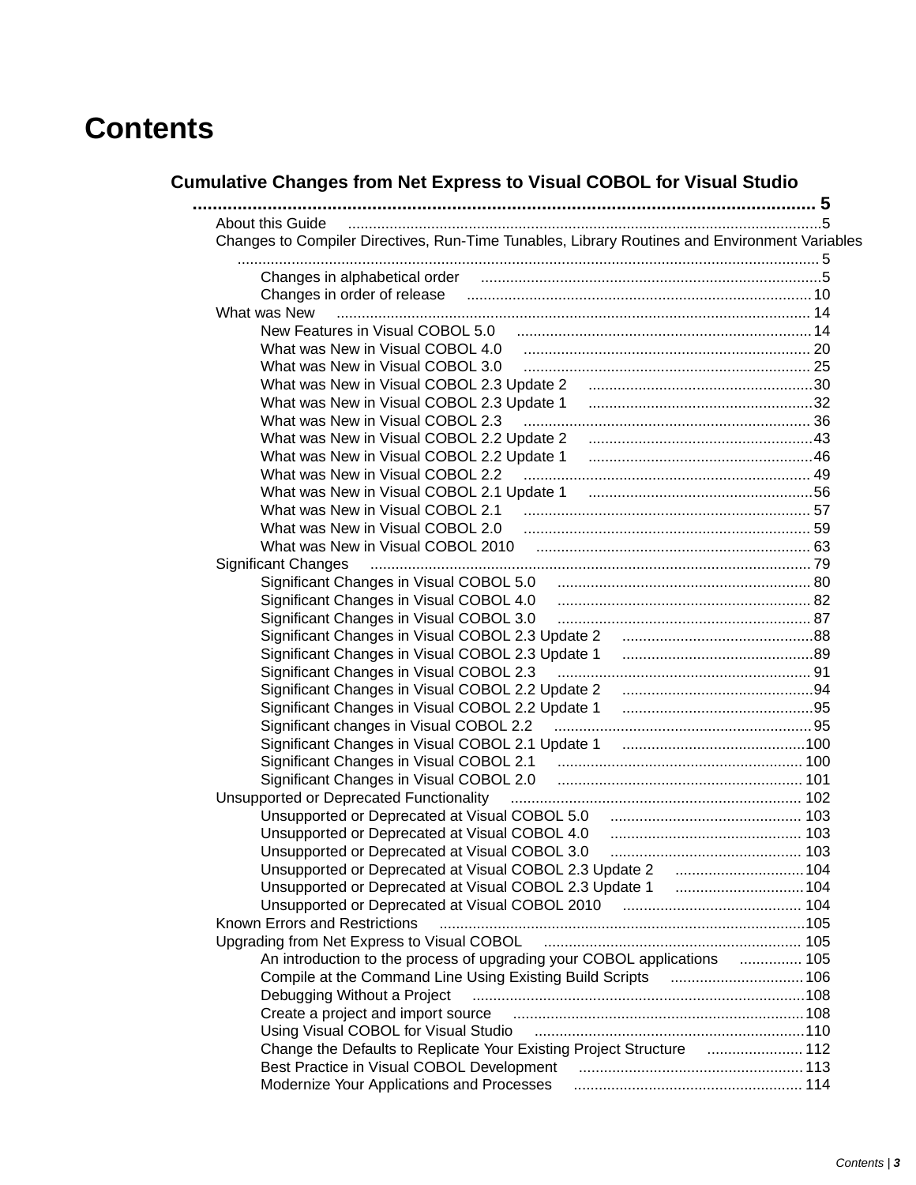# Contents

**Cumulative Changes from Net Express to Visual COBOL for Visual Studio ... 5**

- About this Guide ... 5
- Changes to Compiler Directives, Run-Time Tunables, Library Routines and Environment Variables ... 5
  - Changes in alphabetical order ... 5
  - Changes in order of release ... 10
- What was New ... 14
  - New Features in Visual COBOL 5.0 ... 14
  - What was New in Visual COBOL 4.0 ... 20
  - What was New in Visual COBOL 3.0 ... 25
  - What was New in Visual COBOL 2.3 Update 2 ... 30
  - What was New in Visual COBOL 2.3 Update 1 ... 32
  - What was New in Visual COBOL 2.3 ... 36
  - What was New in Visual COBOL 2.2 Update 2 ... 43
  - What was New in Visual COBOL 2.2 Update 1 ... 46
  - What was New in Visual COBOL 2.2 ... 49
  - What was New in Visual COBOL 2.1 Update 1 ... 56
  - What was New in Visual COBOL 2.1 ... 57
  - What was New in Visual COBOL 2.0 ... 59
  - What was New in Visual COBOL 2010 ... 63
- Significant Changes ... 79
  - Significant Changes in Visual COBOL 5.0 ... 80
  - Significant Changes in Visual COBOL 4.0 ... 82
  - Significant Changes in Visual COBOL 3.0 ... 87
  - Significant Changes in Visual COBOL 2.3 Update 2 ... 88
  - Significant Changes in Visual COBOL 2.3 Update 1 ... 89
  - Significant Changes in Visual COBOL 2.3 ... 91
  - Significant Changes in Visual COBOL 2.2 Update 2 ... 94
  - Significant Changes in Visual COBOL 2.2 Update 1 ... 95
  - Significant changes in Visual COBOL 2.2 ... 95
  - Significant Changes in Visual COBOL 2.1 Update 1 ... 100
  - Significant Changes in Visual COBOL 2.1 ... 100
  - Significant Changes in Visual COBOL 2.0 ... 101
- Unsupported or Deprecated Functionality ... 102
  - Unsupported or Deprecated at Visual COBOL 5.0 ... 103
  - Unsupported or Deprecated at Visual COBOL 4.0 ... 103
  - Unsupported or Deprecated at Visual COBOL 3.0 ... 103
  - Unsupported or Deprecated at Visual COBOL 2.3 Update 2 ... 104
  - Unsupported or Deprecated at Visual COBOL 2.3 Update 1 ... 104
  - Unsupported or Deprecated at Visual COBOL 2010 ... 104
- Known Errors and Restrictions ... 105
- Upgrading from Net Express to Visual COBOL ... 105
  - An introduction to the process of upgrading your COBOL applications ... 105
  - Compile at the Command Line Using Existing Build Scripts ... 106
  - Debugging Without a Project ... 108
  - Create a project and import source ... 108
  - Using Visual COBOL for Visual Studio ... 110
  - Change the Defaults to Replicate Your Existing Project Structure ... 112
  - Best Practice in Visual COBOL Development ... 113
  - Modernize Your Applications and Processes ... 114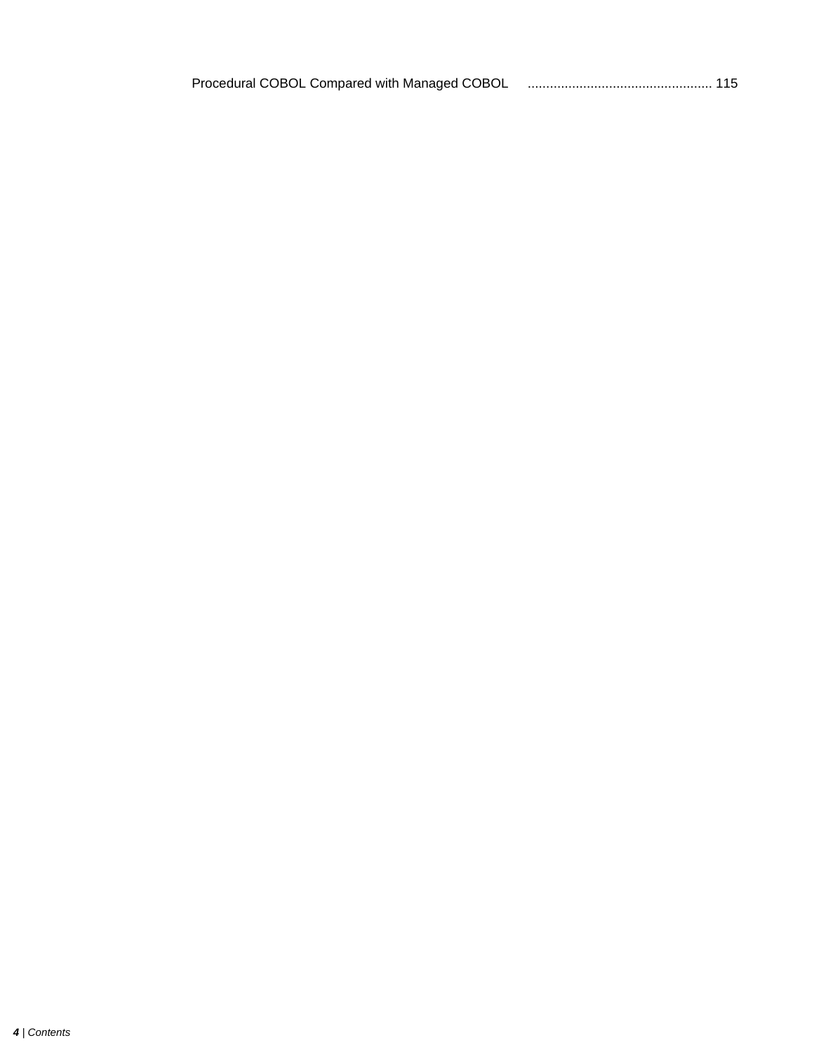Procedural COBOL Compared with Managed COBOL .................................................. 115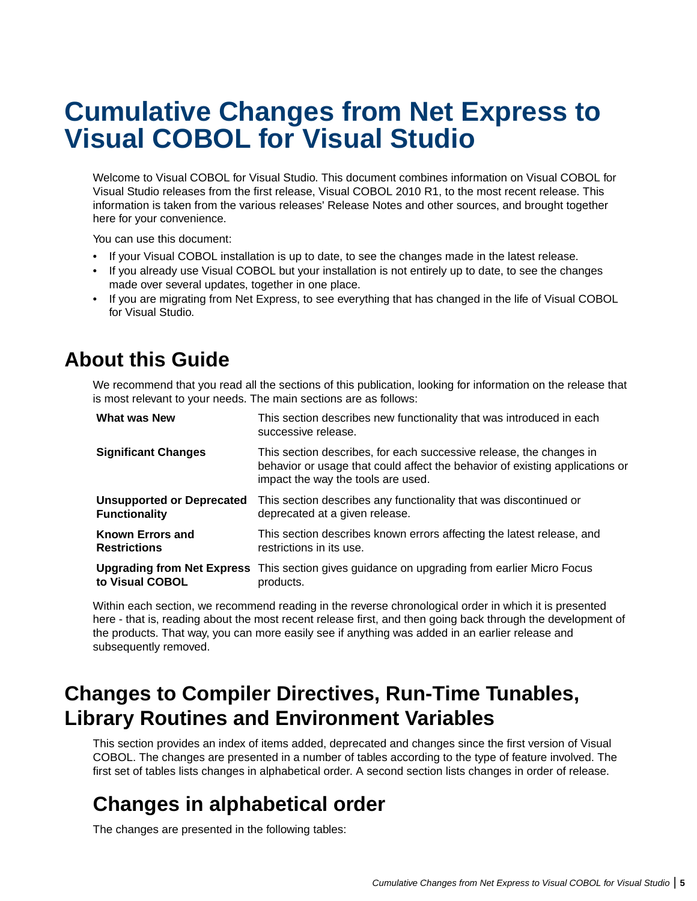# Cumulative Changes from Net Express to Visual COBOL for Visual Studio

Welcome to Visual COBOL for Visual Studio. This document combines information on Visual COBOL for Visual Studio releases from the first release, Visual COBOL 2010 R1, to the most recent release. This information is taken from the various releases' Release Notes and other sources, and brought together here for your convenience.

You can use this document:

- If your Visual COBOL installation is up to date, to see the changes made in the latest release.
- If you already use Visual COBOL but your installation is not entirely up to date, to see the changes made over several updates, together in one place.
- If you are migrating from Net Express, to see everything that has changed in the life of Visual COBOL for Visual Studio.

## About this Guide

We recommend that you read all the sections of this publication, looking for information on the release that is most relevant to your needs. The main sections are as follows:

| | |
|---|---|
| **What was New** | This section describes new functionality that was introduced in each successive release. |
| **Significant Changes** | This section describes, for each successive release, the changes in behavior or usage that could affect the behavior of existing applications or impact the way the tools are used. |
| **Unsupported or Deprecated Functionality** | This section describes any functionality that was discontinued or deprecated at a given release. |
| **Known Errors and Restrictions** | This section describes known errors affecting the latest release, and restrictions in its use. |
| **Upgrading from Net Express to Visual COBOL** | This section gives guidance on upgrading from earlier Micro Focus products. |

Within each section, we recommend reading in the reverse chronological order in which it is presented here - that is, reading about the most recent release first, and then going back through the development of the products. That way, you can more easily see if anything was added in an earlier release and subsequently removed.

## Changes to Compiler Directives, Run-Time Tunables, Library Routines and Environment Variables

This section provides an index of items added, deprecated and changes since the first version of Visual COBOL. The changes are presented in a number of tables according to the type of feature involved. The first set of tables lists changes in alphabetical order. A second section lists changes in order of release.

### Changes in alphabetical order

The changes are presented in the following tables: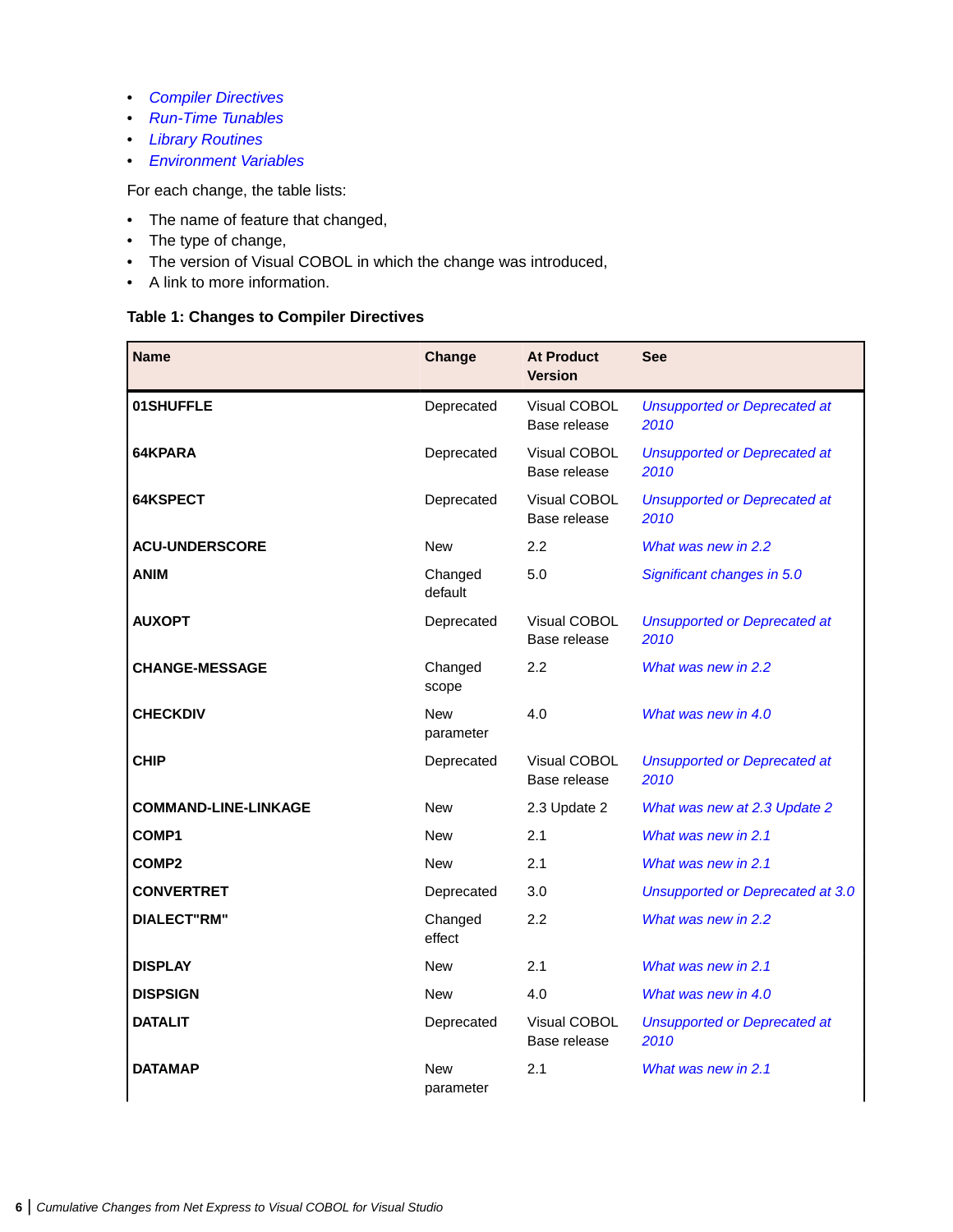- *Compiler Directives*
- *Run-Time Tunables*
- *Library Routines*
- *Environment Variables*

For each change, the table lists:

- The name of feature that changed,
- The type of change,
- The version of Visual COBOL in which the change was introduced,
- A link to more information.

**Table 1: Changes to Compiler Directives**

| Name | Change | At Product Version | See |
|---|---|---|---|
| **01SHUFFLE** | Deprecated | Visual COBOL Base release | *Unsupported or Deprecated at 2010* |
| **64KPARA** | Deprecated | Visual COBOL Base release | *Unsupported or Deprecated at 2010* |
| **64KSPECT** | Deprecated | Visual COBOL Base release | *Unsupported or Deprecated at 2010* |
| **ACU-UNDERSCORE** | New | 2.2 | *What was new in 2.2* |
| **ANIM** | Changed default | 5.0 | *Significant changes in 5.0* |
| **AUXOPT** | Deprecated | Visual COBOL Base release | *Unsupported or Deprecated at 2010* |
| **CHANGE-MESSAGE** | Changed scope | 2.2 | *What was new in 2.2* |
| **CHECKDIV** | New parameter | 4.0 | *What was new in 4.0* |
| **CHIP** | Deprecated | Visual COBOL Base release | *Unsupported or Deprecated at 2010* |
| **COMMAND-LINE-LINKAGE** | New | 2.3 Update 2 | *What was new at 2.3 Update 2* |
| **COMP1** | New | 2.1 | *What was new in 2.1* |
| **COMP2** | New | 2.1 | *What was new in 2.1* |
| **CONVERTRET** | Deprecated | 3.0 | *Unsupported or Deprecated at 3.0* |
| **DIALECT"RM"** | Changed effect | 2.2 | *What was new in 2.2* |
| **DISPLAY** | New | 2.1 | *What was new in 2.1* |
| **DISPSIGN** | New | 4.0 | *What was new in 4.0* |
| **DATALIT** | Deprecated | Visual COBOL Base release | *Unsupported or Deprecated at 2010* |
| **DATAMAP** | New parameter | 2.1 | *What was new in 2.1* |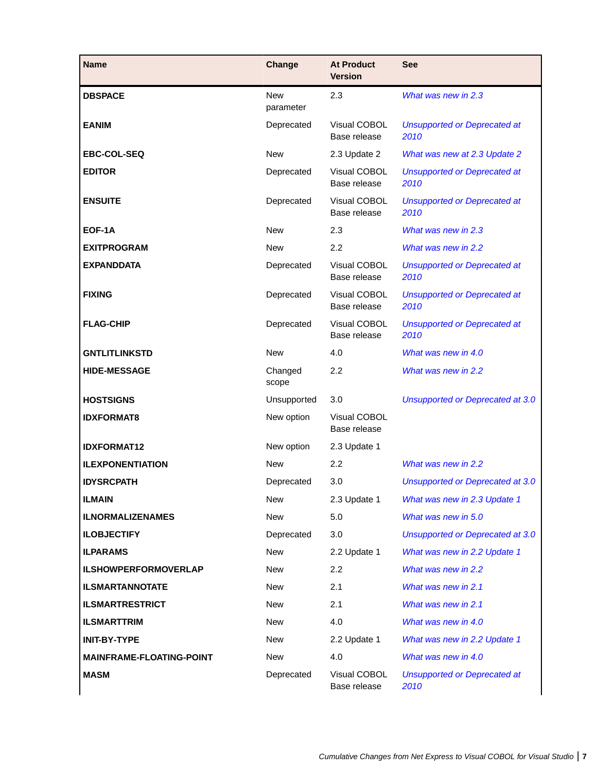| Name | Change | At Product Version | See |
|---|---|---|---|
| **DBSPACE** | New parameter | 2.3 | *What was new in 2.3* |
| **EANIM** | Deprecated | Visual COBOL Base release | *Unsupported or Deprecated at 2010* |
| **EBC-COL-SEQ** | New | 2.3 Update 2 | *What was new at 2.3 Update 2* |
| **EDITOR** | Deprecated | Visual COBOL Base release | *Unsupported or Deprecated at 2010* |
| **ENSUITE** | Deprecated | Visual COBOL Base release | *Unsupported or Deprecated at 2010* |
| **EOF-1A** | New | 2.3 | *What was new in 2.3* |
| **EXITPROGRAM** | New | 2.2 | *What was new in 2.2* |
| **EXPANDDATA** | Deprecated | Visual COBOL Base release | *Unsupported or Deprecated at 2010* |
| **FIXING** | Deprecated | Visual COBOL Base release | *Unsupported or Deprecated at 2010* |
| **FLAG-CHIP** | Deprecated | Visual COBOL Base release | *Unsupported or Deprecated at 2010* |
| **GNTLITLINKSTD** | New | 4.0 | *What was new in 4.0* |
| **HIDE-MESSAGE** | Changed scope | 2.2 | *What was new in 2.2* |
| **HOSTSIGNS** | Unsupported | 3.0 | *Unsupported or Deprecated at 3.0* |
| **IDXFORMAT8** | New option | Visual COBOL Base release | |
| **IDXFORMAT12** | New option | 2.3 Update 1 | |
| **ILEXPONENTIATION** | New | 2.2 | *What was new in 2.2* |
| **IDYSRCPATH** | Deprecated | 3.0 | *Unsupported or Deprecated at 3.0* |
| **ILMAIN** | New | 2.3 Update 1 | *What was new in 2.3 Update 1* |
| **ILNORMALIZENAMES** | New | 5.0 | *What was new in 5.0* |
| **ILOBJECTIFY** | Deprecated | 3.0 | *Unsupported or Deprecated at 3.0* |
| **ILPARAMS** | New | 2.2 Update 1 | *What was new in 2.2 Update 1* |
| **ILSHOWPERFORMOVERLAP** | New | 2.2 | *What was new in 2.2* |
| **ILSMARTANNOTATE** | New | 2.1 | *What was new in 2.1* |
| **ILSMARTRESTRICT** | New | 2.1 | *What was new in 2.1* |
| **ILSMARTTRIM** | New | 4.0 | *What was new in 4.0* |
| **INIT-BY-TYPE** | New | 2.2 Update 1 | *What was new in 2.2 Update 1* |
| **MAINFRAME-FLOATING-POINT** | New | 4.0 | *What was new in 4.0* |
| **MASM** | Deprecated | Visual COBOL Base release | *Unsupported or Deprecated at 2010* |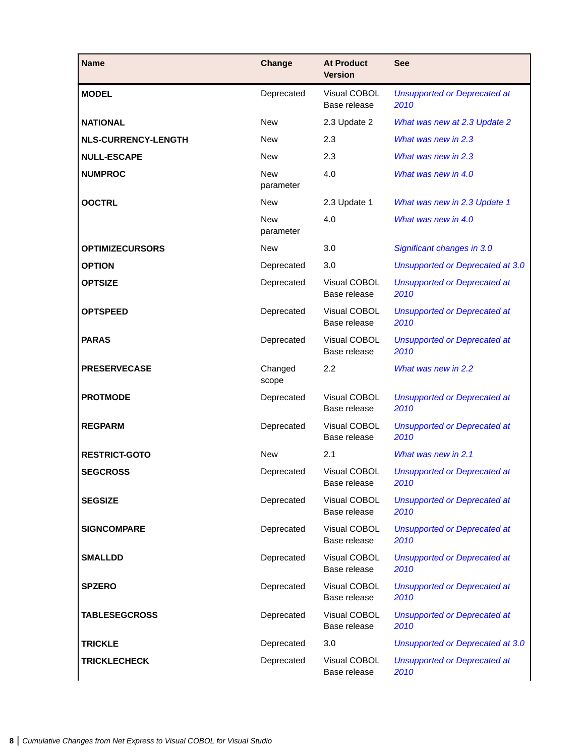| Name | Change | At Product Version | See |
|---|---|---|---|
| **MODEL** | Deprecated | Visual COBOL Base release | *Unsupported or Deprecated at 2010* |
| **NATIONAL** | New | 2.3 Update 2 | *What was new at 2.3 Update 2* |
| **NLS-CURRENCY-LENGTH** | New | 2.3 | *What was new in 2.3* |
| **NULL-ESCAPE** | New | 2.3 | *What was new in 2.3* |
| **NUMPROC** | New parameter | 4.0 | *What was new in 4.0* |
| **OOCTRL** | New | 2.3 Update 1 | *What was new in 2.3 Update 1* |
| | New parameter | 4.0 | *What was new in 4.0* |
| **OPTIMIZECURSORS** | New | 3.0 | *Significant changes in 3.0* |
| **OPTION** | Deprecated | 3.0 | *Unsupported or Deprecated at 3.0* |
| **OPTSIZE** | Deprecated | Visual COBOL Base release | *Unsupported or Deprecated at 2010* |
| **OPTSPEED** | Deprecated | Visual COBOL Base release | *Unsupported or Deprecated at 2010* |
| **PARAS** | Deprecated | Visual COBOL Base release | *Unsupported or Deprecated at 2010* |
| **PRESERVECASE** | Changed scope | 2.2 | *What was new in 2.2* |
| **PROTMODE** | Deprecated | Visual COBOL Base release | *Unsupported or Deprecated at 2010* |
| **REGPARM** | Deprecated | Visual COBOL Base release | *Unsupported or Deprecated at 2010* |
| **RESTRICT-GOTO** | New | 2.1 | *What was new in 2.1* |
| **SEGCROSS** | Deprecated | Visual COBOL Base release | *Unsupported or Deprecated at 2010* |
| **SEGSIZE** | Deprecated | Visual COBOL Base release | *Unsupported or Deprecated at 2010* |
| **SIGNCOMPARE** | Deprecated | Visual COBOL Base release | *Unsupported or Deprecated at 2010* |
| **SMALLDD** | Deprecated | Visual COBOL Base release | *Unsupported or Deprecated at 2010* |
| **SPZERO** | Deprecated | Visual COBOL Base release | *Unsupported or Deprecated at 2010* |
| **TABLESEGCROSS** | Deprecated | Visual COBOL Base release | *Unsupported or Deprecated at 2010* |
| **TRICKLE** | Deprecated | 3.0 | *Unsupported or Deprecated at 3.0* |
| **TRICKLECHECK** | Deprecated | Visual COBOL Base release | *Unsupported or Deprecated at 2010* |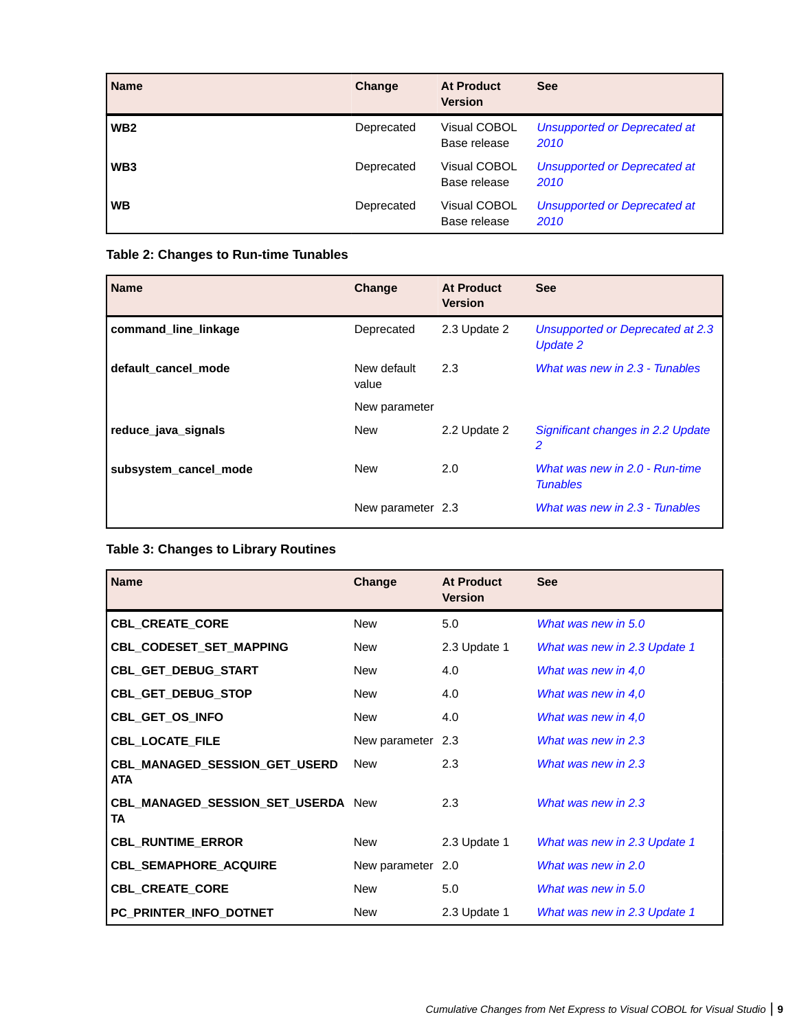| Name | Change | At Product Version | See |
| --- | --- | --- | --- |
| **WB2** | Deprecated | Visual COBOL Base release | *Unsupported or Deprecated at 2010* |
| **WB3** | Deprecated | Visual COBOL Base release | *Unsupported or Deprecated at 2010* |
| **WB** | Deprecated | Visual COBOL Base release | *Unsupported or Deprecated at 2010* |

**Table 2: Changes to Run-time Tunables**

| Name | Change | At Product Version | See |
| --- | --- | --- | --- |
| **command_line_linkage** | Deprecated | 2.3 Update 2 | *Unsupported or Deprecated at 2.3 Update 2* |
| **default_cancel_mode** | New default value | 2.3 | *What was new in 2.3 - Tunables* |
| | New parameter | | |
| **reduce_java_signals** | New | 2.2 Update 2 | *Significant changes in 2.2 Update 2* |
| **subsystem_cancel_mode** | New | 2.0 | *What was new in 2.0 - Run-time Tunables* |
| | New parameter | 2.3 | *What was new in 2.3 - Tunables* |

**Table 3: Changes to Library Routines**

| Name | Change | At Product Version | See |
| --- | --- | --- | --- |
| **CBL_CREATE_CORE** | New | 5.0 | *What was new in 5.0* |
| **CBL_CODESET_SET_MAPPING** | New | 2.3 Update 1 | *What was new in 2.3 Update 1* |
| **CBL_GET_DEBUG_START** | New | 4.0 | *What was new in 4,0* |
| **CBL_GET_DEBUG_STOP** | New | 4.0 | *What was new in 4,0* |
| **CBL_GET_OS_INFO** | New | 4.0 | *What was new in 4,0* |
| **CBL_LOCATE_FILE** | New parameter | 2.3 | *What was new in 2.3* |
| **CBL_MANAGED_SESSION_GET_USERDATA** | New | 2.3 | *What was new in 2.3* |
| **CBL_MANAGED_SESSION_SET_USERDATA** | New | 2.3 | *What was new in 2.3* |
| **CBL_RUNTIME_ERROR** | New | 2.3 Update 1 | *What was new in 2.3 Update 1* |
| **CBL_SEMAPHORE_ACQUIRE** | New parameter | 2.0 | *What was new in 2.0* |
| **CBL_CREATE_CORE** | New | 5.0 | *What was new in 5.0* |
| **PC_PRINTER_INFO_DOTNET** | New | 2.3 Update 1 | *What was new in 2.3 Update 1* |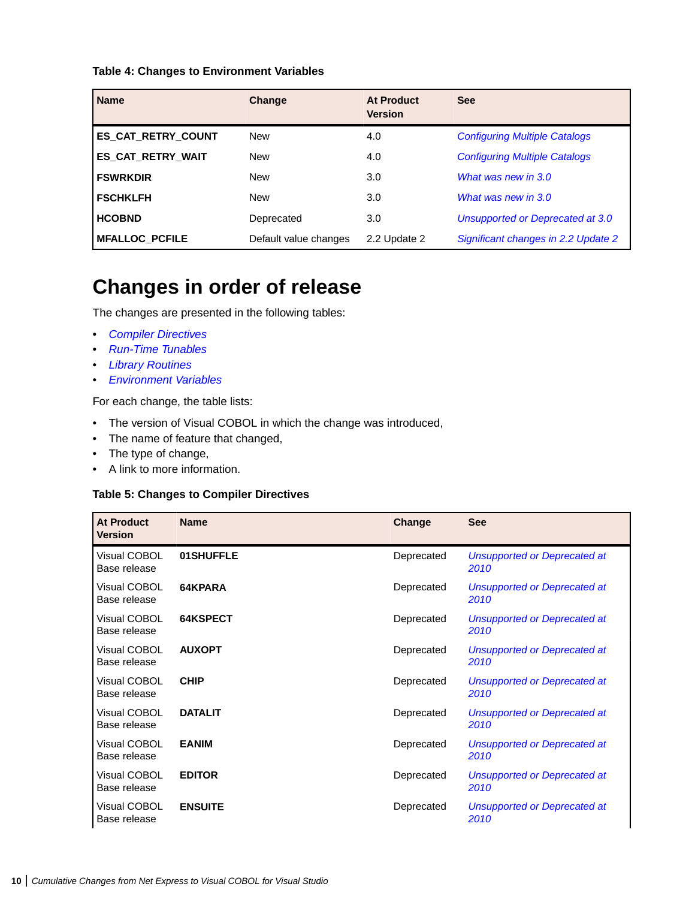**Table 4: Changes to Environment Variables**

| Name | Change | At Product Version | See |
|---|---|---|---|
| **ES_CAT_RETRY_COUNT** | New | 4.0 | *Configuring Multiple Catalogs* |
| **ES_CAT_RETRY_WAIT** | New | 4.0 | *Configuring Multiple Catalogs* |
| **FSWRKDIR** | New | 3.0 | *What was new in 3.0* |
| **FSCHKLFH** | New | 3.0 | *What was new in 3.0* |
| **HCOBND** | Deprecated | 3.0 | *Unsupported or Deprecated at 3.0* |
| **MFALLOC_PCFILE** | Default value changes | 2.2 Update 2 | *Significant changes in 2.2 Update 2* |

# Changes in order of release

The changes are presented in the following tables:

- *Compiler Directives*
- *Run-Time Tunables*
- *Library Routines*
- *Environment Variables*

For each change, the table lists:

- The version of Visual COBOL in which the change was introduced,
- The name of feature that changed,
- The type of change,
- A link to more information.

**Table 5: Changes to Compiler Directives**

| At Product Version | Name | Change | See |
|---|---|---|---|
| Visual COBOL Base release | **01SHUFFLE** | Deprecated | *Unsupported or Deprecated at 2010* |
| Visual COBOL Base release | **64KPARA** | Deprecated | *Unsupported or Deprecated at 2010* |
| Visual COBOL Base release | **64KSPECT** | Deprecated | *Unsupported or Deprecated at 2010* |
| Visual COBOL Base release | **AUXOPT** | Deprecated | *Unsupported or Deprecated at 2010* |
| Visual COBOL Base release | **CHIP** | Deprecated | *Unsupported or Deprecated at 2010* |
| Visual COBOL Base release | **DATALIT** | Deprecated | *Unsupported or Deprecated at 2010* |
| Visual COBOL Base release | **EANIM** | Deprecated | *Unsupported or Deprecated at 2010* |
| Visual COBOL Base release | **EDITOR** | Deprecated | *Unsupported or Deprecated at 2010* |
| Visual COBOL Base release | **ENSUITE** | Deprecated | *Unsupported or Deprecated at 2010* |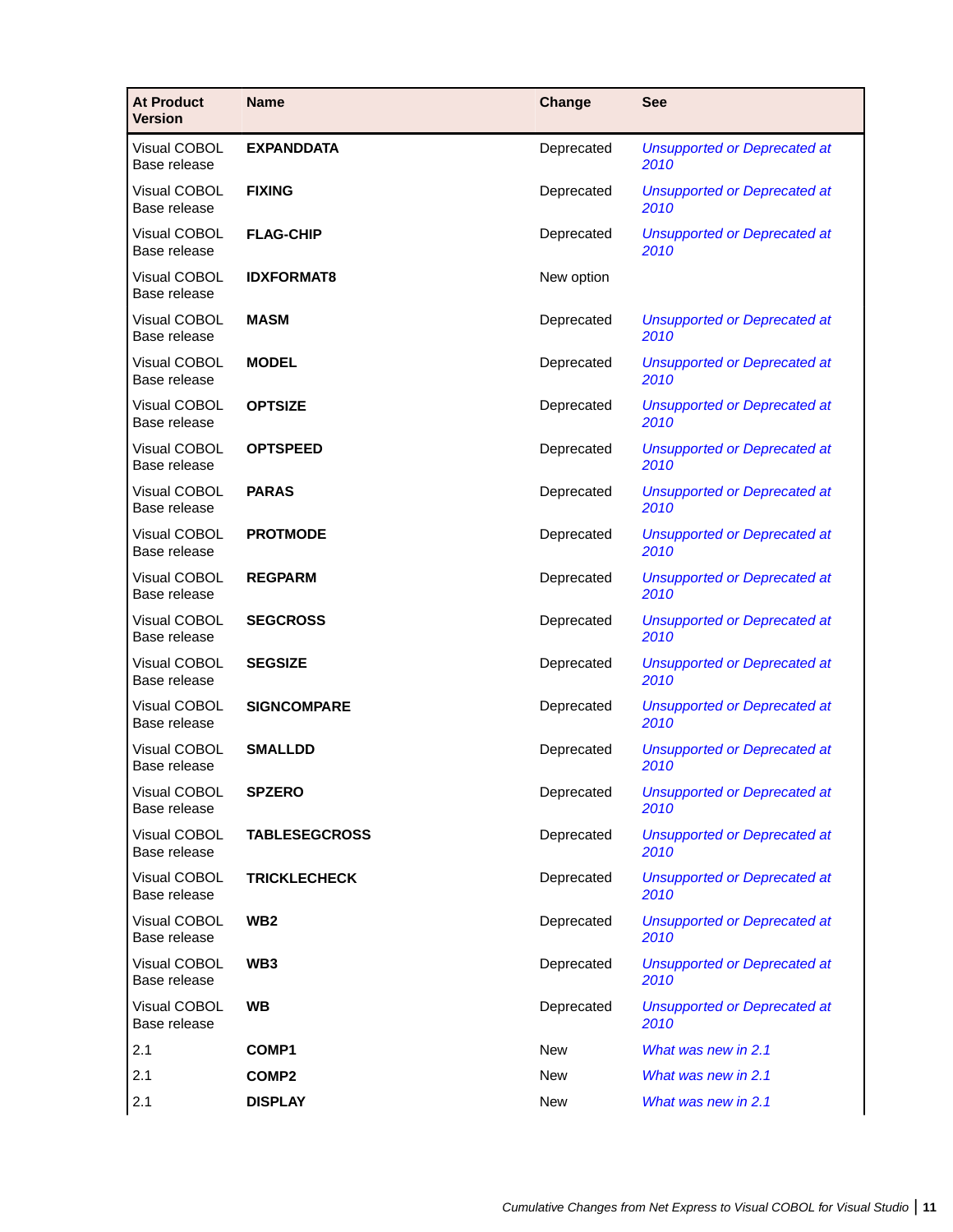| At Product Version | Name | Change | See |
|---|---|---|---|
| Visual COBOL Base release | **EXPANDDATA** | Deprecated | *Unsupported or Deprecated at 2010* |
| Visual COBOL Base release | **FIXING** | Deprecated | *Unsupported or Deprecated at 2010* |
| Visual COBOL Base release | **FLAG-CHIP** | Deprecated | *Unsupported or Deprecated at 2010* |
| Visual COBOL Base release | **IDXFORMAT8** | New option | |
| Visual COBOL Base release | **MASM** | Deprecated | *Unsupported or Deprecated at 2010* |
| Visual COBOL Base release | **MODEL** | Deprecated | *Unsupported or Deprecated at 2010* |
| Visual COBOL Base release | **OPTSIZE** | Deprecated | *Unsupported or Deprecated at 2010* |
| Visual COBOL Base release | **OPTSPEED** | Deprecated | *Unsupported or Deprecated at 2010* |
| Visual COBOL Base release | **PARAS** | Deprecated | *Unsupported or Deprecated at 2010* |
| Visual COBOL Base release | **PROTMODE** | Deprecated | *Unsupported or Deprecated at 2010* |
| Visual COBOL Base release | **REGPARM** | Deprecated | *Unsupported or Deprecated at 2010* |
| Visual COBOL Base release | **SEGCROSS** | Deprecated | *Unsupported or Deprecated at 2010* |
| Visual COBOL Base release | **SEGSIZE** | Deprecated | *Unsupported or Deprecated at 2010* |
| Visual COBOL Base release | **SIGNCOMPARE** | Deprecated | *Unsupported or Deprecated at 2010* |
| Visual COBOL Base release | **SMALLDD** | Deprecated | *Unsupported or Deprecated at 2010* |
| Visual COBOL Base release | **SPZERO** | Deprecated | *Unsupported or Deprecated at 2010* |
| Visual COBOL Base release | **TABLESEGCROSS** | Deprecated | *Unsupported or Deprecated at 2010* |
| Visual COBOL Base release | **TRICKLECHECK** | Deprecated | *Unsupported or Deprecated at 2010* |
| Visual COBOL Base release | **WB2** | Deprecated | *Unsupported or Deprecated at 2010* |
| Visual COBOL Base release | **WB3** | Deprecated | *Unsupported or Deprecated at 2010* |
| Visual COBOL Base release | **WB** | Deprecated | *Unsupported or Deprecated at 2010* |
| 2.1 | **COMP1** | New | *What was new in 2.1* |
| 2.1 | **COMP2** | New | *What was new in 2.1* |
| 2.1 | **DISPLAY** | New | *What was new in 2.1* |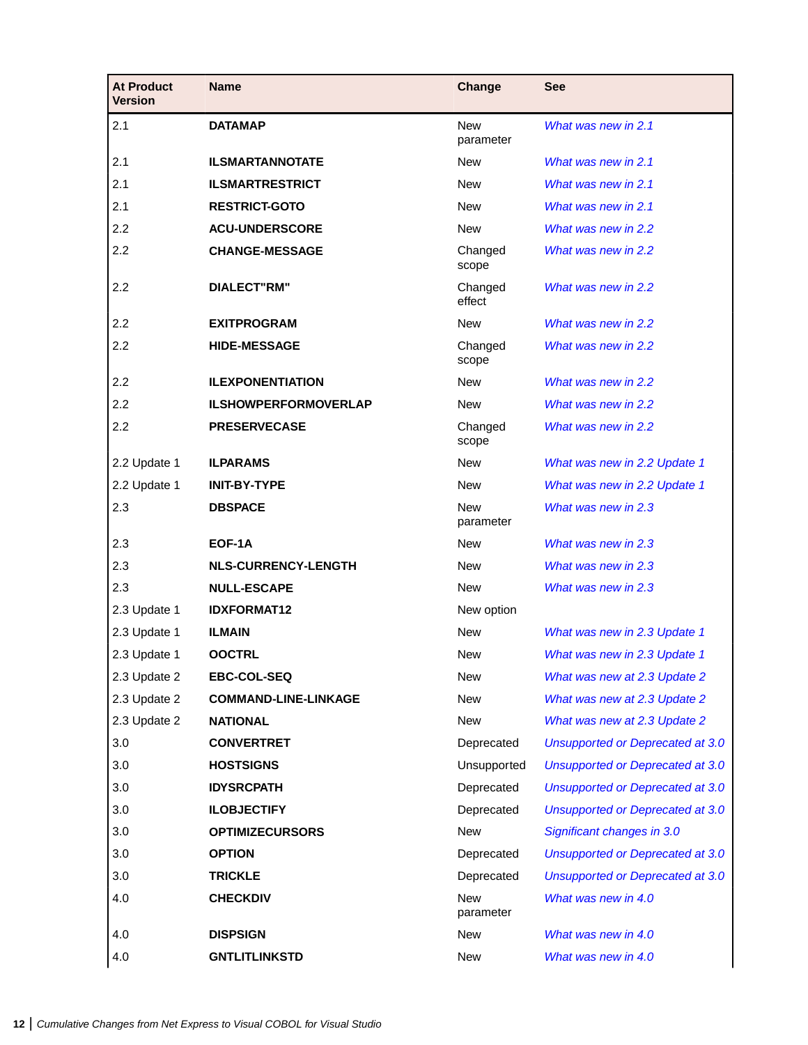| At Product Version | Name | Change | See |
|---|---|---|---|
| 2.1 | **DATAMAP** | New parameter | *What was new in 2.1* |
| 2.1 | **ILSMARTANNOTATE** | New | *What was new in 2.1* |
| 2.1 | **ILSMARTRESTRICT** | New | *What was new in 2.1* |
| 2.1 | **RESTRICT-GOTO** | New | *What was new in 2.1* |
| 2.2 | **ACU-UNDERSCORE** | New | *What was new in 2.2* |
| 2.2 | **CHANGE-MESSAGE** | Changed scope | *What was new in 2.2* |
| 2.2 | **DIALECT"RM"** | Changed effect | *What was new in 2.2* |
| 2.2 | **EXITPROGRAM** | New | *What was new in 2.2* |
| 2.2 | **HIDE-MESSAGE** | Changed scope | *What was new in 2.2* |
| 2.2 | **ILEXPONENTIATION** | New | *What was new in 2.2* |
| 2.2 | **ILSHOWPERFORMOVERLAP** | New | *What was new in 2.2* |
| 2.2 | **PRESERVECASE** | Changed scope | *What was new in 2.2* |
| 2.2 Update 1 | **ILPARAMS** | New | *What was new in 2.2 Update 1* |
| 2.2 Update 1 | **INIT-BY-TYPE** | New | *What was new in 2.2 Update 1* |
| 2.3 | **DBSPACE** | New parameter | *What was new in 2.3* |
| 2.3 | **EOF-1A** | New | *What was new in 2.3* |
| 2.3 | **NLS-CURRENCY-LENGTH** | New | *What was new in 2.3* |
| 2.3 | **NULL-ESCAPE** | New | *What was new in 2.3* |
| 2.3 Update 1 | **IDXFORMAT12** | New option | |
| 2.3 Update 1 | **ILMAIN** | New | *What was new in 2.3 Update 1* |
| 2.3 Update 1 | **OOCTRL** | New | *What was new in 2.3 Update 1* |
| 2.3 Update 2 | **EBC-COL-SEQ** | New | *What was new at 2.3 Update 2* |
| 2.3 Update 2 | **COMMAND-LINE-LINKAGE** | New | *What was new at 2.3 Update 2* |
| 2.3 Update 2 | **NATIONAL** | New | *What was new at 2.3 Update 2* |
| 3.0 | **CONVERTRET** | Deprecated | *Unsupported or Deprecated at 3.0* |
| 3.0 | **HOSTSIGNS** | Unsupported | *Unsupported or Deprecated at 3.0* |
| 3.0 | **IDYSRCPATH** | Deprecated | *Unsupported or Deprecated at 3.0* |
| 3.0 | **ILOBJECTIFY** | Deprecated | *Unsupported or Deprecated at 3.0* |
| 3.0 | **OPTIMIZECURSORS** | New | *Significant changes in 3.0* |
| 3.0 | **OPTION** | Deprecated | *Unsupported or Deprecated at 3.0* |
| 3.0 | **TRICKLE** | Deprecated | *Unsupported or Deprecated at 3.0* |
| 4.0 | **CHECKDIV** | New parameter | *What was new in 4.0* |
| 4.0 | **DISPSIGN** | New | *What was new in 4.0* |
| 4.0 | **GNTLITLINKSTD** | New | *What was new in 4.0* |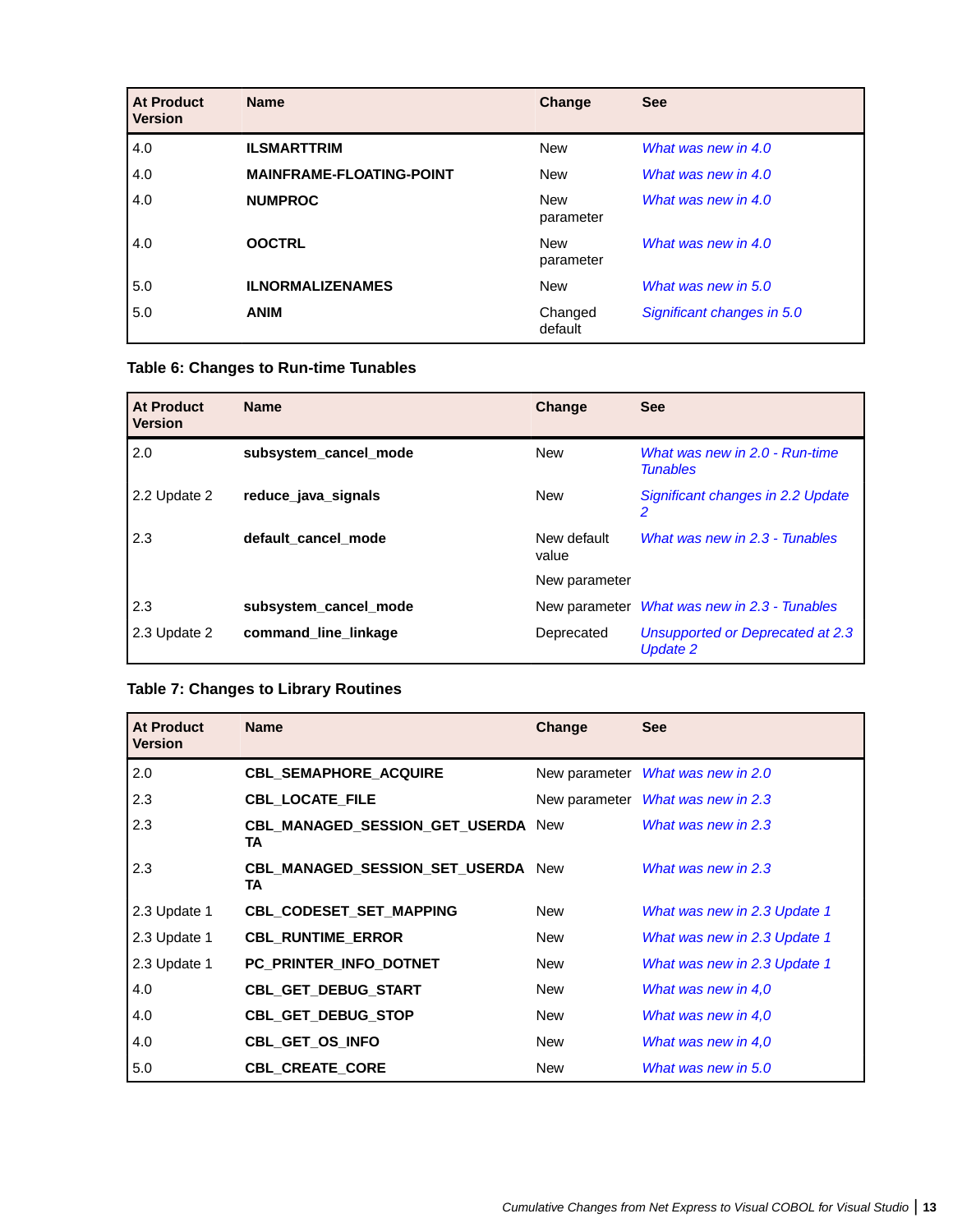| At Product Version | Name | Change | See |
|---|---|---|---|
| 4.0 | **ILSMARTTRIM** | New | *What was new in 4.0* |
| 4.0 | **MAINFRAME-FLOATING-POINT** | New | *What was new in 4.0* |
| 4.0 | **NUMPROC** | New parameter | *What was new in 4.0* |
| 4.0 | **OOCTRL** | New parameter | *What was new in 4.0* |
| 5.0 | **ILNORMALIZENAMES** | New | *What was new in 5.0* |
| 5.0 | **ANIM** | Changed default | *Significant changes in 5.0* |

**Table 6: Changes to Run-time Tunables**

| At Product Version | Name | Change | See |
|---|---|---|---|
| 2.0 | **subsystem_cancel_mode** | New | *What was new in 2.0 - Run-time Tunables* |
| 2.2 Update 2 | **reduce_java_signals** | New | *Significant changes in 2.2 Update 2* |
| 2.3 | **default_cancel_mode** | New default value<br>New parameter | *What was new in 2.3 - Tunables* |
| 2.3 | **subsystem_cancel_mode** | New parameter | *What was new in 2.3 - Tunables* |
| 2.3 Update 2 | **command_line_linkage** | Deprecated | *Unsupported or Deprecated at 2.3 Update 2* |

**Table 7: Changes to Library Routines**

| At Product Version | Name | Change | See |
|---|---|---|---|
| 2.0 | **CBL_SEMAPHORE_ACQUIRE** | New parameter | *What was new in 2.0* |
| 2.3 | **CBL_LOCATE_FILE** | New parameter | *What was new in 2.3* |
| 2.3 | **CBL_MANAGED_SESSION_GET_USERDATA** | New | *What was new in 2.3* |
| 2.3 | **CBL_MANAGED_SESSION_SET_USERDATA** | New | *What was new in 2.3* |
| 2.3 Update 1 | **CBL_CODESET_SET_MAPPING** | New | *What was new in 2.3 Update 1* |
| 2.3 Update 1 | **CBL_RUNTIME_ERROR** | New | *What was new in 2.3 Update 1* |
| 2.3 Update 1 | **PC_PRINTER_INFO_DOTNET** | New | *What was new in 2.3 Update 1* |
| 4.0 | **CBL_GET_DEBUG_START** | New | *What was new in 4,0* |
| 4.0 | **CBL_GET_DEBUG_STOP** | New | *What was new in 4,0* |
| 4.0 | **CBL_GET_OS_INFO** | New | *What was new in 4,0* |
| 5.0 | **CBL_CREATE_CORE** | New | *What was new in 5.0* |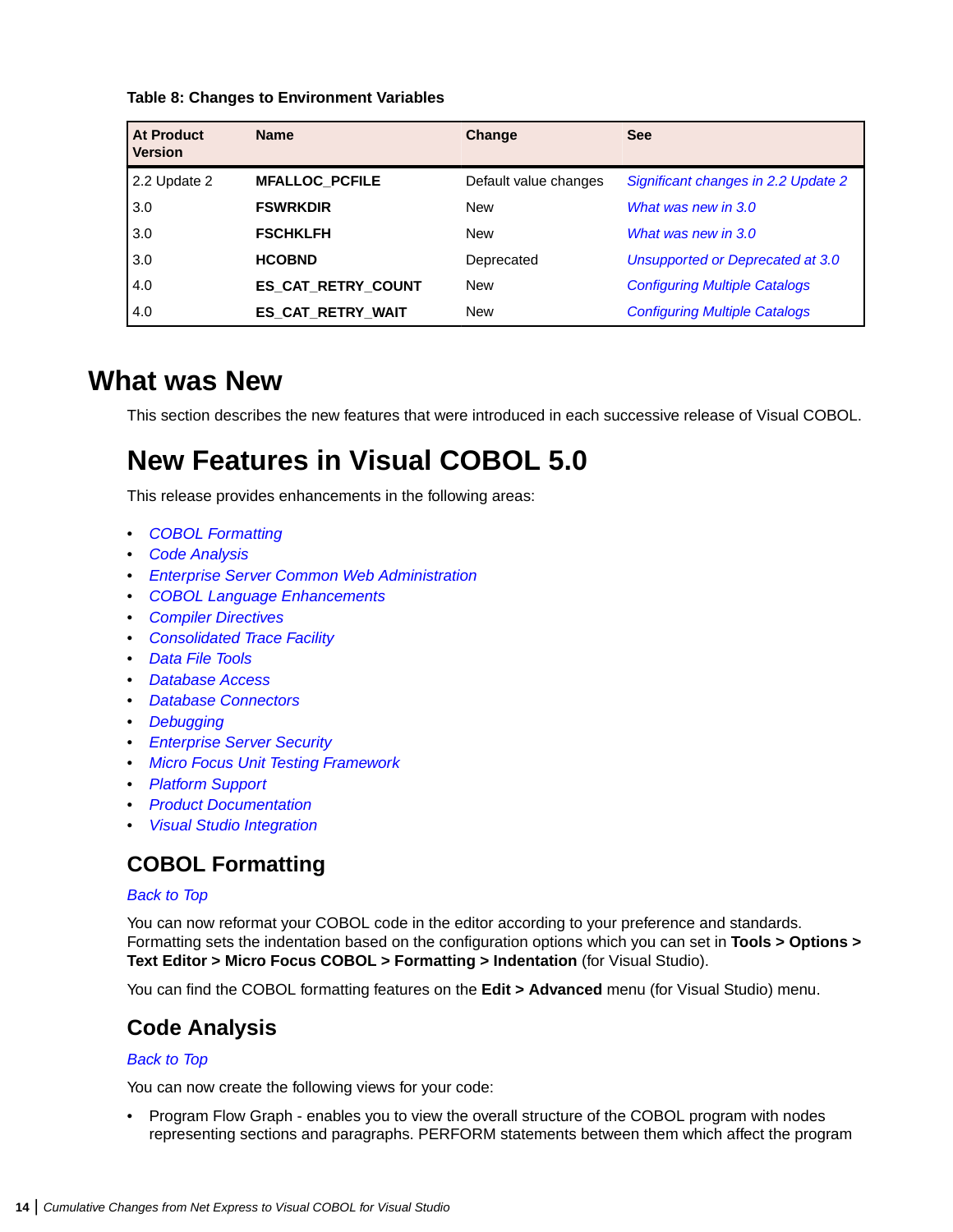**Table 8: Changes to Environment Variables**

| At Product Version | Name | Change | See |
|---|---|---|---|
| 2.2 Update 2 | **MFALLOC_PCFILE** | Default value changes | *Significant changes in 2.2 Update 2* |
| 3.0 | **FSWRKDIR** | New | *What was new in 3.0* |
| 3.0 | **FSCHKLFH** | New | *What was new in 3.0* |
| 3.0 | **HCOBND** | Deprecated | *Unsupported or Deprecated at 3.0* |
| 4.0 | **ES_CAT_RETRY_COUNT** | New | *Configuring Multiple Catalogs* |
| 4.0 | **ES_CAT_RETRY_WAIT** | New | *Configuring Multiple Catalogs* |

# What was New

This section describes the new features that were introduced in each successive release of Visual COBOL.

# New Features in Visual COBOL 5.0

This release provides enhancements in the following areas:

- *COBOL Formatting*
- *Code Analysis*
- *Enterprise Server Common Web Administration*
- *COBOL Language Enhancements*
- *Compiler Directives*
- *Consolidated Trace Facility*
- *Data File Tools*
- *Database Access*
- *Database Connectors*
- *Debugging*
- *Enterprise Server Security*
- *Micro Focus Unit Testing Framework*
- *Platform Support*
- *Product Documentation*
- *Visual Studio Integration*

## COBOL Formatting

*Back to Top*

You can now reformat your COBOL code in the editor according to your preference and standards. Formatting sets the indentation based on the configuration options which you can set in **Tools > Options > Text Editor > Micro Focus COBOL > Formatting > Indentation** (for Visual Studio).

You can find the COBOL formatting features on the **Edit > Advanced** menu (for Visual Studio) menu.

## Code Analysis

*Back to Top*

You can now create the following views for your code:

- Program Flow Graph - enables you to view the overall structure of the COBOL program with nodes representing sections and paragraphs. PERFORM statements between them which affect the program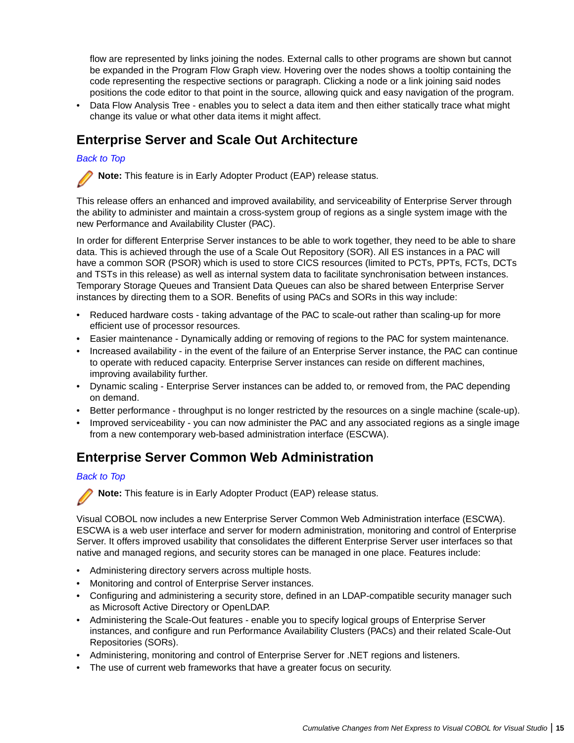flow are represented by links joining the nodes. External calls to other programs are shown but cannot be expanded in the Program Flow Graph view. Hovering over the nodes shows a tooltip containing the code representing the respective sections or paragraph. Clicking a node or a link joining said nodes positions the code editor to that point in the source, allowing quick and easy navigation of the program.

- Data Flow Analysis Tree - enables you to select a data item and then either statically trace what might change its value or what other data items it might affect.

## Enterprise Server and Scale Out Architecture

*Back to Top*

**Note:** This feature is in Early Adopter Product (EAP) release status.

This release offers an enhanced and improved availability, and serviceability of Enterprise Server through the ability to administer and maintain a cross-system group of regions as a single system image with the new Performance and Availability Cluster (PAC).

In order for different Enterprise Server instances to be able to work together, they need to be able to share data. This is achieved through the use of a Scale Out Repository (SOR). All ES instances in a PAC will have a common SOR (PSOR) which is used to store CICS resources (limited to PCTs, PPTs, FCTs, DCTs and TSTs in this release) as well as internal system data to facilitate synchronisation between instances. Temporary Storage Queues and Transient Data Queues can also be shared between Enterprise Server instances by directing them to a SOR. Benefits of using PACs and SORs in this way include:

- Reduced hardware costs - taking advantage of the PAC to scale-out rather than scaling-up for more efficient use of processor resources.
- Easier maintenance - Dynamically adding or removing of regions to the PAC for system maintenance.
- Increased availability - in the event of the failure of an Enterprise Server instance, the PAC can continue to operate with reduced capacity. Enterprise Server instances can reside on different machines, improving availability further.
- Dynamic scaling - Enterprise Server instances can be added to, or removed from, the PAC depending on demand.
- Better performance - throughput is no longer restricted by the resources on a single machine (scale-up).
- Improved serviceability - you can now administer the PAC and any associated regions as a single image from a new contemporary web-based administration interface (ESCWA).

## Enterprise Server Common Web Administration

*Back to Top*

**Note:** This feature is in Early Adopter Product (EAP) release status.

Visual COBOL now includes a new Enterprise Server Common Web Administration interface (ESCWA). ESCWA is a web user interface and server for modern administration, monitoring and control of Enterprise Server. It offers improved usability that consolidates the different Enterprise Server user interfaces so that native and managed regions, and security stores can be managed in one place. Features include:

- Administering directory servers across multiple hosts.
- Monitoring and control of Enterprise Server instances.
- Configuring and administering a security store, defined in an LDAP-compatible security manager such as Microsoft Active Directory or OpenLDAP.
- Administering the Scale-Out features - enable you to specify logical groups of Enterprise Server instances, and configure and run Performance Availability Clusters (PACs) and their related Scale-Out Repositories (SORs).
- Administering, monitoring and control of Enterprise Server for .NET regions and listeners.
- The use of current web frameworks that have a greater focus on security.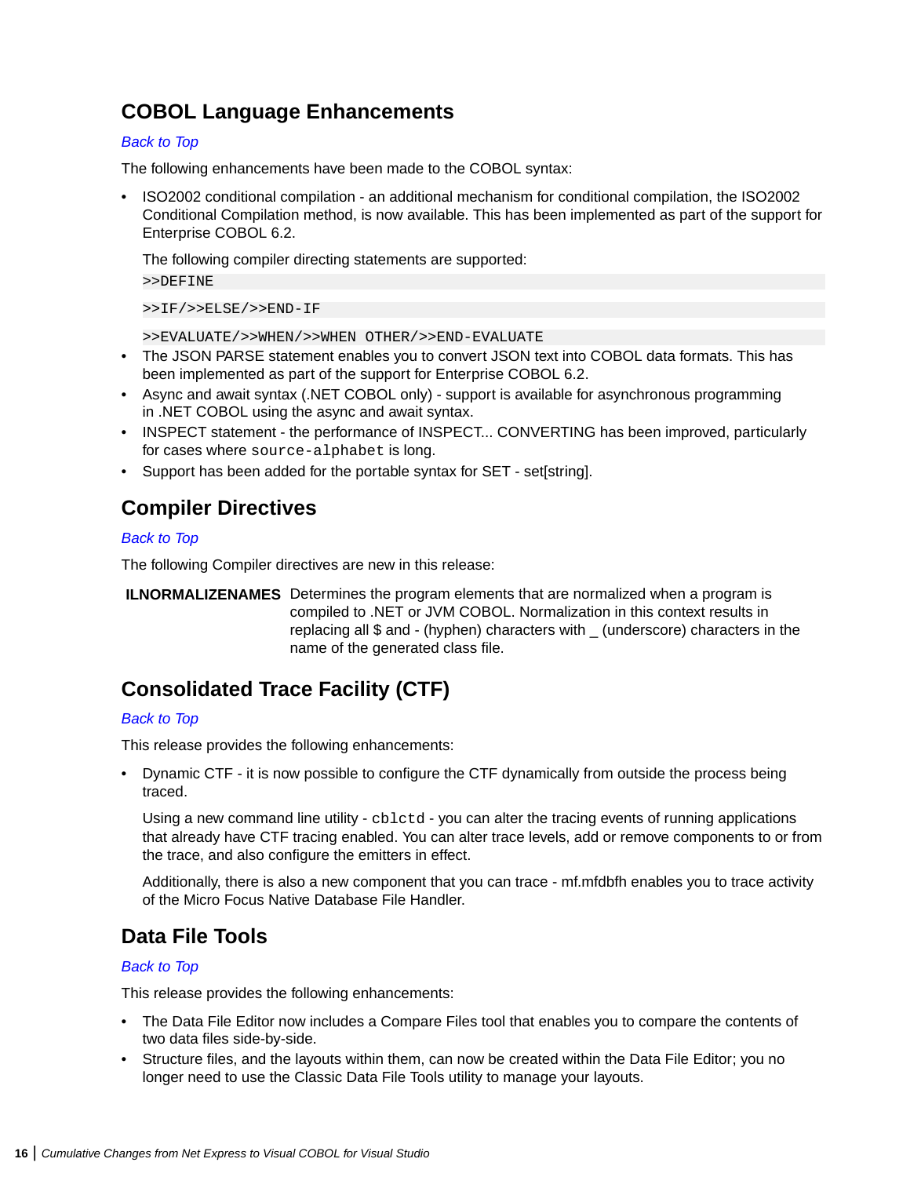## COBOL Language Enhancements

*Back to Top*

The following enhancements have been made to the COBOL syntax:

- ISO2002 conditional compilation - an additional mechanism for conditional compilation, the ISO2002 Conditional Compilation method, is now available. This has been implemented as part of the support for Enterprise COBOL 6.2.

  The following compiler directing statements are supported:

  ```
  >>DEFINE
  ```

  ```
  >>IF/>>ELSE/>>END-IF
  ```

  ```
  >>EVALUATE/>>WHEN/>>WHEN OTHER/>>END-EVALUATE
  ```
- The JSON PARSE statement enables you to convert JSON text into COBOL data formats. This has been implemented as part of the support for Enterprise COBOL 6.2.
- Async and await syntax (.NET COBOL only) - support is available for asynchronous programming in .NET COBOL using the async and await syntax.
- INSPECT statement - the performance of INSPECT... CONVERTING has been improved, particularly for cases where `source-alphabet` is long.
- Support has been added for the portable syntax for SET - set[string].

## Compiler Directives

*Back to Top*

The following Compiler directives are new in this release:

**ILNORMALIZENAMES** Determines the program elements that are normalized when a program is compiled to .NET or JVM COBOL. Normalization in this context results in replacing all $ and - (hyphen) characters with _ (underscore) characters in the name of the generated class file.

## Consolidated Trace Facility (CTF)

*Back to Top*

This release provides the following enhancements:

- Dynamic CTF - it is now possible to configure the CTF dynamically from outside the process being traced.

  Using a new command line utility - `cblctd` - you can alter the tracing events of running applications that already have CTF tracing enabled. You can alter trace levels, add or remove components to or from the trace, and also configure the emitters in effect.

  Additionally, there is also a new component that you can trace - mf.mfdbfh enables you to trace activity of the Micro Focus Native Database File Handler.

## Data File Tools

*Back to Top*

This release provides the following enhancements:

- The Data File Editor now includes a Compare Files tool that enables you to compare the contents of two data files side-by-side.
- Structure files, and the layouts within them, can now be created within the Data File Editor; you no longer need to use the Classic Data File Tools utility to manage your layouts.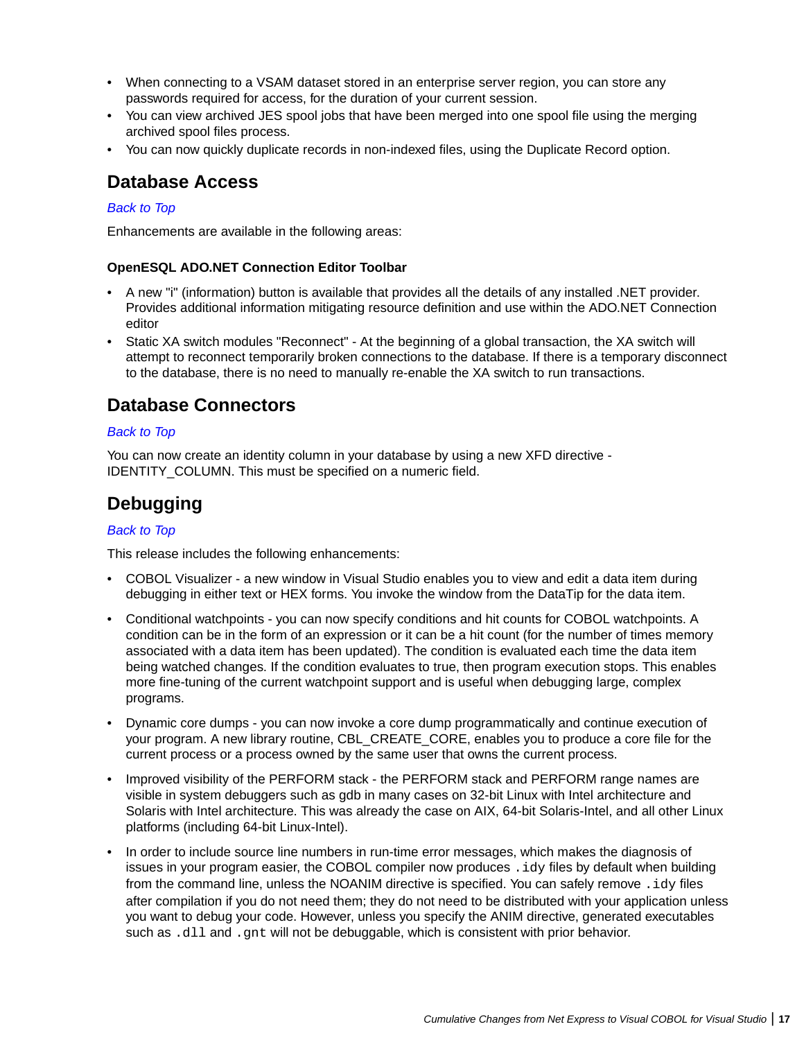- When connecting to a VSAM dataset stored in an enterprise server region, you can store any passwords required for access, for the duration of your current session.
- You can view archived JES spool jobs that have been merged into one spool file using the merging archived spool files process.
- You can now quickly duplicate records in non-indexed files, using the Duplicate Record option.

## Database Access

*Back to Top*

Enhancements are available in the following areas:

#### OpenESQL ADO.NET Connection Editor Toolbar

- A new "i" (information) button is available that provides all the details of any installed .NET provider. Provides additional information mitigating resource definition and use within the ADO.NET Connection editor
- Static XA switch modules "Reconnect" - At the beginning of a global transaction, the XA switch will attempt to reconnect temporarily broken connections to the database. If there is a temporary disconnect to the database, there is no need to manually re-enable the XA switch to run transactions.

## Database Connectors

*Back to Top*

You can now create an identity column in your database by using a new XFD directive - IDENTITY_COLUMN. This must be specified on a numeric field.

## Debugging

*Back to Top*

This release includes the following enhancements:

- COBOL Visualizer - a new window in Visual Studio enables you to view and edit a data item during debugging in either text or HEX forms. You invoke the window from the DataTip for the data item.
- Conditional watchpoints - you can now specify conditions and hit counts for COBOL watchpoints. A condition can be in the form of an expression or it can be a hit count (for the number of times memory associated with a data item has been updated). The condition is evaluated each time the data item being watched changes. If the condition evaluates to true, then program execution stops. This enables more fine-tuning of the current watchpoint support and is useful when debugging large, complex programs.
- Dynamic core dumps - you can now invoke a core dump programmatically and continue execution of your program. A new library routine, CBL_CREATE_CORE, enables you to produce a core file for the current process or a process owned by the same user that owns the current process.
- Improved visibility of the PERFORM stack - the PERFORM stack and PERFORM range names are visible in system debuggers such as gdb in many cases on 32-bit Linux with Intel architecture and Solaris with Intel architecture. This was already the case on AIX, 64-bit Solaris-Intel, and all other Linux platforms (including 64-bit Linux-Intel).
- In order to include source line numbers in run-time error messages, which makes the diagnosis of issues in your program easier, the COBOL compiler now produces `.idy` files by default when building from the command line, unless the NOANIM directive is specified. You can safely remove `.idy` files after compilation if you do not need them; they do not need to be distributed with your application unless you want to debug your code. However, unless you specify the ANIM directive, generated executables such as `.dll` and `.gnt` will not be debuggable, which is consistent with prior behavior.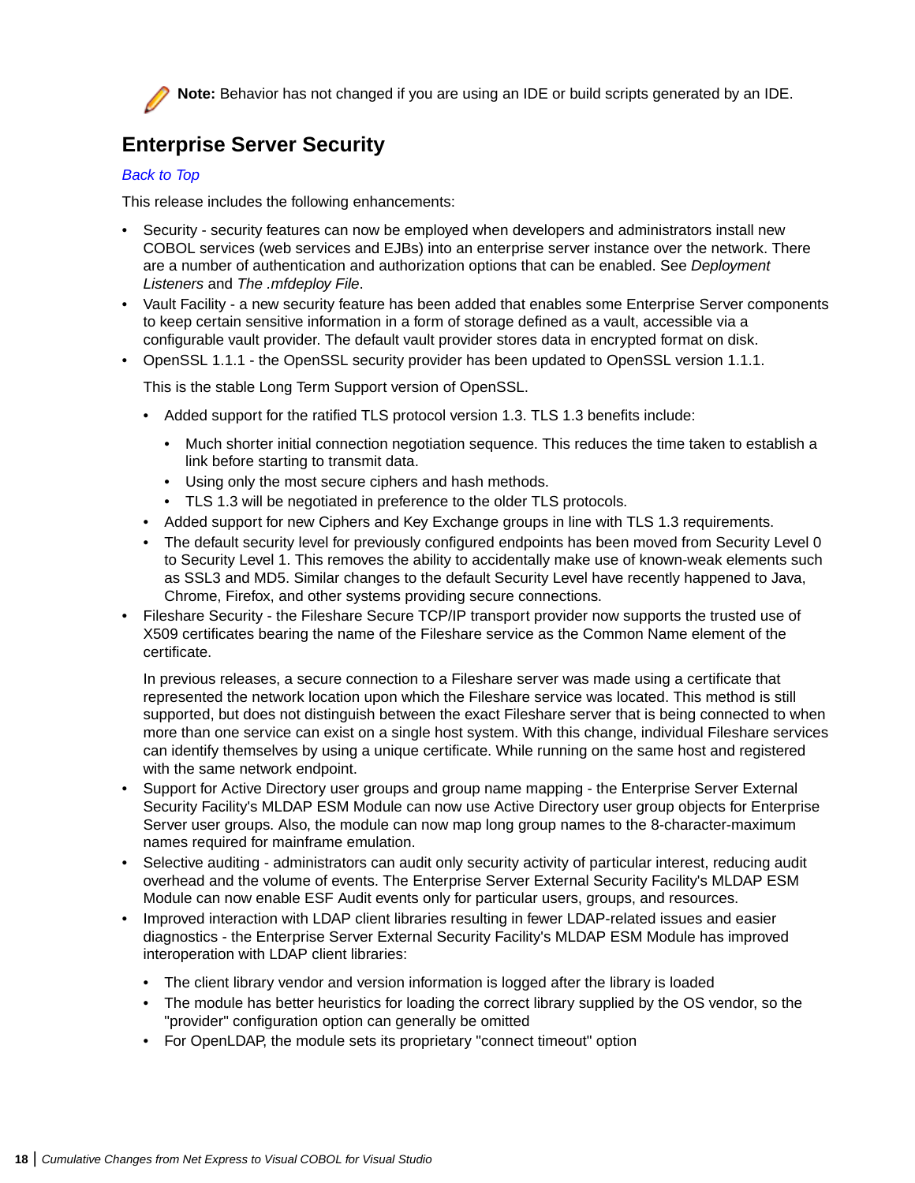**Note:** Behavior has not changed if you are using an IDE or build scripts generated by an IDE.

## Enterprise Server Security

*Back to Top*

This release includes the following enhancements:

- Security - security features can now be employed when developers and administrators install new COBOL services (web services and EJBs) into an enterprise server instance over the network. There are a number of authentication and authorization options that can be enabled. See *Deployment Listeners* and *The .mfdeploy File*.
- Vault Facility - a new security feature has been added that enables some Enterprise Server components to keep certain sensitive information in a form of storage defined as a vault, accessible via a configurable vault provider. The default vault provider stores data in encrypted format on disk.
- OpenSSL 1.1.1 - the OpenSSL security provider has been updated to OpenSSL version 1.1.1.

  This is the stable Long Term Support version of OpenSSL.

  - Added support for the ratified TLS protocol version 1.3. TLS 1.3 benefits include:
    - Much shorter initial connection negotiation sequence. This reduces the time taken to establish a link before starting to transmit data.
    - Using only the most secure ciphers and hash methods.
    - TLS 1.3 will be negotiated in preference to the older TLS protocols.
  - Added support for new Ciphers and Key Exchange groups in line with TLS 1.3 requirements.
  - The default security level for previously configured endpoints has been moved from Security Level 0 to Security Level 1. This removes the ability to accidentally make use of known-weak elements such as SSL3 and MD5. Similar changes to the default Security Level have recently happened to Java, Chrome, Firefox, and other systems providing secure connections.
- Fileshare Security - the Fileshare Secure TCP/IP transport provider now supports the trusted use of X509 certificates bearing the name of the Fileshare service as the Common Name element of the certificate.

  In previous releases, a secure connection to a Fileshare server was made using a certificate that represented the network location upon which the Fileshare service was located. This method is still supported, but does not distinguish between the exact Fileshare server that is being connected to when more than one service can exist on a single host system. With this change, individual Fileshare services can identify themselves by using a unique certificate. While running on the same host and registered with the same network endpoint.
- Support for Active Directory user groups and group name mapping - the Enterprise Server External Security Facility's MLDAP ESM Module can now use Active Directory user group objects for Enterprise Server user groups. Also, the module can now map long group names to the 8-character-maximum names required for mainframe emulation.
- Selective auditing - administrators can audit only security activity of particular interest, reducing audit overhead and the volume of events. The Enterprise Server External Security Facility's MLDAP ESM Module can now enable ESF Audit events only for particular users, groups, and resources.
- Improved interaction with LDAP client libraries resulting in fewer LDAP-related issues and easier diagnostics - the Enterprise Server External Security Facility's MLDAP ESM Module has improved interoperation with LDAP client libraries:
  - The client library vendor and version information is logged after the library is loaded
  - The module has better heuristics for loading the correct library supplied by the OS vendor, so the "provider" configuration option can generally be omitted
  - For OpenLDAP, the module sets its proprietary "connect timeout" option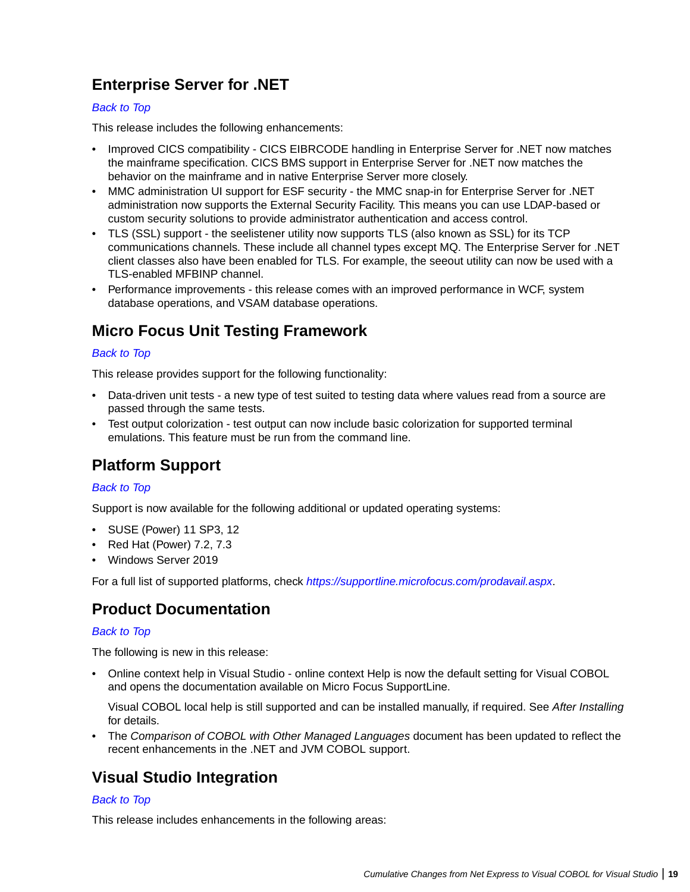## Enterprise Server for .NET

*Back to Top*

This release includes the following enhancements:

- Improved CICS compatibility - CICS EIBRCODE handling in Enterprise Server for .NET now matches the mainframe specification. CICS BMS support in Enterprise Server for .NET now matches the behavior on the mainframe and in native Enterprise Server more closely.
- MMC administration UI support for ESF security - the MMC snap-in for Enterprise Server for .NET administration now supports the External Security Facility. This means you can use LDAP-based or custom security solutions to provide administrator authentication and access control.
- TLS (SSL) support - the seelistener utility now supports TLS (also known as SSL) for its TCP communications channels. These include all channel types except MQ. The Enterprise Server for .NET client classes also have been enabled for TLS. For example, the seeout utility can now be used with a TLS-enabled MFBINP channel.
- Performance improvements - this release comes with an improved performance in WCF, system database operations, and VSAM database operations.

## Micro Focus Unit Testing Framework

*Back to Top*

This release provides support for the following functionality:

- Data-driven unit tests - a new type of test suited to testing data where values read from a source are passed through the same tests.
- Test output colorization - test output can now include basic colorization for supported terminal emulations. This feature must be run from the command line.

## Platform Support

*Back to Top*

Support is now available for the following additional or updated operating systems:

- SUSE (Power) 11 SP3, 12
- Red Hat (Power) 7.2, 7.3
- Windows Server 2019

For a full list of supported platforms, check *https://supportline.microfocus.com/prodavail.aspx*.

## Product Documentation

*Back to Top*

The following is new in this release:

- Online context help in Visual Studio - online context Help is now the default setting for Visual COBOL and opens the documentation available on Micro Focus SupportLine.

  Visual COBOL local help is still supported and can be installed manually, if required. See *After Installing* for details.
- The *Comparison of COBOL with Other Managed Languages* document has been updated to reflect the recent enhancements in the .NET and JVM COBOL support.

## Visual Studio Integration

*Back to Top*

This release includes enhancements in the following areas: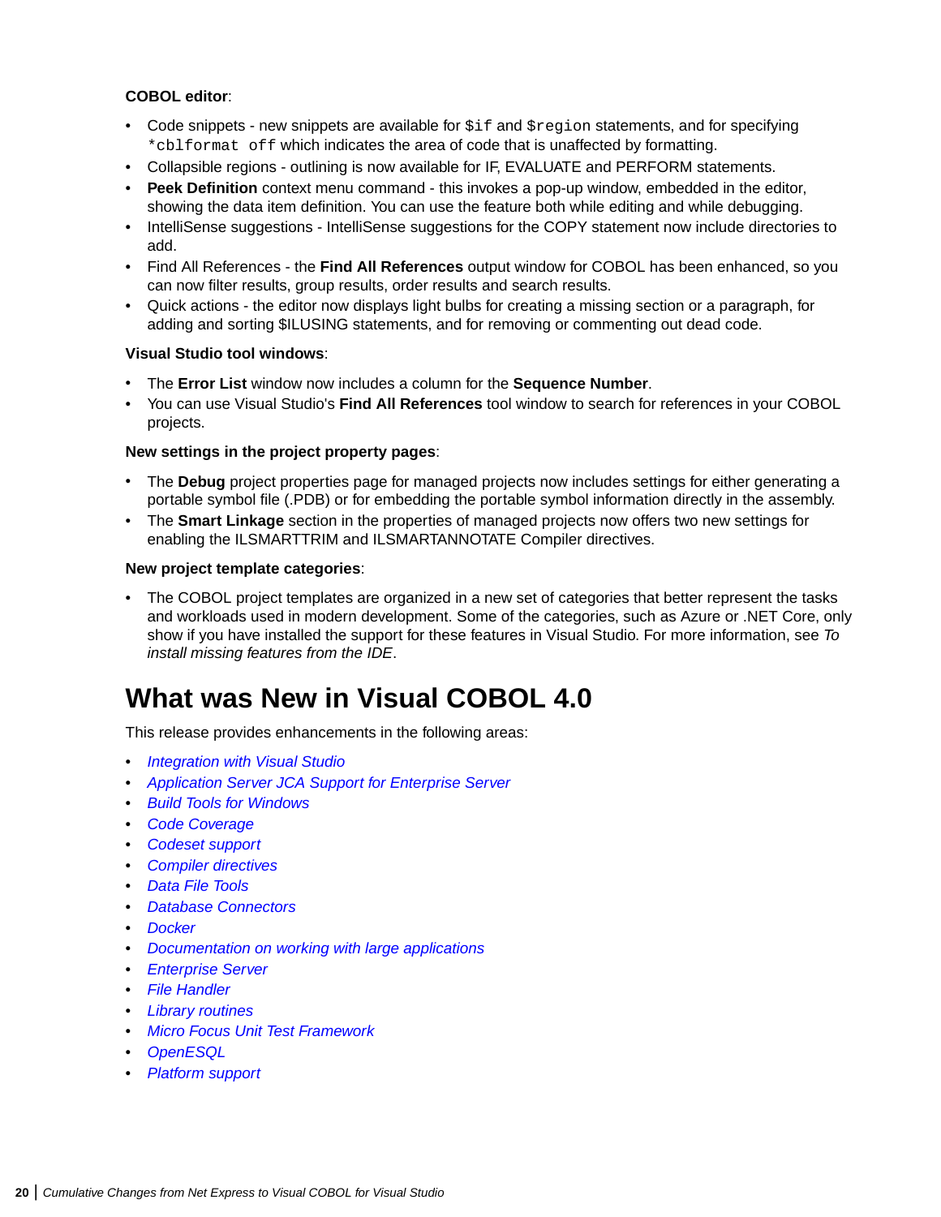**COBOL editor**:

- Code snippets - new snippets are available for `$if` and `$region` statements, and for specifying `*cblformat off` which indicates the area of code that is unaffected by formatting.
- Collapsible regions - outlining is now available for IF, EVALUATE and PERFORM statements.
- **Peek Definition** context menu command - this invokes a pop-up window, embedded in the editor, showing the data item definition. You can use the feature both while editing and while debugging.
- IntelliSense suggestions - IntelliSense suggestions for the COPY statement now include directories to add.
- Find All References - the **Find All References** output window for COBOL has been enhanced, so you can now filter results, group results, order results and search results.
- Quick actions - the editor now displays light bulbs for creating a missing section or a paragraph, for adding and sorting $ILUSING statements, and for removing or commenting out dead code.

**Visual Studio tool windows**:

- The **Error List** window now includes a column for the **Sequence Number**.
- You can use Visual Studio's **Find All References** tool window to search for references in your COBOL projects.

**New settings in the project property pages**:

- The **Debug** project properties page for managed projects now includes settings for either generating a portable symbol file (.PDB) or for embedding the portable symbol information directly in the assembly.
- The **Smart Linkage** section in the properties of managed projects now offers two new settings for enabling the ILSMARTTRIM and ILSMARTANNOTATE Compiler directives.

**New project template categories**:

- The COBOL project templates are organized in a new set of categories that better represent the tasks and workloads used in modern development. Some of the categories, such as Azure or .NET Core, only show if you have installed the support for these features in Visual Studio. For more information, see *To install missing features from the IDE*.

# What was New in Visual COBOL 4.0

This release provides enhancements in the following areas:

- *Integration with Visual Studio*
- *Application Server JCA Support for Enterprise Server*
- *Build Tools for Windows*
- *Code Coverage*
- *Codeset support*
- *Compiler directives*
- *Data File Tools*
- *Database Connectors*
- *Docker*
- *Documentation on working with large applications*
- *Enterprise Server*
- *File Handler*
- *Library routines*
- *Micro Focus Unit Test Framework*
- *OpenESQL*
- *Platform support*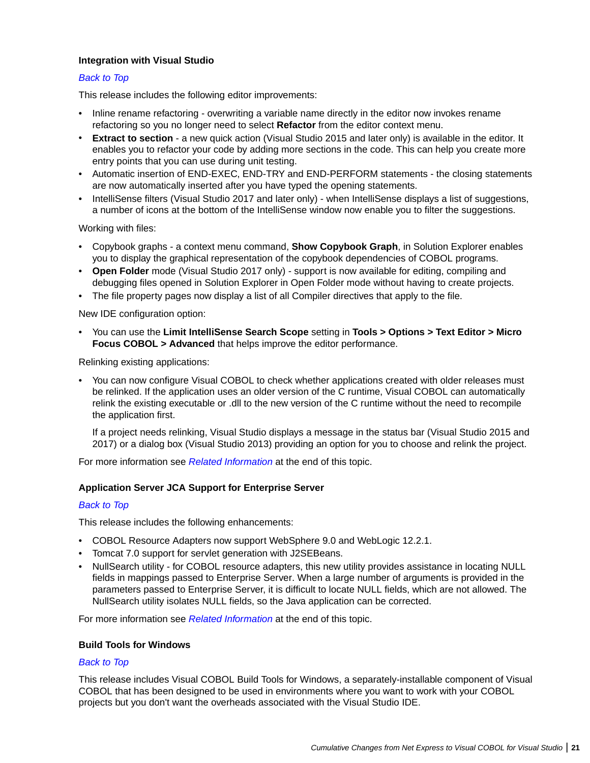### Integration with Visual Studio

*Back to Top*

This release includes the following editor improvements:

- Inline rename refactoring - overwriting a variable name directly in the editor now invokes rename refactoring so you no longer need to select **Refactor** from the editor context menu.
- **Extract to section** - a new quick action (Visual Studio 2015 and later only) is available in the editor. It enables you to refactor your code by adding more sections in the code. This can help you create more entry points that you can use during unit testing.
- Automatic insertion of END-EXEC, END-TRY and END-PERFORM statements - the closing statements are now automatically inserted after you have typed the opening statements.
- IntelliSense filters (Visual Studio 2017 and later only) - when IntelliSense displays a list of suggestions, a number of icons at the bottom of the IntelliSense window now enable you to filter the suggestions.

Working with files:

- Copybook graphs - a context menu command, **Show Copybook Graph**, in Solution Explorer enables you to display the graphical representation of the copybook dependencies of COBOL programs.
- **Open Folder** mode (Visual Studio 2017 only) - support is now available for editing, compiling and debugging files opened in Solution Explorer in Open Folder mode without having to create projects.
- The file property pages now display a list of all Compiler directives that apply to the file.

New IDE configuration option:

- You can use the **Limit IntelliSense Search Scope** setting in **Tools > Options > Text Editor > Micro Focus COBOL > Advanced** that helps improve the editor performance.

Relinking existing applications:

- You can now configure Visual COBOL to check whether applications created with older releases must be relinked. If the application uses an older version of the C runtime, Visual COBOL can automatically relink the existing executable or .dll to the new version of the C runtime without the need to recompile the application first.

  If a project needs relinking, Visual Studio displays a message in the status bar (Visual Studio 2015 and 2017) or a dialog box (Visual Studio 2013) providing an option for you to choose and relink the project.

For more information see *Related Information* at the end of this topic.

### Application Server JCA Support for Enterprise Server

*Back to Top*

This release includes the following enhancements:

- COBOL Resource Adapters now support WebSphere 9.0 and WebLogic 12.2.1.
- Tomcat 7.0 support for servlet generation with J2SEBeans.
- NullSearch utility - for COBOL resource adapters, this new utility provides assistance in locating NULL fields in mappings passed to Enterprise Server. When a large number of arguments is provided in the parameters passed to Enterprise Server, it is difficult to locate NULL fields, which are not allowed. The NullSearch utility isolates NULL fields, so the Java application can be corrected.

For more information see *Related Information* at the end of this topic.

### Build Tools for Windows

*Back to Top*

This release includes Visual COBOL Build Tools for Windows, a separately-installable component of Visual COBOL that has been designed to be used in environments where you want to work with your COBOL projects but you don't want the overheads associated with the Visual Studio IDE.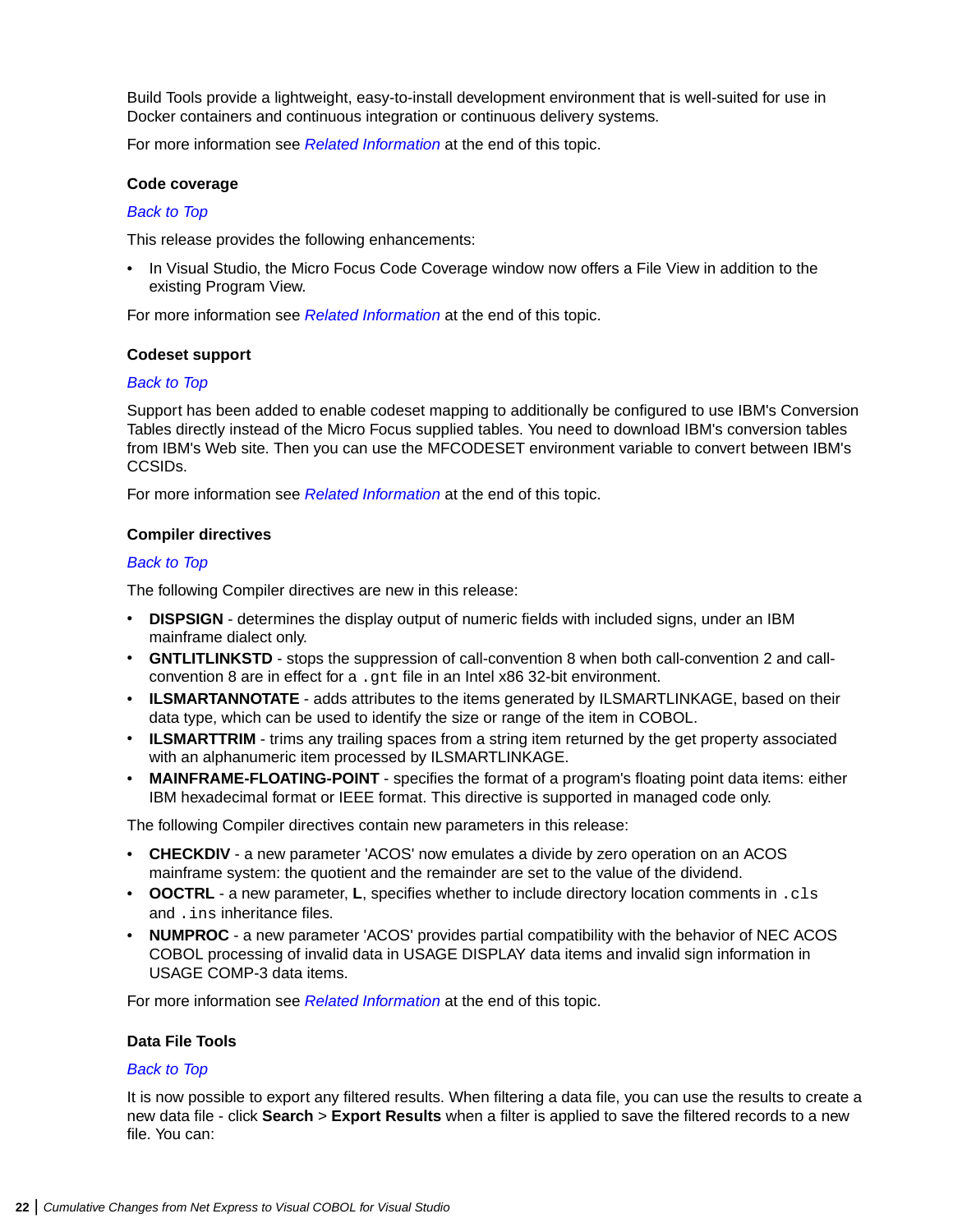Build Tools provide a lightweight, easy-to-install development environment that is well-suited for use in Docker containers and continuous integration or continuous delivery systems.

For more information see *Related Information* at the end of this topic.

#### Code coverage

*Back to Top*

This release provides the following enhancements:

- In Visual Studio, the Micro Focus Code Coverage window now offers a File View in addition to the existing Program View.

For more information see *Related Information* at the end of this topic.

#### Codeset support

*Back to Top*

Support has been added to enable codeset mapping to additionally be configured to use IBM's Conversion Tables directly instead of the Micro Focus supplied tables. You need to download IBM's conversion tables from IBM's Web site. Then you can use the MFCODESET environment variable to convert between IBM's CCSIDs.

For more information see *Related Information* at the end of this topic.

#### Compiler directives

*Back to Top*

The following Compiler directives are new in this release:

- **DISPSIGN** - determines the display output of numeric fields with included signs, under an IBM mainframe dialect only.
- **GNTLITLINKSTD** - stops the suppression of call-convention 8 when both call-convention 2 and call-convention 8 are in effect for a `.gnt` file in an Intel x86 32-bit environment.
- **ILSMARTANNOTATE** - adds attributes to the items generated by ILSMARTLINKAGE, based on their data type, which can be used to identify the size or range of the item in COBOL.
- **ILSMARTTRIM** - trims any trailing spaces from a string item returned by the get property associated with an alphanumeric item processed by ILSMARTLINKAGE.
- **MAINFRAME-FLOATING-POINT** - specifies the format of a program's floating point data items: either IBM hexadecimal format or IEEE format. This directive is supported in managed code only.

The following Compiler directives contain new parameters in this release:

- **CHECKDIV** - a new parameter 'ACOS' now emulates a divide by zero operation on an ACOS mainframe system: the quotient and the remainder are set to the value of the dividend.
- **OOCTRL** - a new parameter, **L**, specifies whether to include directory location comments in `.cls` and `.ins` inheritance files.
- **NUMPROC** - a new parameter 'ACOS' provides partial compatibility with the behavior of NEC ACOS COBOL processing of invalid data in USAGE DISPLAY data items and invalid sign information in USAGE COMP-3 data items.

For more information see *Related Information* at the end of this topic.

#### Data File Tools

*Back to Top*

It is now possible to export any filtered results. When filtering a data file, you can use the results to create a new data file - click **Search** > **Export Results** when a filter is applied to save the filtered records to a new file. You can: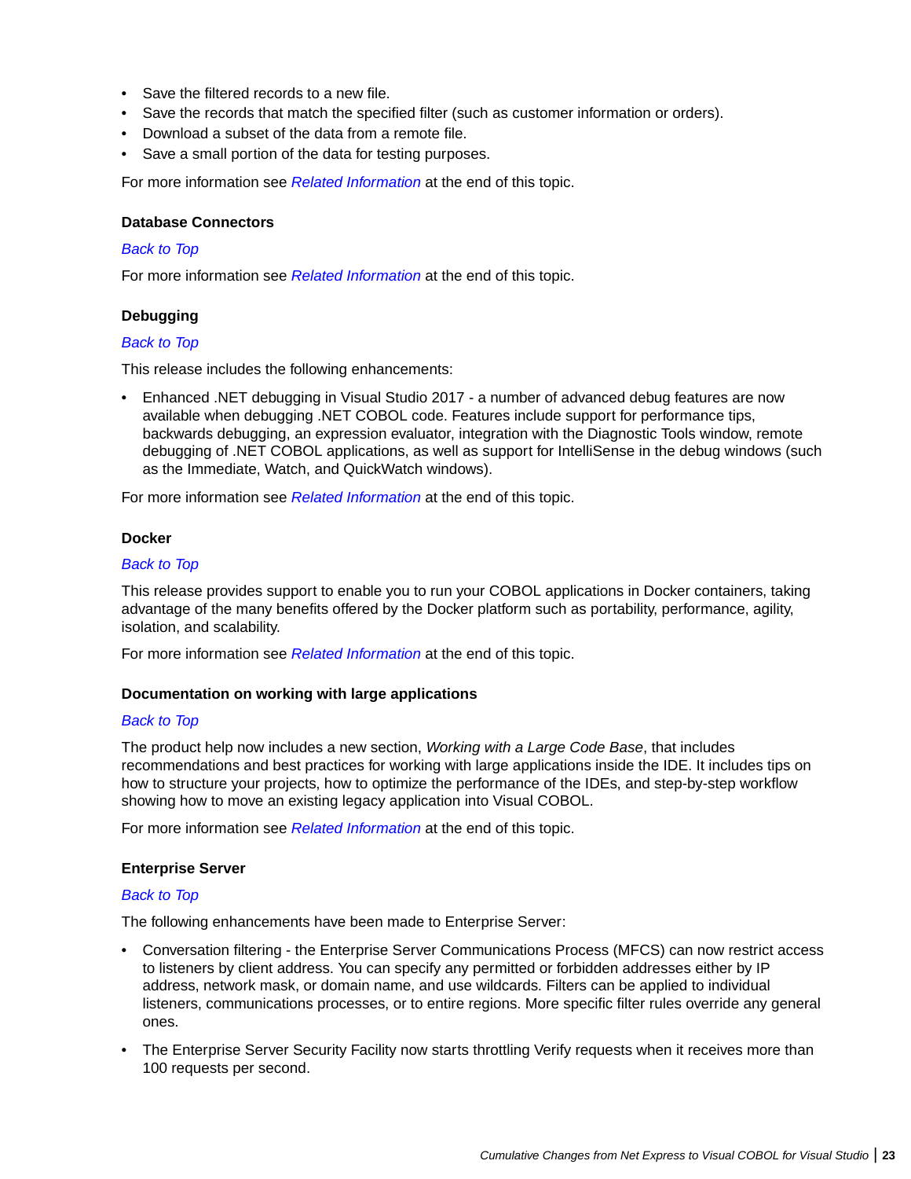- Save the filtered records to a new file.
- Save the records that match the specified filter (such as customer information or orders).
- Download a subset of the data from a remote file.
- Save a small portion of the data for testing purposes.

For more information see *Related Information* at the end of this topic.

### Database Connectors

*Back to Top*

For more information see *Related Information* at the end of this topic.

### Debugging

*Back to Top*

This release includes the following enhancements:

- Enhanced .NET debugging in Visual Studio 2017 - a number of advanced debug features are now available when debugging .NET COBOL code. Features include support for performance tips, backwards debugging, an expression evaluator, integration with the Diagnostic Tools window, remote debugging of .NET COBOL applications, as well as support for IntelliSense in the debug windows (such as the Immediate, Watch, and QuickWatch windows).

For more information see *Related Information* at the end of this topic.

### Docker

*Back to Top*

This release provides support to enable you to run your COBOL applications in Docker containers, taking advantage of the many benefits offered by the Docker platform such as portability, performance, agility, isolation, and scalability.

For more information see *Related Information* at the end of this topic.

### Documentation on working with large applications

*Back to Top*

The product help now includes a new section, *Working with a Large Code Base*, that includes recommendations and best practices for working with large applications inside the IDE. It includes tips on how to structure your projects, how to optimize the performance of the IDEs, and step-by-step workflow showing how to move an existing legacy application into Visual COBOL.

For more information see *Related Information* at the end of this topic.

### Enterprise Server

*Back to Top*

The following enhancements have been made to Enterprise Server:

- Conversation filtering - the Enterprise Server Communications Process (MFCS) can now restrict access to listeners by client address. You can specify any permitted or forbidden addresses either by IP address, network mask, or domain name, and use wildcards. Filters can be applied to individual listeners, communications processes, or to entire regions. More specific filter rules override any general ones.
- The Enterprise Server Security Facility now starts throttling Verify requests when it receives more than 100 requests per second.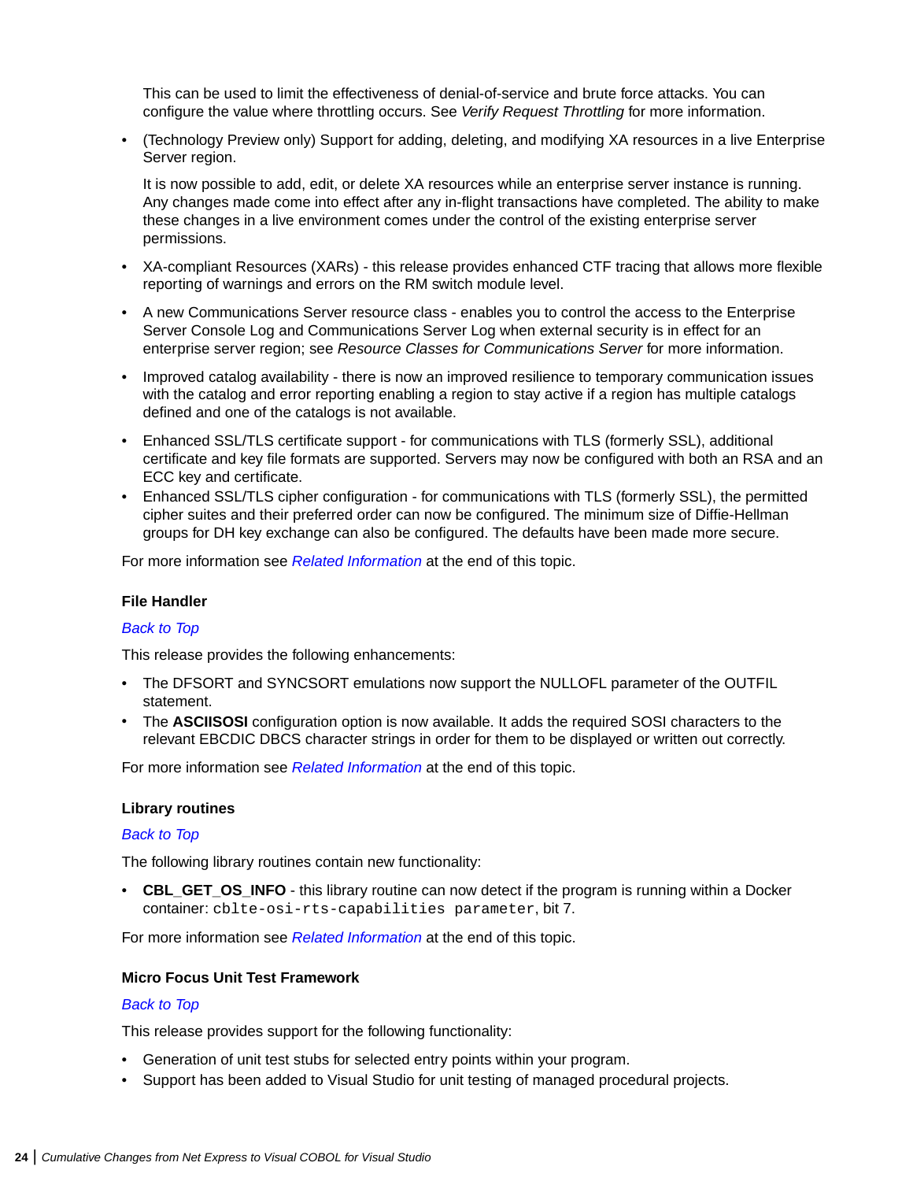This can be used to limit the effectiveness of denial-of-service and brute force attacks. You can configure the value where throttling occurs. See *Verify Request Throttling* for more information.

- (Technology Preview only) Support for adding, deleting, and modifying XA resources in a live Enterprise Server region.

  It is now possible to add, edit, or delete XA resources while an enterprise server instance is running. Any changes made come into effect after any in-flight transactions have completed. The ability to make these changes in a live environment comes under the control of the existing enterprise server permissions.

- XA-compliant Resources (XARs) - this release provides enhanced CTF tracing that allows more flexible reporting of warnings and errors on the RM switch module level.
- A new Communications Server resource class - enables you to control the access to the Enterprise Server Console Log and Communications Server Log when external security is in effect for an enterprise server region; see *Resource Classes for Communications Server* for more information.
- Improved catalog availability - there is now an improved resilience to temporary communication issues with the catalog and error reporting enabling a region to stay active if a region has multiple catalogs defined and one of the catalogs is not available.
- Enhanced SSL/TLS certificate support - for communications with TLS (formerly SSL), additional certificate and key file formats are supported. Servers may now be configured with both an RSA and an ECC key and certificate.
- Enhanced SSL/TLS cipher configuration - for communications with TLS (formerly SSL), the permitted cipher suites and their preferred order can now be configured. The minimum size of Diffie-Hellman groups for DH key exchange can also be configured. The defaults have been made more secure.

For more information see *Related Information* at the end of this topic.

### File Handler

*Back to Top*

This release provides the following enhancements:

- The DFSORT and SYNCSORT emulations now support the NULLOFL parameter of the OUTFIL statement.
- The **ASCIISOSI** configuration option is now available. It adds the required SOSI characters to the relevant EBCDIC DBCS character strings in order for them to be displayed or written out correctly.

For more information see *Related Information* at the end of this topic.

### Library routines

*Back to Top*

The following library routines contain new functionality:

- **CBL_GET_OS_INFO** - this library routine can now detect if the program is running within a Docker container: `cblte-osi-rts-capabilities parameter`, bit 7.

For more information see *Related Information* at the end of this topic.

### Micro Focus Unit Test Framework

*Back to Top*

This release provides support for the following functionality:

- Generation of unit test stubs for selected entry points within your program.
- Support has been added to Visual Studio for unit testing of managed procedural projects.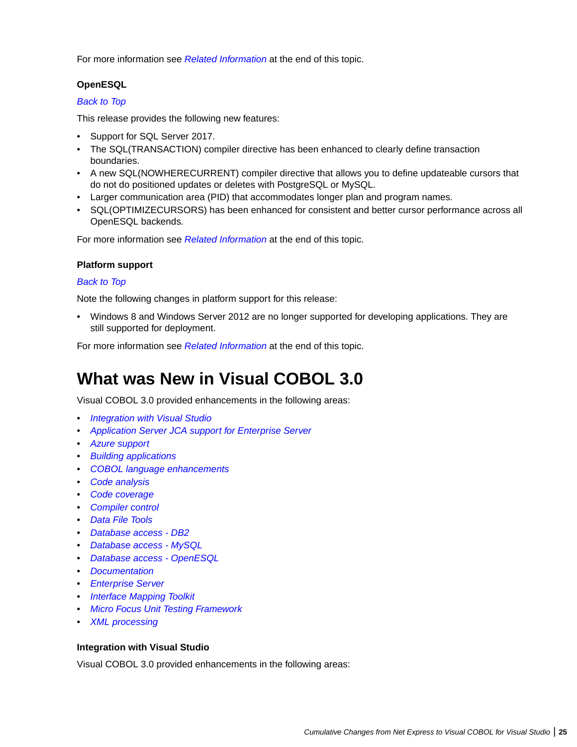For more information see *Related Information* at the end of this topic.

### OpenESQL

*Back to Top*

This release provides the following new features:

- Support for SQL Server 2017.
- The SQL(TRANSACTION) compiler directive has been enhanced to clearly define transaction boundaries.
- A new SQL(NOWHERECURRENT) compiler directive that allows you to define updateable cursors that do not do positioned updates or deletes with PostgreSQL or MySQL.
- Larger communication area (PID) that accommodates longer plan and program names.
- SQL(OPTIMIZECURSORS) has been enhanced for consistent and better cursor performance across all OpenESQL backends.

For more information see *Related Information* at the end of this topic.

### Platform support

*Back to Top*

Note the following changes in platform support for this release:

- Windows 8 and Windows Server 2012 are no longer supported for developing applications. They are still supported for deployment.

For more information see *Related Information* at the end of this topic.

# What was New in Visual COBOL 3.0

Visual COBOL 3.0 provided enhancements in the following areas:

- *Integration with Visual Studio*
- *Application Server JCA support for Enterprise Server*
- *Azure support*
- *Building applications*
- *COBOL language enhancements*
- *Code analysis*
- *Code coverage*
- *Compiler control*
- *Data File Tools*
- *Database access - DB2*
- *Database access - MySQL*
- *Database access - OpenESQL*
- *Documentation*
- *Enterprise Server*
- *Interface Mapping Toolkit*
- *Micro Focus Unit Testing Framework*
- *XML processing*

### Integration with Visual Studio

Visual COBOL 3.0 provided enhancements in the following areas: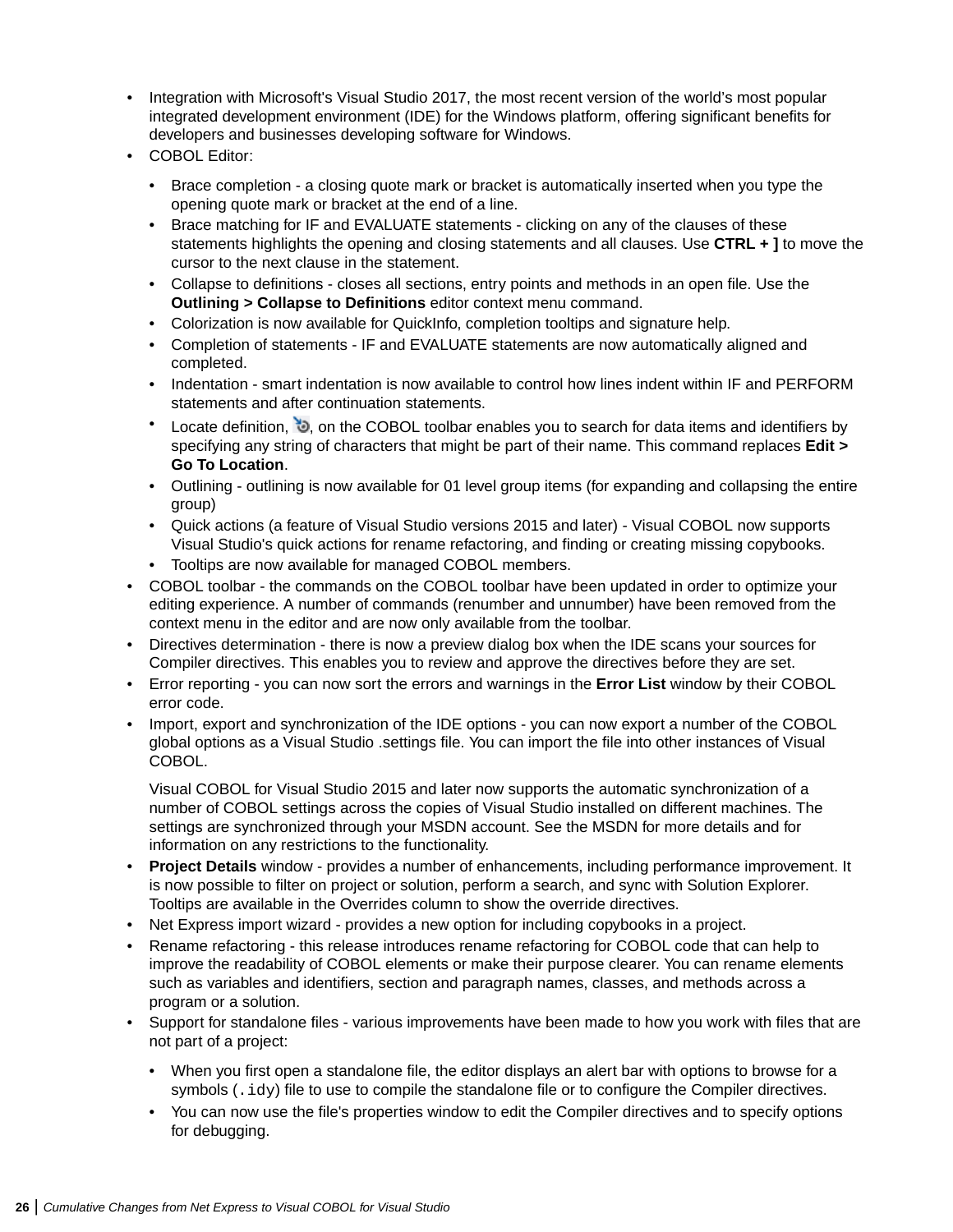- Integration with Microsoft's Visual Studio 2017, the most recent version of the world's most popular integrated development environment (IDE) for the Windows platform, offering significant benefits for developers and businesses developing software for Windows.
- COBOL Editor:
  - Brace completion - a closing quote mark or bracket is automatically inserted when you type the opening quote mark or bracket at the end of a line.
  - Brace matching for IF and EVALUATE statements - clicking on any of the clauses of these statements highlights the opening and closing statements and all clauses. Use **CTRL + ]** to move the cursor to the next clause in the statement.
  - Collapse to definitions - closes all sections, entry points and methods in an open file. Use the **Outlining > Collapse to Definitions** editor context menu command.
  - Colorization is now available for QuickInfo, completion tooltips and signature help.
  - Completion of statements - IF and EVALUATE statements are now automatically aligned and completed.
  - Indentation - smart indentation is now available to control how lines indent within IF and PERFORM statements and after continuation statements.
  - Locate definition, , on the COBOL toolbar enables you to search for data items and identifiers by specifying any string of characters that might be part of their name. This command replaces **Edit > Go To Location**.
  - Outlining - outlining is now available for 01 level group items (for expanding and collapsing the entire group)
  - Quick actions (a feature of Visual Studio versions 2015 and later) - Visual COBOL now supports Visual Studio's quick actions for rename refactoring, and finding or creating missing copybooks.
  - Tooltips are now available for managed COBOL members.
- COBOL toolbar - the commands on the COBOL toolbar have been updated in order to optimize your editing experience. A number of commands (renumber and unnumber) have been removed from the context menu in the editor and are now only available from the toolbar.
- Directives determination - there is now a preview dialog box when the IDE scans your sources for Compiler directives. This enables you to review and approve the directives before they are set.
- Error reporting - you can now sort the errors and warnings in the **Error List** window by their COBOL error code.
- Import, export and synchronization of the IDE options - you can now export a number of the COBOL global options as a Visual Studio .settings file. You can import the file into other instances of Visual COBOL.

  Visual COBOL for Visual Studio 2015 and later now supports the automatic synchronization of a number of COBOL settings across the copies of Visual Studio installed on different machines. The settings are synchronized through your MSDN account. See the MSDN for more details and for information on any restrictions to the functionality.
- **Project Details** window - provides a number of enhancements, including performance improvement. It is now possible to filter on project or solution, perform a search, and sync with Solution Explorer. Tooltips are available in the Overrides column to show the override directives.
- Net Express import wizard - provides a new option for including copybooks in a project.
- Rename refactoring - this release introduces rename refactoring for COBOL code that can help to improve the readability of COBOL elements or make their purpose clearer. You can rename elements such as variables and identifiers, section and paragraph names, classes, and methods across a program or a solution.
- Support for standalone files - various improvements have been made to how you work with files that are not part of a project:
  - When you first open a standalone file, the editor displays an alert bar with options to browse for a symbols (`.idy`) file to use to compile the standalone file or to configure the Compiler directives.
  - You can now use the file's properties window to edit the Compiler directives and to specify options for debugging.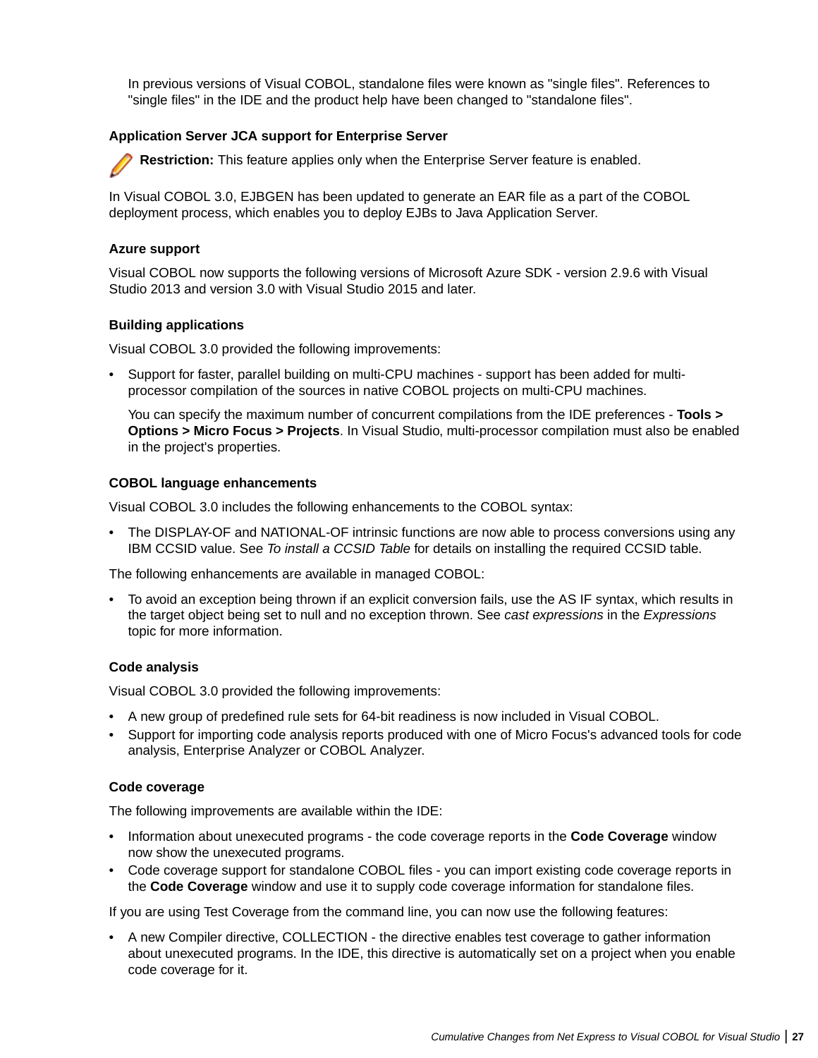In previous versions of Visual COBOL, standalone files were known as "single files". References to "single files" in the IDE and the product help have been changed to "standalone files".

#### Application Server JCA support for Enterprise Server

**Restriction:** This feature applies only when the Enterprise Server feature is enabled.

In Visual COBOL 3.0, EJBGEN has been updated to generate an EAR file as a part of the COBOL deployment process, which enables you to deploy EJBs to Java Application Server.

#### Azure support

Visual COBOL now supports the following versions of Microsoft Azure SDK - version 2.9.6 with Visual Studio 2013 and version 3.0 with Visual Studio 2015 and later.

#### Building applications

Visual COBOL 3.0 provided the following improvements:

- Support for faster, parallel building on multi-CPU machines - support has been added for multi-processor compilation of the sources in native COBOL projects on multi-CPU machines.

  You can specify the maximum number of concurrent compilations from the IDE preferences - **Tools > Options > Micro Focus > Projects**. In Visual Studio, multi-processor compilation must also be enabled in the project's properties.

#### COBOL language enhancements

Visual COBOL 3.0 includes the following enhancements to the COBOL syntax:

- The DISPLAY-OF and NATIONAL-OF intrinsic functions are now able to process conversions using any IBM CCSID value. See *To install a CCSID Table* for details on installing the required CCSID table.

The following enhancements are available in managed COBOL:

- To avoid an exception being thrown if an explicit conversion fails, use the AS IF syntax, which results in the target object being set to null and no exception thrown. See *cast expressions* in the *Expressions* topic for more information.

#### Code analysis

Visual COBOL 3.0 provided the following improvements:

- A new group of predefined rule sets for 64-bit readiness is now included in Visual COBOL.
- Support for importing code analysis reports produced with one of Micro Focus's advanced tools for code analysis, Enterprise Analyzer or COBOL Analyzer.

#### Code coverage

The following improvements are available within the IDE:

- Information about unexecuted programs - the code coverage reports in the **Code Coverage** window now show the unexecuted programs.
- Code coverage support for standalone COBOL files - you can import existing code coverage reports in the **Code Coverage** window and use it to supply code coverage information for standalone files.

If you are using Test Coverage from the command line, you can now use the following features:

- A new Compiler directive, COLLECTION - the directive enables test coverage to gather information about unexecuted programs. In the IDE, this directive is automatically set on a project when you enable code coverage for it.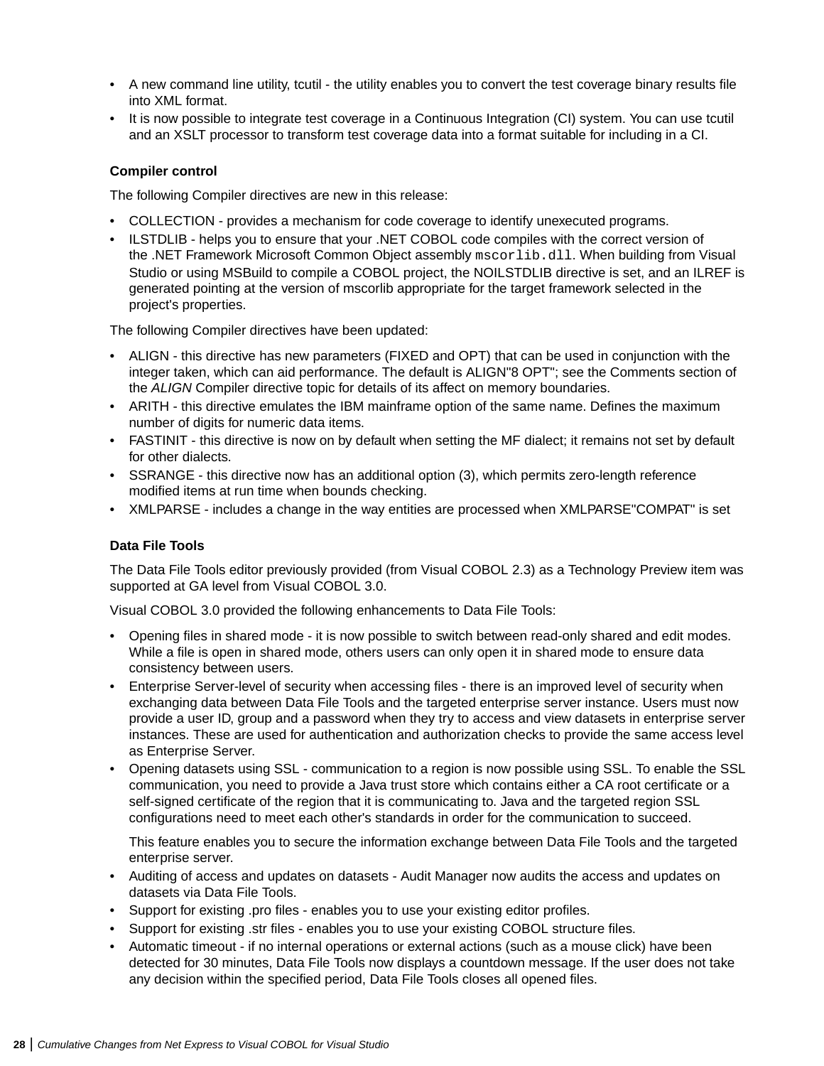- A new command line utility, tcutil - the utility enables you to convert the test coverage binary results file into XML format.
- It is now possible to integrate test coverage in a Continuous Integration (CI) system. You can use tcutil and an XSLT processor to transform test coverage data into a format suitable for including in a CI.

**Compiler control**

The following Compiler directives are new in this release:

- COLLECTION - provides a mechanism for code coverage to identify unexecuted programs.
- ILSTDLIB - helps you to ensure that your .NET COBOL code compiles with the correct version of the .NET Framework Microsoft Common Object assembly `mscorlib.dll`. When building from Visual Studio or using MSBuild to compile a COBOL project, the NOILSTDLIB directive is set, and an ILREF is generated pointing at the version of mscorlib appropriate for the target framework selected in the project's properties.

The following Compiler directives have been updated:

- ALIGN - this directive has new parameters (FIXED and OPT) that can be used in conjunction with the integer taken, which can aid performance. The default is ALIGN"8 OPT"; see the Comments section of the *ALIGN* Compiler directive topic for details of its affect on memory boundaries.
- ARITH - this directive emulates the IBM mainframe option of the same name. Defines the maximum number of digits for numeric data items.
- FASTINIT - this directive is now on by default when setting the MF dialect; it remains not set by default for other dialects.
- SSRANGE - this directive now has an additional option (3), which permits zero-length reference modified items at run time when bounds checking.
- XMLPARSE - includes a change in the way entities are processed when XMLPARSE"COMPAT" is set

**Data File Tools**

The Data File Tools editor previously provided (from Visual COBOL 2.3) as a Technology Preview item was supported at GA level from Visual COBOL 3.0.

Visual COBOL 3.0 provided the following enhancements to Data File Tools:

- Opening files in shared mode - it is now possible to switch between read-only shared and edit modes. While a file is open in shared mode, others users can only open it in shared mode to ensure data consistency between users.
- Enterprise Server-level of security when accessing files - there is an improved level of security when exchanging data between Data File Tools and the targeted enterprise server instance. Users must now provide a user ID, group and a password when they try to access and view datasets in enterprise server instances. These are used for authentication and authorization checks to provide the same access level as Enterprise Server.
- Opening datasets using SSL - communication to a region is now possible using SSL. To enable the SSL communication, you need to provide a Java trust store which contains either a CA root certificate or a self-signed certificate of the region that it is communicating to. Java and the targeted region SSL configurations need to meet each other's standards in order for the communication to succeed.

  This feature enables you to secure the information exchange between Data File Tools and the targeted enterprise server.
- Auditing of access and updates on datasets - Audit Manager now audits the access and updates on datasets via Data File Tools.
- Support for existing .pro files - enables you to use your existing editor profiles.
- Support for existing .str files - enables you to use your existing COBOL structure files.
- Automatic timeout - if no internal operations or external actions (such as a mouse click) have been detected for 30 minutes, Data File Tools now displays a countdown message. If the user does not take any decision within the specified period, Data File Tools closes all opened files.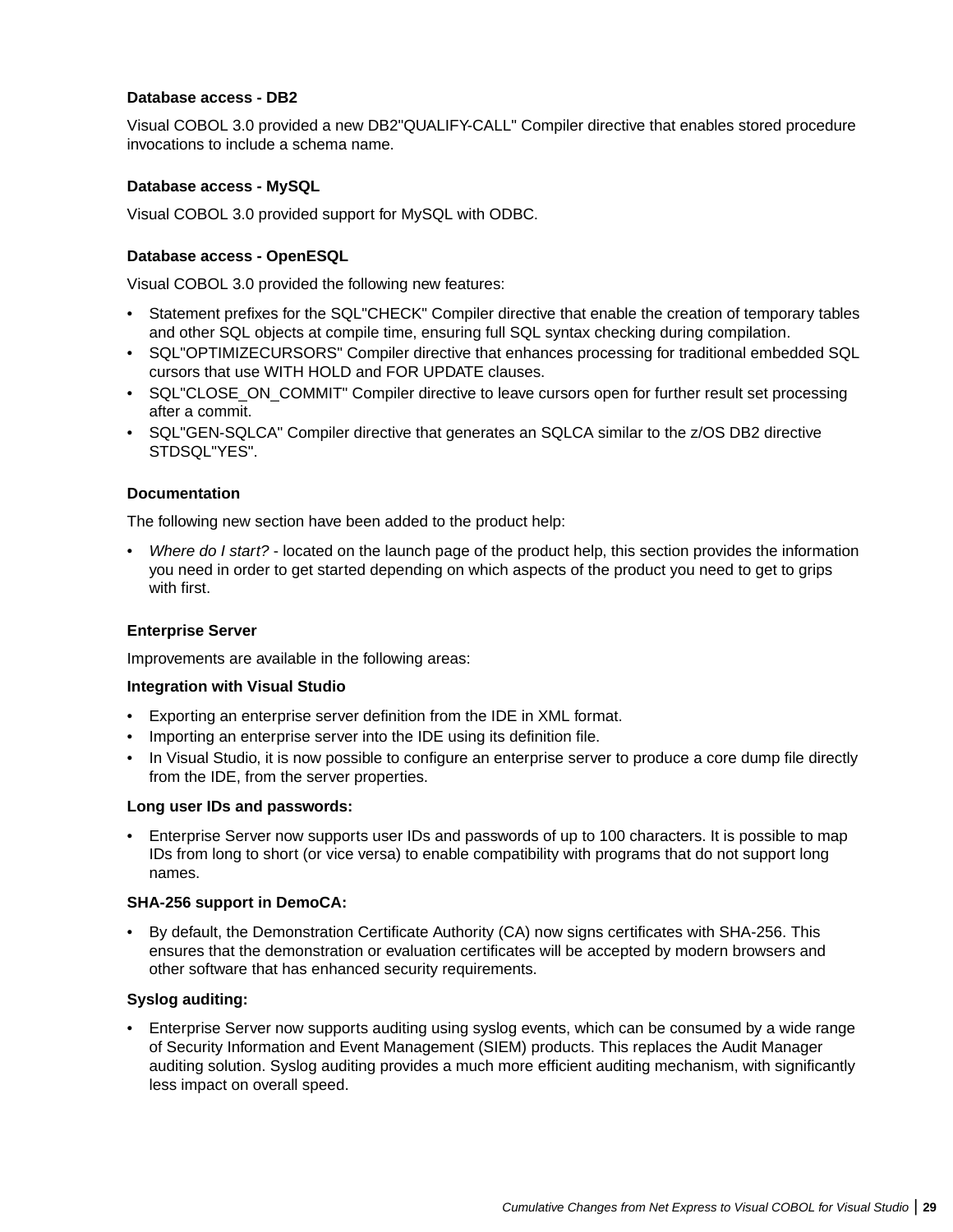**Database access - DB2**

Visual COBOL 3.0 provided a new DB2"QUALIFY-CALL" Compiler directive that enables stored procedure invocations to include a schema name.

**Database access - MySQL**

Visual COBOL 3.0 provided support for MySQL with ODBC.

**Database access - OpenESQL**

Visual COBOL 3.0 provided the following new features:

- Statement prefixes for the SQL"CHECK" Compiler directive that enable the creation of temporary tables and other SQL objects at compile time, ensuring full SQL syntax checking during compilation.
- SQL"OPTIMIZECURSORS" Compiler directive that enhances processing for traditional embedded SQL cursors that use WITH HOLD and FOR UPDATE clauses.
- SQL"CLOSE_ON_COMMIT" Compiler directive to leave cursors open for further result set processing after a commit.
- SQL"GEN-SQLCA" Compiler directive that generates an SQLCA similar to the z/OS DB2 directive STDSQL"YES".

**Documentation**

The following new section have been added to the product help:

- *Where do I start?* - located on the launch page of the product help, this section provides the information you need in order to get started depending on which aspects of the product you need to get to grips with first.

**Enterprise Server**

Improvements are available in the following areas:

**Integration with Visual Studio**

- Exporting an enterprise server definition from the IDE in XML format.
- Importing an enterprise server into the IDE using its definition file.
- In Visual Studio, it is now possible to configure an enterprise server to produce a core dump file directly from the IDE, from the server properties.

**Long user IDs and passwords:**

- Enterprise Server now supports user IDs and passwords of up to 100 characters. It is possible to map IDs from long to short (or vice versa) to enable compatibility with programs that do not support long names.

**SHA-256 support in DemoCA:**

- By default, the Demonstration Certificate Authority (CA) now signs certificates with SHA-256. This ensures that the demonstration or evaluation certificates will be accepted by modern browsers and other software that has enhanced security requirements.

**Syslog auditing:**

- Enterprise Server now supports auditing using syslog events, which can be consumed by a wide range of Security Information and Event Management (SIEM) products. This replaces the Audit Manager auditing solution. Syslog auditing provides a much more efficient auditing mechanism, with significantly less impact on overall speed.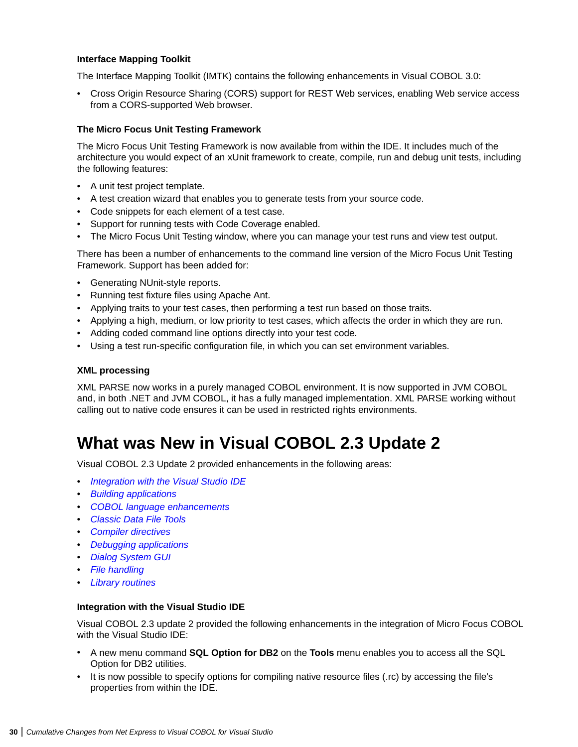### Interface Mapping Toolkit

The Interface Mapping Toolkit (IMTK) contains the following enhancements in Visual COBOL 3.0:

- Cross Origin Resource Sharing (CORS) support for REST Web services, enabling Web service access from a CORS-supported Web browser.

### The Micro Focus Unit Testing Framework

The Micro Focus Unit Testing Framework is now available from within the IDE. It includes much of the architecture you would expect of an xUnit framework to create, compile, run and debug unit tests, including the following features:

- A unit test project template.
- A test creation wizard that enables you to generate tests from your source code.
- Code snippets for each element of a test case.
- Support for running tests with Code Coverage enabled.
- The Micro Focus Unit Testing window, where you can manage your test runs and view test output.

There has been a number of enhancements to the command line version of the Micro Focus Unit Testing Framework. Support has been added for:

- Generating NUnit-style reports.
- Running test fixture files using Apache Ant.
- Applying traits to your test cases, then performing a test run based on those traits.
- Applying a high, medium, or low priority to test cases, which affects the order in which they are run.
- Adding coded command line options directly into your test code.
- Using a test run-specific configuration file, in which you can set environment variables.

### XML processing

XML PARSE now works in a purely managed COBOL environment. It is now supported in JVM COBOL and, in both .NET and JVM COBOL, it has a fully managed implementation. XML PARSE working without calling out to native code ensures it can be used in restricted rights environments.

# What was New in Visual COBOL 2.3 Update 2

Visual COBOL 2.3 Update 2 provided enhancements in the following areas:

- *Integration with the Visual Studio IDE*
- *Building applications*
- *COBOL language enhancements*
- *Classic Data File Tools*
- *Compiler directives*
- *Debugging applications*
- *Dialog System GUI*
- *File handling*
- *Library routines*

### Integration with the Visual Studio IDE

Visual COBOL 2.3 update 2 provided the following enhancements in the integration of Micro Focus COBOL with the Visual Studio IDE:

- A new menu command **SQL Option for DB2** on the **Tools** menu enables you to access all the SQL Option for DB2 utilities.
- It is now possible to specify options for compiling native resource files (.rc) by accessing the file's properties from within the IDE.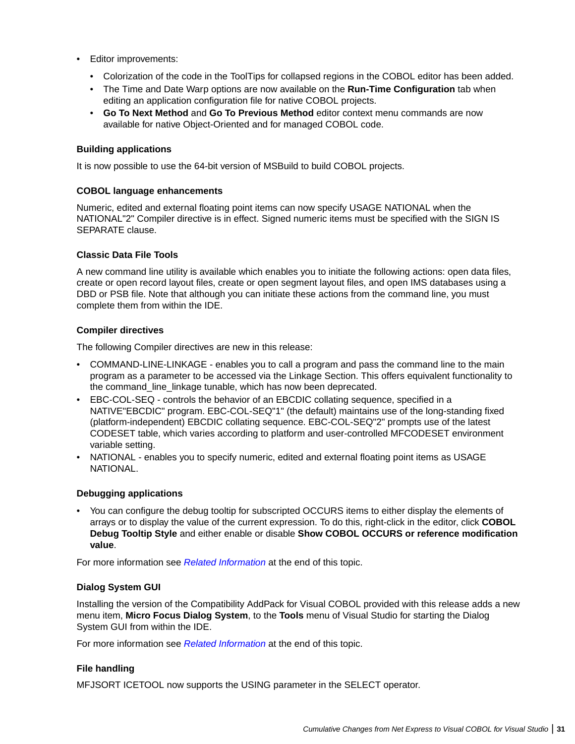- Editor improvements:
  - Colorization of the code in the ToolTips for collapsed regions in the COBOL editor has been added.
  - The Time and Date Warp options are now available on the **Run-Time Configuration** tab when editing an application configuration file for native COBOL projects.
  - **Go To Next Method** and **Go To Previous Method** editor context menu commands are now available for native Object-Oriented and for managed COBOL code.

#### Building applications

It is now possible to use the 64-bit version of MSBuild to build COBOL projects.

#### COBOL language enhancements

Numeric, edited and external floating point items can now specify USAGE NATIONAL when the NATIONAL"2" Compiler directive is in effect. Signed numeric items must be specified with the SIGN IS SEPARATE clause.

#### Classic Data File Tools

A new command line utility is available which enables you to initiate the following actions: open data files, create or open record layout files, create or open segment layout files, and open IMS databases using a DBD or PSB file. Note that although you can initiate these actions from the command line, you must complete them from within the IDE.

#### Compiler directives

The following Compiler directives are new in this release:

- COMMAND-LINE-LINKAGE - enables you to call a program and pass the command line to the main program as a parameter to be accessed via the Linkage Section. This offers equivalent functionality to the command_line_linkage tunable, which has now been deprecated.
- EBC-COL-SEQ - controls the behavior of an EBCDIC collating sequence, specified in a NATIVE"EBCDIC" program. EBC-COL-SEQ"1" (the default) maintains use of the long-standing fixed (platform-independent) EBCDIC collating sequence. EBC-COL-SEQ"2" prompts use of the latest CODESET table, which varies according to platform and user-controlled MFCODESET environment variable setting.
- NATIONAL - enables you to specify numeric, edited and external floating point items as USAGE NATIONAL.

#### Debugging applications

- You can configure the debug tooltip for subscripted OCCURS items to either display the elements of arrays or to display the value of the current expression. To do this, right-click in the editor, click **COBOL Debug Tooltip Style** and either enable or disable **Show COBOL OCCURS or reference modification value**.

For more information see *Related Information* at the end of this topic.

#### Dialog System GUI

Installing the version of the Compatibility AddPack for Visual COBOL provided with this release adds a new menu item, **Micro Focus Dialog System**, to the **Tools** menu of Visual Studio for starting the Dialog System GUI from within the IDE.

For more information see *Related Information* at the end of this topic.

#### File handling

MFJSORT ICETOOL now supports the USING parameter in the SELECT operator.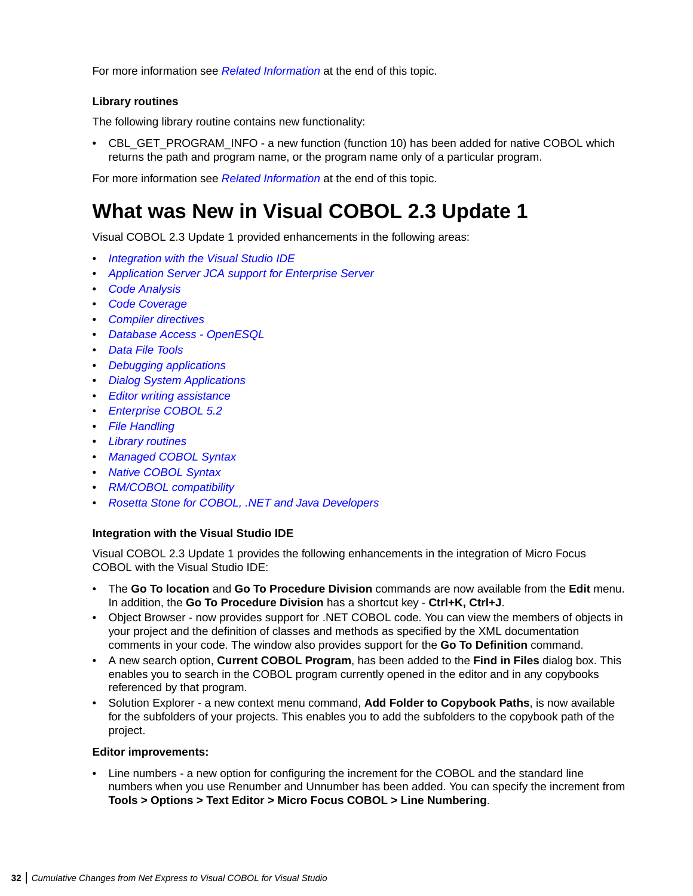For more information see *Related Information* at the end of this topic.

### Library routines

The following library routine contains new functionality:

- CBL_GET_PROGRAM_INFO - a new function (function 10) has been added for native COBOL which returns the path and program name, or the program name only of a particular program.

For more information see *Related Information* at the end of this topic.

# What was New in Visual COBOL 2.3 Update 1

Visual COBOL 2.3 Update 1 provided enhancements in the following areas:

- *Integration with the Visual Studio IDE*
- *Application Server JCA support for Enterprise Server*
- *Code Analysis*
- *Code Coverage*
- *Compiler directives*
- *Database Access - OpenESQL*
- *Data File Tools*
- *Debugging applications*
- *Dialog System Applications*
- *Editor writing assistance*
- *Enterprise COBOL 5.2*
- *File Handling*
- *Library routines*
- *Managed COBOL Syntax*
- *Native COBOL Syntax*
- *RM/COBOL compatibility*
- *Rosetta Stone for COBOL, .NET and Java Developers*

### Integration with the Visual Studio IDE

Visual COBOL 2.3 Update 1 provides the following enhancements in the integration of Micro Focus COBOL with the Visual Studio IDE:

- The **Go To location** and **Go To Procedure Division** commands are now available from the **Edit** menu. In addition, the **Go To Procedure Division** has a shortcut key - **Ctrl+K, Ctrl+J**.
- Object Browser - now provides support for .NET COBOL code. You can view the members of objects in your project and the definition of classes and methods as specified by the XML documentation comments in your code. The window also provides support for the **Go To Definition** command.
- A new search option, **Current COBOL Program**, has been added to the **Find in Files** dialog box. This enables you to search in the COBOL program currently opened in the editor and in any copybooks referenced by that program.
- Solution Explorer - a new context menu command, **Add Folder to Copybook Paths**, is now available for the subfolders of your projects. This enables you to add the subfolders to the copybook path of the project.

### Editor improvements:

- Line numbers - a new option for configuring the increment for the COBOL and the standard line numbers when you use Renumber and Unnumber has been added. You can specify the increment from **Tools > Options > Text Editor > Micro Focus COBOL > Line Numbering**.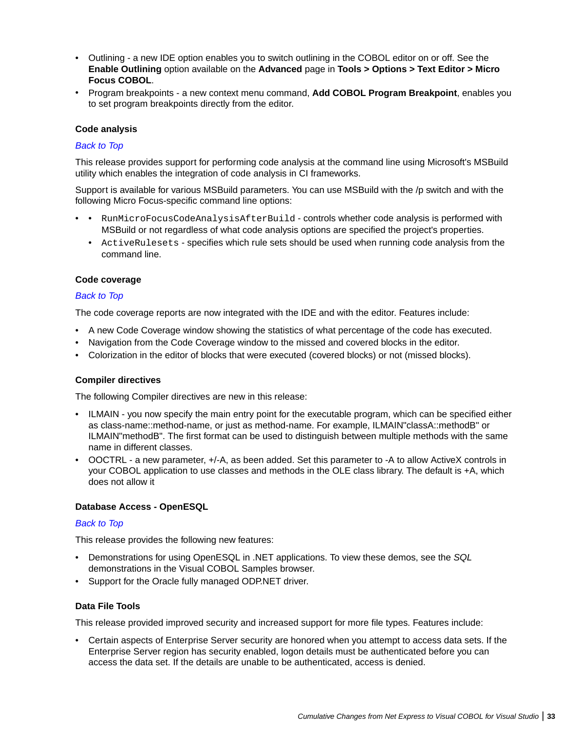- Outlining - a new IDE option enables you to switch outlining in the COBOL editor on or off. See the **Enable Outlining** option available on the **Advanced** page in **Tools > Options > Text Editor > Micro Focus COBOL**.
- Program breakpoints - a new context menu command, **Add COBOL Program Breakpoint**, enables you to set program breakpoints directly from the editor.

#### Code analysis

*Back to Top*

This release provides support for performing code analysis at the command line using Microsoft's MSBuild utility which enables the integration of code analysis in CI frameworks.

Support is available for various MSBuild parameters. You can use MSBuild with the /p switch and with the following Micro Focus-specific command line options:

- - `RunMicroFocusCodeAnalysisAfterBuild` - controls whether code analysis is performed with MSBuild or not regardless of what code analysis options are specified the project's properties.
  - `ActiveRulesets` - specifies which rule sets should be used when running code analysis from the command line.

#### Code coverage

*Back to Top*

The code coverage reports are now integrated with the IDE and with the editor. Features include:

- A new Code Coverage window showing the statistics of what percentage of the code has executed.
- Navigation from the Code Coverage window to the missed and covered blocks in the editor.
- Colorization in the editor of blocks that were executed (covered blocks) or not (missed blocks).

#### Compiler directives

The following Compiler directives are new in this release:

- ILMAIN - you now specify the main entry point for the executable program, which can be specified either as class-name::method-name, or just as method-name. For example, ILMAIN"classA::methodB" or ILMAIN"methodB". The first format can be used to distinguish between multiple methods with the same name in different classes.
- OOCTRL - a new parameter, +/-A, as been added. Set this parameter to -A to allow ActiveX controls in your COBOL application to use classes and methods in the OLE class library. The default is +A, which does not allow it

#### Database Access - OpenESQL

*Back to Top*

This release provides the following new features:

- Demonstrations for using OpenESQL in .NET applications. To view these demos, see the *SQL* demonstrations in the Visual COBOL Samples browser.
- Support for the Oracle fully managed ODP.NET driver.

#### Data File Tools

This release provided improved security and increased support for more file types. Features include:

- Certain aspects of Enterprise Server security are honored when you attempt to access data sets. If the Enterprise Server region has security enabled, logon details must be authenticated before you can access the data set. If the details are unable to be authenticated, access is denied.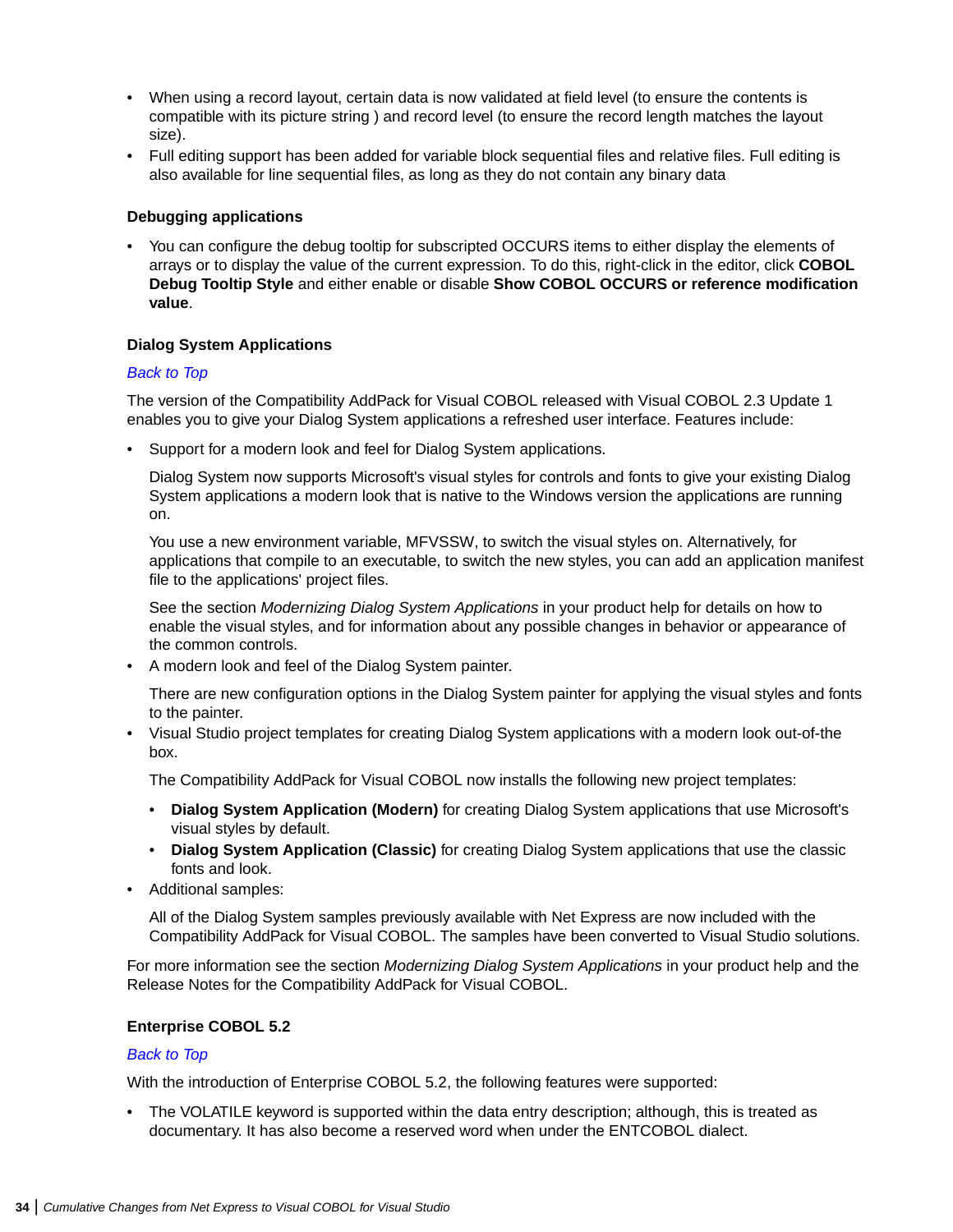- When using a record layout, certain data is now validated at field level (to ensure the contents is compatible with its picture string ) and record level (to ensure the record length matches the layout size).
- Full editing support has been added for variable block sequential files and relative files. Full editing is also available for line sequential files, as long as they do not contain any binary data

#### Debugging applications

- You can configure the debug tooltip for subscripted OCCURS items to either display the elements of arrays or to display the value of the current expression. To do this, right-click in the editor, click **COBOL Debug Tooltip Style** and either enable or disable **Show COBOL OCCURS or reference modification value**.

#### Dialog System Applications

*Back to Top*

The version of the Compatibility AddPack for Visual COBOL released with Visual COBOL 2.3 Update 1 enables you to give your Dialog System applications a refreshed user interface. Features include:

- Support for a modern look and feel for Dialog System applications.

  Dialog System now supports Microsoft's visual styles for controls and fonts to give your existing Dialog System applications a modern look that is native to the Windows version the applications are running on.

  You use a new environment variable, MFVSSW, to switch the visual styles on. Alternatively, for applications that compile to an executable, to switch the new styles, you can add an application manifest file to the applications' project files.

  See the section *Modernizing Dialog System Applications* in your product help for details on how to enable the visual styles, and for information about any possible changes in behavior or appearance of the common controls.
- A modern look and feel of the Dialog System painter.

  There are new configuration options in the Dialog System painter for applying the visual styles and fonts to the painter.
- Visual Studio project templates for creating Dialog System applications with a modern look out-of-the box.

  The Compatibility AddPack for Visual COBOL now installs the following new project templates:

  - **Dialog System Application (Modern)** for creating Dialog System applications that use Microsoft's visual styles by default.
  - **Dialog System Application (Classic)** for creating Dialog System applications that use the classic fonts and look.
- Additional samples:

  All of the Dialog System samples previously available with Net Express are now included with the Compatibility AddPack for Visual COBOL. The samples have been converted to Visual Studio solutions.

For more information see the section *Modernizing Dialog System Applications* in your product help and the Release Notes for the Compatibility AddPack for Visual COBOL.

#### Enterprise COBOL 5.2

*Back to Top*

With the introduction of Enterprise COBOL 5.2, the following features were supported:

- The VOLATILE keyword is supported within the data entry description; although, this is treated as documentary. It has also become a reserved word when under the ENTCOBOL dialect.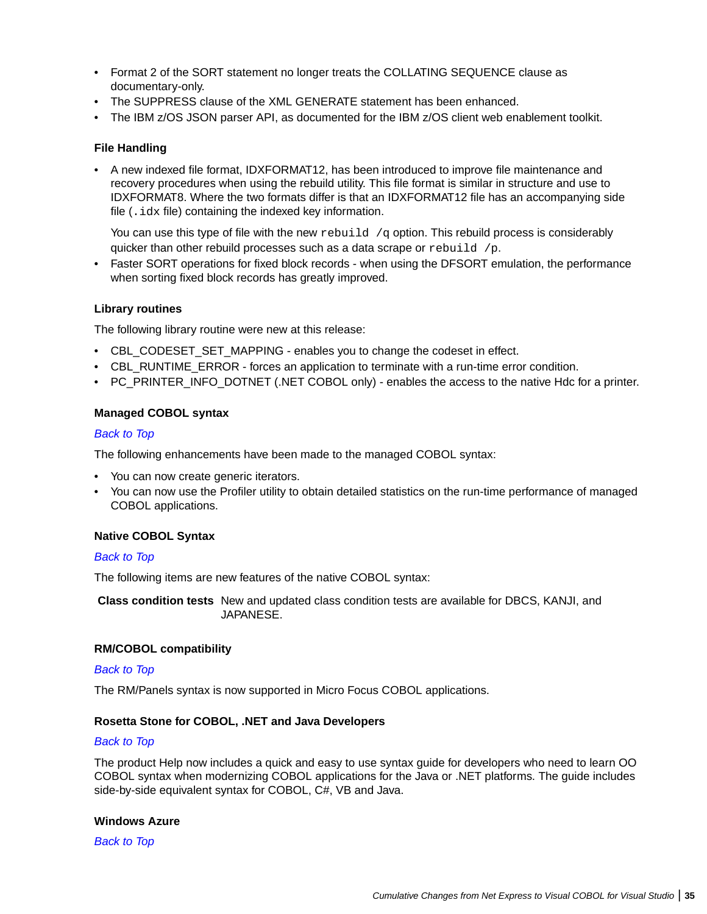- Format 2 of the SORT statement no longer treats the COLLATING SEQUENCE clause as documentary-only.
- The SUPPRESS clause of the XML GENERATE statement has been enhanced.
- The IBM z/OS JSON parser API, as documented for the IBM z/OS client web enablement toolkit.

### File Handling

- A new indexed file format, IDXFORMAT12, has been introduced to improve file maintenance and recovery procedures when using the rebuild utility. This file format is similar in structure and use to IDXFORMAT8. Where the two formats differ is that an IDXFORMAT12 file has an accompanying side file (`.idx` file) containing the indexed key information.

  You can use this type of file with the new `rebuild /q` option. This rebuild process is considerably quicker than other rebuild processes such as a data scrape or `rebuild /p`.
- Faster SORT operations for fixed block records - when using the DFSORT emulation, the performance when sorting fixed block records has greatly improved.

### Library routines

The following library routine were new at this release:

- CBL_CODESET_SET_MAPPING - enables you to change the codeset in effect.
- CBL_RUNTIME_ERROR - forces an application to terminate with a run-time error condition.
- PC_PRINTER_INFO_DOTNET (.NET COBOL only) - enables the access to the native Hdc for a printer.

### Managed COBOL syntax

*Back to Top*

The following enhancements have been made to the managed COBOL syntax:

- You can now create generic iterators.
- You can now use the Profiler utility to obtain detailed statistics on the run-time performance of managed COBOL applications.

### Native COBOL Syntax

*Back to Top*

The following items are new features of the native COBOL syntax:

**Class condition tests** New and updated class condition tests are available for DBCS, KANJI, and JAPANESE.

### RM/COBOL compatibility

*Back to Top*

The RM/Panels syntax is now supported in Micro Focus COBOL applications.

### Rosetta Stone for COBOL, .NET and Java Developers

*Back to Top*

The product Help now includes a quick and easy to use syntax guide for developers who need to learn OO COBOL syntax when modernizing COBOL applications for the Java or .NET platforms. The guide includes side-by-side equivalent syntax for COBOL, C#, VB and Java.

### Windows Azure

*Back to Top*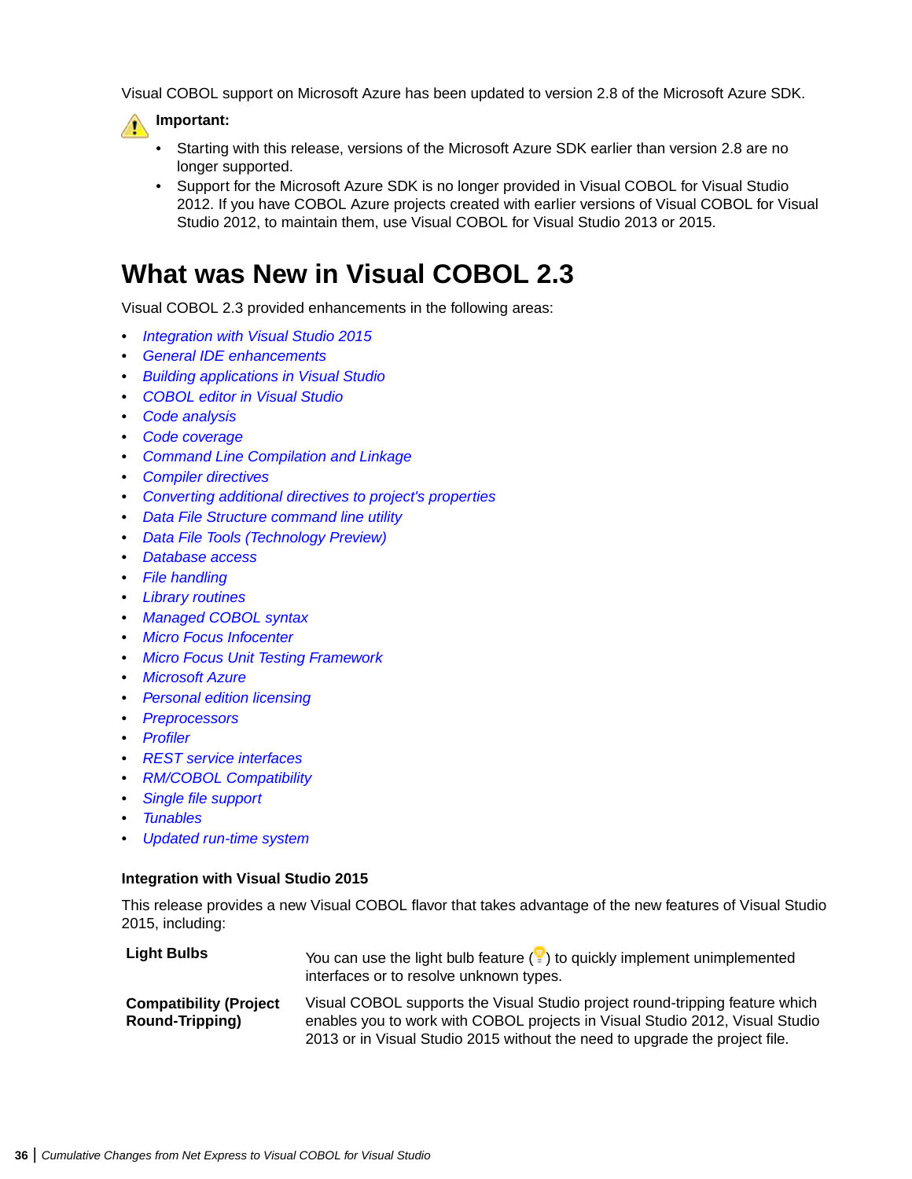Visual COBOL support on Microsoft Azure has been updated to version 2.8 of the Microsoft Azure SDK.

**Important:**

- Starting with this release, versions of the Microsoft Azure SDK earlier than version 2.8 are no longer supported.
- Support for the Microsoft Azure SDK is no longer provided in Visual COBOL for Visual Studio 2012. If you have COBOL Azure projects created with earlier versions of Visual COBOL for Visual Studio 2012, to maintain them, use Visual COBOL for Visual Studio 2013 or 2015.

# What was New in Visual COBOL 2.3

Visual COBOL 2.3 provided enhancements in the following areas:

- *Integration with Visual Studio 2015*
- *General IDE enhancements*
- *Building applications in Visual Studio*
- *COBOL editor in Visual Studio*
- *Code analysis*
- *Code coverage*
- *Command Line Compilation and Linkage*
- *Compiler directives*
- *Converting additional directives to project's properties*
- *Data File Structure command line utility*
- *Data File Tools (Technology Preview)*
- *Database access*
- *File handling*
- *Library routines*
- *Managed COBOL syntax*
- *Micro Focus Infocenter*
- *Micro Focus Unit Testing Framework*
- *Microsoft Azure*
- *Personal edition licensing*
- *Preprocessors*
- *Profiler*
- *REST service interfaces*
- *RM/COBOL Compatibility*
- *Single file support*
- *Tunables*
- *Updated run-time system*

### Integration with Visual Studio 2015

This release provides a new Visual COBOL flavor that takes advantage of the new features of Visual Studio 2015, including:

| | |
|---|---|
| **Light Bulbs** | You can use the light bulb feature ( ) to quickly implement unimplemented interfaces or to resolve unknown types. |
| **Compatibility (Project Round-Tripping)** | Visual COBOL supports the Visual Studio project round-tripping feature which enables you to work with COBOL projects in Visual Studio 2012, Visual Studio 2013 or in Visual Studio 2015 without the need to upgrade the project file. |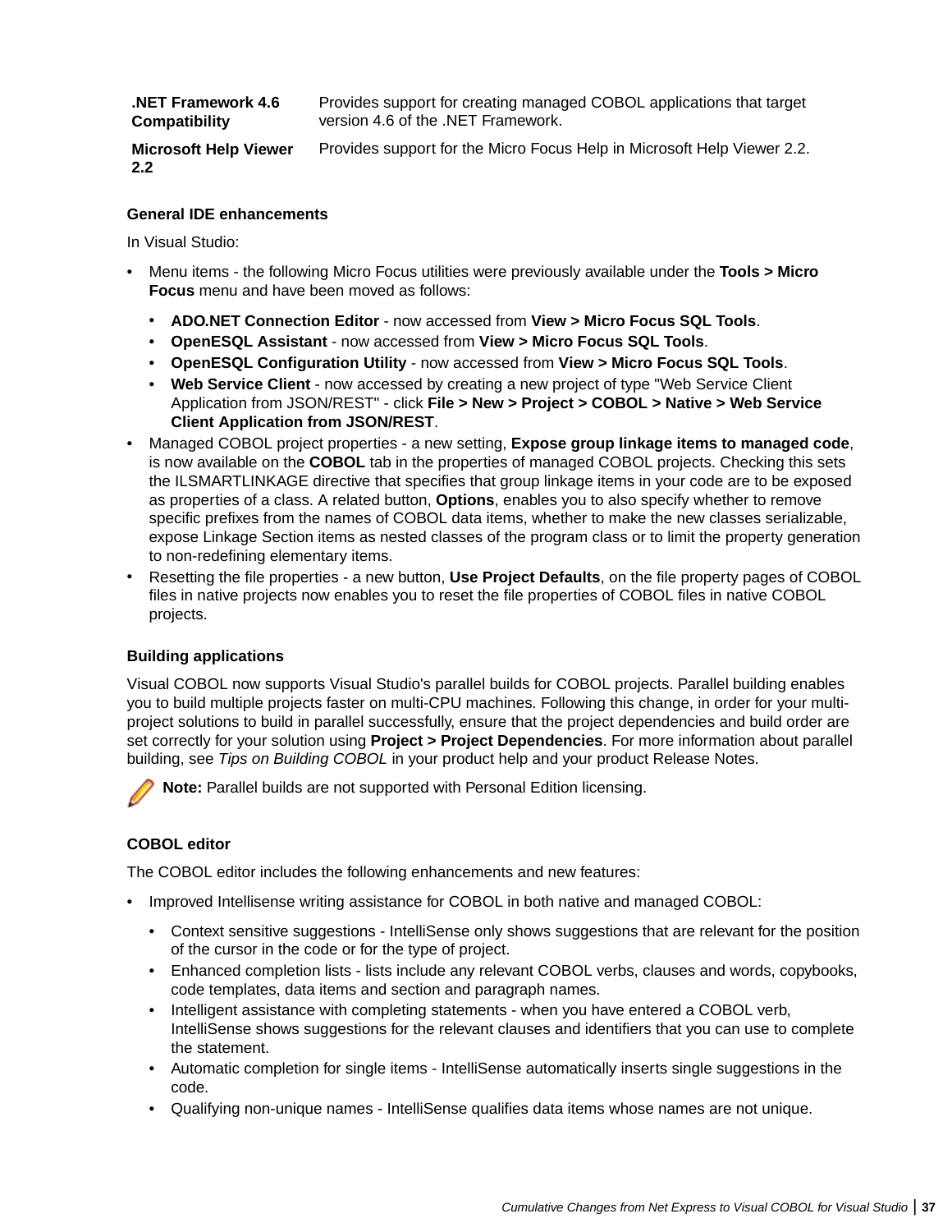| | |
|---|---|
| **.NET Framework 4.6 Compatibility** | Provides support for creating managed COBOL applications that target version 4.6 of the .NET Framework. |
| **Microsoft Help Viewer 2.2** | Provides support for the Micro Focus Help in Microsoft Help Viewer 2.2. |

### General IDE enhancements

In Visual Studio:

- Menu items - the following Micro Focus utilities were previously available under the **Tools > Micro Focus** menu and have been moved as follows:
  - **ADO.NET Connection Editor** - now accessed from **View > Micro Focus SQL Tools**.
  - **OpenESQL Assistant** - now accessed from **View > Micro Focus SQL Tools**.
  - **OpenESQL Configuration Utility** - now accessed from **View > Micro Focus SQL Tools**.
  - **Web Service Client** - now accessed by creating a new project of type "Web Service Client Application from JSON/REST" - click **File > New > Project > COBOL > Native > Web Service Client Application from JSON/REST**.
- Managed COBOL project properties - a new setting, **Expose group linkage items to managed code**, is now available on the **COBOL** tab in the properties of managed COBOL projects. Checking this sets the ILSMARTLINKAGE directive that specifies that group linkage items in your code are to be exposed as properties of a class. A related button, **Options**, enables you to also specify whether to remove specific prefixes from the names of COBOL data items, whether to make the new classes serializable, expose Linkage Section items as nested classes of the program class or to limit the property generation to non-redefining elementary items.
- Resetting the file properties - a new button, **Use Project Defaults**, on the file property pages of COBOL files in native projects now enables you to reset the file properties of COBOL files in native COBOL projects.

### Building applications

Visual COBOL now supports Visual Studio's parallel builds for COBOL projects. Parallel building enables you to build multiple projects faster on multi-CPU machines. Following this change, in order for your multi-project solutions to build in parallel successfully, ensure that the project dependencies and build order are set correctly for your solution using **Project > Project Dependencies**. For more information about parallel building, see *Tips on Building COBOL* in your product help and your product Release Notes.

**Note:** Parallel builds are not supported with Personal Edition licensing.

### COBOL editor

The COBOL editor includes the following enhancements and new features:

- Improved Intellisense writing assistance for COBOL in both native and managed COBOL:
  - Context sensitive suggestions - IntelliSense only shows suggestions that are relevant for the position of the cursor in the code or for the type of project.
  - Enhanced completion lists - lists include any relevant COBOL verbs, clauses and words, copybooks, code templates, data items and section and paragraph names.
  - Intelligent assistance with completing statements - when you have entered a COBOL verb, IntelliSense shows suggestions for the relevant clauses and identifiers that you can use to complete the statement.
  - Automatic completion for single items - IntelliSense automatically inserts single suggestions in the code.
  - Qualifying non-unique names - IntelliSense qualifies data items whose names are not unique.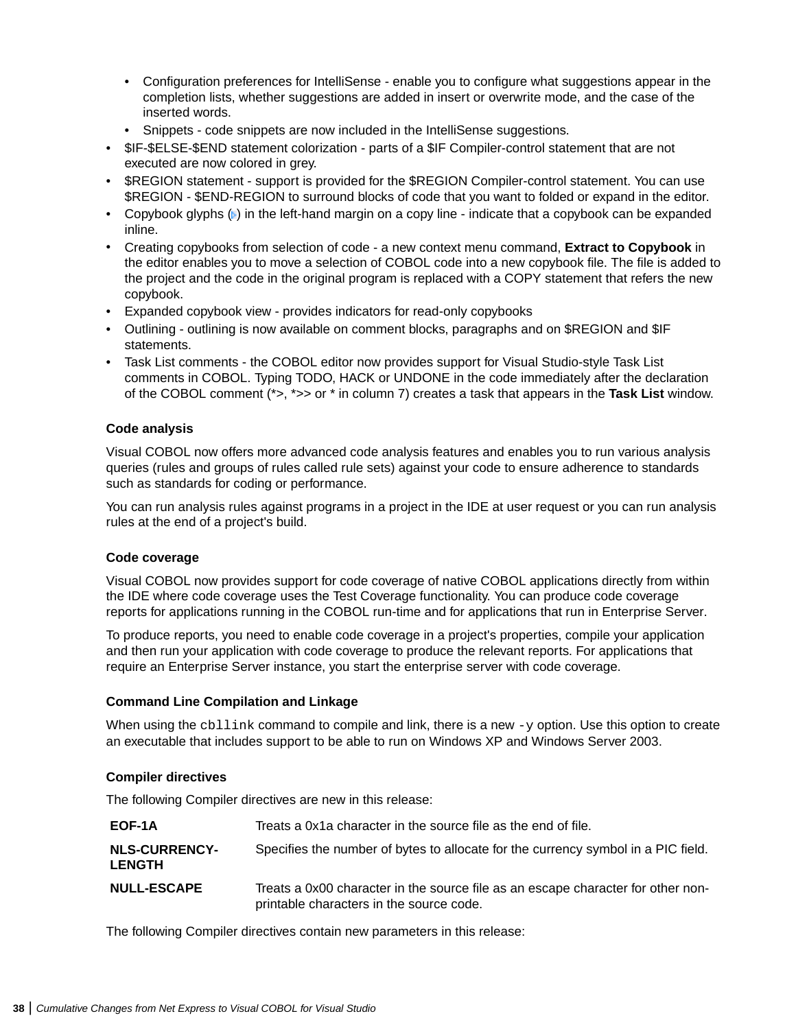- Configuration preferences for IntelliSense - enable you to configure what suggestions appear in the completion lists, whether suggestions are added in insert or overwrite mode, and the case of the inserted words.
    - Snippets - code snippets are now included in the IntelliSense suggestions.
- $IF-$ELSE-$END statement colorization - parts of a $IF Compiler-control statement that are not executed are now colored in grey.
- $REGION statement - support is provided for the $REGION Compiler-control statement. You can use $REGION - $END-REGION to surround blocks of code that you want to folded or expand in the editor.
- Copybook glyphs ( ) in the left-hand margin on a copy line - indicate that a copybook can be expanded inline.
- Creating copybooks from selection of code - a new context menu command, **Extract to Copybook** in the editor enables you to move a selection of COBOL code into a new copybook file. The file is added to the project and the code in the original program is replaced with a COPY statement that refers the new copybook.
- Expanded copybook view - provides indicators for read-only copybooks
- Outlining - outlining is now available on comment blocks, paragraphs and on $REGION and $IF statements.
- Task List comments - the COBOL editor now provides support for Visual Studio-style Task List comments in COBOL. Typing TODO, HACK or UNDONE in the code immediately after the declaration of the COBOL comment (*>, *>> or * in column 7) creates a task that appears in the **Task List** window.

#### Code analysis

Visual COBOL now offers more advanced code analysis features and enables you to run various analysis queries (rules and groups of rules called rule sets) against your code to ensure adherence to standards such as standards for coding or performance.

You can run analysis rules against programs in a project in the IDE at user request or you can run analysis rules at the end of a project's build.

#### Code coverage

Visual COBOL now provides support for code coverage of native COBOL applications directly from within the IDE where code coverage uses the Test Coverage functionality. You can produce code coverage reports for applications running in the COBOL run-time and for applications that run in Enterprise Server.

To produce reports, you need to enable code coverage in a project's properties, compile your application and then run your application with code coverage to produce the relevant reports. For applications that require an Enterprise Server instance, you start the enterprise server with code coverage.

#### Command Line Compilation and Linkage

When using the `cbllink` command to compile and link, there is a new `-y` option. Use this option to create an executable that includes support to be able to run on Windows XP and Windows Server 2003.

#### Compiler directives

The following Compiler directives are new in this release:

| Directive | Description |
|---|---|
| **EOF-1A** | Treats a 0x1a character in the source file as the end of file. |
| **NLS-CURRENCY-LENGTH** | Specifies the number of bytes to allocate for the currency symbol in a PIC field. |
| **NULL-ESCAPE** | Treats a 0x00 character in the source file as an escape character for other non-printable characters in the source code. |

The following Compiler directives contain new parameters in this release: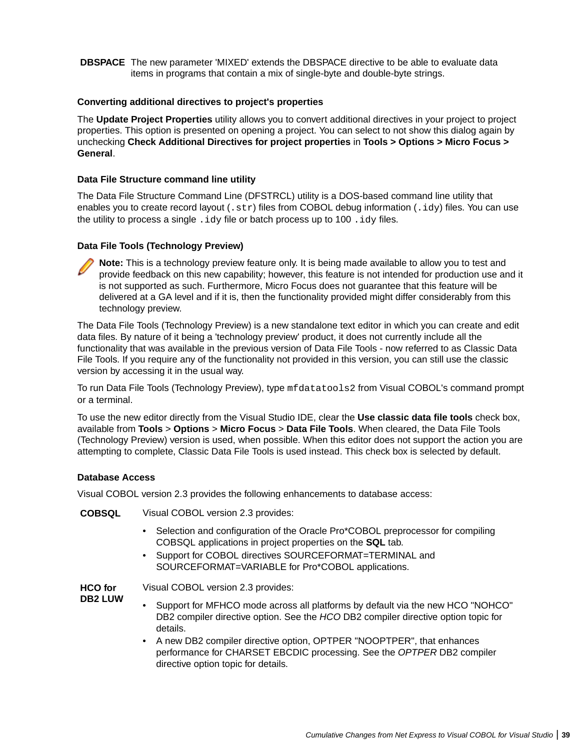**DBSPACE** The new parameter 'MIXED' extends the DBSPACE directive to be able to evaluate data items in programs that contain a mix of single-byte and double-byte strings.

#### Converting additional directives to project's properties

The **Update Project Properties** utility allows you to convert additional directives in your project to project properties. This option is presented on opening a project. You can select to not show this dialog again by unchecking **Check Additional Directives for project properties** in **Tools > Options > Micro Focus > General**.

#### Data File Structure command line utility

The Data File Structure Command Line (DFSTRCL) utility is a DOS-based command line utility that enables you to create record layout (`.str`) files from COBOL debug information (`.idy`) files. You can use the utility to process a single `.idy` file or batch process up to 100 `.idy` files.

#### Data File Tools (Technology Preview)

**Note:** This is a technology preview feature only. It is being made available to allow you to test and provide feedback on this new capability; however, this feature is not intended for production use and it is not supported as such. Furthermore, Micro Focus does not guarantee that this feature will be delivered at a GA level and if it is, then the functionality provided might differ considerably from this technology preview.

The Data File Tools (Technology Preview) is a new standalone text editor in which you can create and edit data files. By nature of it being a 'technology preview' product, it does not currently include all the functionality that was available in the previous version of Data File Tools - now referred to as Classic Data File Tools. If you require any of the functionality not provided in this version, you can still use the classic version by accessing it in the usual way.

To run Data File Tools (Technology Preview), type `mfdatatools2` from Visual COBOL's command prompt or a terminal.

To use the new editor directly from the Visual Studio IDE, clear the **Use classic data file tools** check box, available from **Tools** > **Options** > **Micro Focus** > **Data File Tools**. When cleared, the Data File Tools (Technology Preview) version is used, when possible. When this editor does not support the action you are attempting to complete, Classic Data File Tools is used instead. This check box is selected by default.

#### Database Access

Visual COBOL version 2.3 provides the following enhancements to database access:

**COBSQL** Visual COBOL version 2.3 provides:

- Selection and configuration of the Oracle Pro*COBOL preprocessor for compiling COBSQL applications in project properties on the **SQL** tab.
- Support for COBOL directives SOURCEFORMAT=TERMINAL and SOURCEFORMAT=VARIABLE for Pro*COBOL applications.

**HCO for DB2 LUW** Visual COBOL version 2.3 provides:

- Support for MFHCO mode across all platforms by default via the new HCO "NOHCO" DB2 compiler directive option. See the *HCO* DB2 compiler directive option topic for details.
- A new DB2 compiler directive option, OPTPER "NOOPTPER", that enhances performance for CHARSET EBCDIC processing. See the *OPTPER* DB2 compiler directive option topic for details.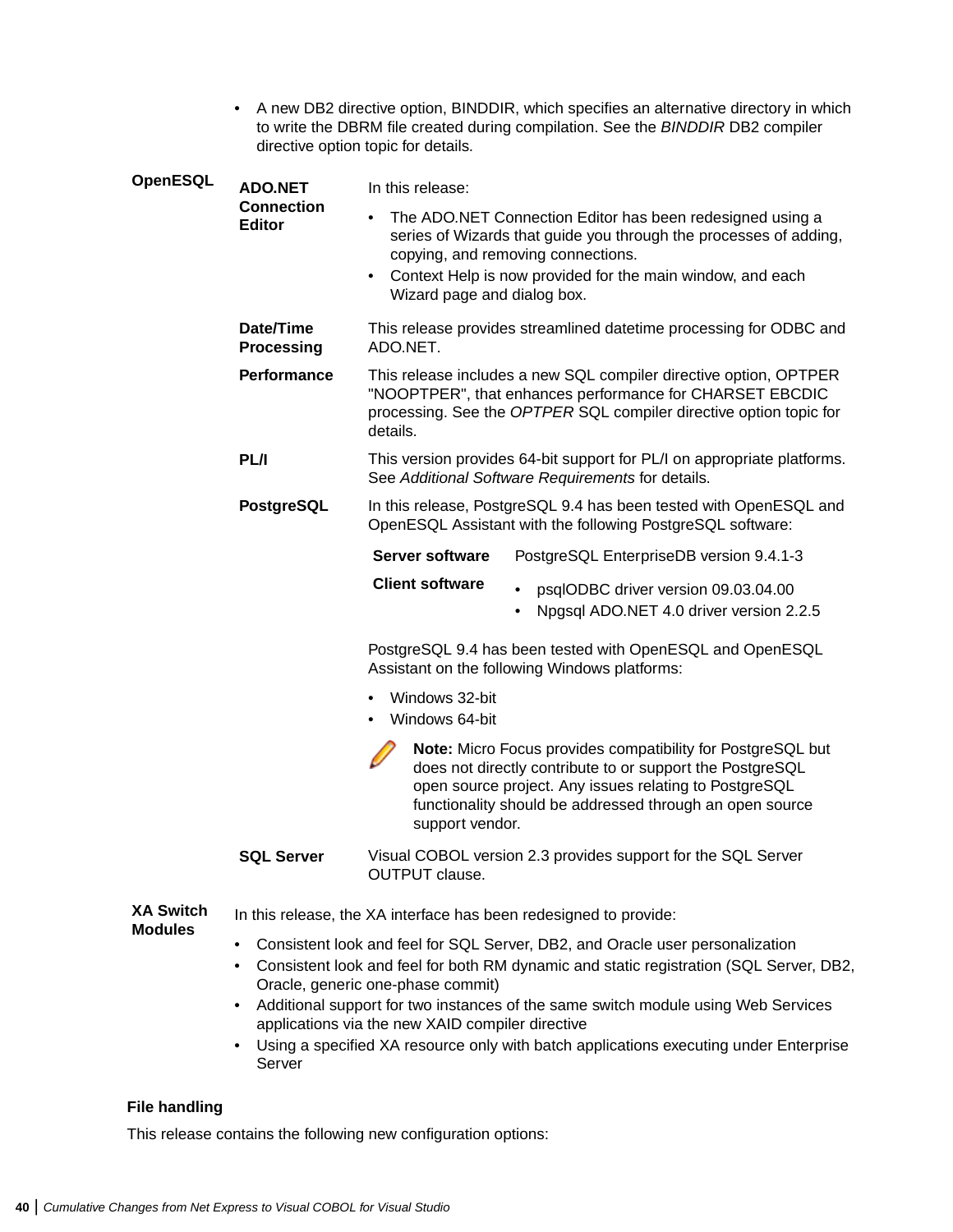- A new DB2 directive option, BINDDIR, which specifies an alternative directory in which to write the DBRM file created during compilation. See the *BINDDIR* DB2 compiler directive option topic for details.

**OpenESQL**

**ADO.NET Connection Editor**

In this release:

- The ADO.NET Connection Editor has been redesigned using a series of Wizards that guide you through the processes of adding, copying, and removing connections.
- Context Help is now provided for the main window, and each Wizard page and dialog box.

**Date/Time Processing**

This release provides streamlined datetime processing for ODBC and ADO.NET.

**Performance**

This release includes a new SQL compiler directive option, OPTPER "NOOPTPER", that enhances performance for CHARSET EBCDIC processing. See the *OPTPER* SQL compiler directive option topic for details.

**PL/I**

This version provides 64-bit support for PL/I on appropriate platforms. See *Additional Software Requirements* for details.

**PostgreSQL**

In this release, PostgreSQL 9.4 has been tested with OpenESQL and OpenESQL Assistant with the following PostgreSQL software:

| | |
|---|---|
| **Server software** | PostgreSQL EnterpriseDB version 9.4.1-3 |
| **Client software** | • psqlODBC driver version 09.03.04.00<br>• Npgsql ADO.NET 4.0 driver version 2.2.5 |

PostgreSQL 9.4 has been tested with OpenESQL and OpenESQL Assistant on the following Windows platforms:

- Windows 32-bit
- Windows 64-bit

**Note:** Micro Focus provides compatibility for PostgreSQL but does not directly contribute to or support the PostgreSQL open source project. Any issues relating to PostgreSQL functionality should be addressed through an open source support vendor.

**SQL Server**

Visual COBOL version 2.3 provides support for the SQL Server OUTPUT clause.

**XA Switch Modules**

In this release, the XA interface has been redesigned to provide:

- Consistent look and feel for SQL Server, DB2, and Oracle user personalization
- Consistent look and feel for both RM dynamic and static registration (SQL Server, DB2, Oracle, generic one-phase commit)
- Additional support for two instances of the same switch module using Web Services applications via the new XAID compiler directive
- Using a specified XA resource only with batch applications executing under Enterprise Server

### File handling

This release contains the following new configuration options: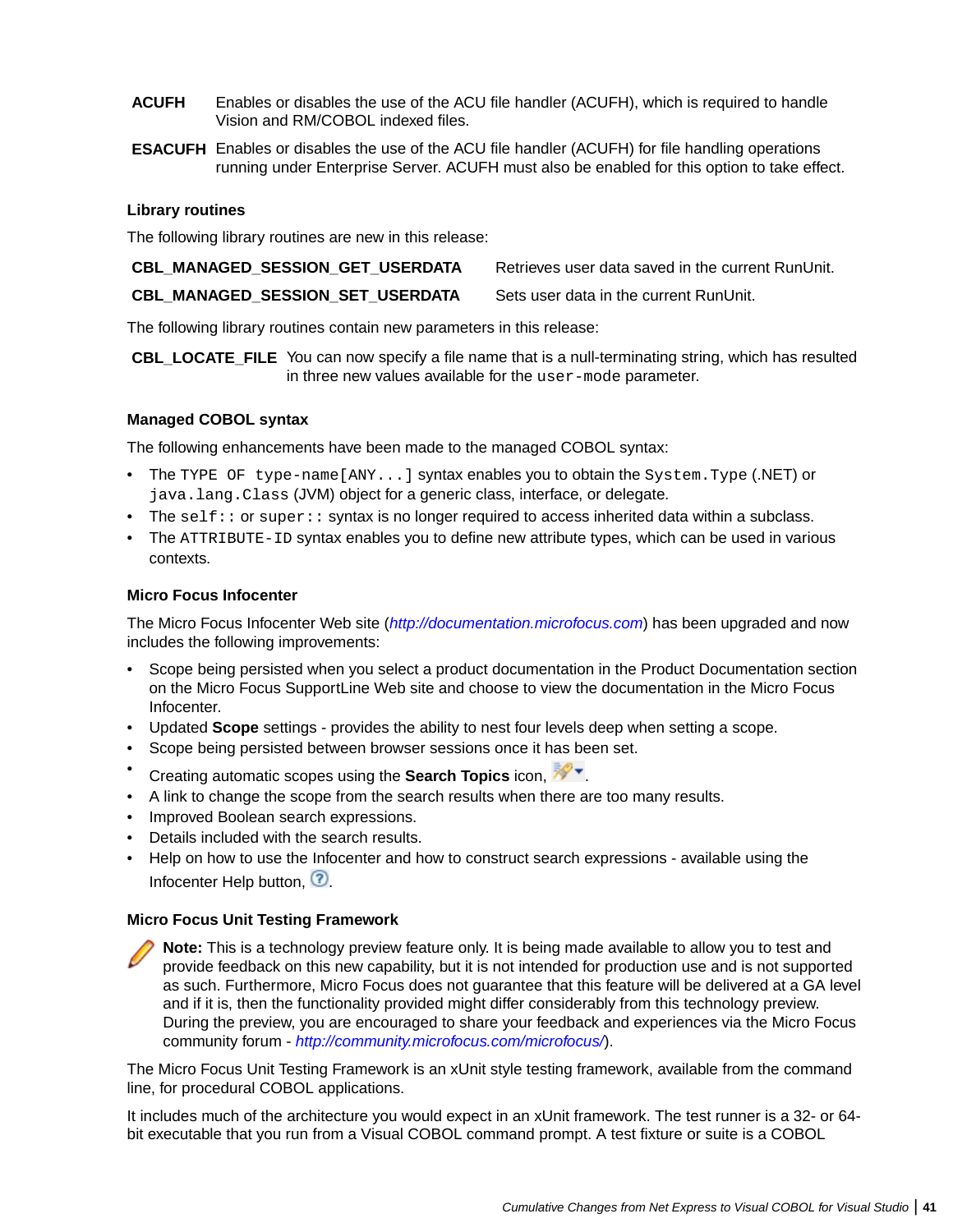**ACUFH** Enables or disables the use of the ACU file handler (ACUFH), which is required to handle Vision and RM/COBOL indexed files.

**ESACUFH** Enables or disables the use of the ACU file handler (ACUFH) for file handling operations running under Enterprise Server. ACUFH must also be enabled for this option to take effect.

### Library routines

The following library routines are new in this release:

**CBL_MANAGED_SESSION_GET_USERDATA** Retrieves user data saved in the current RunUnit.

**CBL_MANAGED_SESSION_SET_USERDATA** Sets user data in the current RunUnit.

The following library routines contain new parameters in this release:

**CBL_LOCATE_FILE** You can now specify a file name that is a null-terminating string, which has resulted in three new values available for the `user-mode` parameter.

### Managed COBOL syntax

The following enhancements have been made to the managed COBOL syntax:

- The `TYPE OF type-name[ANY...]` syntax enables you to obtain the `System.Type` (.NET) or `java.lang.Class` (JVM) object for a generic class, interface, or delegate.
- The `self::` or `super::` syntax is no longer required to access inherited data within a subclass.
- The `ATTRIBUTE-ID` syntax enables you to define new attribute types, which can be used in various contexts.

### Micro Focus Infocenter

The Micro Focus Infocenter Web site (*http://documentation.microfocus.com*) has been upgraded and now includes the following improvements:

- Scope being persisted when you select a product documentation in the Product Documentation section on the Micro Focus SupportLine Web site and choose to view the documentation in the Micro Focus Infocenter.
- Updated **Scope** settings - provides the ability to nest four levels deep when setting a scope.
- Scope being persisted between browser sessions once it has been set.
- Creating automatic scopes using the **Search Topics** icon, .
- A link to change the scope from the search results when there are too many results.
- Improved Boolean search expressions.
- Details included with the search results.
- Help on how to use the Infocenter and how to construct search expressions - available using the Infocenter Help button, .

### Micro Focus Unit Testing Framework

**Note:** This is a technology preview feature only. It is being made available to allow you to test and provide feedback on this new capability, but it is not intended for production use and is not supported as such. Furthermore, Micro Focus does not guarantee that this feature will be delivered at a GA level and if it is, then the functionality provided might differ considerably from this technology preview. During the preview, you are encouraged to share your feedback and experiences via the Micro Focus community forum - *http://community.microfocus.com/microfocus/*).

The Micro Focus Unit Testing Framework is an xUnit style testing framework, available from the command line, for procedural COBOL applications.

It includes much of the architecture you would expect in an xUnit framework. The test runner is a 32- or 64-bit executable that you run from a Visual COBOL command prompt. A test fixture or suite is a COBOL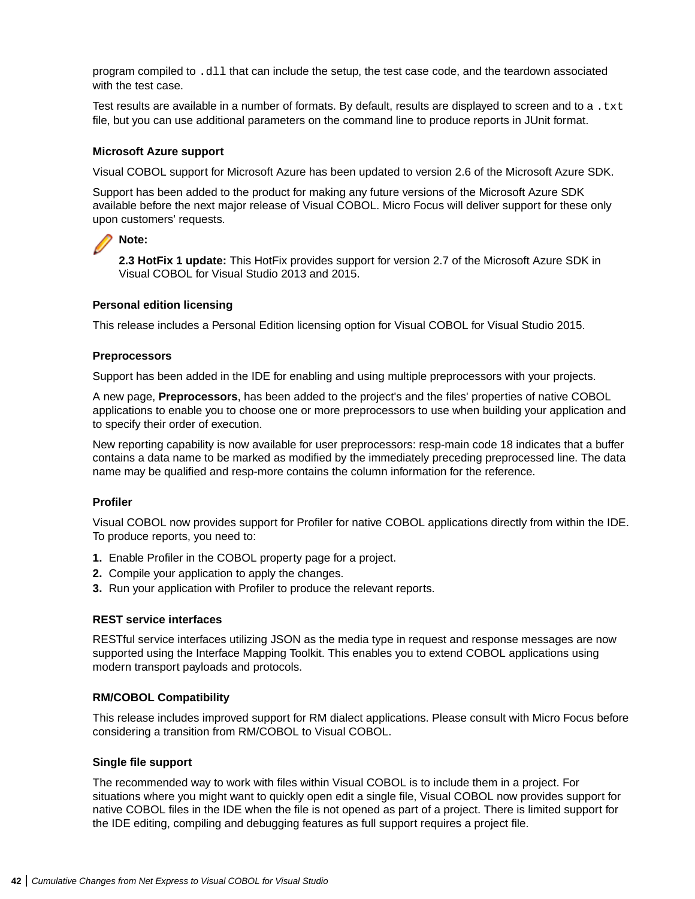program compiled to `.dll` that can include the setup, the test case code, and the teardown associated with the test case.

Test results are available in a number of formats. By default, results are displayed to screen and to a `.txt` file, but you can use additional parameters on the command line to produce reports in JUnit format.

#### Microsoft Azure support

Visual COBOL support for Microsoft Azure has been updated to version 2.6 of the Microsoft Azure SDK.

Support has been added to the product for making any future versions of the Microsoft Azure SDK available before the next major release of Visual COBOL. Micro Focus will deliver support for these only upon customers' requests.

> **Note:**
>
> **2.3 HotFix 1 update:** This HotFix provides support for version 2.7 of the Microsoft Azure SDK in Visual COBOL for Visual Studio 2013 and 2015.

#### Personal edition licensing

This release includes a Personal Edition licensing option for Visual COBOL for Visual Studio 2015.

#### Preprocessors

Support has been added in the IDE for enabling and using multiple preprocessors with your projects.

A new page, **Preprocessors**, has been added to the project's and the files' properties of native COBOL applications to enable you to choose one or more preprocessors to use when building your application and to specify their order of execution.

New reporting capability is now available for user preprocessors: resp-main code 18 indicates that a buffer contains a data name to be marked as modified by the immediately preceding preprocessed line. The data name may be qualified and resp-more contains the column information for the reference.

#### Profiler

Visual COBOL now provides support for Profiler for native COBOL applications directly from within the IDE. To produce reports, you need to:

1. Enable Profiler in the COBOL property page for a project.
2. Compile your application to apply the changes.
3. Run your application with Profiler to produce the relevant reports.

#### REST service interfaces

RESTful service interfaces utilizing JSON as the media type in request and response messages are now supported using the Interface Mapping Toolkit. This enables you to extend COBOL applications using modern transport payloads and protocols.

#### RM/COBOL Compatibility

This release includes improved support for RM dialect applications. Please consult with Micro Focus before considering a transition from RM/COBOL to Visual COBOL.

#### Single file support

The recommended way to work with files within Visual COBOL is to include them in a project. For situations where you might want to quickly open edit a single file, Visual COBOL now provides support for native COBOL files in the IDE when the file is not opened as part of a project. There is limited support for the IDE editing, compiling and debugging features as full support requires a project file.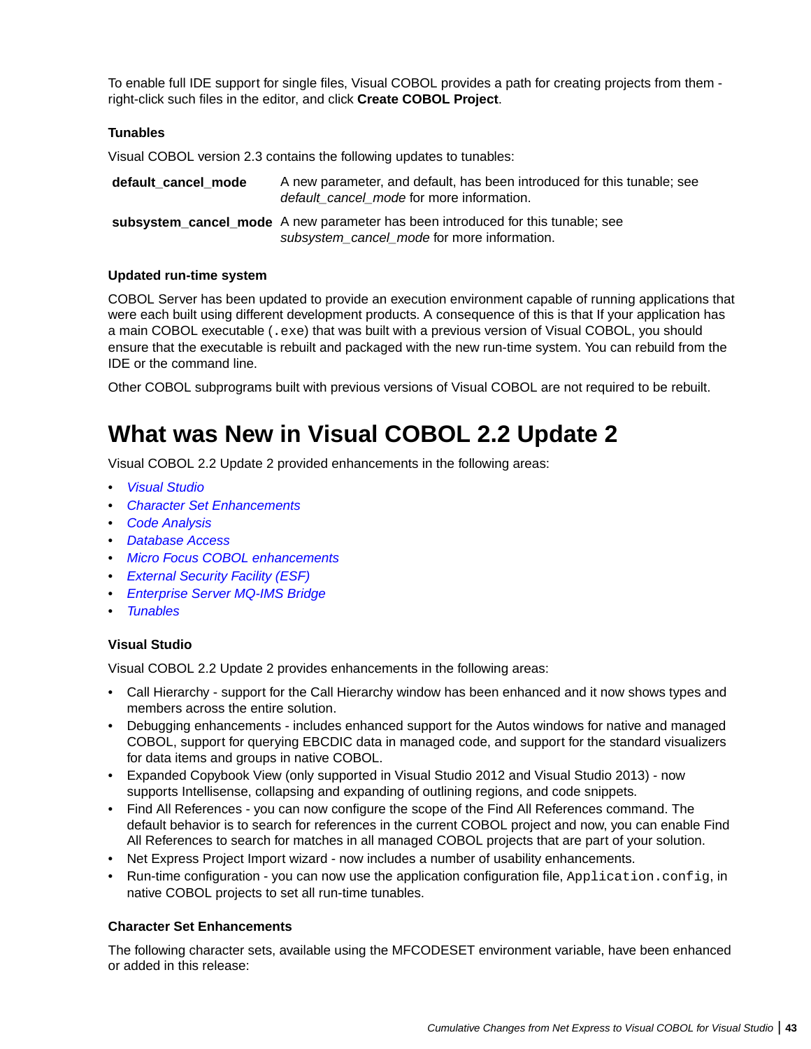To enable full IDE support for single files, Visual COBOL provides a path for creating projects from them - right-click such files in the editor, and click **Create COBOL Project**.

### Tunables

Visual COBOL version 2.3 contains the following updates to tunables:

| | |
|---|---|
| **default_cancel_mode** | A new parameter, and default, has been introduced for this tunable; see *default_cancel_mode* for more information. |
| **subsystem_cancel_mode** | A new parameter has been introduced for this tunable; see *subsystem_cancel_mode* for more information. |

### Updated run-time system

COBOL Server has been updated to provide an execution environment capable of running applications that were each built using different development products. A consequence of this is that If your application has a main COBOL executable (`.exe`) that was built with a previous version of Visual COBOL, you should ensure that the executable is rebuilt and packaged with the new run-time system. You can rebuild from the IDE or the command line.

Other COBOL subprograms built with previous versions of Visual COBOL are not required to be rebuilt.

# What was New in Visual COBOL 2.2 Update 2

Visual COBOL 2.2 Update 2 provided enhancements in the following areas:

- *Visual Studio*
- *Character Set Enhancements*
- *Code Analysis*
- *Database Access*
- *Micro Focus COBOL enhancements*
- *External Security Facility (ESF)*
- *Enterprise Server MQ-IMS Bridge*
- *Tunables*

### Visual Studio

Visual COBOL 2.2 Update 2 provides enhancements in the following areas:

- Call Hierarchy - support for the Call Hierarchy window has been enhanced and it now shows types and members across the entire solution.
- Debugging enhancements - includes enhanced support for the Autos windows for native and managed COBOL, support for querying EBCDIC data in managed code, and support for the standard visualizers for data items and groups in native COBOL.
- Expanded Copybook View (only supported in Visual Studio 2012 and Visual Studio 2013) - now supports Intellisense, collapsing and expanding of outlining regions, and code snippets.
- Find All References - you can now configure the scope of the Find All References command. The default behavior is to search for references in the current COBOL project and now, you can enable Find All References to search for matches in all managed COBOL projects that are part of your solution.
- Net Express Project Import wizard - now includes a number of usability enhancements.
- Run-time configuration - you can now use the application configuration file, `Application.config`, in native COBOL projects to set all run-time tunables.

### Character Set Enhancements

The following character sets, available using the MFCODESET environment variable, have been enhanced or added in this release: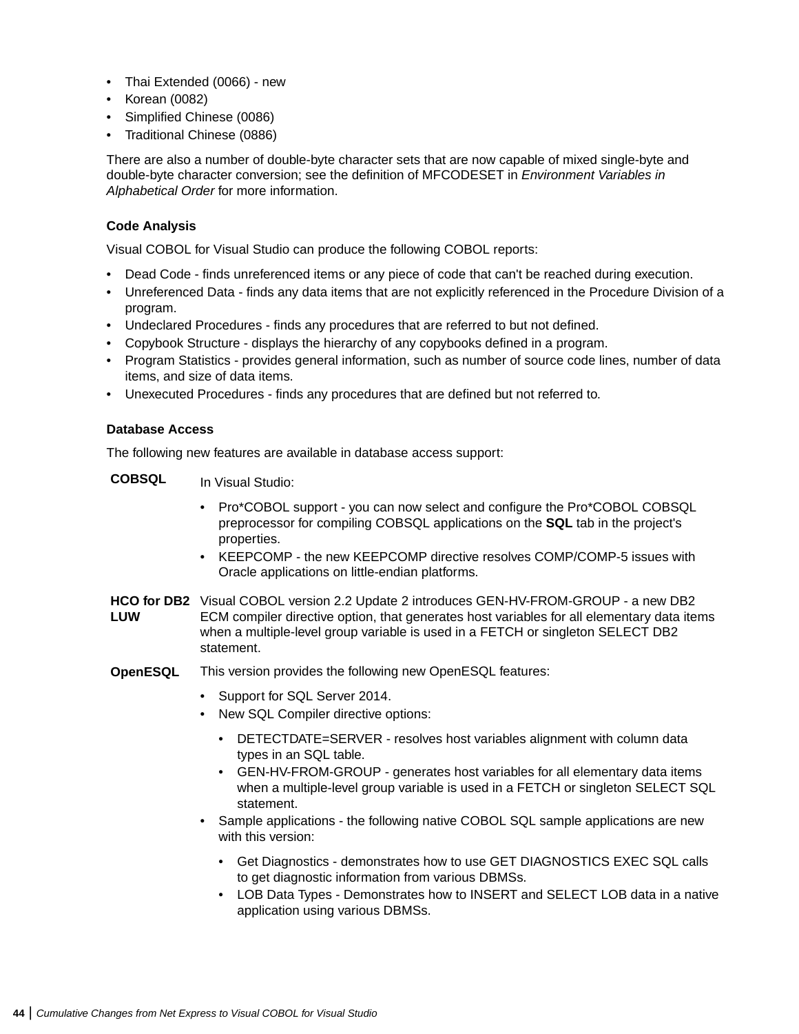- Thai Extended (0066) - new
- Korean (0082)
- Simplified Chinese (0086)
- Traditional Chinese (0886)

There are also a number of double-byte character sets that are now capable of mixed single-byte and double-byte character conversion; see the definition of MFCODESET in *Environment Variables in Alphabetical Order* for more information.

#### Code Analysis

Visual COBOL for Visual Studio can produce the following COBOL reports:

- Dead Code - finds unreferenced items or any piece of code that can't be reached during execution.
- Unreferenced Data - finds any data items that are not explicitly referenced in the Procedure Division of a program.
- Undeclared Procedures - finds any procedures that are referred to but not defined.
- Copybook Structure - displays the hierarchy of any copybooks defined in a program.
- Program Statistics - provides general information, such as number of source code lines, number of data items, and size of data items.
- Unexecuted Procedures - finds any procedures that are defined but not referred to.

#### Database Access

The following new features are available in database access support:

**COBSQL**

In Visual Studio:

- Pro*COBOL support - you can now select and configure the Pro*COBOL COBSQL preprocessor for compiling COBSQL applications on the **SQL** tab in the project's properties.
- KEEPCOMP - the new KEEPCOMP directive resolves COMP/COMP-5 issues with Oracle applications on little-endian platforms.

**HCO for DB2 LUW**

Visual COBOL version 2.2 Update 2 introduces GEN-HV-FROM-GROUP - a new DB2 ECM compiler directive option, that generates host variables for all elementary data items when a multiple-level group variable is used in a FETCH or singleton SELECT DB2 statement.

**OpenESQL**

This version provides the following new OpenESQL features:

- Support for SQL Server 2014.
- New SQL Compiler directive options:
  - DETECTDATE=SERVER - resolves host variables alignment with column data types in an SQL table.
  - GEN-HV-FROM-GROUP - generates host variables for all elementary data items when a multiple-level group variable is used in a FETCH or singleton SELECT SQL statement.
- Sample applications - the following native COBOL SQL sample applications are new with this version:
  - Get Diagnostics - demonstrates how to use GET DIAGNOSTICS EXEC SQL calls to get diagnostic information from various DBMSs.
  - LOB Data Types - Demonstrates how to INSERT and SELECT LOB data in a native application using various DBMSs.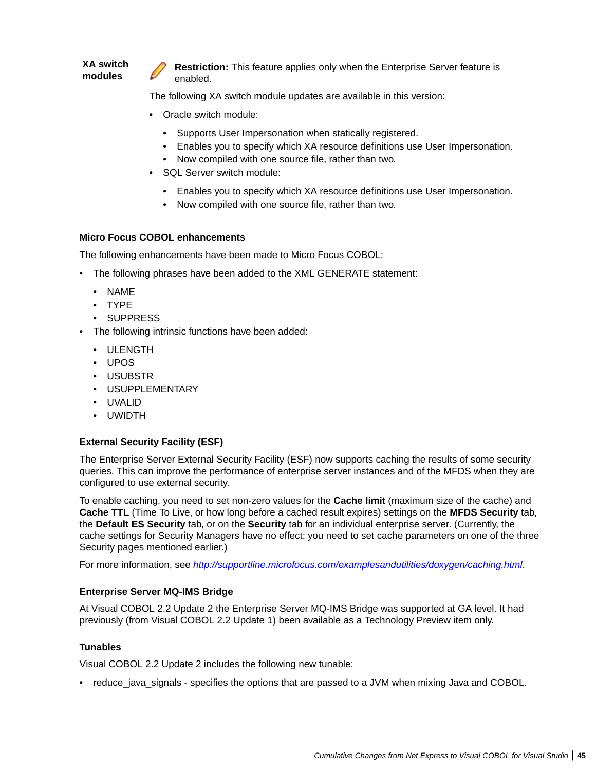**XA switch modules**

**Restriction:** This feature applies only when the Enterprise Server feature is enabled.

The following XA switch module updates are available in this version:

- Oracle switch module:
  - Supports User Impersonation when statically registered.
  - Enables you to specify which XA resource definitions use User Impersonation.
  - Now compiled with one source file, rather than two.
- SQL Server switch module:
  - Enables you to specify which XA resource definitions use User Impersonation.
  - Now compiled with one source file, rather than two.

### Micro Focus COBOL enhancements

The following enhancements have been made to Micro Focus COBOL:

- The following phrases have been added to the XML GENERATE statement:
  - NAME
  - TYPE
  - SUPPRESS
- The following intrinsic functions have been added:
  - ULENGTH
  - UPOS
  - USUBSTR
  - USUPPLEMENTARY
  - UVALID
  - UWIDTH

### External Security Facility (ESF)

The Enterprise Server External Security Facility (ESF) now supports caching the results of some security queries. This can improve the performance of enterprise server instances and of the MFDS when they are configured to use external security.

To enable caching, you need to set non-zero values for the **Cache limit** (maximum size of the cache) and **Cache TTL** (Time To Live, or how long before a cached result expires) settings on the **MFDS Security** tab, the **Default ES Security** tab, or on the **Security** tab for an individual enterprise server. (Currently, the cache settings for Security Managers have no effect; you need to set cache parameters on one of the three Security pages mentioned earlier.)

For more information, see *http://supportline.microfocus.com/examplesandutilities/doxygen/caching.html*.

### Enterprise Server MQ-IMS Bridge

At Visual COBOL 2.2 Update 2 the Enterprise Server MQ-IMS Bridge was supported at GA level. It had previously (from Visual COBOL 2.2 Update 1) been available as a Technology Preview item only.

### Tunables

Visual COBOL 2.2 Update 2 includes the following new tunable:

- reduce_java_signals - specifies the options that are passed to a JVM when mixing Java and COBOL.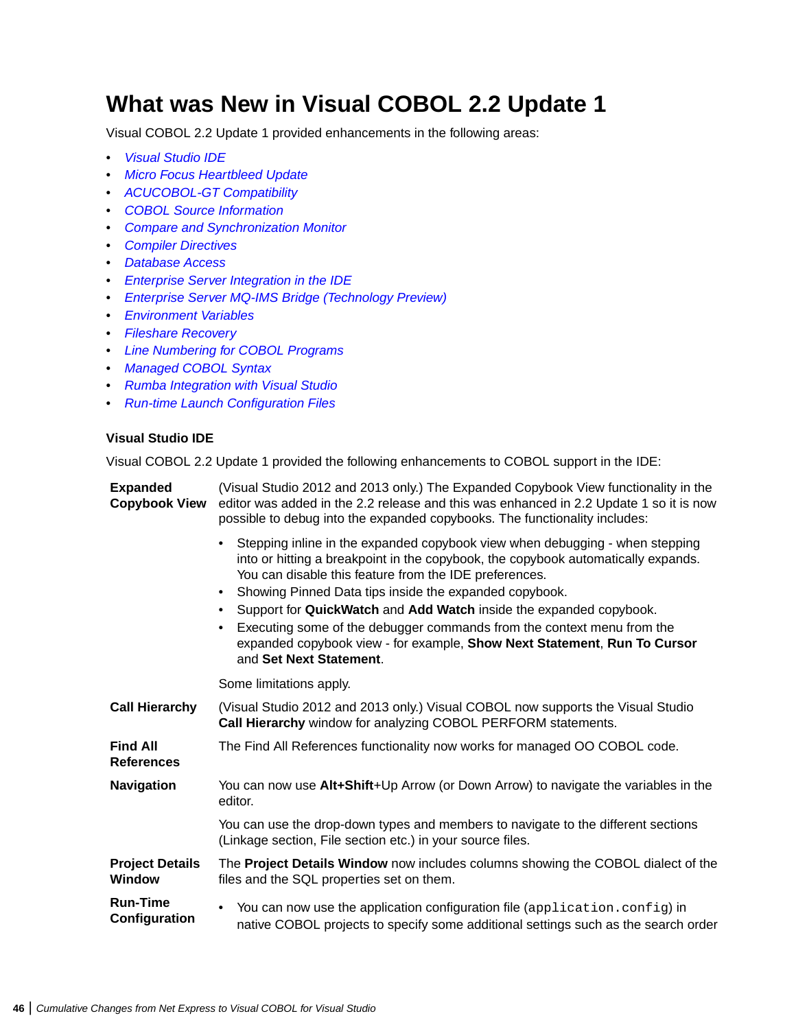# What was New in Visual COBOL 2.2 Update 1

Visual COBOL 2.2 Update 1 provided enhancements in the following areas:

- *Visual Studio IDE*
- *Micro Focus Heartbleed Update*
- *ACUCOBOL-GT Compatibility*
- *COBOL Source Information*
- *Compare and Synchronization Monitor*
- *Compiler Directives*
- *Database Access*
- *Enterprise Server Integration in the IDE*
- *Enterprise Server MQ-IMS Bridge (Technology Preview)*
- *Environment Variables*
- *Fileshare Recovery*
- *Line Numbering for COBOL Programs*
- *Managed COBOL Syntax*
- *Rumba Integration with Visual Studio*
- *Run-time Launch Configuration Files*

### Visual Studio IDE

Visual COBOL 2.2 Update 1 provided the following enhancements to COBOL support in the IDE:

**Expanded Copybook View**

(Visual Studio 2012 and 2013 only.) The Expanded Copybook View functionality in the editor was added in the 2.2 release and this was enhanced in 2.2 Update 1 so it is now possible to debug into the expanded copybooks. The functionality includes:

- Stepping inline in the expanded copybook view when debugging - when stepping into or hitting a breakpoint in the copybook, the copybook automatically expands. You can disable this feature from the IDE preferences.
- Showing Pinned Data tips inside the expanded copybook.
- Support for **QuickWatch** and **Add Watch** inside the expanded copybook.
- Executing some of the debugger commands from the context menu from the expanded copybook view - for example, **Show Next Statement**, **Run To Cursor** and **Set Next Statement**.

Some limitations apply.

**Call Hierarchy**

(Visual Studio 2012 and 2013 only.) Visual COBOL now supports the Visual Studio **Call Hierarchy** window for analyzing COBOL PERFORM statements.

**Find All References**

The Find All References functionality now works for managed OO COBOL code.

**Navigation**

You can now use **Alt+Shift**+Up Arrow (or Down Arrow) to navigate the variables in the editor.

You can use the drop-down types and members to navigate to the different sections (Linkage section, File section etc.) in your source files.

**Project Details Window**

The **Project Details Window** now includes columns showing the COBOL dialect of the files and the SQL properties set on them.

**Run-Time Configuration**

- You can now use the application configuration file (`application.config`) in native COBOL projects to specify some additional settings such as the search order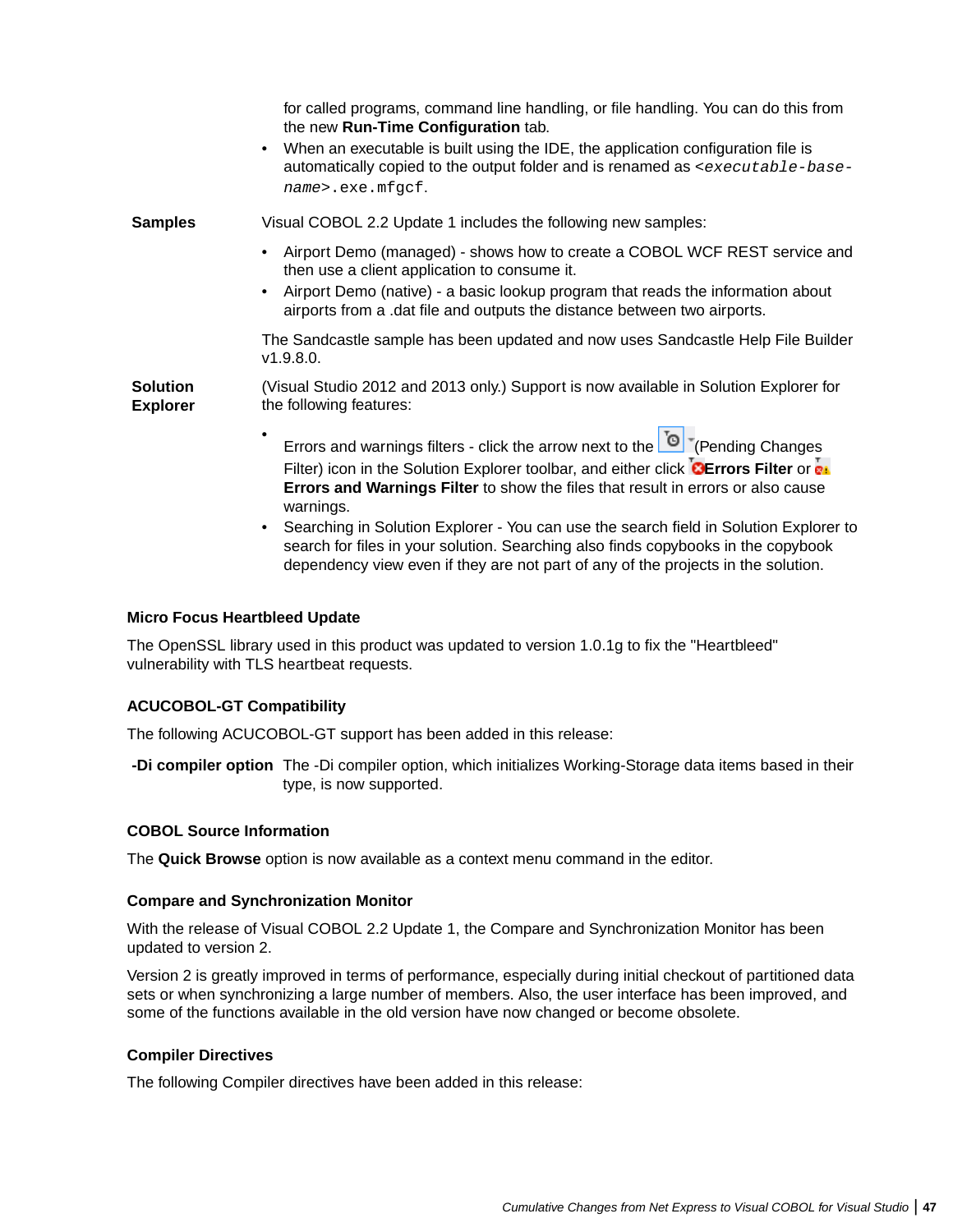for called programs, command line handling, or file handling. You can do this from the new **Run-Time Configuration** tab.

- When an executable is built using the IDE, the application configuration file is automatically copied to the output folder and is renamed as `<executable-base-name>.exe.mfgcf`.

**Samples**

Visual COBOL 2.2 Update 1 includes the following new samples:

- Airport Demo (managed) - shows how to create a COBOL WCF REST service and then use a client application to consume it.
- Airport Demo (native) - a basic lookup program that reads the information about airports from a .dat file and outputs the distance between two airports.

The Sandcastle sample has been updated and now uses Sandcastle Help File Builder v1.9.8.0.

**Solution Explorer**

(Visual Studio 2012 and 2013 only.) Support is now available in Solution Explorer for the following features:

- Errors and warnings filters - click the arrow next to the (Pending Changes Filter) icon in the Solution Explorer toolbar, and either click **Errors Filter** or **Errors and Warnings Filter** to show the files that result in errors or also cause warnings.
- Searching in Solution Explorer - You can use the search field in Solution Explorer to search for files in your solution. Searching also finds copybooks in the copybook dependency view even if they are not part of any of the projects in the solution.

### Micro Focus Heartbleed Update

The OpenSSL library used in this product was updated to version 1.0.1g to fix the "Heartbleed" vulnerability with TLS heartbeat requests.

### ACUCOBOL-GT Compatibility

The following ACUCOBOL-GT support has been added in this release:

**-Di compiler option** The -Di compiler option, which initializes Working-Storage data items based in their type, is now supported.

### COBOL Source Information

The **Quick Browse** option is now available as a context menu command in the editor.

### Compare and Synchronization Monitor

With the release of Visual COBOL 2.2 Update 1, the Compare and Synchronization Monitor has been updated to version 2.

Version 2 is greatly improved in terms of performance, especially during initial checkout of partitioned data sets or when synchronizing a large number of members. Also, the user interface has been improved, and some of the functions available in the old version have now changed or become obsolete.

### Compiler Directives

The following Compiler directives have been added in this release: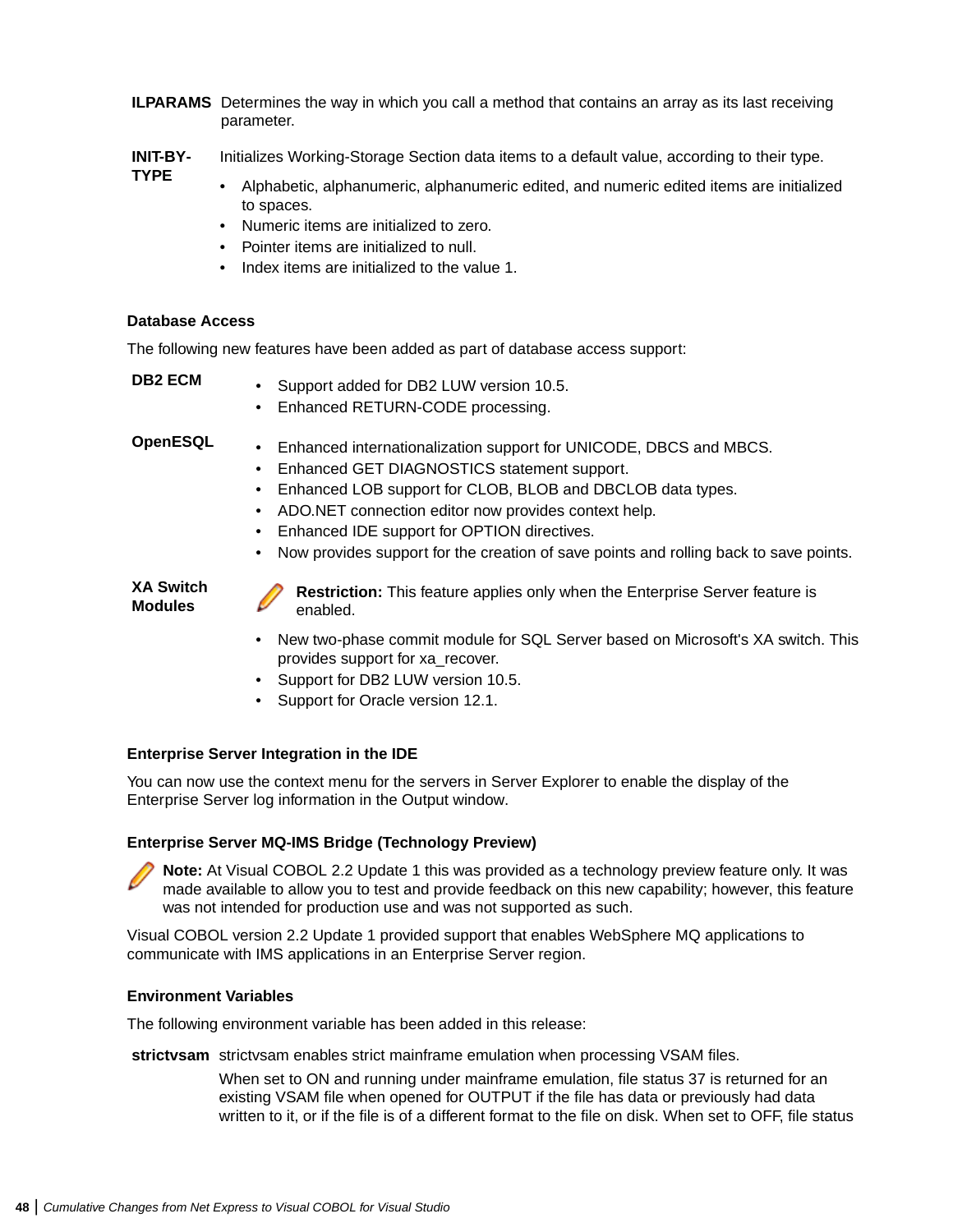**ILPARAMS** Determines the way in which you call a method that contains an array as its last receiving parameter.

**INIT-BY-TYPE** Initializes Working-Storage Section data items to a default value, according to their type.

- Alphabetic, alphanumeric, alphanumeric edited, and numeric edited items are initialized to spaces.
- Numeric items are initialized to zero.
- Pointer items are initialized to null.
- Index items are initialized to the value 1.

### Database Access

The following new features have been added as part of database access support:

**DB2 ECM**

- Support added for DB2 LUW version 10.5.
- Enhanced RETURN-CODE processing.

**OpenESQL**

- Enhanced internationalization support for UNICODE, DBCS and MBCS.
- Enhanced GET DIAGNOSTICS statement support.
- Enhanced LOB support for CLOB, BLOB and DBCLOB data types.
- ADO.NET connection editor now provides context help.
- Enhanced IDE support for OPTION directives.
- Now provides support for the creation of save points and rolling back to save points.

**XA Switch Modules**

**Restriction:** This feature applies only when the Enterprise Server feature is enabled.

- New two-phase commit module for SQL Server based on Microsoft's XA switch. This provides support for xa_recover.
- Support for DB2 LUW version 10.5.
- Support for Oracle version 12.1.

### Enterprise Server Integration in the IDE

You can now use the context menu for the servers in Server Explorer to enable the display of the Enterprise Server log information in the Output window.

### Enterprise Server MQ-IMS Bridge (Technology Preview)

**Note:** At Visual COBOL 2.2 Update 1 this was provided as a technology preview feature only. It was made available to allow you to test and provide feedback on this new capability; however, this feature was not intended for production use and was not supported as such.

Visual COBOL version 2.2 Update 1 provided support that enables WebSphere MQ applications to communicate with IMS applications in an Enterprise Server region.

### Environment Variables

The following environment variable has been added in this release:

**strictvsam** strictvsam enables strict mainframe emulation when processing VSAM files.

When set to ON and running under mainframe emulation, file status 37 is returned for an existing VSAM file when opened for OUTPUT if the file has data or previously had data written to it, or if the file is of a different format to the file on disk. When set to OFF, file status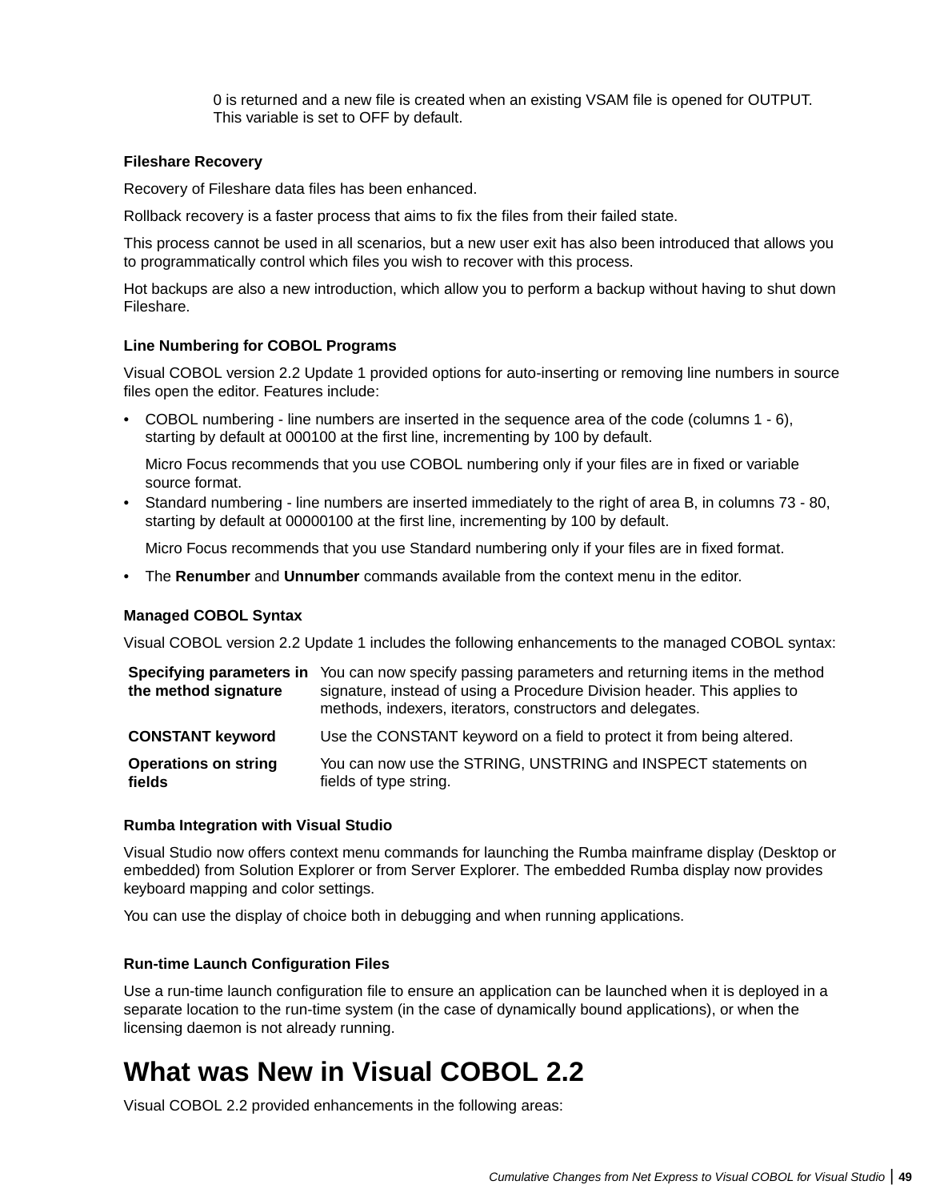0 is returned and a new file is created when an existing VSAM file is opened for OUTPUT. This variable is set to OFF by default.

### Fileshare Recovery

Recovery of Fileshare data files has been enhanced.

Rollback recovery is a faster process that aims to fix the files from their failed state.

This process cannot be used in all scenarios, but a new user exit has also been introduced that allows you to programmatically control which files you wish to recover with this process.

Hot backups are also a new introduction, which allow you to perform a backup without having to shut down Fileshare.

### Line Numbering for COBOL Programs

Visual COBOL version 2.2 Update 1 provided options for auto-inserting or removing line numbers in source files open the editor. Features include:

- COBOL numbering - line numbers are inserted in the sequence area of the code (columns 1 - 6), starting by default at 000100 at the first line, incrementing by 100 by default.

  Micro Focus recommends that you use COBOL numbering only if your files are in fixed or variable source format.
- Standard numbering - line numbers are inserted immediately to the right of area B, in columns 73 - 80, starting by default at 00000100 at the first line, incrementing by 100 by default.

  Micro Focus recommends that you use Standard numbering only if your files are in fixed format.
- The **Renumber** and **Unnumber** commands available from the context menu in the editor.

### Managed COBOL Syntax

Visual COBOL version 2.2 Update 1 includes the following enhancements to the managed COBOL syntax:

| | |
|---|---|
| **Specifying parameters in the method signature** | You can now specify passing parameters and returning items in the method signature, instead of using a Procedure Division header. This applies to methods, indexers, iterators, constructors and delegates. |
| **CONSTANT keyword** | Use the CONSTANT keyword on a field to protect it from being altered. |
| **Operations on string fields** | You can now use the STRING, UNSTRING and INSPECT statements on fields of type string. |

### Rumba Integration with Visual Studio

Visual Studio now offers context menu commands for launching the Rumba mainframe display (Desktop or embedded) from Solution Explorer or from Server Explorer. The embedded Rumba display now provides keyboard mapping and color settings.

You can use the display of choice both in debugging and when running applications.

### Run-time Launch Configuration Files

Use a run-time launch configuration file to ensure an application can be launched when it is deployed in a separate location to the run-time system (in the case of dynamically bound applications), or when the licensing daemon is not already running.

# What was New in Visual COBOL 2.2

Visual COBOL 2.2 provided enhancements in the following areas: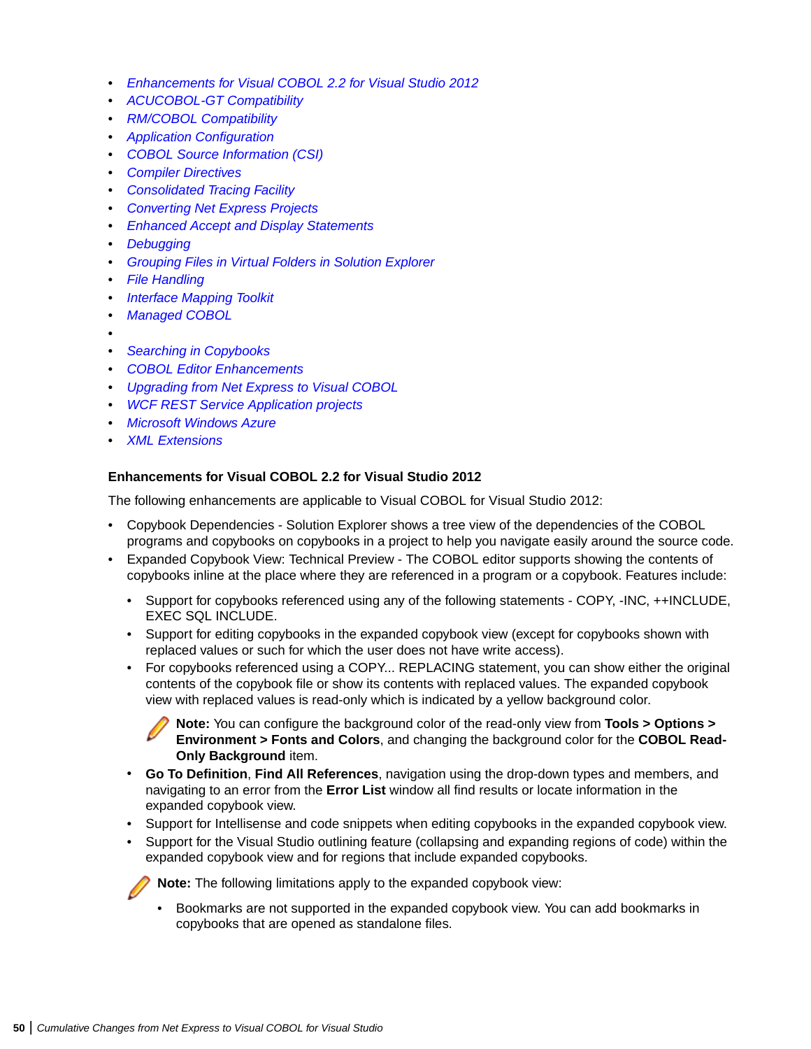- *Enhancements for Visual COBOL 2.2 for Visual Studio 2012*
- *ACUCOBOL-GT Compatibility*
- *RM/COBOL Compatibility*
- *Application Configuration*
- *COBOL Source Information (CSI)*
- *Compiler Directives*
- *Consolidated Tracing Facility*
- *Converting Net Express Projects*
- *Enhanced Accept and Display Statements*
- *Debugging*
- *Grouping Files in Virtual Folders in Solution Explorer*
- *File Handling*
- *Interface Mapping Toolkit*
- *Managed COBOL*
- 
- *Searching in Copybooks*
- *COBOL Editor Enhancements*
- *Upgrading from Net Express to Visual COBOL*
- *WCF REST Service Application projects*
- *Microsoft Windows Azure*
- *XML Extensions*

### Enhancements for Visual COBOL 2.2 for Visual Studio 2012

The following enhancements are applicable to Visual COBOL for Visual Studio 2012:

- Copybook Dependencies - Solution Explorer shows a tree view of the dependencies of the COBOL programs and copybooks on copybooks in a project to help you navigate easily around the source code.
- Expanded Copybook View: Technical Preview - The COBOL editor supports showing the contents of copybooks inline at the place where they are referenced in a program or a copybook. Features include:
  - Support for copybooks referenced using any of the following statements - COPY, -INC, ++INCLUDE, EXEC SQL INCLUDE.
  - Support for editing copybooks in the expanded copybook view (except for copybooks shown with replaced values or such for which the user does not have write access).
  - For copybooks referenced using a COPY... REPLACING statement, you can show either the original contents of the copybook file or show its contents with replaced values. The expanded copybook view with replaced values is read-only which is indicated by a yellow background color.

    **Note:** You can configure the background color of the read-only view from **Tools > Options > Environment > Fonts and Colors**, and changing the background color for the **COBOL Read-Only Background** item.
  - **Go To Definition**, **Find All References**, navigation using the drop-down types and members, and navigating to an error from the **Error List** window all find results or locate information in the expanded copybook view.
  - Support for Intellisense and code snippets when editing copybooks in the expanded copybook view.
  - Support for the Visual Studio outlining feature (collapsing and expanding regions of code) within the expanded copybook view and for regions that include expanded copybooks.

  **Note:** The following limitations apply to the expanded copybook view:

  - Bookmarks are not supported in the expanded copybook view. You can add bookmarks in copybooks that are opened as standalone files.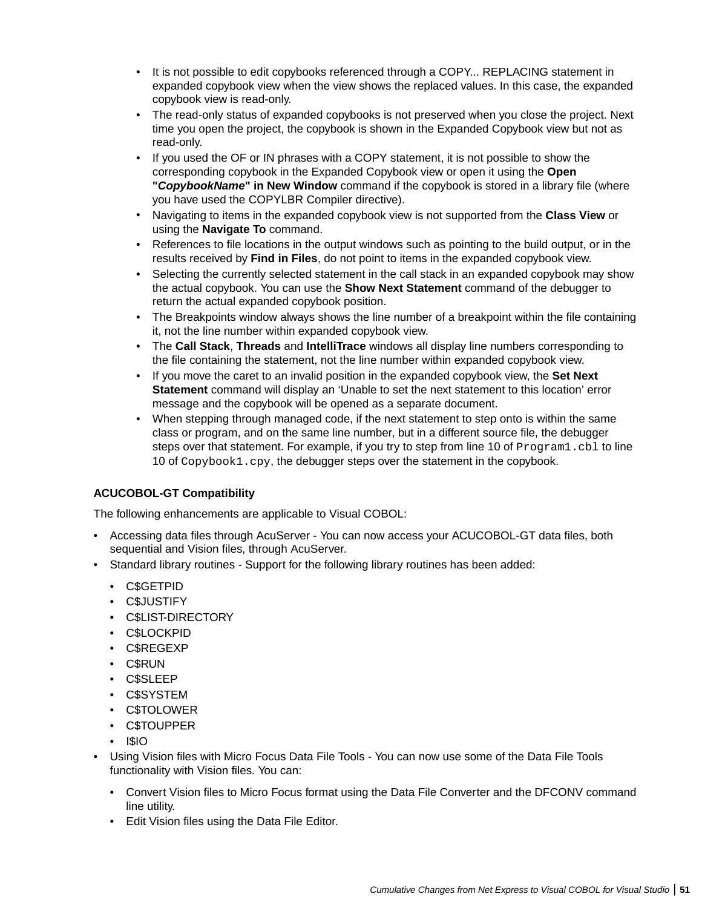- It is not possible to edit copybooks referenced through a COPY... REPLACING statement in expanded copybook view when the view shows the replaced values. In this case, the expanded copybook view is read-only.
- The read-only status of expanded copybooks is not preserved when you close the project. Next time you open the project, the copybook is shown in the Expanded Copybook view but not as read-only.
- If you used the OF or IN phrases with a COPY statement, it is not possible to show the corresponding copybook in the Expanded Copybook view or open it using the **Open "*CopybookName*" in New Window** command if the copybook is stored in a library file (where you have used the COPYLBR Compiler directive).
- Navigating to items in the expanded copybook view is not supported from the **Class View** or using the **Navigate To** command.
- References to file locations in the output windows such as pointing to the build output, or in the results received by **Find in Files**, do not point to items in the expanded copybook view.
- Selecting the currently selected statement in the call stack in an expanded copybook may show the actual copybook. You can use the **Show Next Statement** command of the debugger to return the actual expanded copybook position.
- The Breakpoints window always shows the line number of a breakpoint within the file containing it, not the line number within expanded copybook view.
- The **Call Stack**, **Threads** and **IntelliTrace** windows all display line numbers corresponding to the file containing the statement, not the line number within expanded copybook view.
- If you move the caret to an invalid position in the expanded copybook view, the **Set Next Statement** command will display an ‘Unable to set the next statement to this location’ error message and the copybook will be opened as a separate document.
- When stepping through managed code, if the next statement to step onto is within the same class or program, and on the same line number, but in a different source file, the debugger steps over that statement. For example, if you try to step from line 10 of `Program1.cbl` to line 10 of `Copybook1.cpy`, the debugger steps over the statement in the copybook.

**ACUCOBOL-GT Compatibility**

The following enhancements are applicable to Visual COBOL:

- Accessing data files through AcuServer - You can now access your ACUCOBOL-GT data files, both sequential and Vision files, through AcuServer.
- Standard library routines - Support for the following library routines has been added:
  - C$GETPID
  - C$JUSTIFY
  - C$LIST-DIRECTORY
  - C$LOCKPID
  - C$REGEXP
  - C$RUN
  - C$SLEEP
  - C$SYSTEM
  - C$TOLOWER
  - C$TOUPPER
  - I$IO
- Using Vision files with Micro Focus Data File Tools - You can now use some of the Data File Tools functionality with Vision files. You can:
  - Convert Vision files to Micro Focus format using the Data File Converter and the DFCONV command line utility.
  - Edit Vision files using the Data File Editor.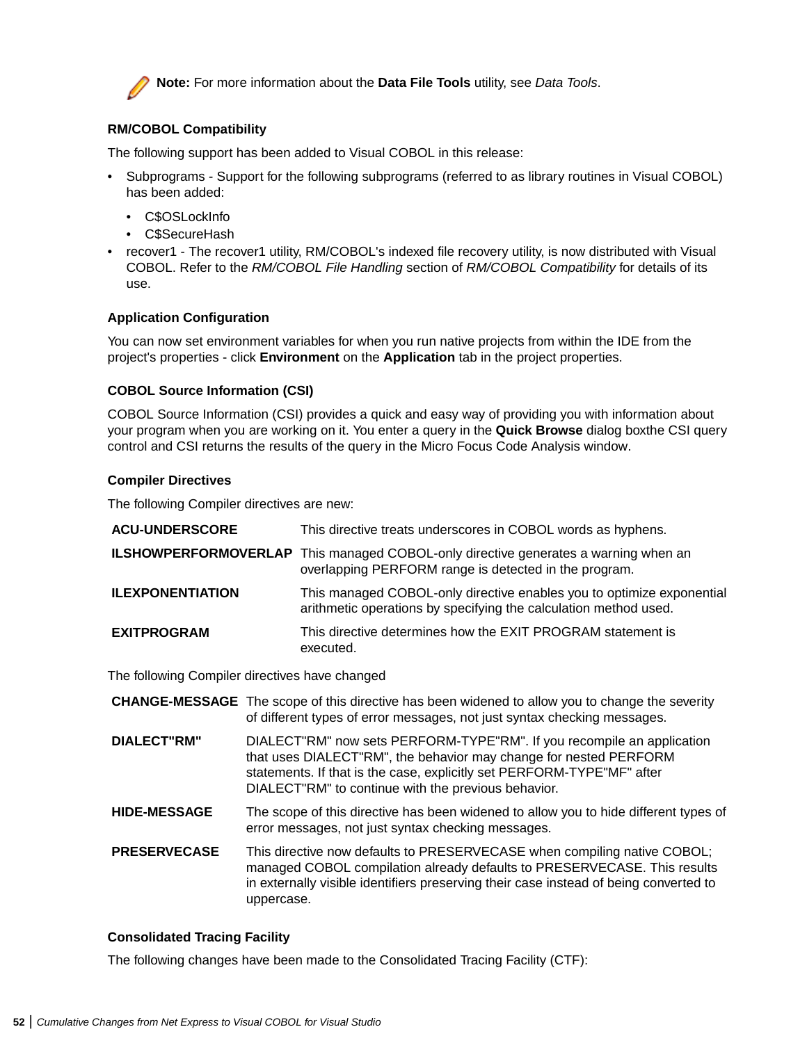**Note:** For more information about the **Data File Tools** utility, see *Data Tools*.

#### RM/COBOL Compatibility

The following support has been added to Visual COBOL in this release:

- Subprograms - Support for the following subprograms (referred to as library routines in Visual COBOL) has been added:
  - C$OSLockInfo
  - C$SecureHash
- recover1 - The recover1 utility, RM/COBOL's indexed file recovery utility, is now distributed with Visual COBOL. Refer to the *RM/COBOL File Handling* section of *RM/COBOL Compatibility* for details of its use.

#### Application Configuration

You can now set environment variables for when you run native projects from within the IDE from the project's properties - click **Environment** on the **Application** tab in the project properties.

#### COBOL Source Information (CSI)

COBOL Source Information (CSI) provides a quick and easy way of providing you with information about your program when you are working on it. You enter a query in the **Quick Browse** dialog boxthe CSI query control and CSI returns the results of the query in the Micro Focus Code Analysis window.

#### Compiler Directives

The following Compiler directives are new:

| | |
|---|---|
| **ACU-UNDERSCORE** | This directive treats underscores in COBOL words as hyphens. |
| **ILSHOWPERFORMOVERLAP** | This managed COBOL-only directive generates a warning when an overlapping PERFORM range is detected in the program. |
| **ILEXPONENTIATION** | This managed COBOL-only directive enables you to optimize exponential arithmetic operations by specifying the calculation method used. |
| **EXITPROGRAM** | This directive determines how the EXIT PROGRAM statement is executed. |

The following Compiler directives have changed

| | |
|---|---|
| **CHANGE-MESSAGE** | The scope of this directive has been widened to allow you to change the severity of different types of error messages, not just syntax checking messages. |
| **DIALECT"RM"** | DIALECT"RM" now sets PERFORM-TYPE"RM". If you recompile an application that uses DIALECT"RM", the behavior may change for nested PERFORM statements. If that is the case, explicitly set PERFORM-TYPE"MF" after DIALECT"RM" to continue with the previous behavior. |
| **HIDE-MESSAGE** | The scope of this directive has been widened to allow you to hide different types of error messages, not just syntax checking messages. |
| **PRESERVECASE** | This directive now defaults to PRESERVECASE when compiling native COBOL; managed COBOL compilation already defaults to PRESERVECASE. This results in externally visible identifiers preserving their case instead of being converted to uppercase. |

#### Consolidated Tracing Facility

The following changes have been made to the Consolidated Tracing Facility (CTF):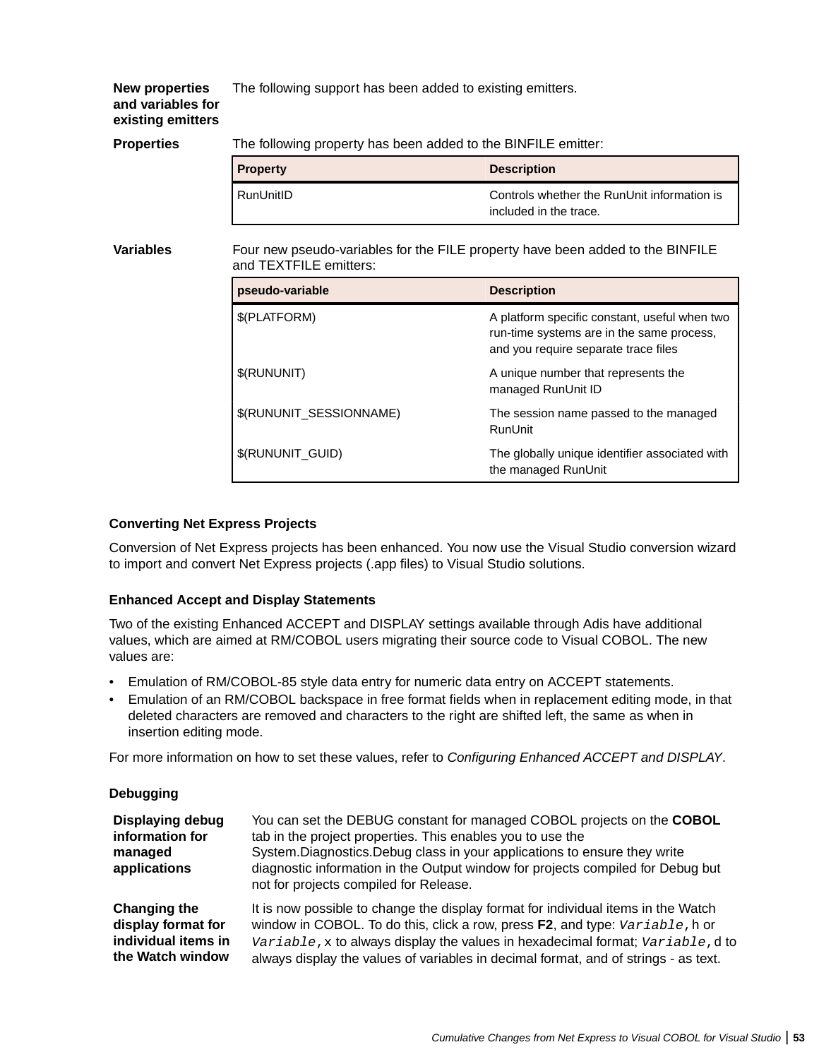**New properties and variables for existing emitters**

The following support has been added to existing emitters.

**Properties**

The following property has been added to the BINFILE emitter:

| Property | Description |
|---|---|
| RunUnitID | Controls whether the RunUnit information is included in the trace. |

**Variables**

Four new pseudo-variables for the FILE property have been added to the BINFILE and TEXTFILE emitters:

| pseudo-variable | Description |
|---|---|
| $(PLATFORM) | A platform specific constant, useful when two run-time systems are in the same process, and you require separate trace files |
| $(RUNUNIT) | A unique number that represents the managed RunUnit ID |
| $(RUNUNIT_SESSIONNAME) | The session name passed to the managed RunUnit |
| $(RUNUNIT_GUID) | The globally unique identifier associated with the managed RunUnit |

### Converting Net Express Projects

Conversion of Net Express projects has been enhanced. You now use the Visual Studio conversion wizard to import and convert Net Express projects (.app files) to Visual Studio solutions.

### Enhanced Accept and Display Statements

Two of the existing Enhanced ACCEPT and DISPLAY settings available through Adis have additional values, which are aimed at RM/COBOL users migrating their source code to Visual COBOL. The new values are:

- Emulation of RM/COBOL-85 style data entry for numeric data entry on ACCEPT statements.
- Emulation of an RM/COBOL backspace in free format fields when in replacement editing mode, in that deleted characters are removed and characters to the right are shifted left, the same as when in insertion editing mode.

For more information on how to set these values, refer to *Configuring Enhanced ACCEPT and DISPLAY*.

### Debugging

**Displaying debug information for managed applications**

You can set the DEBUG constant for managed COBOL projects on the **COBOL** tab in the project properties. This enables you to use the System.Diagnostics.Debug class in your applications to ensure they write diagnostic information in the Output window for projects compiled for Debug but not for projects compiled for Release.

**Changing the display format for individual items in the Watch window**

It is now possible to change the display format for individual items in the Watch window in COBOL. To do this, click a row, press **F2**, and type: `Variable,h` or `Variable,x` to always display the values in hexadecimal format; `Variable,d` to always display the values of variables in decimal format, and of strings - as text.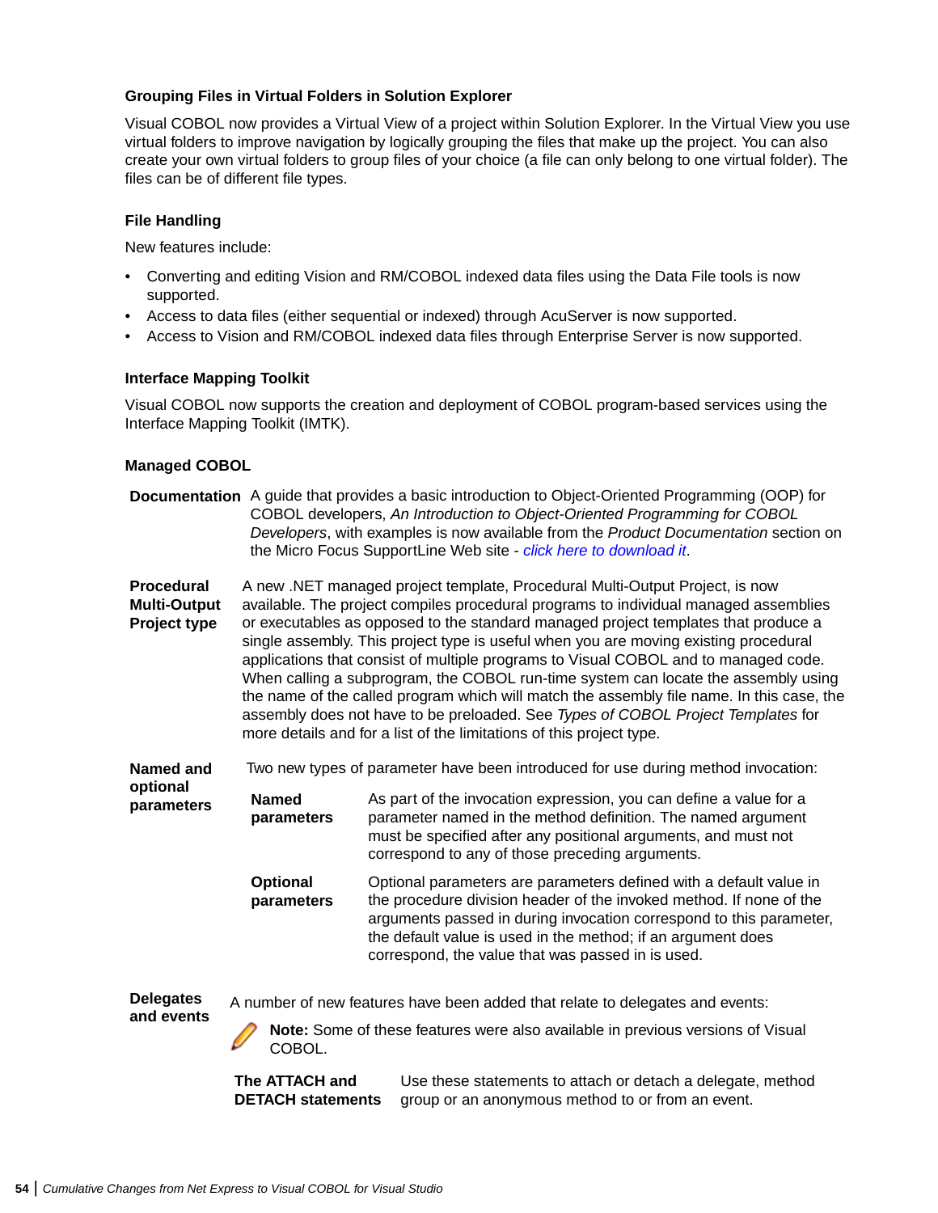### Grouping Files in Virtual Folders in Solution Explorer

Visual COBOL now provides a Virtual View of a project within Solution Explorer. In the Virtual View you use virtual folders to improve navigation by logically grouping the files that make up the project. You can also create your own virtual folders to group files of your choice (a file can only belong to one virtual folder). The files can be of different file types.

### File Handling

New features include:

- Converting and editing Vision and RM/COBOL indexed data files using the Data File tools is now supported.
- Access to data files (either sequential or indexed) through AcuServer is now supported.
- Access to Vision and RM/COBOL indexed data files through Enterprise Server is now supported.

### Interface Mapping Toolkit

Visual COBOL now supports the creation and deployment of COBOL program-based services using the Interface Mapping Toolkit (IMTK).

### Managed COBOL

**Documentation**

A guide that provides a basic introduction to Object-Oriented Programming (OOP) for COBOL developers, *An Introduction to Object-Oriented Programming for COBOL Developers*, with examples is now available from the *Product Documentation* section on the Micro Focus SupportLine Web site - *click here to download it*.

**Procedural Multi-Output Project type**

A new .NET managed project template, Procedural Multi-Output Project, is now available. The project compiles procedural programs to individual managed assemblies or executables as opposed to the standard managed project templates that produce a single assembly. This project type is useful when you are moving existing procedural applications that consist of multiple programs to Visual COBOL and to managed code. When calling a subprogram, the COBOL run-time system can locate the assembly using the name of the called program which will match the assembly file name. In this case, the assembly does not have to be preloaded. See *Types of COBOL Project Templates* for more details and for a list of the limitations of this project type.

**Named and optional parameters**

Two new types of parameter have been introduced for use during method invocation:

- **Named parameters**: As part of the invocation expression, you can define a value for a parameter named in the method definition. The named argument must be specified after any positional arguments, and must not correspond to any of those preceding arguments.
- **Optional parameters**: Optional parameters are parameters defined with a default value in the procedure division header of the invoked method. If none of the arguments passed in during invocation correspond to this parameter, the default value is used in the method; if an argument does correspond, the value that was passed in is used.

**Delegates and events**

A number of new features have been added that relate to delegates and events:

**Note:** Some of these features were also available in previous versions of Visual COBOL.

- **The ATTACH and DETACH statements**: Use these statements to attach or detach a delegate, method group or an anonymous method to or from an event.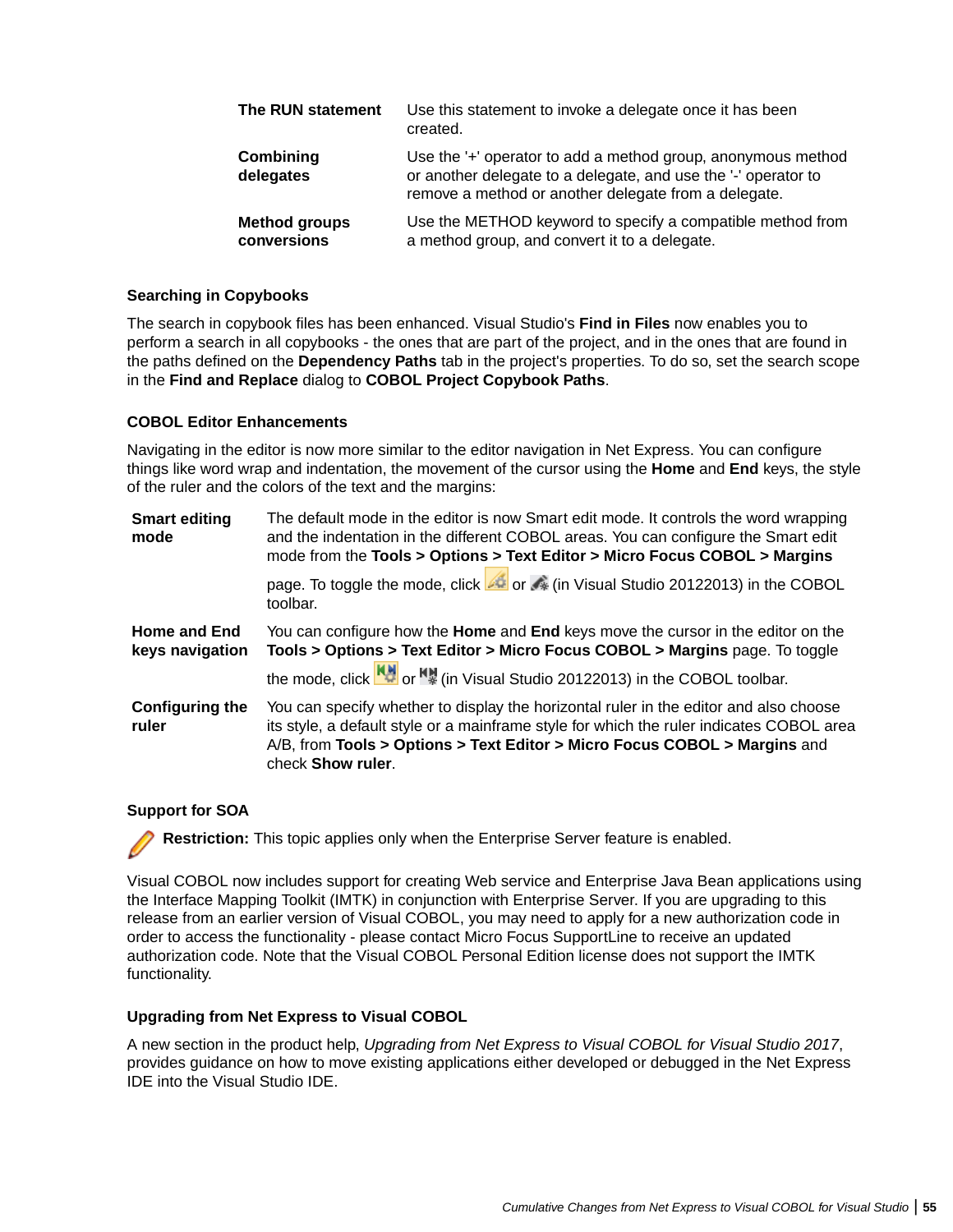| | |
|---|---|
| **The RUN statement** | Use this statement to invoke a delegate once it has been created. |
| **Combining delegates** | Use the '+' operator to add a method group, anonymous method or another delegate to a delegate, and use the '-' operator to remove a method or another delegate from a delegate. |
| **Method groups conversions** | Use the METHOD keyword to specify a compatible method from a method group, and convert it to a delegate. |

### Searching in Copybooks

The search in copybook files has been enhanced. Visual Studio's **Find in Files** now enables you to perform a search in all copybooks - the ones that are part of the project, and in the ones that are found in the paths defined on the **Dependency Paths** tab in the project's properties. To do so, set the search scope in the **Find and Replace** dialog to **COBOL Project Copybook Paths**.

### COBOL Editor Enhancements

Navigating in the editor is now more similar to the editor navigation in Net Express. You can configure things like word wrap and indentation, the movement of the cursor using the **Home** and **End** keys, the style of the ruler and the colors of the text and the margins:

| | |
|---|---|
| **Smart editing mode** | The default mode in the editor is now Smart edit mode. It controls the word wrapping and the indentation in the different COBOL areas. You can configure the Smart edit mode from the **Tools > Options > Text Editor > Micro Focus COBOL > Margins** page. To toggle the mode, click or (in Visual Studio 20122013) in the COBOL toolbar. |
| **Home and End keys navigation** | You can configure how the **Home** and **End** keys move the cursor in the editor on the **Tools > Options > Text Editor > Micro Focus COBOL > Margins** page. To toggle the mode, click or (in Visual Studio 20122013) in the COBOL toolbar. |
| **Configuring the ruler** | You can specify whether to display the horizontal ruler in the editor and also choose its style, a default style or a mainframe style for which the ruler indicates COBOL area A/B, from **Tools > Options > Text Editor > Micro Focus COBOL > Margins** and check **Show ruler**. |

### Support for SOA

**Restriction:** This topic applies only when the Enterprise Server feature is enabled.

Visual COBOL now includes support for creating Web service and Enterprise Java Bean applications using the Interface Mapping Toolkit (IMTK) in conjunction with Enterprise Server. If you are upgrading to this release from an earlier version of Visual COBOL, you may need to apply for a new authorization code in order to access the functionality - please contact Micro Focus SupportLine to receive an updated authorization code. Note that the Visual COBOL Personal Edition license does not support the IMTK functionality.

### Upgrading from Net Express to Visual COBOL

A new section in the product help, *Upgrading from Net Express to Visual COBOL for Visual Studio 2017*, provides guidance on how to move existing applications either developed or debugged in the Net Express IDE into the Visual Studio IDE.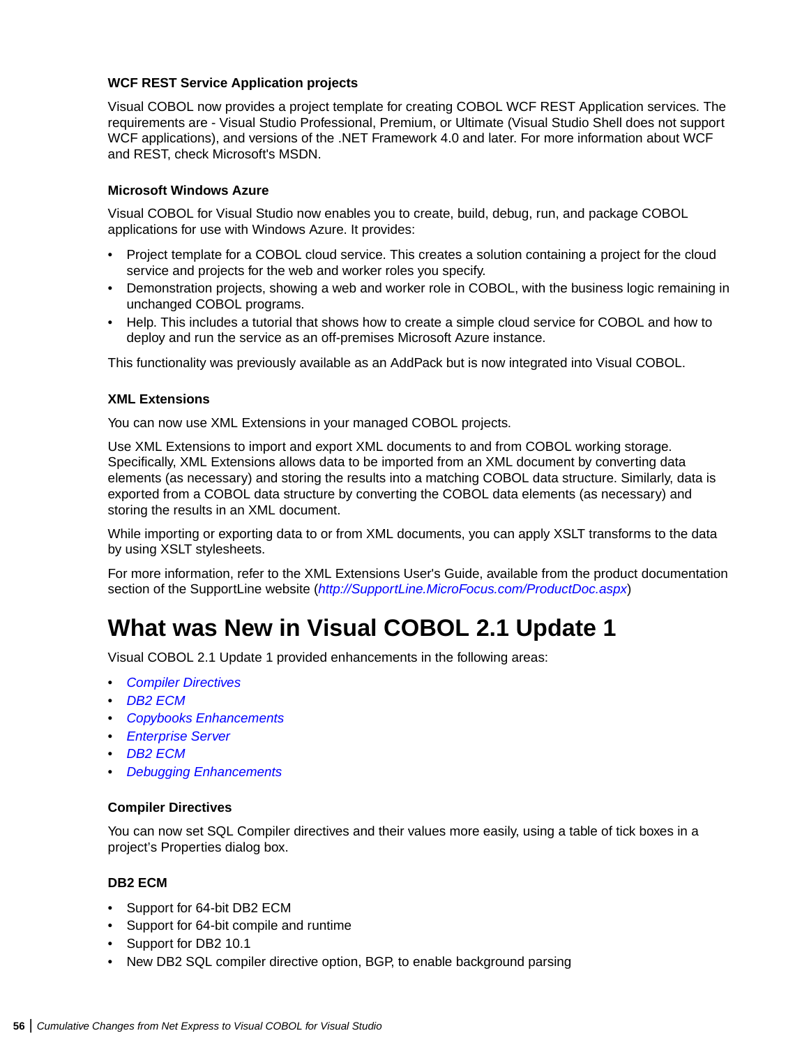#### WCF REST Service Application projects

Visual COBOL now provides a project template for creating COBOL WCF REST Application services. The requirements are - Visual Studio Professional, Premium, or Ultimate (Visual Studio Shell does not support WCF applications), and versions of the .NET Framework 4.0 and later. For more information about WCF and REST, check Microsoft's MSDN.

#### Microsoft Windows Azure

Visual COBOL for Visual Studio now enables you to create, build, debug, run, and package COBOL applications for use with Windows Azure. It provides:

- Project template for a COBOL cloud service. This creates a solution containing a project for the cloud service and projects for the web and worker roles you specify.
- Demonstration projects, showing a web and worker role in COBOL, with the business logic remaining in unchanged COBOL programs.
- Help. This includes a tutorial that shows how to create a simple cloud service for COBOL and how to deploy and run the service as an off-premises Microsoft Azure instance.

This functionality was previously available as an AddPack but is now integrated into Visual COBOL.

#### XML Extensions

You can now use XML Extensions in your managed COBOL projects.

Use XML Extensions to import and export XML documents to and from COBOL working storage. Specifically, XML Extensions allows data to be imported from an XML document by converting data elements (as necessary) and storing the results into a matching COBOL data structure. Similarly, data is exported from a COBOL data structure by converting the COBOL data elements (as necessary) and storing the results in an XML document.

While importing or exporting data to or from XML documents, you can apply XSLT transforms to the data by using XSLT stylesheets.

For more information, refer to the XML Extensions User's Guide, available from the product documentation section of the SupportLine website (*http://SupportLine.MicroFocus.com/ProductDoc.aspx*)

# What was New in Visual COBOL 2.1 Update 1

Visual COBOL 2.1 Update 1 provided enhancements in the following areas:

- *Compiler Directives*
- *DB2 ECM*
- *Copybooks Enhancements*
- *Enterprise Server*
- *DB2 ECM*
- *Debugging Enhancements*

#### Compiler Directives

You can now set SQL Compiler directives and their values more easily, using a table of tick boxes in a project's Properties dialog box.

#### DB2 ECM

- Support for 64-bit DB2 ECM
- Support for 64-bit compile and runtime
- Support for DB2 10.1
- New DB2 SQL compiler directive option, BGP, to enable background parsing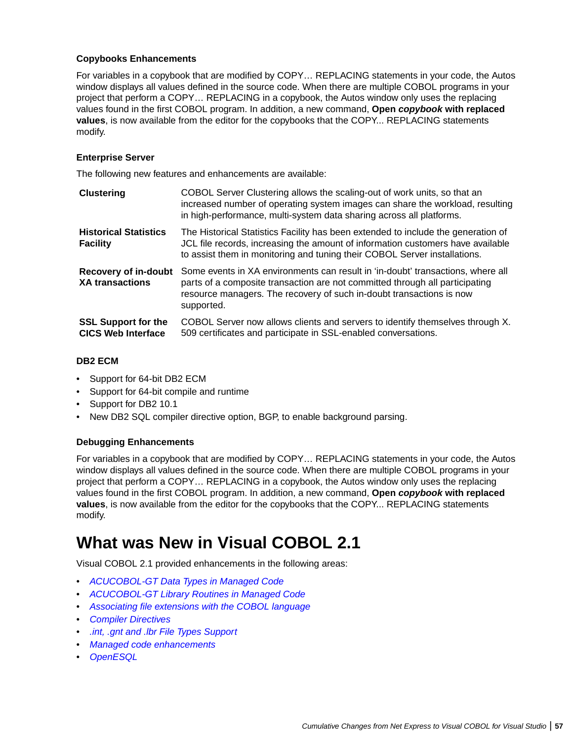#### Copybooks Enhancements

For variables in a copybook that are modified by COPY… REPLACING statements in your code, the Autos window displays all values defined in the source code. When there are multiple COBOL programs in your project that perform a COPY… REPLACING in a copybook, the Autos window only uses the replacing values found in the first COBOL program. In addition, a new command, **Open *copybook* with replaced values**, is now available from the editor for the copybooks that the COPY... REPLACING statements modify.

#### Enterprise Server

The following new features and enhancements are available:

| | |
|---|---|
| **Clustering** | COBOL Server Clustering allows the scaling-out of work units, so that an increased number of operating system images can share the workload, resulting in high-performance, multi-system data sharing across all platforms. |
| **Historical Statistics Facility** | The Historical Statistics Facility has been extended to include the generation of JCL file records, increasing the amount of information customers have available to assist them in monitoring and tuning their COBOL Server installations. |
| **Recovery of in-doubt XA transactions** | Some events in XA environments can result in 'in-doubt' transactions, where all parts of a composite transaction are not committed through all participating resource managers. The recovery of such in-doubt transactions is now supported. |
| **SSL Support for the CICS Web Interface** | COBOL Server now allows clients and servers to identify themselves through X. 509 certificates and participate in SSL-enabled conversations. |

#### DB2 ECM

- Support for 64-bit DB2 ECM
- Support for 64-bit compile and runtime
- Support for DB2 10.1
- New DB2 SQL compiler directive option, BGP, to enable background parsing.

#### Debugging Enhancements

For variables in a copybook that are modified by COPY… REPLACING statements in your code, the Autos window displays all values defined in the source code. When there are multiple COBOL programs in your project that perform a COPY… REPLACING in a copybook, the Autos window only uses the replacing values found in the first COBOL program. In addition, a new command, **Open *copybook* with replaced values**, is now available from the editor for the copybooks that the COPY... REPLACING statements modify.

# What was New in Visual COBOL 2.1

Visual COBOL 2.1 provided enhancements in the following areas:

- *ACUCOBOL-GT Data Types in Managed Code*
- *ACUCOBOL-GT Library Routines in Managed Code*
- *Associating file extensions with the COBOL language*
- *Compiler Directives*
- *.int, .gnt and .lbr File Types Support*
- *Managed code enhancements*
- *OpenESQL*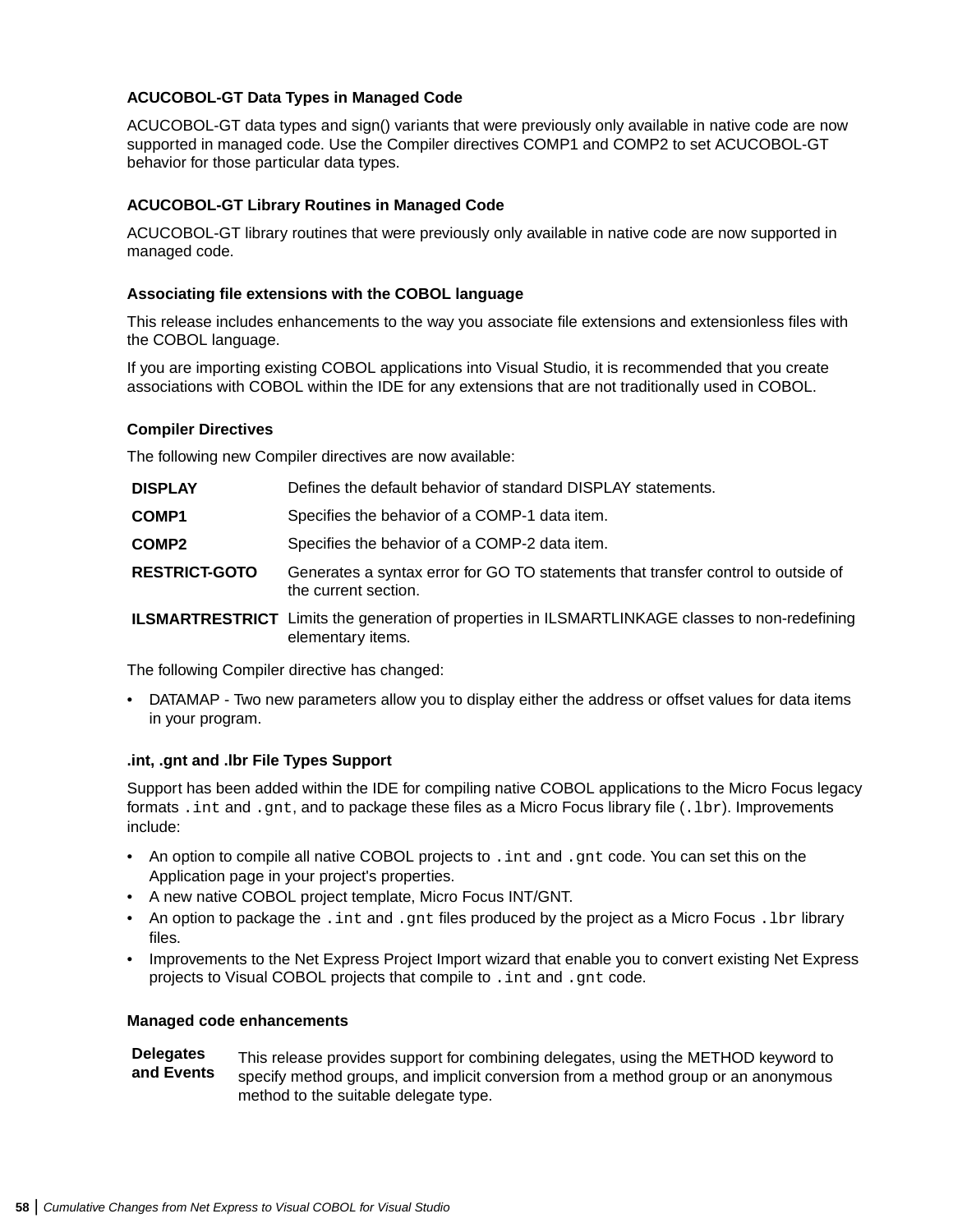### ACUCOBOL-GT Data Types in Managed Code

ACUCOBOL-GT data types and sign() variants that were previously only available in native code are now supported in managed code. Use the Compiler directives COMP1 and COMP2 to set ACUCOBOL-GT behavior for those particular data types.

### ACUCOBOL-GT Library Routines in Managed Code

ACUCOBOL-GT library routines that were previously only available in native code are now supported in managed code.

### Associating file extensions with the COBOL language

This release includes enhancements to the way you associate file extensions and extensionless files with the COBOL language.

If you are importing existing COBOL applications into Visual Studio, it is recommended that you create associations with COBOL within the IDE for any extensions that are not traditionally used in COBOL.

### Compiler Directives

The following new Compiler directives are now available:

| | |
|---|---|
| **DISPLAY** | Defines the default behavior of standard DISPLAY statements. |
| **COMP1** | Specifies the behavior of a COMP-1 data item. |
| **COMP2** | Specifies the behavior of a COMP-2 data item. |
| **RESTRICT-GOTO** | Generates a syntax error for GO TO statements that transfer control to outside of the current section. |
| **ILSMARTRESTRICT** | Limits the generation of properties in ILSMARTLINKAGE classes to non-redefining elementary items. |

The following Compiler directive has changed:

- DATAMAP - Two new parameters allow you to display either the address or offset values for data items in your program.

### .int, .gnt and .lbr File Types Support

Support has been added within the IDE for compiling native COBOL applications to the Micro Focus legacy formats `.int` and `.gnt`, and to package these files as a Micro Focus library file (`.lbr`). Improvements include:

- An option to compile all native COBOL projects to `.int` and `.gnt` code. You can set this on the Application page in your project's properties.
- A new native COBOL project template, Micro Focus INT/GNT.
- An option to package the `.int` and `.gnt` files produced by the project as a Micro Focus `.lbr` library files.
- Improvements to the Net Express Project Import wizard that enable you to convert existing Net Express projects to Visual COBOL projects that compile to `.int` and `.gnt` code.

### Managed code enhancements

| | |
|---|---|
| **Delegates and Events** | This release provides support for combining delegates, using the METHOD keyword to specify method groups, and implicit conversion from a method group or an anonymous method to the suitable delegate type. |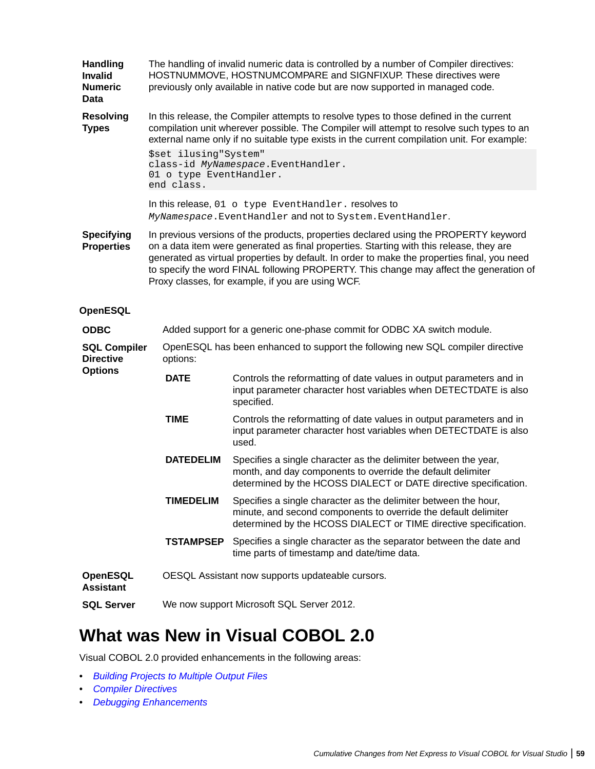**Handling Invalid Numeric Data**

The handling of invalid numeric data is controlled by a number of Compiler directives: HOSTNUMMOVE, HOSTNUMCOMPARE and SIGNFIXUP. These directives were previously only available in native code but are now supported in managed code.

**Resolving Types**

In this release, the Compiler attempts to resolve types to those defined in the current compilation unit wherever possible. The Compiler will attempt to resolve such types to an external name only if no suitable type exists in the current compilation unit. For example:

```
$set ilusing"System"
class-id MyNamespace.EventHandler.
01 o type EventHandler.
end class.
```

In this release, `01 o type EventHandler.` resolves to `MyNamespace.EventHandler` and not to `System.EventHandler`.

**Specifying Properties**

In previous versions of the products, properties declared using the PROPERTY keyword on a data item were generated as final properties. Starting with this release, they are generated as virtual properties by default. In order to make the properties final, you need to specify the word FINAL following PROPERTY. This change may affect the generation of Proxy classes, for example, if you are using WCF.

### OpenESQL

**ODBC**

Added support for a generic one-phase commit for ODBC XA switch module.

**SQL Compiler Directive Options**

OpenESQL has been enhanced to support the following new SQL compiler directive options:

- **DATE** – Controls the reformatting of date values in output parameters and in input parameter character host variables when DETECTDATE is also specified.
- **TIME** – Controls the reformatting of date values in output parameters and in input parameter character host variables when DETECTDATE is also used.
- **DATEDELIM** – Specifies a single character as the delimiter between the year, month, and day components to override the default delimiter determined by the HCOSS DIALECT or DATE directive specification.
- **TIMEDELIM** – Specifies a single character as the delimiter between the hour, minute, and second components to override the default delimiter determined by the HCOSS DIALECT or TIME directive specification.
- **TSTAMPSEP** – Specifies a single character as the separator between the date and time parts of timestamp and date/time data.

**OpenESQL Assistant**

OESQL Assistant now supports updateable cursors.

**SQL Server**

We now support Microsoft SQL Server 2012.

# What was New in Visual COBOL 2.0

Visual COBOL 2.0 provided enhancements in the following areas:

- *Building Projects to Multiple Output Files*
- *Compiler Directives*
- *Debugging Enhancements*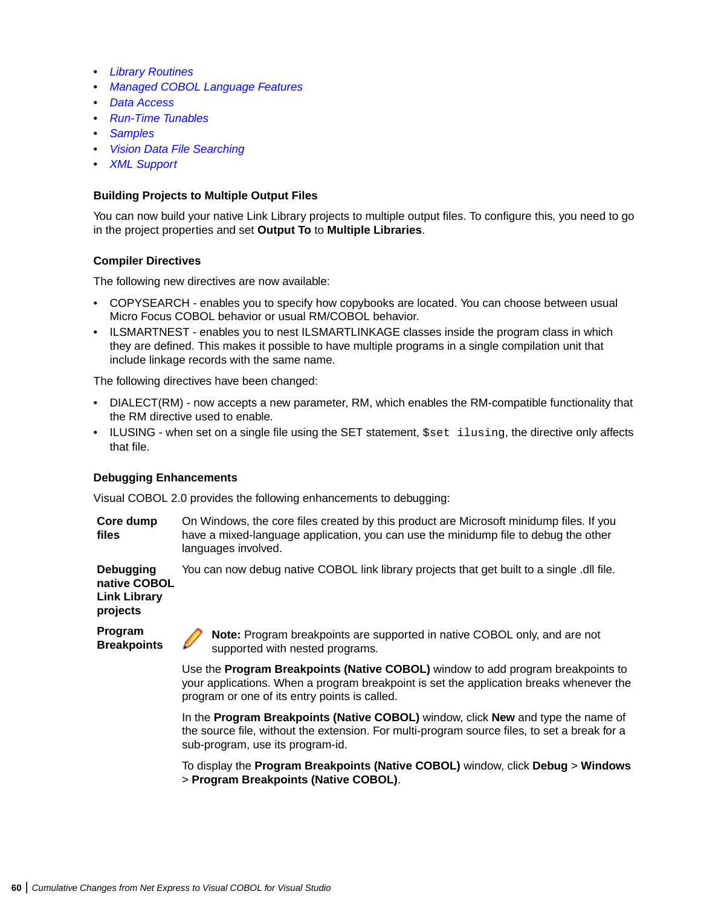- *Library Routines*
- *Managed COBOL Language Features*
- *Data Access*
- *Run-Time Tunables*
- *Samples*
- *Vision Data File Searching*
- *XML Support*

### Building Projects to Multiple Output Files

You can now build your native Link Library projects to multiple output files. To configure this, you need to go in the project properties and set **Output To** to **Multiple Libraries**.

### Compiler Directives

The following new directives are now available:

- COPYSEARCH - enables you to specify how copybooks are located. You can choose between usual Micro Focus COBOL behavior or usual RM/COBOL behavior.
- ILSMARTNEST - enables you to nest ILSMARTLINKAGE classes inside the program class in which they are defined. This makes it possible to have multiple programs in a single compilation unit that include linkage records with the same name.

The following directives have been changed:

- DIALECT(RM) - now accepts a new parameter, RM, which enables the RM-compatible functionality that the RM directive used to enable.
- ILUSING - when set on a single file using the SET statement, `$set ilusing`, the directive only affects that file.

### Debugging Enhancements

Visual COBOL 2.0 provides the following enhancements to debugging:

**Core dump files**

On Windows, the core files created by this product are Microsoft minidump files. If you have a mixed-language application, you can use the minidump file to debug the other languages involved.

**Debugging native COBOL Link Library projects**

You can now debug native COBOL link library projects that get built to a single .dll file.

**Program Breakpoints**

**Note:** Program breakpoints are supported in native COBOL only, and are not supported with nested programs.

Use the **Program Breakpoints (Native COBOL)** window to add program breakpoints to your applications. When a program breakpoint is set the application breaks whenever the program or one of its entry points is called.

In the **Program Breakpoints (Native COBOL)** window, click **New** and type the name of the source file, without the extension. For multi-program source files, to set a break for a sub-program, use its program-id.

To display the **Program Breakpoints (Native COBOL)** window, click **Debug** > **Windows** > **Program Breakpoints (Native COBOL)**.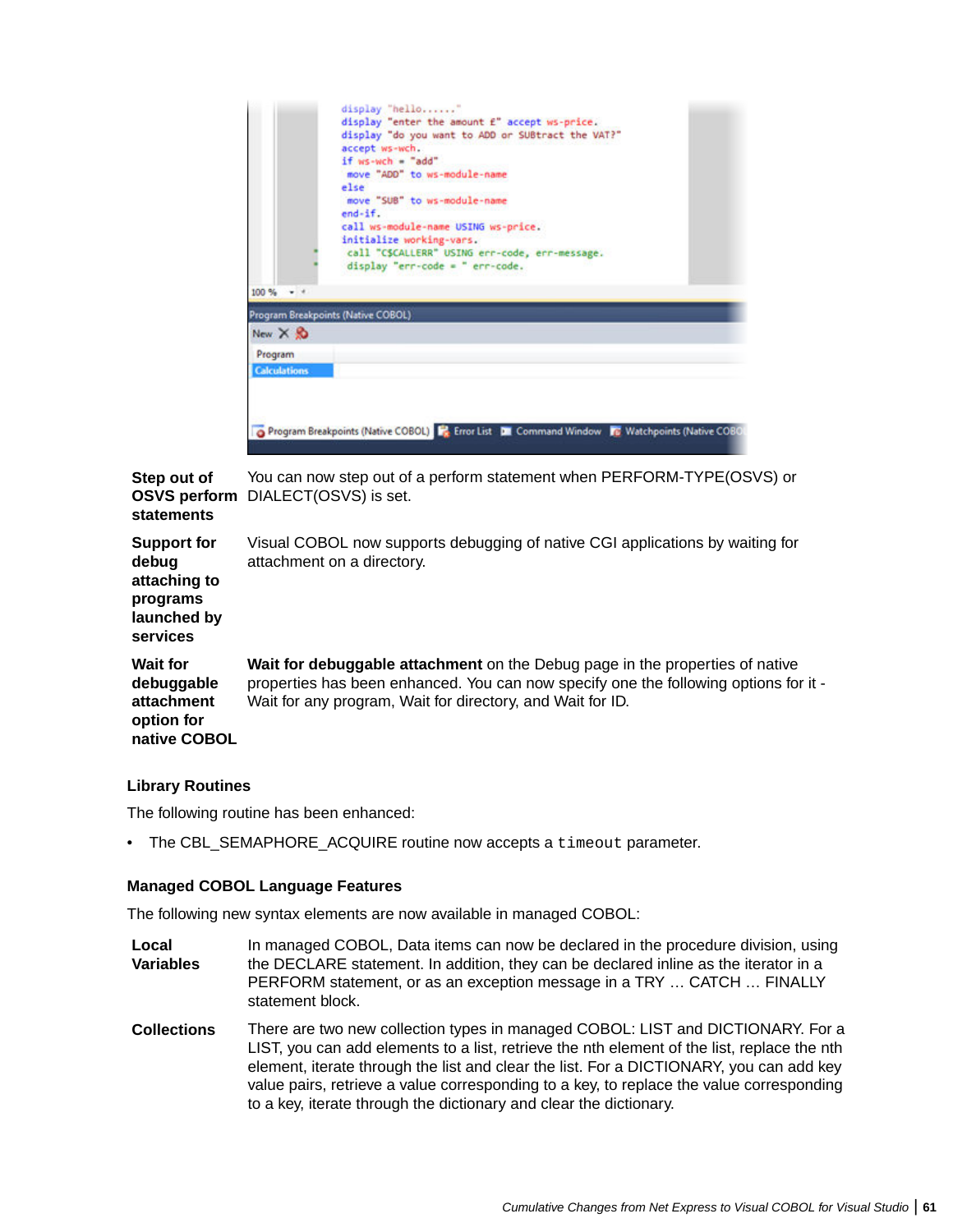| | |
|---|---|
| **Step out of OSVS perform statements** | You can now step out of a perform statement when PERFORM-TYPE(OSVS) or DIALECT(OSVS) is set. |
| **Support for debug attaching to programs launched by services** | Visual COBOL now supports debugging of native CGI applications by waiting for attachment on a directory. |
| **Wait for debuggable attachment option for native COBOL** | **Wait for debuggable attachment** on the Debug page in the properties of native properties has been enhanced. You can now specify one the following options for it - Wait for any program, Wait for directory, and Wait for ID. |

### Library Routines

The following routine has been enhanced:

- The CBL_SEMAPHORE_ACQUIRE routine now accepts a `timeout` parameter.

### Managed COBOL Language Features

The following new syntax elements are now available in managed COBOL:

| | |
|---|---|
| **Local Variables** | In managed COBOL, Data items can now be declared in the procedure division, using the DECLARE statement. In addition, they can be declared inline as the iterator in a PERFORM statement, or as an exception message in a TRY … CATCH … FINALLY statement block. |
| **Collections** | There are two new collection types in managed COBOL: LIST and DICTIONARY. For a LIST, you can add elements to a list, retrieve the nth element of the list, replace the nth element, iterate through the list and clear the list. For a DICTIONARY, you can add key value pairs, retrieve a value corresponding to a key, to replace the value corresponding to a key, iterate through the dictionary and clear the dictionary. |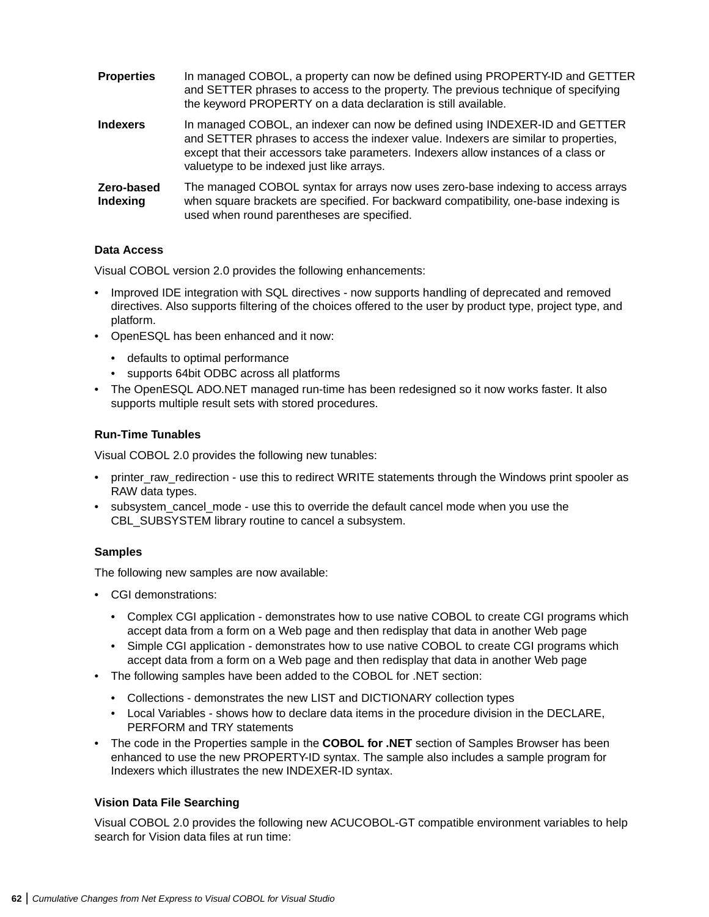| | |
|---|---|
| **Properties** | In managed COBOL, a property can now be defined using PROPERTY-ID and GETTER and SETTER phrases to access to the property. The previous technique of specifying the keyword PROPERTY on a data declaration is still available. |
| **Indexers** | In managed COBOL, an indexer can now be defined using INDEXER-ID and GETTER and SETTER phrases to access the indexer value. Indexers are similar to properties, except that their accessors take parameters. Indexers allow instances of a class or valuetype to be indexed just like arrays. |
| **Zero-based Indexing** | The managed COBOL syntax for arrays now uses zero-base indexing to access arrays when square brackets are specified. For backward compatibility, one-base indexing is used when round parentheses are specified. |

#### Data Access

Visual COBOL version 2.0 provides the following enhancements:

- Improved IDE integration with SQL directives - now supports handling of deprecated and removed directives. Also supports filtering of the choices offered to the user by product type, project type, and platform.
- OpenESQL has been enhanced and it now:
  - defaults to optimal performance
  - supports 64bit ODBC across all platforms
- The OpenESQL ADO.NET managed run-time has been redesigned so it now works faster. It also supports multiple result sets with stored procedures.

#### Run-Time Tunables

Visual COBOL 2.0 provides the following new tunables:

- printer_raw_redirection - use this to redirect WRITE statements through the Windows print spooler as RAW data types.
- subsystem_cancel_mode - use this to override the default cancel mode when you use the CBL_SUBSYSTEM library routine to cancel a subsystem.

#### Samples

The following new samples are now available:

- CGI demonstrations:
  - Complex CGI application - demonstrates how to use native COBOL to create CGI programs which accept data from a form on a Web page and then redisplay that data in another Web page
  - Simple CGI application - demonstrates how to use native COBOL to create CGI programs which accept data from a form on a Web page and then redisplay that data in another Web page
- The following samples have been added to the COBOL for .NET section:
  - Collections - demonstrates the new LIST and DICTIONARY collection types
  - Local Variables - shows how to declare data items in the procedure division in the DECLARE, PERFORM and TRY statements
- The code in the Properties sample in the **COBOL for .NET** section of Samples Browser has been enhanced to use the new PROPERTY-ID syntax. The sample also includes a sample program for Indexers which illustrates the new INDEXER-ID syntax.

#### Vision Data File Searching

Visual COBOL 2.0 provides the following new ACUCOBOL-GT compatible environment variables to help search for Vision data files at run time: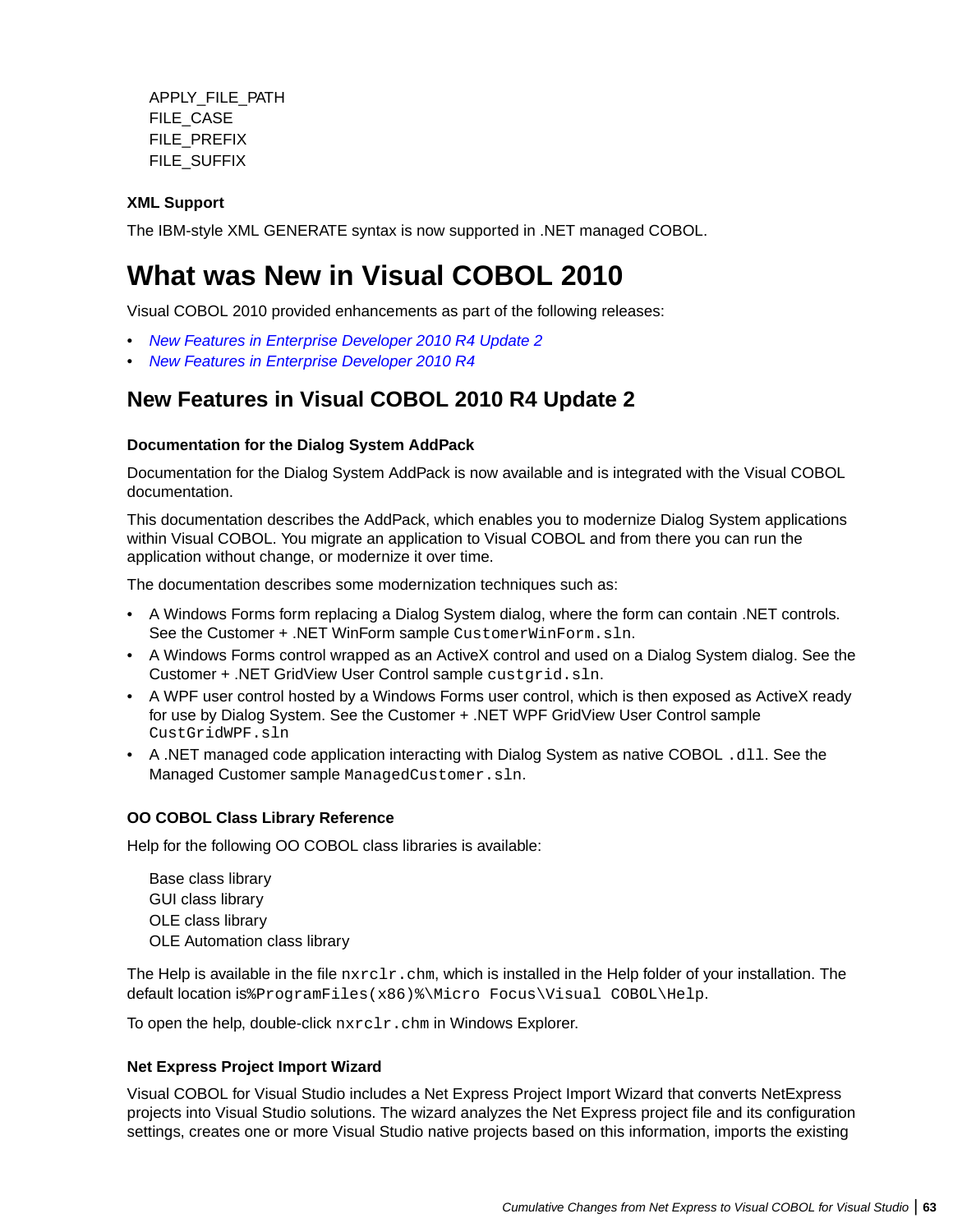APPLY_FILE_PATH
FILE_CASE
FILE_PREFIX
FILE_SUFFIX

**XML Support**

The IBM-style XML GENERATE syntax is now supported in .NET managed COBOL.

# What was New in Visual COBOL 2010

Visual COBOL 2010 provided enhancements as part of the following releases:

- *New Features in Enterprise Developer 2010 R4 Update 2*
- *New Features in Enterprise Developer 2010 R4*

## New Features in Visual COBOL 2010 R4 Update 2

**Documentation for the Dialog System AddPack**

Documentation for the Dialog System AddPack is now available and is integrated with the Visual COBOL documentation.

This documentation describes the AddPack, which enables you to modernize Dialog System applications within Visual COBOL. You migrate an application to Visual COBOL and from there you can run the application without change, or modernize it over time.

The documentation describes some modernization techniques such as:

- A Windows Forms form replacing a Dialog System dialog, where the form can contain .NET controls. See the Customer + .NET WinForm sample `CustomerWinForm.sln`.
- A Windows Forms control wrapped as an ActiveX control and used on a Dialog System dialog. See the Customer + .NET GridView User Control sample `custgrid.sln`.
- A WPF user control hosted by a Windows Forms user control, which is then exposed as ActiveX ready for use by Dialog System. See the Customer + .NET WPF GridView User Control sample `CustGridWPF.sln`
- A .NET managed code application interacting with Dialog System as native COBOL `.dll`. See the Managed Customer sample `ManagedCustomer.sln`.

**OO COBOL Class Library Reference**

Help for the following OO COBOL class libraries is available:

Base class library
GUI class library
OLE class library
OLE Automation class library

The Help is available in the file `nxrclr.chm`, which is installed in the Help folder of your installation. The default location is`%ProgramFiles(x86)%\Micro Focus\Visual COBOL\Help`.

To open the help, double-click `nxrclr.chm` in Windows Explorer.

**Net Express Project Import Wizard**

Visual COBOL for Visual Studio includes a Net Express Project Import Wizard that converts NetExpress projects into Visual Studio solutions. The wizard analyzes the Net Express project file and its configuration settings, creates one or more Visual Studio native projects based on this information, imports the existing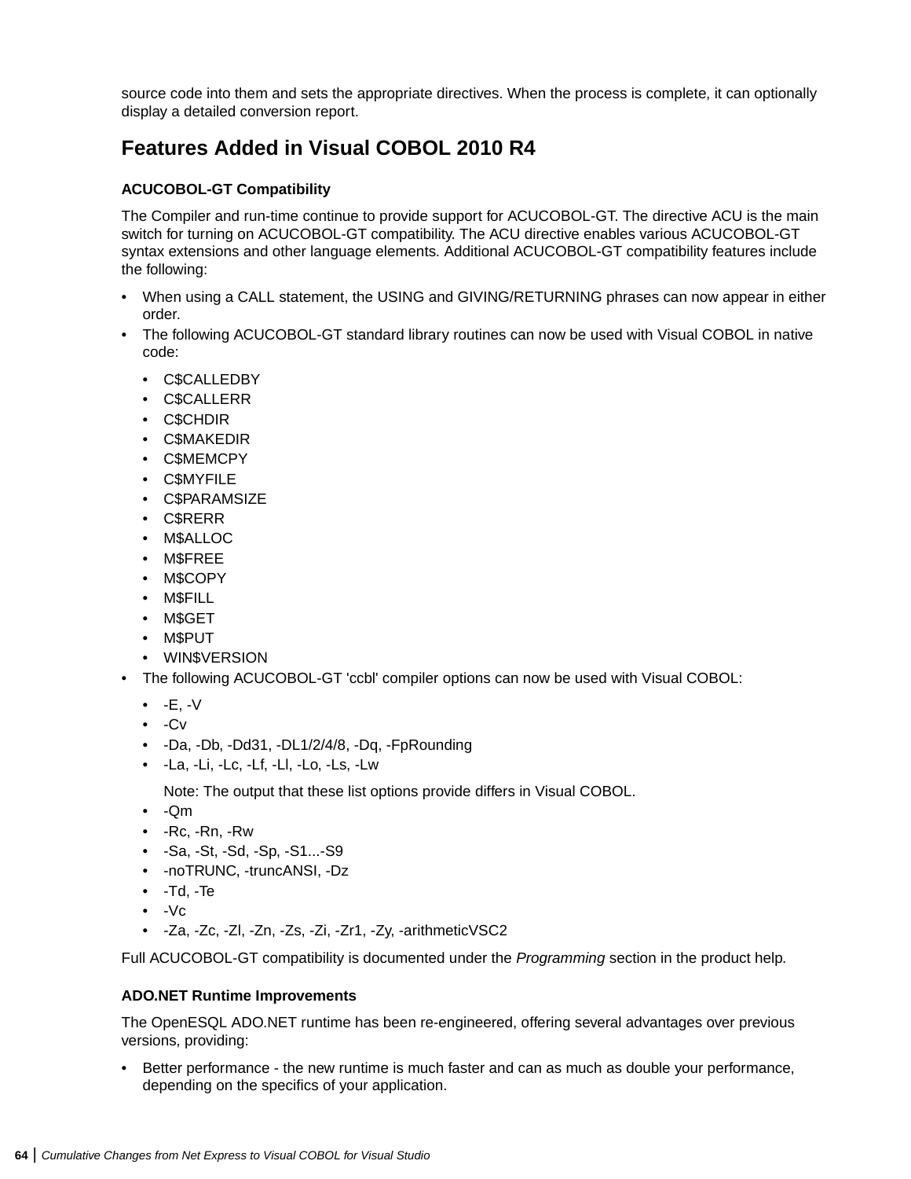source code into them and sets the appropriate directives. When the process is complete, it can optionally display a detailed conversion report.

## Features Added in Visual COBOL 2010 R4

### ACUCOBOL-GT Compatibility

The Compiler and run-time continue to provide support for ACUCOBOL-GT. The directive ACU is the main switch for turning on ACUCOBOL-GT compatibility. The ACU directive enables various ACUCOBOL-GT syntax extensions and other language elements. Additional ACUCOBOL-GT compatibility features include the following:

- When using a CALL statement, the USING and GIVING/RETURNING phrases can now appear in either order.
- The following ACUCOBOL-GT standard library routines can now be used with Visual COBOL in native code:
  - C$CALLEDBY
  - C$CALLERR
  - C$CHDIR
  - C$MAKEDIR
  - C$MEMCPY
  - C$MYFILE
  - C$PARAMSIZE
  - C$RERR
  - M$ALLOC
  - M$FREE
  - M$COPY
  - M$FILL
  - M$GET
  - M$PUT
  - WIN$VERSION
- The following ACUCOBOL-GT 'ccbl' compiler options can now be used with Visual COBOL:
  - -E, -V
  - -Cv
  - -Da, -Db, -Dd31, -DL1/2/4/8, -Dq, -FpRounding
  - -La, -Li, -Lc, -Lf, -Ll, -Lo, -Ls, -Lw

    Note: The output that these list options provide differs in Visual COBOL.
  - -Qm
  - -Rc, -Rn, -Rw
  - -Sa, -St, -Sd, -Sp, -S1...-S9
  - -noTRUNC, -truncANSI, -Dz
  - -Td, -Te
  - -Vc
  - -Za, -Zc, -Zl, -Zn, -Zs, -Zi, -Zr1, -Zy, -arithmeticVSC2

Full ACUCOBOL-GT compatibility is documented under the *Programming* section in the product help.

### ADO.NET Runtime Improvements

The OpenESQL ADO.NET runtime has been re-engineered, offering several advantages over previous versions, providing:

- Better performance - the new runtime is much faster and can as much as double your performance, depending on the specifics of your application.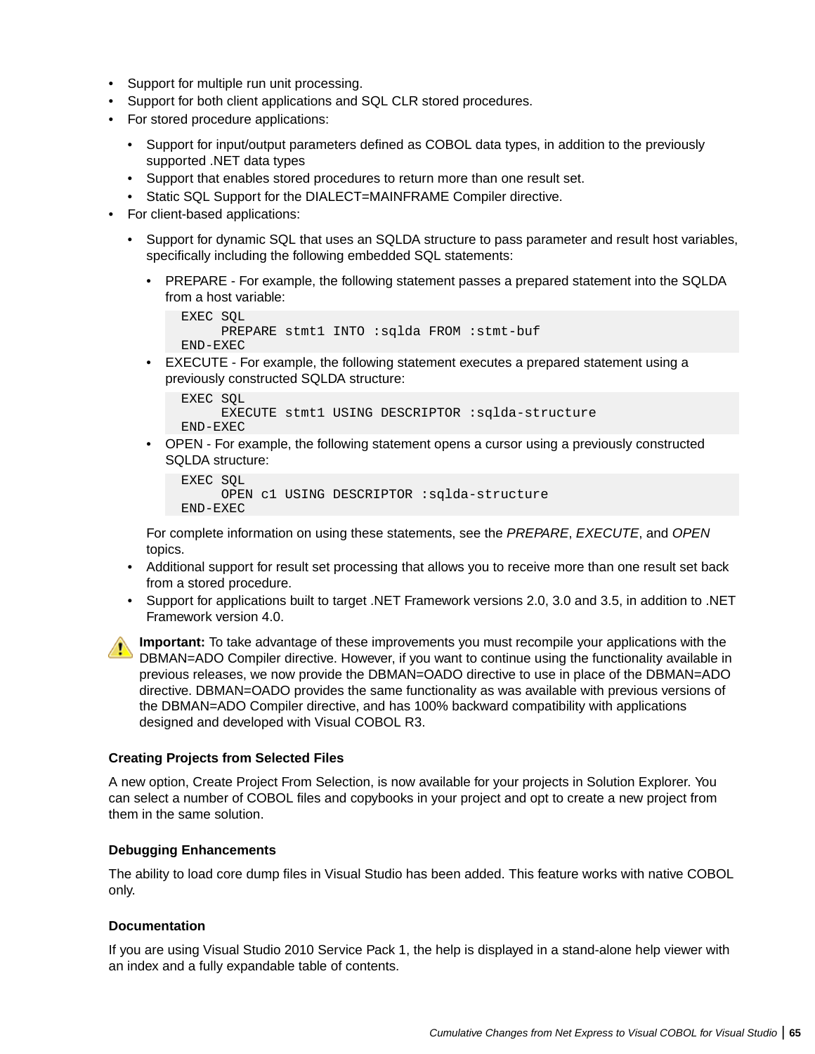- Support for multiple run unit processing.
- Support for both client applications and SQL CLR stored procedures.
- For stored procedure applications:
  - Support for input/output parameters defined as COBOL data types, in addition to the previously supported .NET data types
  - Support that enables stored procedures to return more than one result set.
  - Static SQL Support for the DIALECT=MAINFRAME Compiler directive.
- For client-based applications:
  - Support for dynamic SQL that uses an SQLDA structure to pass parameter and result host variables, specifically including the following embedded SQL statements:
    - PREPARE - For example, the following statement passes a prepared statement into the SQLDA from a host variable:

      ```
      EXEC SQL
            PREPARE stmt1 INTO :sqlda FROM :stmt-buf
      END-EXEC
      ```
    - EXECUTE - For example, the following statement executes a prepared statement using a previously constructed SQLDA structure:

      ```
      EXEC SQL
            EXECUTE stmt1 USING DESCRIPTOR :sqlda-structure
      END-EXEC
      ```
    - OPEN - For example, the following statement opens a cursor using a previously constructed SQLDA structure:

      ```
      EXEC SQL
            OPEN c1 USING DESCRIPTOR :sqlda-structure
      END-EXEC
      ```

    For complete information on using these statements, see the *PREPARE*, *EXECUTE*, and *OPEN* topics.
  - Additional support for result set processing that allows you to receive more than one result set back from a stored procedure.
  - Support for applications built to target .NET Framework versions 2.0, 3.0 and 3.5, in addition to .NET Framework version 4.0.

**Important:** To take advantage of these improvements you must recompile your applications with the DBMAN=ADO Compiler directive. However, if you want to continue using the functionality available in previous releases, we now provide the DBMAN=OADO directive to use in place of the DBMAN=ADO directive. DBMAN=OADO provides the same functionality as was available with previous versions of the DBMAN=ADO Compiler directive, and has 100% backward compatibility with applications designed and developed with Visual COBOL R3.

#### Creating Projects from Selected Files

A new option, Create Project From Selection, is now available for your projects in Solution Explorer. You can select a number of COBOL files and copybooks in your project and opt to create a new project from them in the same solution.

#### Debugging Enhancements

The ability to load core dump files in Visual Studio has been added. This feature works with native COBOL only.

#### Documentation

If you are using Visual Studio 2010 Service Pack 1, the help is displayed in a stand-alone help viewer with an index and a fully expandable table of contents.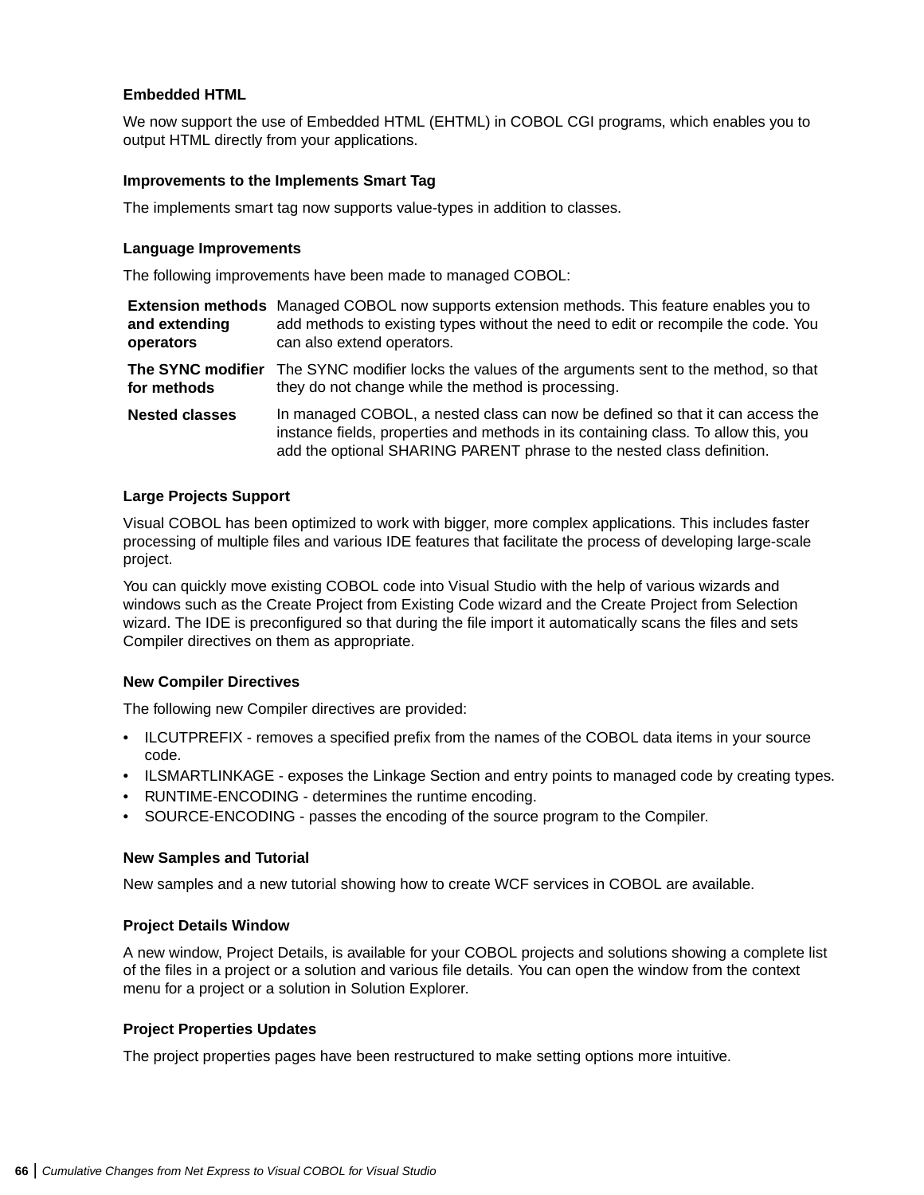### Embedded HTML

We now support the use of Embedded HTML (EHTML) in COBOL CGI programs, which enables you to output HTML directly from your applications.

### Improvements to the Implements Smart Tag

The implements smart tag now supports value-types in addition to classes.

### Language Improvements

The following improvements have been made to managed COBOL:

| | |
|---|---|
| **Extension methods and extending operators** | Managed COBOL now supports extension methods. This feature enables you to add methods to existing types without the need to edit or recompile the code. You can also extend operators. |
| **The SYNC modifier for methods** | The SYNC modifier locks the values of the arguments sent to the method, so that they do not change while the method is processing. |
| **Nested classes** | In managed COBOL, a nested class can now be defined so that it can access the instance fields, properties and methods in its containing class. To allow this, you add the optional SHARING PARENT phrase to the nested class definition. |

### Large Projects Support

Visual COBOL has been optimized to work with bigger, more complex applications. This includes faster processing of multiple files and various IDE features that facilitate the process of developing large-scale project.

You can quickly move existing COBOL code into Visual Studio with the help of various wizards and windows such as the Create Project from Existing Code wizard and the Create Project from Selection wizard. The IDE is preconfigured so that during the file import it automatically scans the files and sets Compiler directives on them as appropriate.

### New Compiler Directives

The following new Compiler directives are provided:

- ILCUTPREFIX - removes a specified prefix from the names of the COBOL data items in your source code.
- ILSMARTLINKAGE - exposes the Linkage Section and entry points to managed code by creating types.
- RUNTIME-ENCODING - determines the runtime encoding.
- SOURCE-ENCODING - passes the encoding of the source program to the Compiler.

### New Samples and Tutorial

New samples and a new tutorial showing how to create WCF services in COBOL are available.

### Project Details Window

A new window, Project Details, is available for your COBOL projects and solutions showing a complete list of the files in a project or a solution and various file details. You can open the window from the context menu for a project or a solution in Solution Explorer.

### Project Properties Updates

The project properties pages have been restructured to make setting options more intuitive.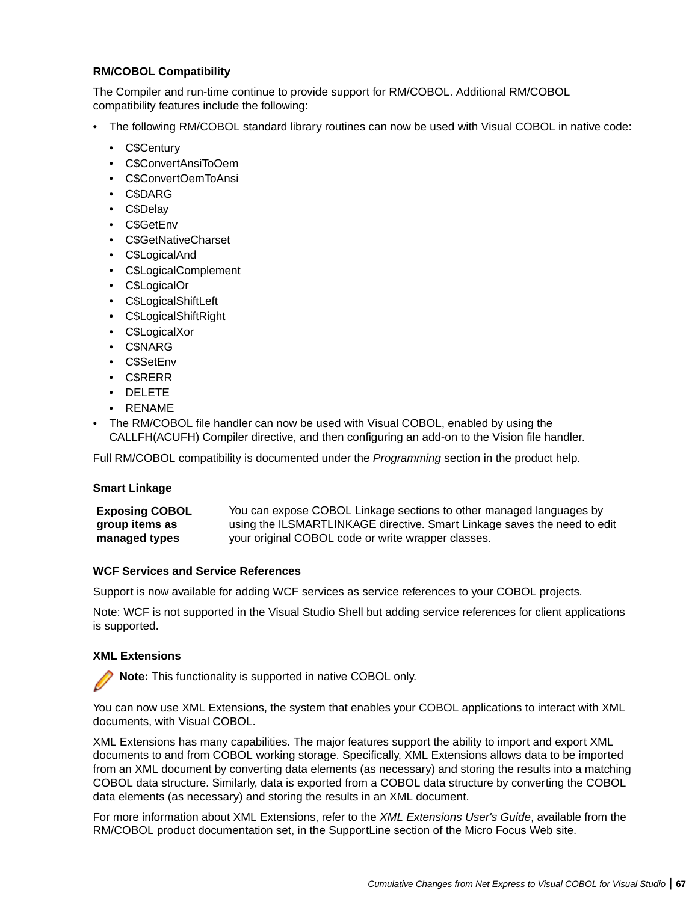#### RM/COBOL Compatibility

The Compiler and run-time continue to provide support for RM/COBOL. Additional RM/COBOL compatibility features include the following:

- The following RM/COBOL standard library routines can now be used with Visual COBOL in native code:
  - C$Century
  - C$ConvertAnsiToOem
  - C$ConvertOemToAnsi
  - C$DARG
  - C$Delay
  - C$GetEnv
  - C$GetNativeCharset
  - C$LogicalAnd
  - C$LogicalComplement
  - C$LogicalOr
  - C$LogicalShiftLeft
  - C$LogicalShiftRight
  - C$LogicalXor
  - C$NARG
  - C$SetEnv
  - C$RERR
  - DELETE
  - RENAME
- The RM/COBOL file handler can now be used with Visual COBOL, enabled by using the CALLFH(ACUFH) Compiler directive, and then configuring an add-on to the Vision file handler.

Full RM/COBOL compatibility is documented under the *Programming* section in the product help.

#### Smart Linkage

| | |
|---|---|
| **Exposing COBOL group items as managed types** | You can expose COBOL Linkage sections to other managed languages by using the ILSMARTLINKAGE directive. Smart Linkage saves the need to edit your original COBOL code or write wrapper classes. |

#### WCF Services and Service References

Support is now available for adding WCF services as service references to your COBOL projects.

Note: WCF is not supported in the Visual Studio Shell but adding service references for client applications is supported.

#### XML Extensions

**Note:** This functionality is supported in native COBOL only.

You can now use XML Extensions, the system that enables your COBOL applications to interact with XML documents, with Visual COBOL.

XML Extensions has many capabilities. The major features support the ability to import and export XML documents to and from COBOL working storage. Specifically, XML Extensions allows data to be imported from an XML document by converting data elements (as necessary) and storing the results into a matching COBOL data structure. Similarly, data is exported from a COBOL data structure by converting the COBOL data elements (as necessary) and storing the results in an XML document.

For more information about XML Extensions, refer to the *XML Extensions User's Guide*, available from the RM/COBOL product documentation set, in the SupportLine section of the Micro Focus Web site.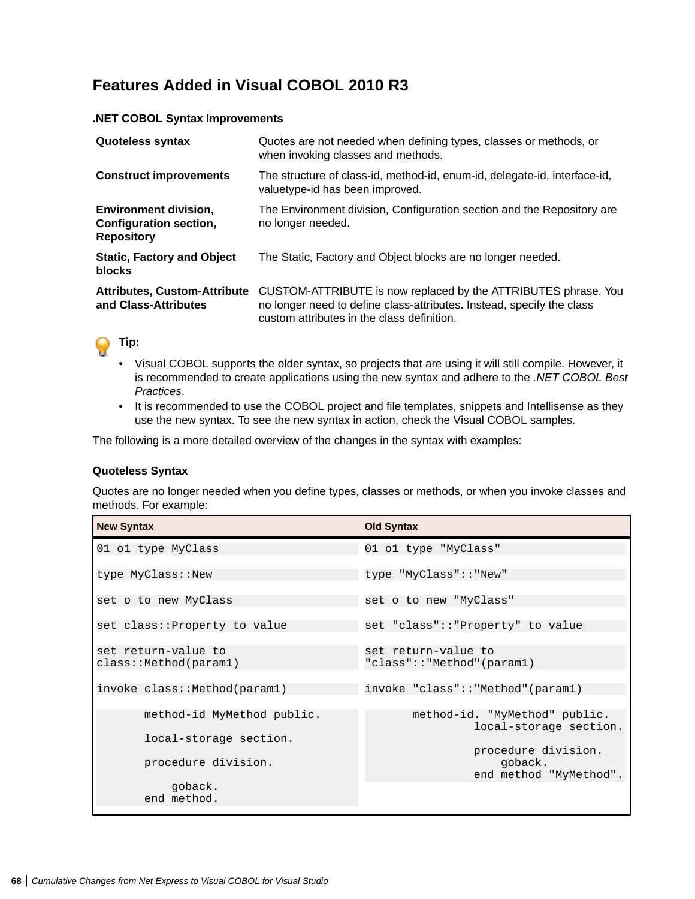# Features Added in Visual COBOL 2010 R3

### .NET COBOL Syntax Improvements

| | |
|---|---|
| **Quoteless syntax** | Quotes are not needed when defining types, classes or methods, or when invoking classes and methods. |
| **Construct improvements** | The structure of class-id, method-id, enum-id, delegate-id, interface-id, valuetype-id has been improved. |
| **Environment division, Configuration section, Repository** | The Environment division, Configuration section and the Repository are no longer needed. |
| **Static, Factory and Object blocks** | The Static, Factory and Object blocks are no longer needed. |
| **Attributes, Custom-Attribute and Class-Attributes** | CUSTOM-ATTRIBUTE is now replaced by the ATTRIBUTES phrase. You no longer need to define class-attributes. Instead, specify the class custom attributes in the class definition. |

**Tip:**

- Visual COBOL supports the older syntax, so projects that are using it will still compile. However, it is recommended to create applications using the new syntax and adhere to the *.NET COBOL Best Practices*.
- It is recommended to use the COBOL project and file templates, snippets and Intellisense as they use the new syntax. To see the new syntax in action, check the Visual COBOL samples.

The following is a more detailed overview of the changes in the syntax with examples:

### Quoteless Syntax

Quotes are no longer needed when you define types, classes or methods, or when you invoke classes and methods. For example:

| New Syntax | Old Syntax |
|---|---|
| `01 o1 type MyClass` | `01 o1 type "MyClass"` |
| `type MyClass::New` | `type "MyClass"::"New"` |
| `set o to new MyClass` | `set o to new "MyClass"` |
| `set class::Property to value` | `set "class"::"Property" to value` |
| `set return-value to class::Method(param1)` | `set return-value to "class"::"Method"(param1)` |
| `invoke class::Method(param1)` | `invoke "class"::"Method"(param1)` |
| <pre>       method-id MyMethod public.<br><br>       local-storage section.<br><br>       procedure division.<br><br>           goback.<br>       end method.</pre> | <pre>       method-id. "MyMethod" public.<br>                local-storage section.<br><br>                procedure division.<br>                    goback.<br>                end method "MyMethod".</pre> |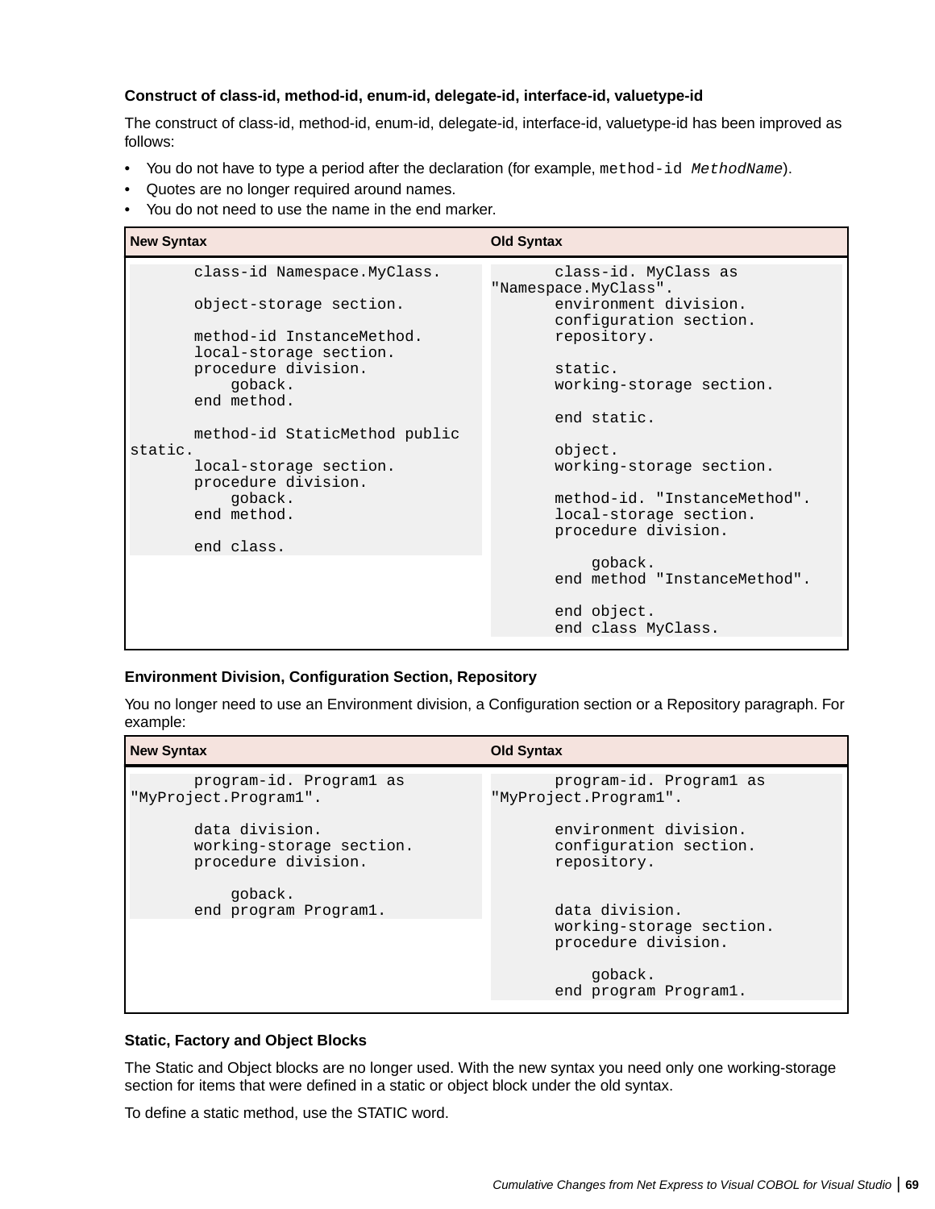### Construct of class-id, method-id, enum-id, delegate-id, interface-id, valuetype-id

The construct of class-id, method-id, enum-id, delegate-id, interface-id, valuetype-id has been improved as follows:

- You do not have to type a period after the declaration (for example, `method-id MethodName`).
- Quotes are no longer required around names.
- You do not need to use the name in the end marker.

**New Syntax**

```
       class-id Namespace.MyClass.

       object-storage section.

       method-id InstanceMethod.
       local-storage section.
       procedure division.
           goback.
       end method.

       method-id StaticMethod public
static.
       local-storage section.
       procedure division.
           goback.
       end method.

       end class.
```

**Old Syntax**

```
       class-id. MyClass as
"Namespace.MyClass".
       environment division.
       configuration section.
       repository.

       static.
       working-storage section.

       end static.

       object.
       working-storage section.

       method-id. "InstanceMethod".
       local-storage section.
       procedure division.

           goback.
       end method "InstanceMethod".

       end object.
       end class MyClass.
```

### Environment Division, Configuration Section, Repository

You no longer need to use an Environment division, a Configuration section or a Repository paragraph. For example:

**New Syntax**

```
       program-id. Program1 as
"MyProject.Program1".

       data division.
       working-storage section.
       procedure division.

           goback.
       end program Program1.
```

**Old Syntax**

```
       program-id. Program1 as
"MyProject.Program1".

       environment division.
       configuration section.
       repository.


       data division.
       working-storage section.
       procedure division.

           goback.
       end program Program1.
```

### Static, Factory and Object Blocks

The Static and Object blocks are no longer used. With the new syntax you need only one working-storage section for items that were defined in a static or object block under the old syntax.

To define a static method, use the STATIC word.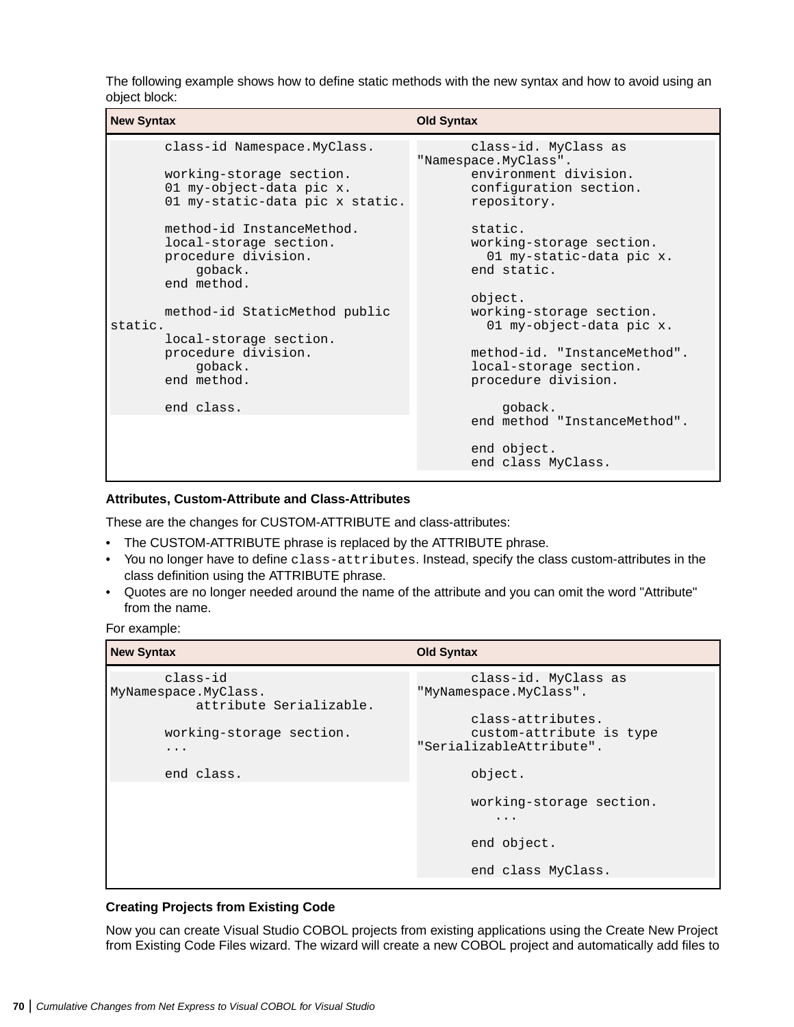The following example shows how to define static methods with the new syntax and how to avoid using an object block:

**New Syntax**

```
       class-id Namespace.MyClass.

       working-storage section.
       01 my-object-data pic x.
       01 my-static-data pic x static.

       method-id InstanceMethod.
       local-storage section.
       procedure division.
           goback.
       end method.

       method-id StaticMethod public
static.
       local-storage section.
       procedure division.
           goback.
       end method.

       end class.
```

**Old Syntax**

```
       class-id. MyClass as
"Namespace.MyClass".
       environment division.
       configuration section.
       repository.

       static.
       working-storage section.
         01 my-static-data pic x.
       end static.

       object.
       working-storage section.
         01 my-object-data pic x.

       method-id. "InstanceMethod".
       local-storage section.
       procedure division.

           goback.
       end method "InstanceMethod".

       end object.
       end class MyClass.
```

**Attributes, Custom-Attribute and Class-Attributes**

These are the changes for CUSTOM-ATTRIBUTE and class-attributes:

- The CUSTOM-ATTRIBUTE phrase is replaced by the ATTRIBUTE phrase.
- You no longer have to define `class-attributes`. Instead, specify the class custom-attributes in the class definition using the ATTRIBUTE phrase.
- Quotes are no longer needed around the name of the attribute and you can omit the word "Attribute" from the name.

For example:

**New Syntax**

```
       class-id
MyNamespace.MyClass.
           attribute Serializable.

       working-storage section.
       ...

       end class.
```

**Old Syntax**

```
       class-id. MyClass as
"MyNamespace.MyClass".

       class-attributes.
       custom-attribute is type
"SerializableAttribute".

       object.

       working-storage section.
          ...

       end object.

       end class MyClass.
```

**Creating Projects from Existing Code**

Now you can create Visual Studio COBOL projects from existing applications using the Create New Project from Existing Code Files wizard. The wizard will create a new COBOL project and automatically add files to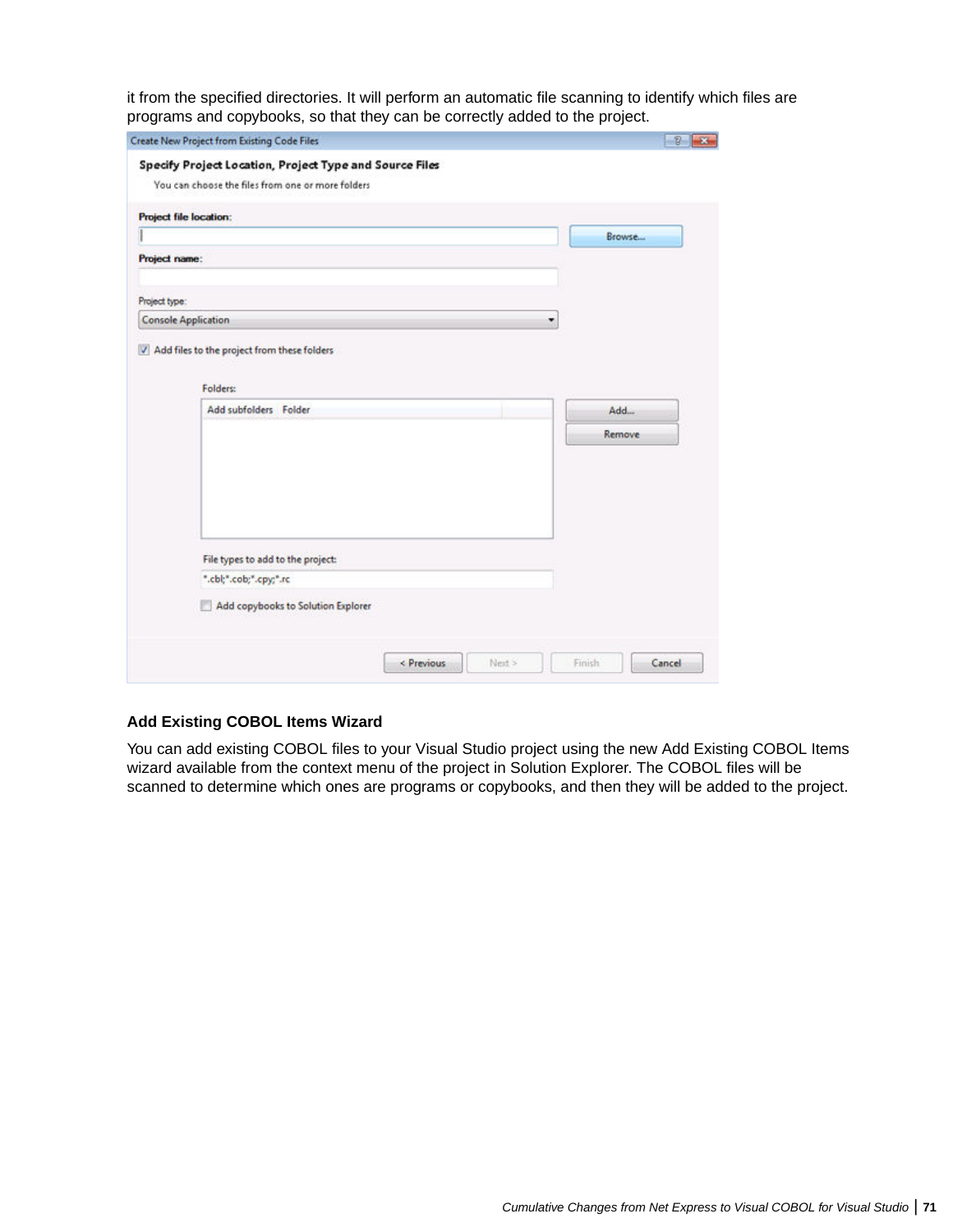it from the specified directories. It will perform an automatic file scanning to identify which files are programs and copybooks, so that they can be correctly added to the project.

### Add Existing COBOL Items Wizard

You can add existing COBOL files to your Visual Studio project using the new Add Existing COBOL Items wizard available from the context menu of the project in Solution Explorer. The COBOL files will be scanned to determine which ones are programs or copybooks, and then they will be added to the project.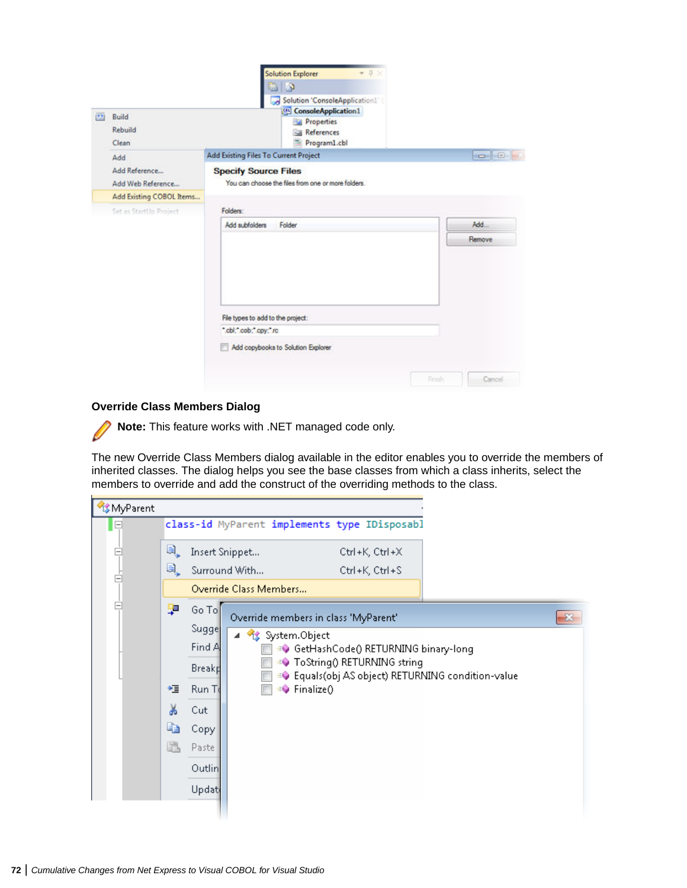### Override Class Members Dialog

**Note:** This feature works with .NET managed code only.

The new Override Class Members dialog available in the editor enables you to override the members of inherited classes. The dialog helps you see the base classes from which a class inherits, select the members to override and add the construct of the overriding methods to the class.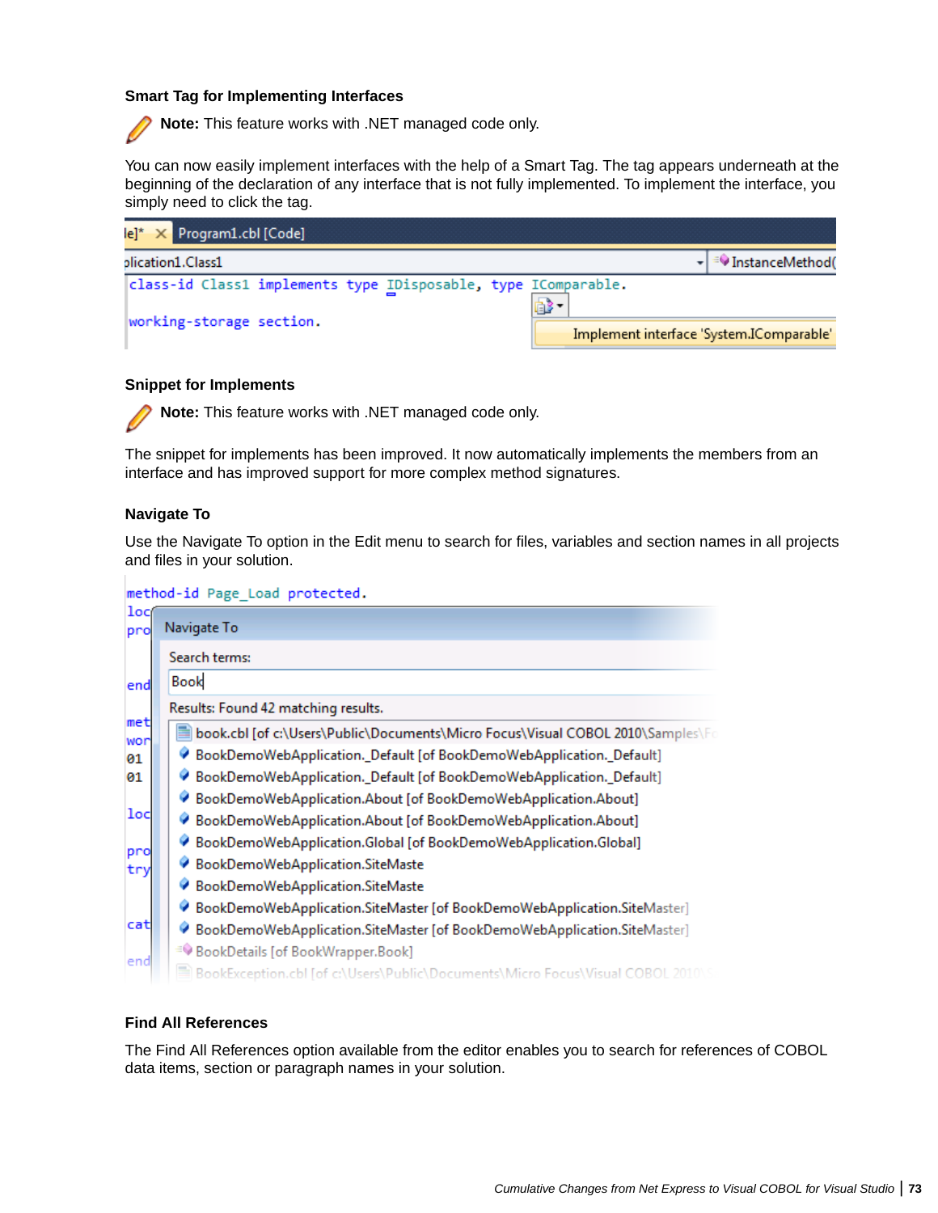### Smart Tag for Implementing Interfaces

**Note:** This feature works with .NET managed code only.

You can now easily implement interfaces with the help of a Smart Tag. The tag appears underneath at the beginning of the declaration of any interface that is not fully implemented. To implement the interface, you simply need to click the tag.

### Snippet for Implements

**Note:** This feature works with .NET managed code only.

The snippet for implements has been improved. It now automatically implements the members from an interface and has improved support for more complex method signatures.

### Navigate To

Use the Navigate To option in the Edit menu to search for files, variables and section names in all projects and files in your solution.

### Find All References

The Find All References option available from the editor enables you to search for references of COBOL data items, section or paragraph names in your solution.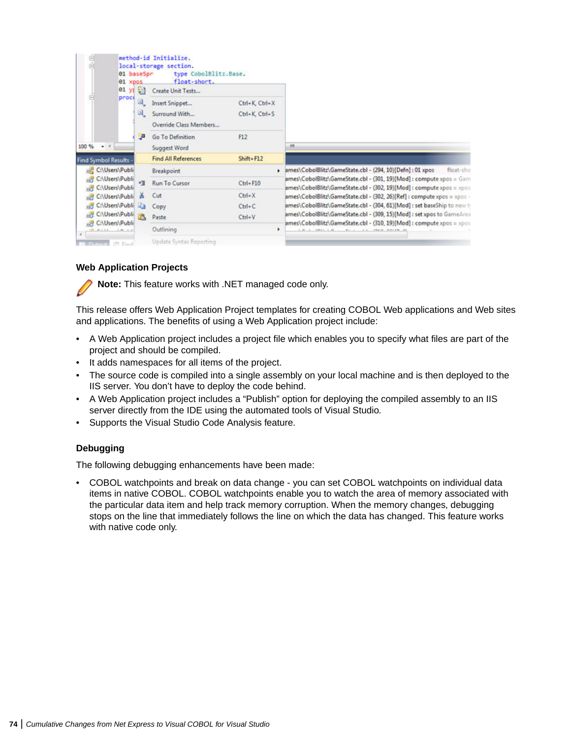## Web Application Projects

**Note:** This feature works with .NET managed code only.

This release offers Web Application Project templates for creating COBOL Web applications and Web sites and applications. The benefits of using a Web Application project include:

- A Web Application project includes a project file which enables you to specify what files are part of the project and should be compiled.
- It adds namespaces for all items of the project.
- The source code is compiled into a single assembly on your local machine and is then deployed to the IIS server. You don't have to deploy the code behind.
- A Web Application project includes a "Publish" option for deploying the compiled assembly to an IIS server directly from the IDE using the automated tools of Visual Studio.
- Supports the Visual Studio Code Analysis feature.

## Debugging

The following debugging enhancements have been made:

- COBOL watchpoints and break on data change - you can set COBOL watchpoints on individual data items in native COBOL. COBOL watchpoints enable you to watch the area of memory associated with the particular data item and help track memory corruption. When the memory changes, debugging stops on the line that immediately follows the line on which the data has changed. This feature works with native code only.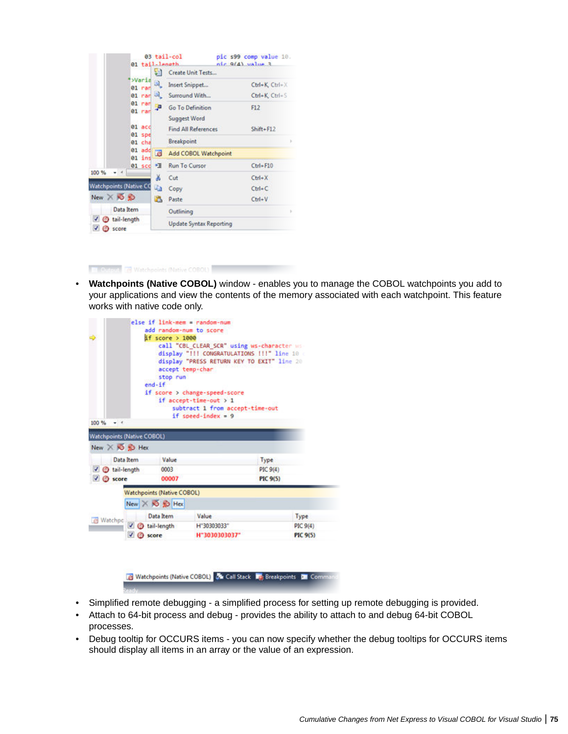- **Watchpoints (Native COBOL)** window - enables you to manage the COBOL watchpoints you add to your applications and view the contents of the memory associated with each watchpoint. This feature works with native code only.

- Simplified remote debugging - a simplified process for setting up remote debugging is provided.
- Attach to 64-bit process and debug - provides the ability to attach to and debug 64-bit COBOL processes.
- Debug tooltip for OCCURS items - you can now specify whether the debug tooltips for OCCURS items should display all items in an array or the value of an expression.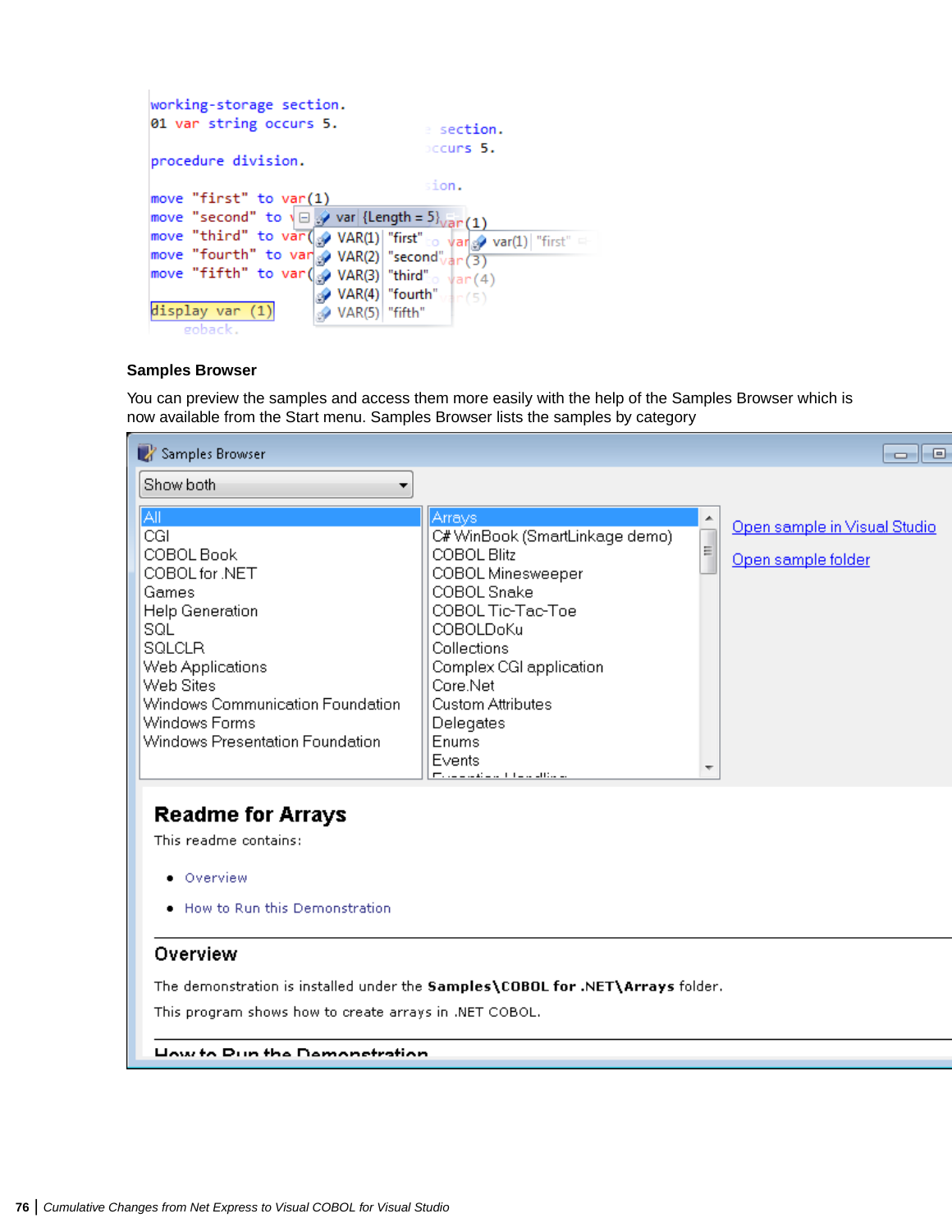```
working-storage section.
01 var string occurs 5.

procedure division.

move "first" to var(1)
move "second" to var(2)
move "third" to var(3)
move "fourth" to var(4)
move "fifth" to var(5)

display var (1)
goback.
```

### Samples Browser

You can preview the samples and access them more easily with the help of the Samples Browser which is now available from the Start menu. Samples Browser lists the samples by category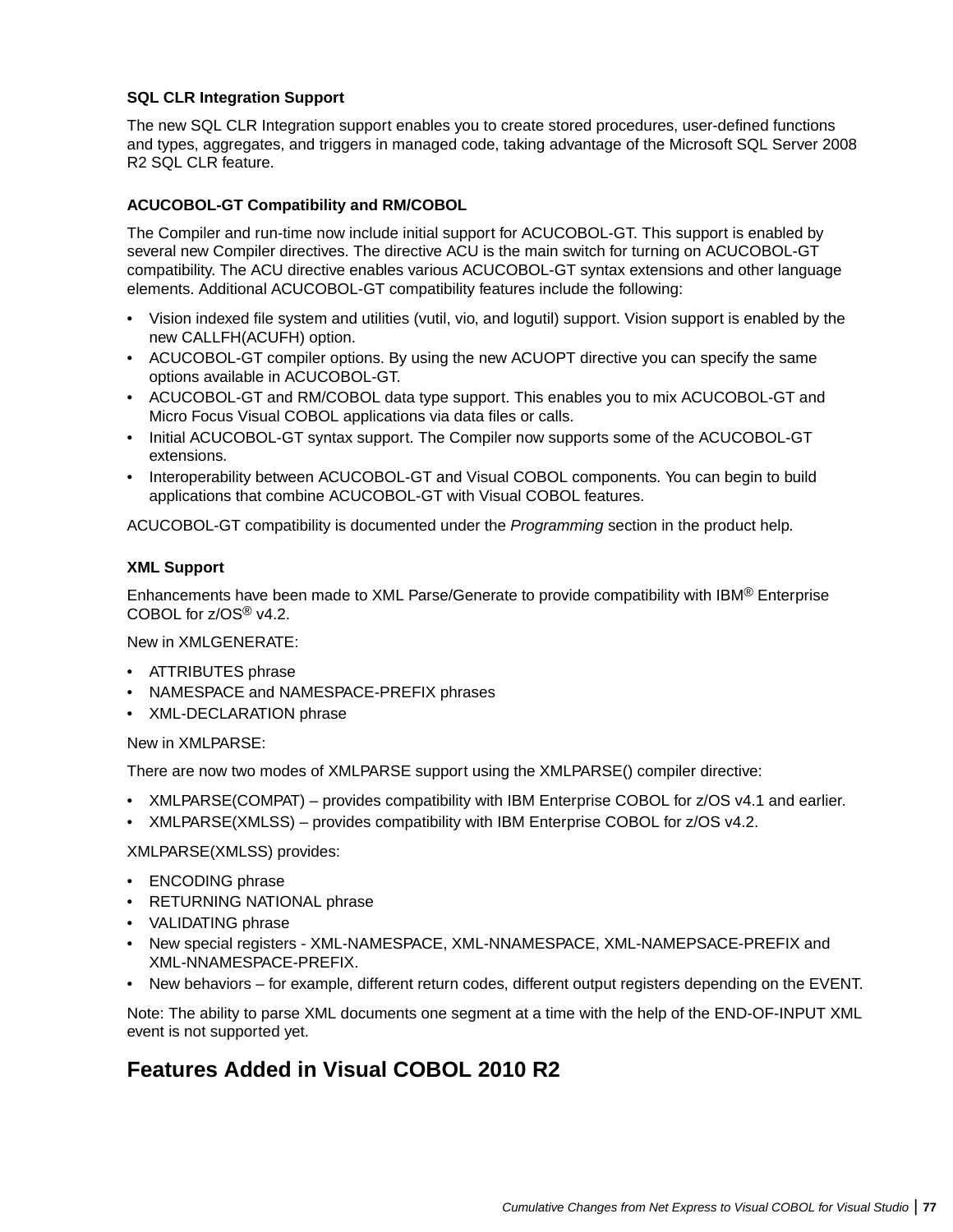**SQL CLR Integration Support**

The new SQL CLR Integration support enables you to create stored procedures, user-defined functions and types, aggregates, and triggers in managed code, taking advantage of the Microsoft SQL Server 2008 R2 SQL CLR feature.

**ACUCOBOL-GT Compatibility and RM/COBOL**

The Compiler and run-time now include initial support for ACUCOBOL-GT. This support is enabled by several new Compiler directives. The directive ACU is the main switch for turning on ACUCOBOL-GT compatibility. The ACU directive enables various ACUCOBOL-GT syntax extensions and other language elements. Additional ACUCOBOL-GT compatibility features include the following:

- Vision indexed file system and utilities (vutil, vio, and logutil) support. Vision support is enabled by the new CALLFH(ACUFH) option.
- ACUCOBOL-GT compiler options. By using the new ACUOPT directive you can specify the same options available in ACUCOBOL-GT.
- ACUCOBOL-GT and RM/COBOL data type support. This enables you to mix ACUCOBOL-GT and Micro Focus Visual COBOL applications via data files or calls.
- Initial ACUCOBOL-GT syntax support. The Compiler now supports some of the ACUCOBOL-GT extensions.
- Interoperability between ACUCOBOL-GT and Visual COBOL components. You can begin to build applications that combine ACUCOBOL-GT with Visual COBOL features.

ACUCOBOL-GT compatibility is documented under the *Programming* section in the product help.

**XML Support**

Enhancements have been made to XML Parse/Generate to provide compatibility with IBM® Enterprise COBOL for z/OS® v4.2.

New in XMLGENERATE:

- ATTRIBUTES phrase
- NAMESPACE and NAMESPACE-PREFIX phrases
- XML-DECLARATION phrase

New in XMLPARSE:

There are now two modes of XMLPARSE support using the XMLPARSE() compiler directive:

- XMLPARSE(COMPAT) – provides compatibility with IBM Enterprise COBOL for z/OS v4.1 and earlier.
- XMLPARSE(XMLSS) – provides compatibility with IBM Enterprise COBOL for z/OS v4.2.

XMLPARSE(XMLSS) provides:

- ENCODING phrase
- RETURNING NATIONAL phrase
- VALIDATING phrase
- New special registers - XML-NAMESPACE, XML-NNAMESPACE, XML-NAMEPSACE-PREFIX and XML-NNAMESPACE-PREFIX.
- New behaviors – for example, different return codes, different output registers depending on the EVENT.

Note: The ability to parse XML documents one segment at a time with the help of the END-OF-INPUT XML event is not supported yet.

## Features Added in Visual COBOL 2010 R2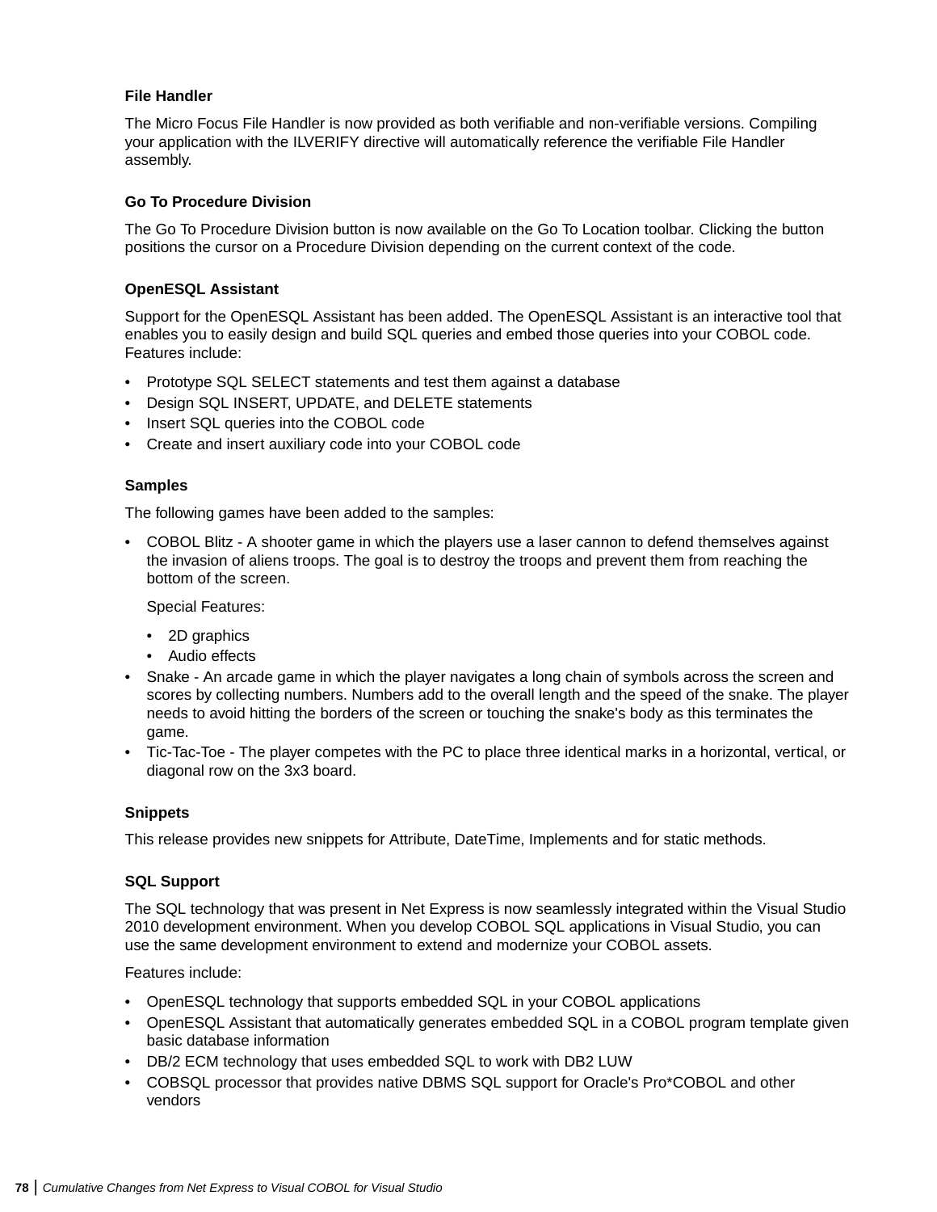### File Handler

The Micro Focus File Handler is now provided as both verifiable and non-verifiable versions. Compiling your application with the ILVERIFY directive will automatically reference the verifiable File Handler assembly.

### Go To Procedure Division

The Go To Procedure Division button is now available on the Go To Location toolbar. Clicking the button positions the cursor on a Procedure Division depending on the current context of the code.

### OpenESQL Assistant

Support for the OpenESQL Assistant has been added. The OpenESQL Assistant is an interactive tool that enables you to easily design and build SQL queries and embed those queries into your COBOL code. Features include:

- Prototype SQL SELECT statements and test them against a database
- Design SQL INSERT, UPDATE, and DELETE statements
- Insert SQL queries into the COBOL code
- Create and insert auxiliary code into your COBOL code

### Samples

The following games have been added to the samples:

- COBOL Blitz - A shooter game in which the players use a laser cannon to defend themselves against the invasion of aliens troops. The goal is to destroy the troops and prevent them from reaching the bottom of the screen.

  Special Features:

  - 2D graphics
  - Audio effects
- Snake - An arcade game in which the player navigates a long chain of symbols across the screen and scores by collecting numbers. Numbers add to the overall length and the speed of the snake. The player needs to avoid hitting the borders of the screen or touching the snake's body as this terminates the game.
- Tic-Tac-Toe - The player competes with the PC to place three identical marks in a horizontal, vertical, or diagonal row on the 3x3 board.

### Snippets

This release provides new snippets for Attribute, DateTime, Implements and for static methods.

### SQL Support

The SQL technology that was present in Net Express is now seamlessly integrated within the Visual Studio 2010 development environment. When you develop COBOL SQL applications in Visual Studio, you can use the same development environment to extend and modernize your COBOL assets.

Features include:

- OpenESQL technology that supports embedded SQL in your COBOL applications
- OpenESQL Assistant that automatically generates embedded SQL in a COBOL program template given basic database information
- DB/2 ECM technology that uses embedded SQL to work with DB2 LUW
- COBSQL processor that provides native DBMS SQL support for Oracle's Pro*COBOL and other vendors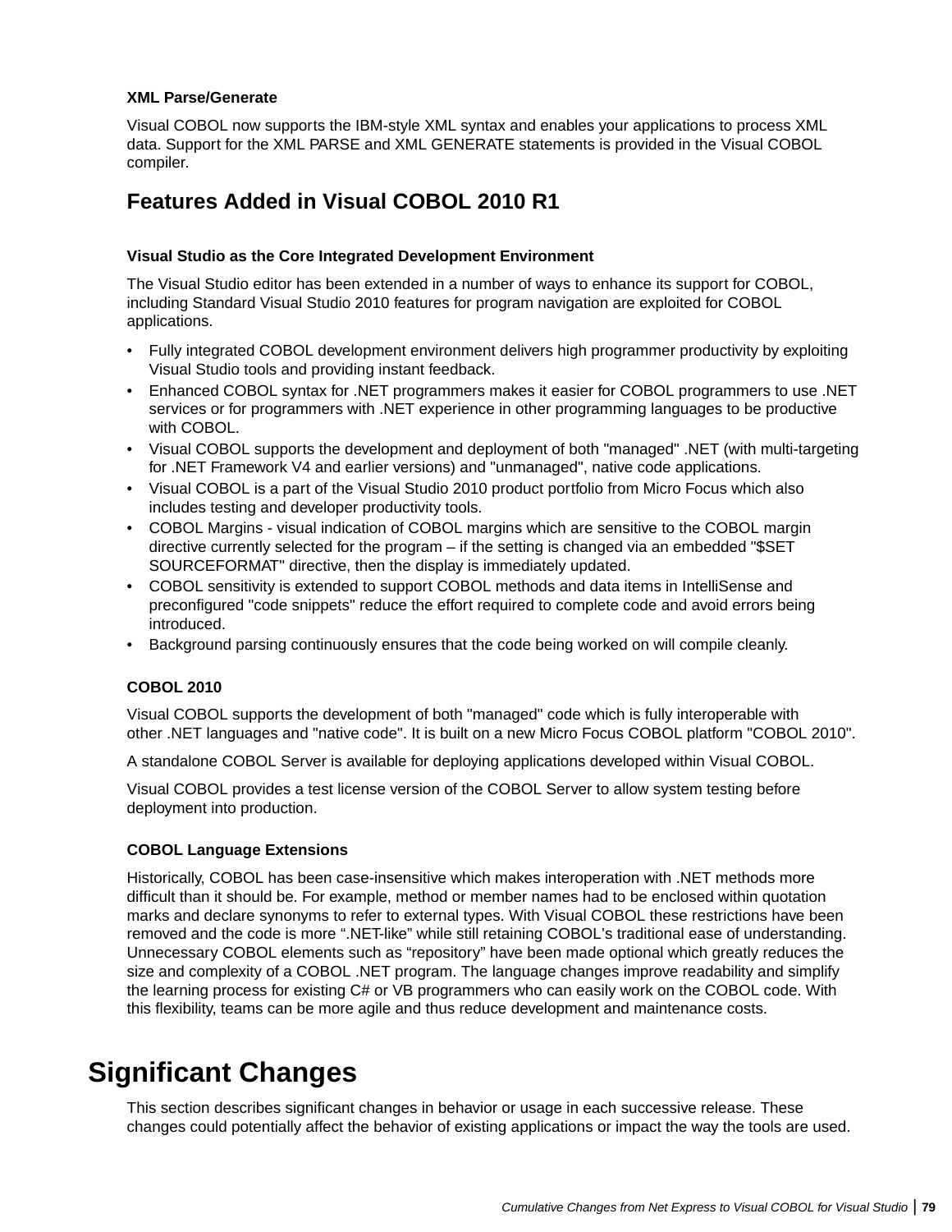#### XML Parse/Generate

Visual COBOL now supports the IBM-style XML syntax and enables your applications to process XML data. Support for the XML PARSE and XML GENERATE statements is provided in the Visual COBOL compiler.

### Features Added in Visual COBOL 2010 R1

#### Visual Studio as the Core Integrated Development Environment

The Visual Studio editor has been extended in a number of ways to enhance its support for COBOL, including Standard Visual Studio 2010 features for program navigation are exploited for COBOL applications.

- Fully integrated COBOL development environment delivers high programmer productivity by exploiting Visual Studio tools and providing instant feedback.
- Enhanced COBOL syntax for .NET programmers makes it easier for COBOL programmers to use .NET services or for programmers with .NET experience in other programming languages to be productive with COBOL.
- Visual COBOL supports the development and deployment of both "managed" .NET (with multi-targeting for .NET Framework V4 and earlier versions) and "unmanaged", native code applications.
- Visual COBOL is a part of the Visual Studio 2010 product portfolio from Micro Focus which also includes testing and developer productivity tools.
- COBOL Margins - visual indication of COBOL margins which are sensitive to the COBOL margin directive currently selected for the program – if the setting is changed via an embedded "$SET SOURCEFORMAT" directive, then the display is immediately updated.
- COBOL sensitivity is extended to support COBOL methods and data items in IntelliSense and preconfigured "code snippets" reduce the effort required to complete code and avoid errors being introduced.
- Background parsing continuously ensures that the code being worked on will compile cleanly.

#### COBOL 2010

Visual COBOL supports the development of both "managed" code which is fully interoperable with other .NET languages and "native code". It is built on a new Micro Focus COBOL platform "COBOL 2010".

A standalone COBOL Server is available for deploying applications developed within Visual COBOL.

Visual COBOL provides a test license version of the COBOL Server to allow system testing before deployment into production.

#### COBOL Language Extensions

Historically, COBOL has been case-insensitive which makes interoperation with .NET methods more difficult than it should be. For example, method or member names had to be enclosed within quotation marks and declare synonyms to refer to external types. With Visual COBOL these restrictions have been removed and the code is more ".NET-like" while still retaining COBOL's traditional ease of understanding. Unnecessary COBOL elements such as "repository" have been made optional which greatly reduces the size and complexity of a COBOL .NET program. The language changes improve readability and simplify the learning process for existing C# or VB programmers who can easily work on the COBOL code. With this flexibility, teams can be more agile and thus reduce development and maintenance costs.

## Significant Changes

This section describes significant changes in behavior or usage in each successive release. These changes could potentially affect the behavior of existing applications or impact the way the tools are used.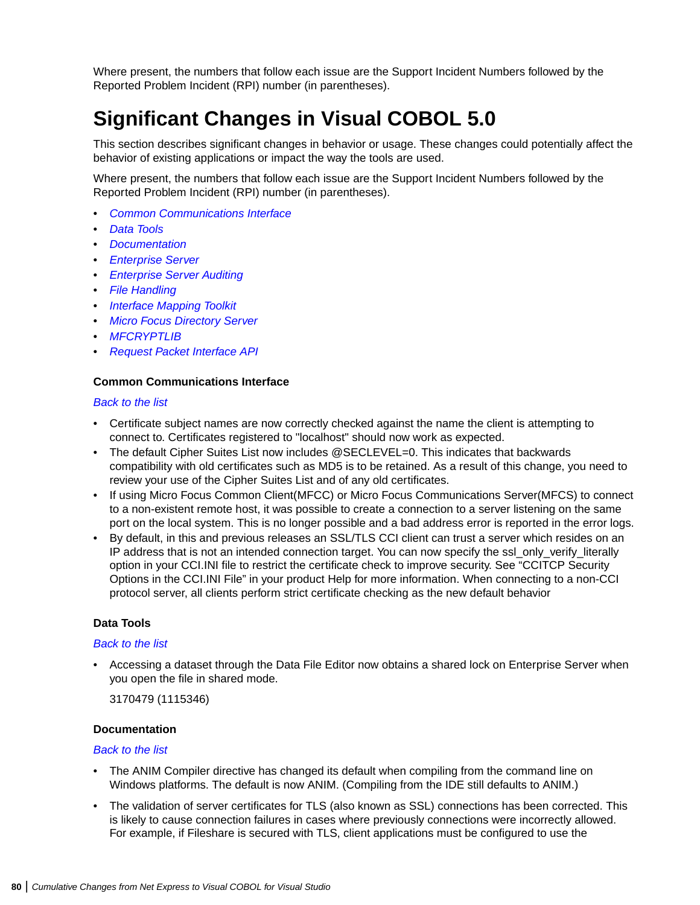Where present, the numbers that follow each issue are the Support Incident Numbers followed by the Reported Problem Incident (RPI) number (in parentheses).

# Significant Changes in Visual COBOL 5.0

This section describes significant changes in behavior or usage. These changes could potentially affect the behavior of existing applications or impact the way the tools are used.

Where present, the numbers that follow each issue are the Support Incident Numbers followed by the Reported Problem Incident (RPI) number (in parentheses).

- *Common Communications Interface*
- *Data Tools*
- *Documentation*
- *Enterprise Server*
- *Enterprise Server Auditing*
- *File Handling*
- *Interface Mapping Toolkit*
- *Micro Focus Directory Server*
- *MFCRYPTLIB*
- *Request Packet Interface API*

### Common Communications Interface

*Back to the list*

- Certificate subject names are now correctly checked against the name the client is attempting to connect to. Certificates registered to "localhost" should now work as expected.
- The default Cipher Suites List now includes @SECLEVEL=0. This indicates that backwards compatibility with old certificates such as MD5 is to be retained. As a result of this change, you need to review your use of the Cipher Suites List and of any old certificates.
- If using Micro Focus Common Client(MFCC) or Micro Focus Communications Server(MFCS) to connect to a non-existent remote host, it was possible to create a connection to a server listening on the same port on the local system. This is no longer possible and a bad address error is reported in the error logs.
- By default, in this and previous releases an SSL/TLS CCI client can trust a server which resides on an IP address that is not an intended connection target. You can now specify the ssl_only_verify_literally option in your CCI.INI file to restrict the certificate check to improve security. See “CCITCP Security Options in the CCI.INI File” in your product Help for more information. When connecting to a non-CCI protocol server, all clients perform strict certificate checking as the new default behavior

### Data Tools

*Back to the list*

- Accessing a dataset through the Data File Editor now obtains a shared lock on Enterprise Server when you open the file in shared mode.

  3170479 (1115346)

### Documentation

*Back to the list*

- The ANIM Compiler directive has changed its default when compiling from the command line on Windows platforms. The default is now ANIM. (Compiling from the IDE still defaults to ANIM.)
- The validation of server certificates for TLS (also known as SSL) connections has been corrected. This is likely to cause connection failures in cases where previously connections were incorrectly allowed. For example, if Fileshare is secured with TLS, client applications must be configured to use the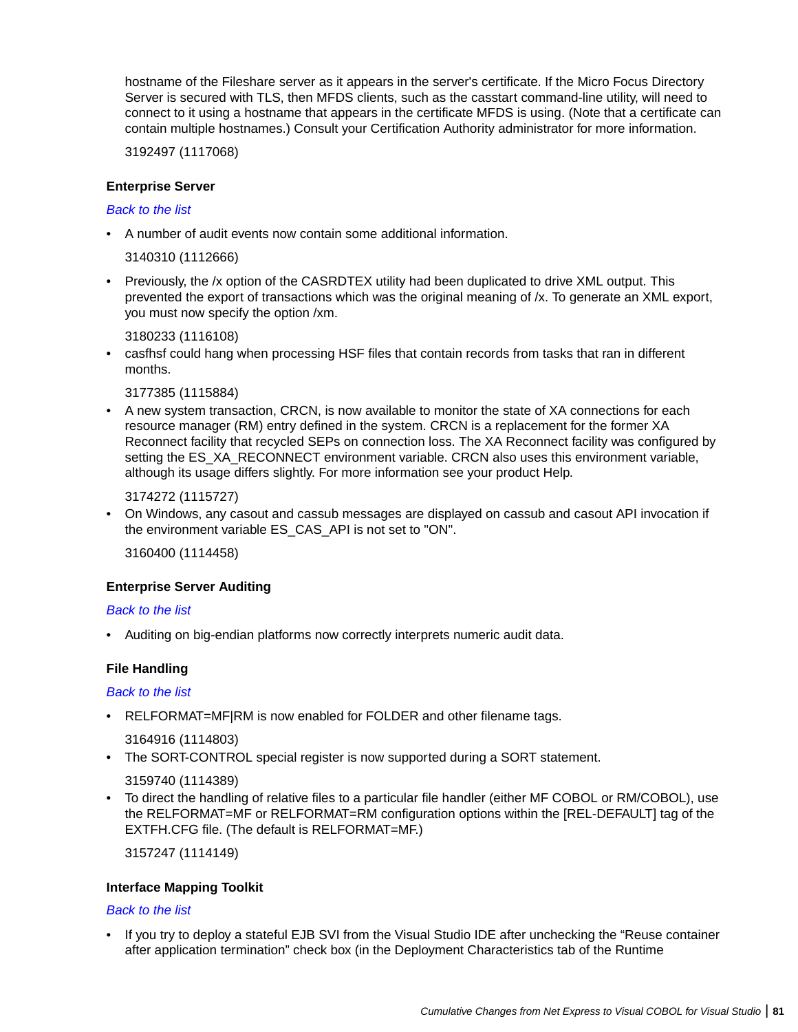hostname of the Fileshare server as it appears in the server's certificate. If the Micro Focus Directory Server is secured with TLS, then MFDS clients, such as the casstart command-line utility, will need to connect to it using a hostname that appears in the certificate MFDS is using. (Note that a certificate can contain multiple hostnames.) Consult your Certification Authority administrator for more information.

3192497 (1117068)

### Enterprise Server

*Back to the list*

- A number of audit events now contain some additional information.

  3140310 (1112666)

- Previously, the /x option of the CASRDTEX utility had been duplicated to drive XML output. This prevented the export of transactions which was the original meaning of /x. To generate an XML export, you must now specify the option /xm.

  3180233 (1116108)

- casfhsf could hang when processing HSF files that contain records from tasks that ran in different months.

  3177385 (1115884)

- A new system transaction, CRCN, is now available to monitor the state of XA connections for each resource manager (RM) entry defined in the system. CRCN is a replacement for the former XA Reconnect facility that recycled SEPs on connection loss. The XA Reconnect facility was configured by setting the ES_XA_RECONNECT environment variable. CRCN also uses this environment variable, although its usage differs slightly. For more information see your product Help.

  3174272 (1115727)

- On Windows, any casout and cassub messages are displayed on cassub and casout API invocation if the environment variable ES_CAS_API is not set to "ON".

  3160400 (1114458)

### Enterprise Server Auditing

*Back to the list*

- Auditing on big-endian platforms now correctly interprets numeric audit data.

### File Handling

*Back to the list*

- RELFORMAT=MF|RM is now enabled for FOLDER and other filename tags.

  3164916 (1114803)

- The SORT-CONTROL special register is now supported during a SORT statement.

  3159740 (1114389)

- To direct the handling of relative files to a particular file handler (either MF COBOL or RM/COBOL), use the RELFORMAT=MF or RELFORMAT=RM configuration options within the [REL-DEFAULT] tag of the EXTFH.CFG file. (The default is RELFORMAT=MF.)

  3157247 (1114149)

### Interface Mapping Toolkit

*Back to the list*

- If you try to deploy a stateful EJB SVI from the Visual Studio IDE after unchecking the “Reuse container after application termination” check box (in the Deployment Characteristics tab of the Runtime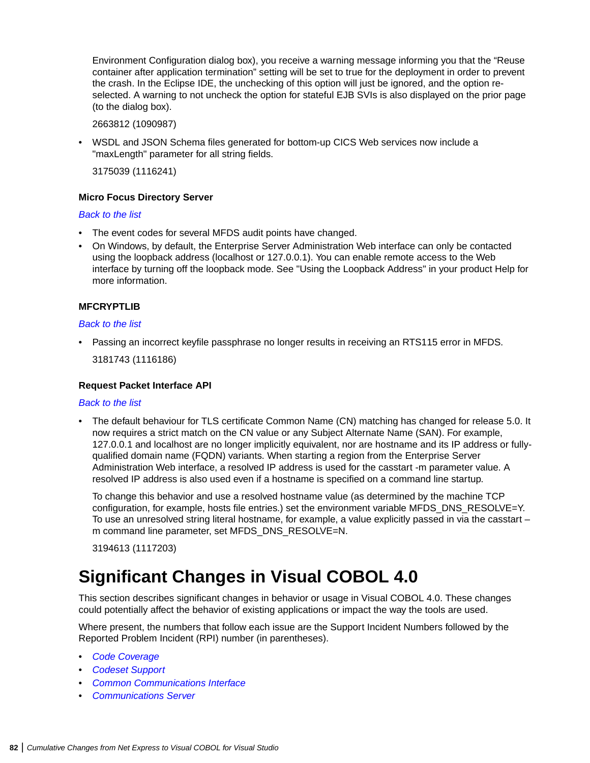Environment Configuration dialog box), you receive a warning message informing you that the “Reuse container after application termination” setting will be set to true for the deployment in order to prevent the crash. In the Eclipse IDE, the unchecking of this option will just be ignored, and the option re-selected. A warning to not uncheck the option for stateful EJB SVIs is also displayed on the prior page (to the dialog box).

2663812 (1090987)

- WSDL and JSON Schema files generated for bottom-up CICS Web services now include a "maxLength" parameter for all string fields.

  3175039 (1116241)

### Micro Focus Directory Server

*Back to the list*

- The event codes for several MFDS audit points have changed.
- On Windows, by default, the Enterprise Server Administration Web interface can only be contacted using the loopback address (localhost or 127.0.0.1). You can enable remote access to the Web interface by turning off the loopback mode. See "Using the Loopback Address" in your product Help for more information.

### MFCRYPTLIB

*Back to the list*

- Passing an incorrect keyfile passphrase no longer results in receiving an RTS115 error in MFDS.

  3181743 (1116186)

### Request Packet Interface API

*Back to the list*

- The default behaviour for TLS certificate Common Name (CN) matching has changed for release 5.0. It now requires a strict match on the CN value or any Subject Alternate Name (SAN). For example, 127.0.0.1 and localhost are no longer implicitly equivalent, nor are hostname and its IP address or fully-qualified domain name (FQDN) variants. When starting a region from the Enterprise Server Administration Web interface, a resolved IP address is used for the casstart -m parameter value. A resolved IP address is also used even if a hostname is specified on a command line startup.

  To change this behavior and use a resolved hostname value (as determined by the machine TCP configuration, for example, hosts file entries.) set the environment variable MFDS_DNS_RESOLVE=Y. To use an unresolved string literal hostname, for example, a value explicitly passed in via the casstart –m command line parameter, set MFDS_DNS_RESOLVE=N.

  3194613 (1117203)

# Significant Changes in Visual COBOL 4.0

This section describes significant changes in behavior or usage in Visual COBOL 4.0. These changes could potentially affect the behavior of existing applications or impact the way the tools are used.

Where present, the numbers that follow each issue are the Support Incident Numbers followed by the Reported Problem Incident (RPI) number (in parentheses).

- *Code Coverage*
- *Codeset Support*
- *Common Communications Interface*
- *Communications Server*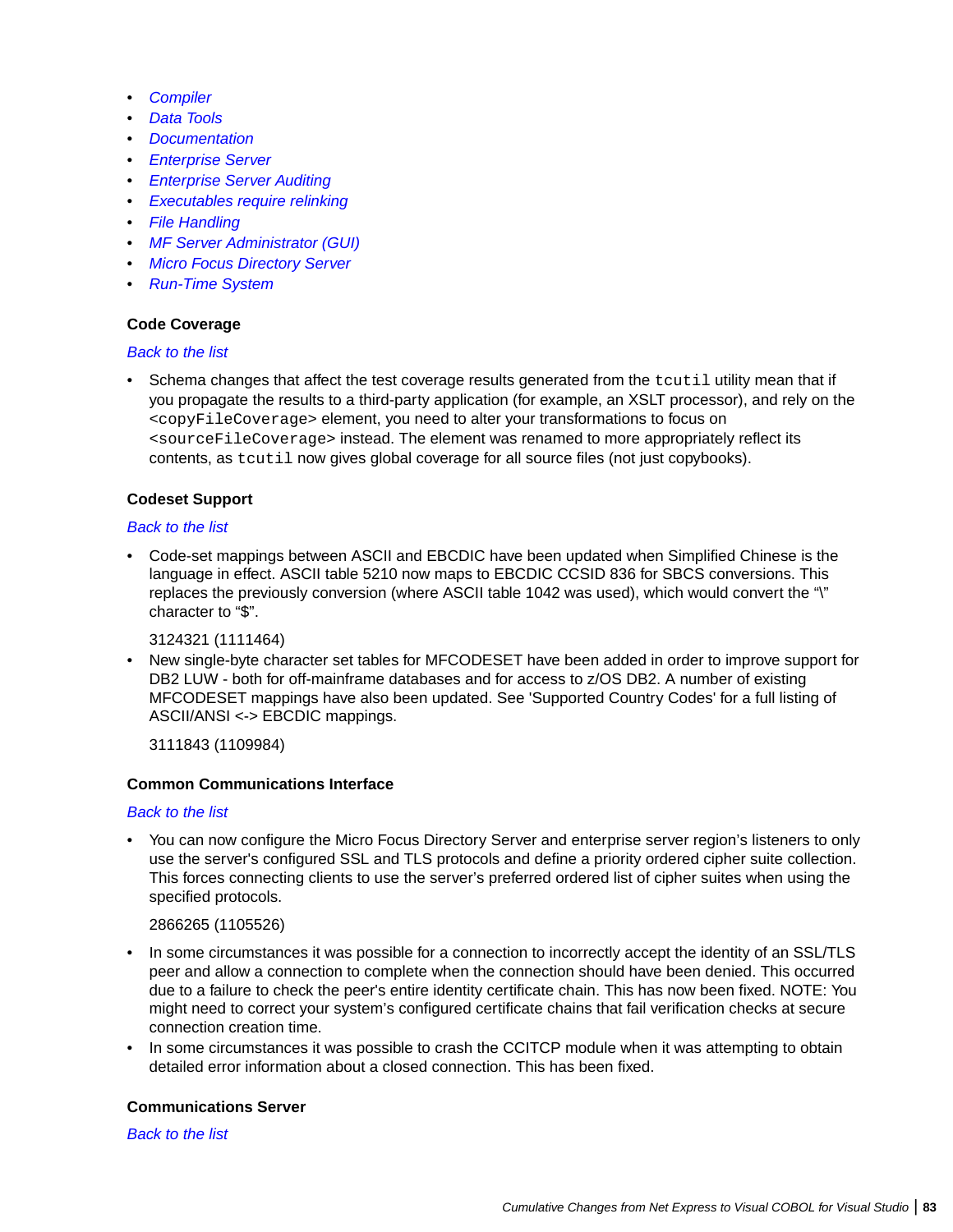- *Compiler*
- *Data Tools*
- *Documentation*
- *Enterprise Server*
- *Enterprise Server Auditing*
- *Executables require relinking*
- *File Handling*
- *MF Server Administrator (GUI)*
- *Micro Focus Directory Server*
- *Run-Time System*

### Code Coverage

*Back to the list*

- Schema changes that affect the test coverage results generated from the `tcutil` utility mean that if you propagate the results to a third-party application (for example, an XSLT processor), and rely on the `<copyFileCoverage>` element, you need to alter your transformations to focus on `<sourceFileCoverage>` instead. The element was renamed to more appropriately reflect its contents, as `tcutil` now gives global coverage for all source files (not just copybooks).

### Codeset Support

*Back to the list*

- Code-set mappings between ASCII and EBCDIC have been updated when Simplified Chinese is the language in effect. ASCII table 5210 now maps to EBCDIC CCSID 836 for SBCS conversions. This replaces the previously conversion (where ASCII table 1042 was used), which would convert the "\" character to "$".

  3124321 (1111464)
- New single-byte character set tables for MFCODESET have been added in order to improve support for DB2 LUW - both for off-mainframe databases and for access to z/OS DB2. A number of existing MFCODESET mappings have also been updated. See 'Supported Country Codes' for a full listing of ASCII/ANSI <-> EBCDIC mappings.

  3111843 (1109984)

### Common Communications Interface

*Back to the list*

- You can now configure the Micro Focus Directory Server and enterprise server region's listeners to only use the server's configured SSL and TLS protocols and define a priority ordered cipher suite collection. This forces connecting clients to use the server's preferred ordered list of cipher suites when using the specified protocols.

  2866265 (1105526)
- In some circumstances it was possible for a connection to incorrectly accept the identity of an SSL/TLS peer and allow a connection to complete when the connection should have been denied. This occurred due to a failure to check the peer's entire identity certificate chain. This has now been fixed. NOTE: You might need to correct your system's configured certificate chains that fail verification checks at secure connection creation time.
- In some circumstances it was possible to crash the CCITCP module when it was attempting to obtain detailed error information about a closed connection. This has been fixed.

### Communications Server

*Back to the list*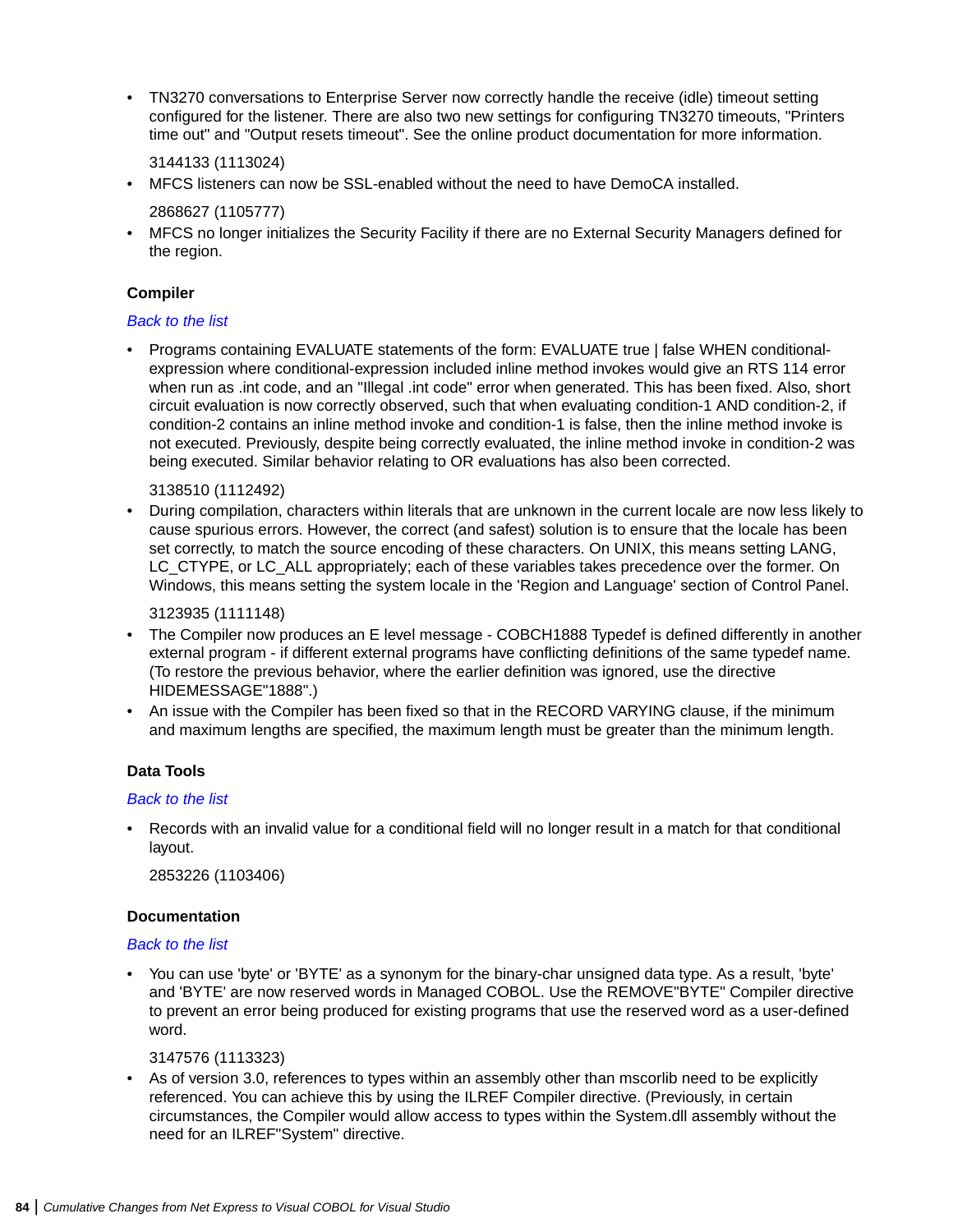- TN3270 conversations to Enterprise Server now correctly handle the receive (idle) timeout setting configured for the listener. There are also two new settings for configuring TN3270 timeouts, "Printers time out" and "Output resets timeout". See the online product documentation for more information.

  3144133 (1113024)
- MFCS listeners can now be SSL-enabled without the need to have DemoCA installed.

  2868627 (1105777)
- MFCS no longer initializes the Security Facility if there are no External Security Managers defined for the region.

### Compiler

*Back to the list*

- Programs containing EVALUATE statements of the form: EVALUATE true | false WHEN conditional-expression where conditional-expression included inline method invokes would give an RTS 114 error when run as .int code, and an "Illegal .int code" error when generated. This has been fixed. Also, short circuit evaluation is now correctly observed, such that when evaluating condition-1 AND condition-2, if condition-2 contains an inline method invoke and condition-1 is false, then the inline method invoke is not executed. Previously, despite being correctly evaluated, the inline method invoke in condition-2 was being executed. Similar behavior relating to OR evaluations has also been corrected.

  3138510 (1112492)
- During compilation, characters within literals that are unknown in the current locale are now less likely to cause spurious errors. However, the correct (and safest) solution is to ensure that the locale has been set correctly, to match the source encoding of these characters. On UNIX, this means setting LANG, LC_CTYPE, or LC_ALL appropriately; each of these variables takes precedence over the former. On Windows, this means setting the system locale in the 'Region and Language' section of Control Panel.

  3123935 (1111148)
- The Compiler now produces an E level message - COBCH1888 Typedef is defined differently in another external program - if different external programs have conflicting definitions of the same typedef name. (To restore the previous behavior, where the earlier definition was ignored, use the directive HIDEMESSAGE"1888".)
- An issue with the Compiler has been fixed so that in the RECORD VARYING clause, if the minimum and maximum lengths are specified, the maximum length must be greater than the minimum length.

### Data Tools

*Back to the list*

- Records with an invalid value for a conditional field will no longer result in a match for that conditional layout.

  2853226 (1103406)

### Documentation

*Back to the list*

- You can use 'byte' or 'BYTE' as a synonym for the binary-char unsigned data type. As a result, 'byte' and 'BYTE' are now reserved words in Managed COBOL. Use the REMOVE"BYTE" Compiler directive to prevent an error being produced for existing programs that use the reserved word as a user-defined word.

  3147576 (1113323)
- As of version 3.0, references to types within an assembly other than mscorlib need to be explicitly referenced. You can achieve this by using the ILREF Compiler directive. (Previously, in certain circumstances, the Compiler would allow access to types within the System.dll assembly without the need for an ILREF"System" directive.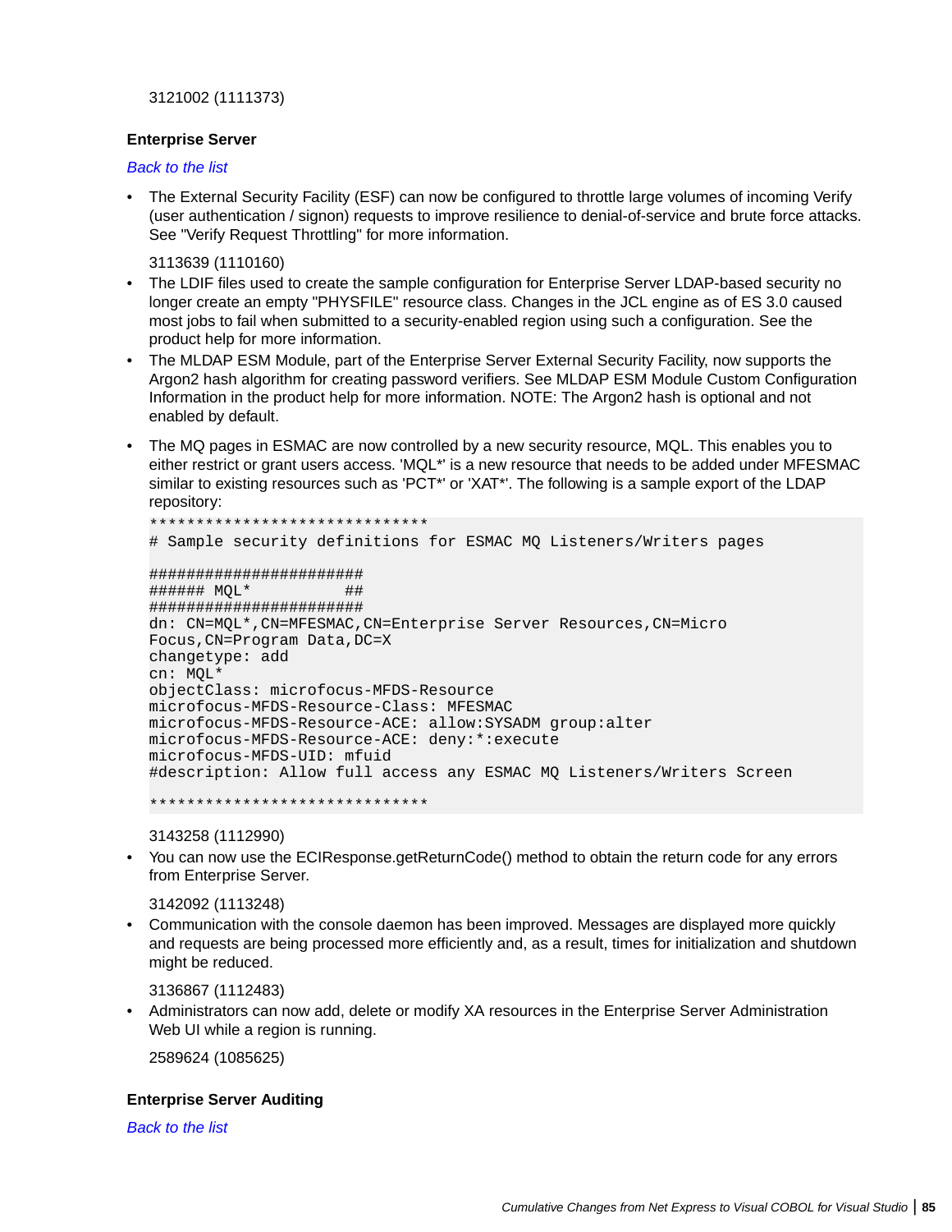3121002 (1111373)

### Enterprise Server

*Back to the list*

- The External Security Facility (ESF) can now be configured to throttle large volumes of incoming Verify (user authentication / signon) requests to improve resilience to denial-of-service and brute force attacks. See "Verify Request Throttling" for more information.

  3113639 (1110160)
- The LDIF files used to create the sample configuration for Enterprise Server LDAP-based security no longer create an empty "PHYSFILE" resource class. Changes in the JCL engine as of ES 3.0 caused most jobs to fail when submitted to a security-enabled region using such a configuration. See the product help for more information.
- The MLDAP ESM Module, part of the Enterprise Server External Security Facility, now supports the Argon2 hash algorithm for creating password verifiers. See MLDAP ESM Module Custom Configuration Information in the product help for more information. NOTE: The Argon2 hash is optional and not enabled by default.
- The MQ pages in ESMAC are now controlled by a new security resource, MQL. This enables you to either restrict or grant users access. 'MQL*' is a new resource that needs to be added under MFESMAC similar to existing resources such as 'PCT*' or 'XAT*'. The following is a sample export of the LDAP repository:

```
******************************
# Sample security definitions for ESMAC MQ Listeners/Writers pages

#######################
###### MQL*          ##
#######################
dn: CN=MQL*,CN=MFESMAC,CN=Enterprise Server Resources,CN=Micro
Focus,CN=Program Data,DC=X
changetype: add
cn: MQL*
objectClass: microfocus-MFDS-Resource
microfocus-MFDS-Resource-Class: MFESMAC
microfocus-MFDS-Resource-ACE: allow:SYSADM group:alter
microfocus-MFDS-Resource-ACE: deny:*:execute
microfocus-MFDS-UID: mfuid
#description: Allow full access any ESMAC MQ Listeners/Writers Screen

******************************
```

  3143258 (1112990)
- You can now use the ECIResponse.getReturnCode() method to obtain the return code for any errors from Enterprise Server.

  3142092 (1113248)
- Communication with the console daemon has been improved. Messages are displayed more quickly and requests are being processed more efficiently and, as a result, times for initialization and shutdown might be reduced.

  3136867 (1112483)
- Administrators can now add, delete or modify XA resources in the Enterprise Server Administration Web UI while a region is running.

  2589624 (1085625)

### Enterprise Server Auditing

*Back to the list*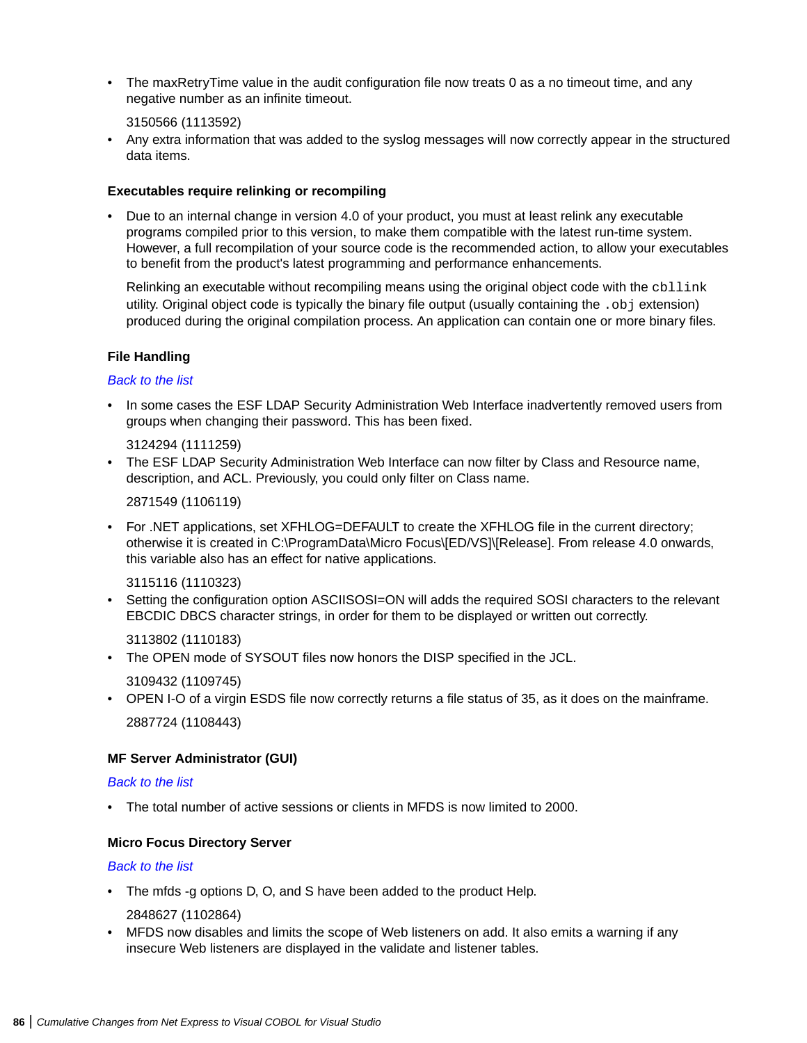- The maxRetryTime value in the audit configuration file now treats 0 as a no timeout time, and any negative number as an infinite timeout.

  3150566 (1113592)
- Any extra information that was added to the syslog messages will now correctly appear in the structured data items.

### Executables require relinking or recompiling

- Due to an internal change in version 4.0 of your product, you must at least relink any executable programs compiled prior to this version, to make them compatible with the latest run-time system. However, a full recompilation of your source code is the recommended action, to allow your executables to benefit from the product's latest programming and performance enhancements.

  Relinking an executable without recompiling means using the original object code with the `cbllink` utility. Original object code is typically the binary file output (usually containing the `.obj` extension) produced during the original compilation process. An application can contain one or more binary files.

### File Handling

*Back to the list*

- In some cases the ESF LDAP Security Administration Web Interface inadvertently removed users from groups when changing their password. This has been fixed.

  3124294 (1111259)
- The ESF LDAP Security Administration Web Interface can now filter by Class and Resource name, description, and ACL. Previously, you could only filter on Class name.

  2871549 (1106119)
- For .NET applications, set XFHLOG=DEFAULT to create the XFHLOG file in the current directory; otherwise it is created in C:\ProgramData\Micro Focus\[ED/VS]\[Release]. From release 4.0 onwards, this variable also has an effect for native applications.

  3115116 (1110323)
- Setting the configuration option ASCIISOSI=ON will adds the required SOSI characters to the relevant EBCDIC DBCS character strings, in order for them to be displayed or written out correctly.

  3113802 (1110183)
- The OPEN mode of SYSOUT files now honors the DISP specified in the JCL.

  3109432 (1109745)
- OPEN I-O of a virgin ESDS file now correctly returns a file status of 35, as it does on the mainframe.

  2887724 (1108443)

### MF Server Administrator (GUI)

*Back to the list*

- The total number of active sessions or clients in MFDS is now limited to 2000.

### Micro Focus Directory Server

*Back to the list*

- The mfds -g options D, O, and S have been added to the product Help.

  2848627 (1102864)
- MFDS now disables and limits the scope of Web listeners on add. It also emits a warning if any insecure Web listeners are displayed in the validate and listener tables.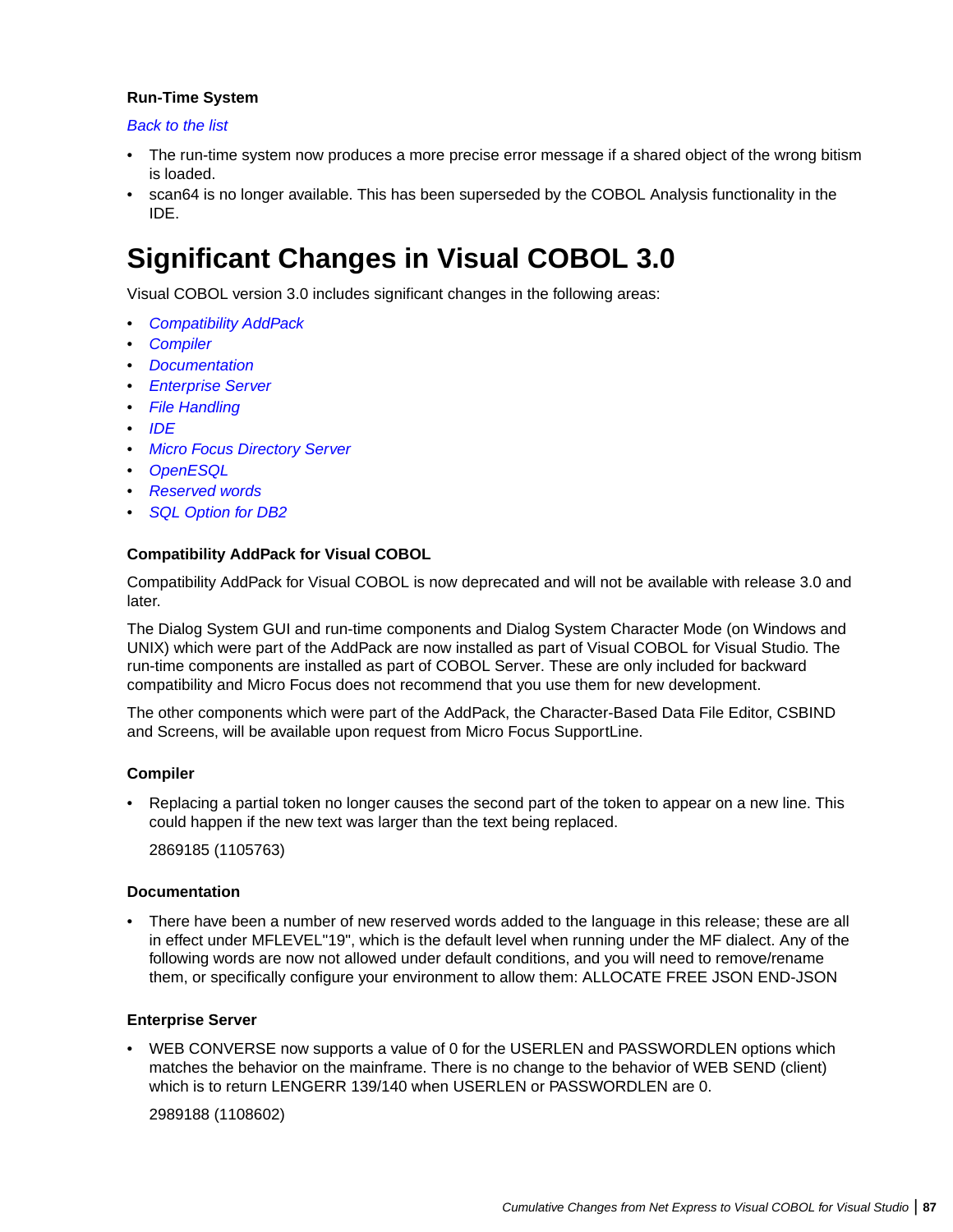### Run-Time System

*Back to the list*

- The run-time system now produces a more precise error message if a shared object of the wrong bitism is loaded.
- scan64 is no longer available. This has been superseded by the COBOL Analysis functionality in the IDE.

# Significant Changes in Visual COBOL 3.0

Visual COBOL version 3.0 includes significant changes in the following areas:

- *Compatibility AddPack*
- *Compiler*
- *Documentation*
- *Enterprise Server*
- *File Handling*
- *IDE*
- *Micro Focus Directory Server*
- *OpenESQL*
- *Reserved words*
- *SQL Option for DB2*

### Compatibility AddPack for Visual COBOL

Compatibility AddPack for Visual COBOL is now deprecated and will not be available with release 3.0 and later.

The Dialog System GUI and run-time components and Dialog System Character Mode (on Windows and UNIX) which were part of the AddPack are now installed as part of Visual COBOL for Visual Studio. The run-time components are installed as part of COBOL Server. These are only included for backward compatibility and Micro Focus does not recommend that you use them for new development.

The other components which were part of the AddPack, the Character-Based Data File Editor, CSBIND and Screens, will be available upon request from Micro Focus SupportLine.

### Compiler

- Replacing a partial token no longer causes the second part of the token to appear on a new line. This could happen if the new text was larger than the text being replaced.

  2869185 (1105763)

### Documentation

- There have been a number of new reserved words added to the language in this release; these are all in effect under MFLEVEL"19", which is the default level when running under the MF dialect. Any of the following words are now not allowed under default conditions, and you will need to remove/rename them, or specifically configure your environment to allow them: ALLOCATE FREE JSON END-JSON

### Enterprise Server

- WEB CONVERSE now supports a value of 0 for the USERLEN and PASSWORDLEN options which matches the behavior on the mainframe. There is no change to the behavior of WEB SEND (client) which is to return LENGERR 139/140 when USERLEN or PASSWORDLEN are 0.

  2989188 (1108602)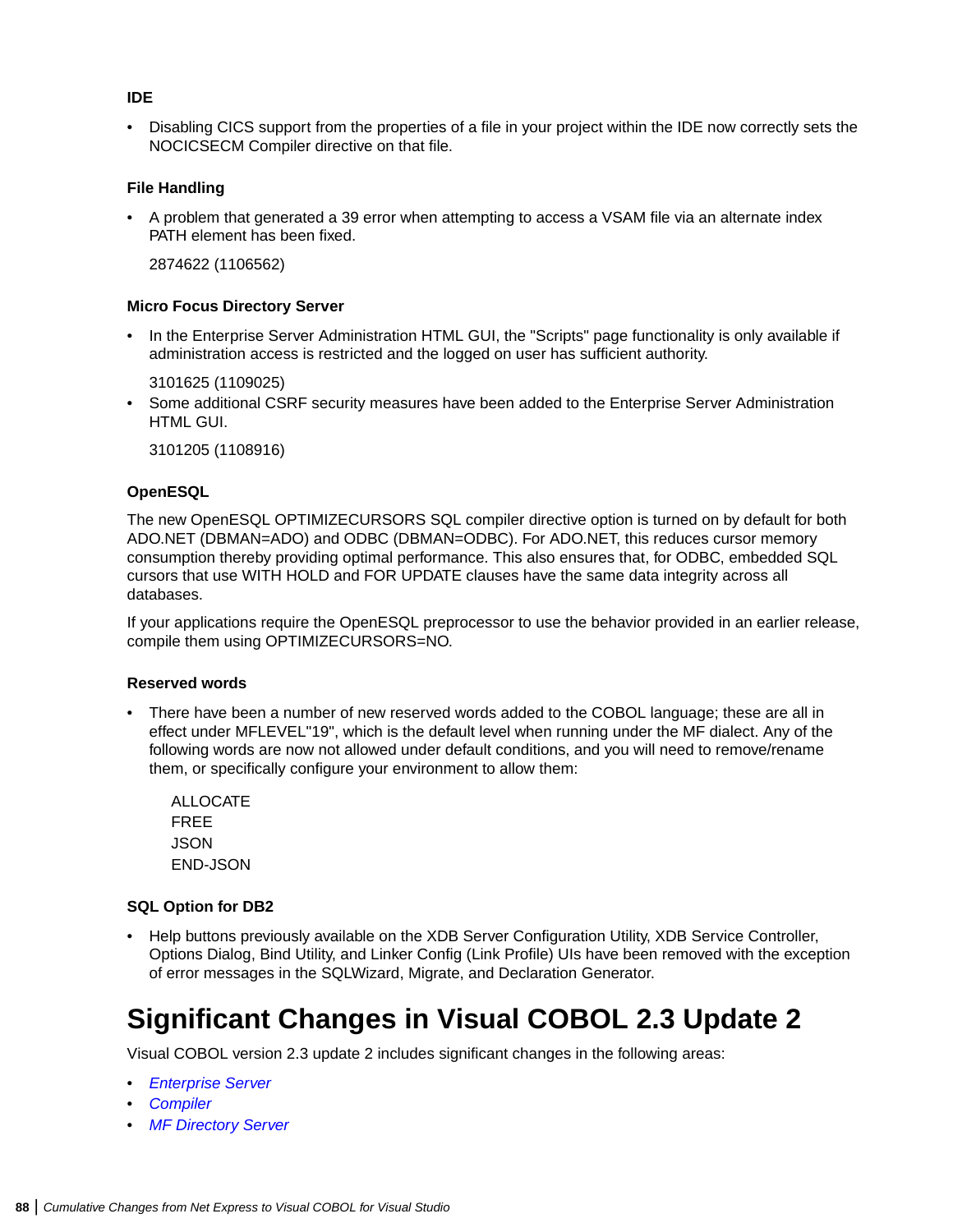#### IDE

- Disabling CICS support from the properties of a file in your project within the IDE now correctly sets the NOCICSECM Compiler directive on that file.

#### File Handling

- A problem that generated a 39 error when attempting to access a VSAM file via an alternate index PATH element has been fixed.

  2874622 (1106562)

#### Micro Focus Directory Server

- In the Enterprise Server Administration HTML GUI, the "Scripts" page functionality is only available if administration access is restricted and the logged on user has sufficient authority.

  3101625 (1109025)
- Some additional CSRF security measures have been added to the Enterprise Server Administration HTML GUI.

  3101205 (1108916)

#### OpenESQL

The new OpenESQL OPTIMIZECURSORS SQL compiler directive option is turned on by default for both ADO.NET (DBMAN=ADO) and ODBC (DBMAN=ODBC). For ADO.NET, this reduces cursor memory consumption thereby providing optimal performance. This also ensures that, for ODBC, embedded SQL cursors that use WITH HOLD and FOR UPDATE clauses have the same data integrity across all databases.

If your applications require the OpenESQL preprocessor to use the behavior provided in an earlier release, compile them using OPTIMIZECURSORS=NO.

#### Reserved words

- There have been a number of new reserved words added to the COBOL language; these are all in effect under MFLEVEL"19", which is the default level when running under the MF dialect. Any of the following words are now not allowed under default conditions, and you will need to remove/rename them, or specifically configure your environment to allow them:

  ALLOCATE
  FREE
  JSON
  END-JSON

#### SQL Option for DB2

- Help buttons previously available on the XDB Server Configuration Utility, XDB Service Controller, Options Dialog, Bind Utility, and Linker Config (Link Profile) UIs have been removed with the exception of error messages in the SQLWizard, Migrate, and Declaration Generator.

# Significant Changes in Visual COBOL 2.3 Update 2

Visual COBOL version 2.3 update 2 includes significant changes in the following areas:

- *Enterprise Server*
- *Compiler*
- *MF Directory Server*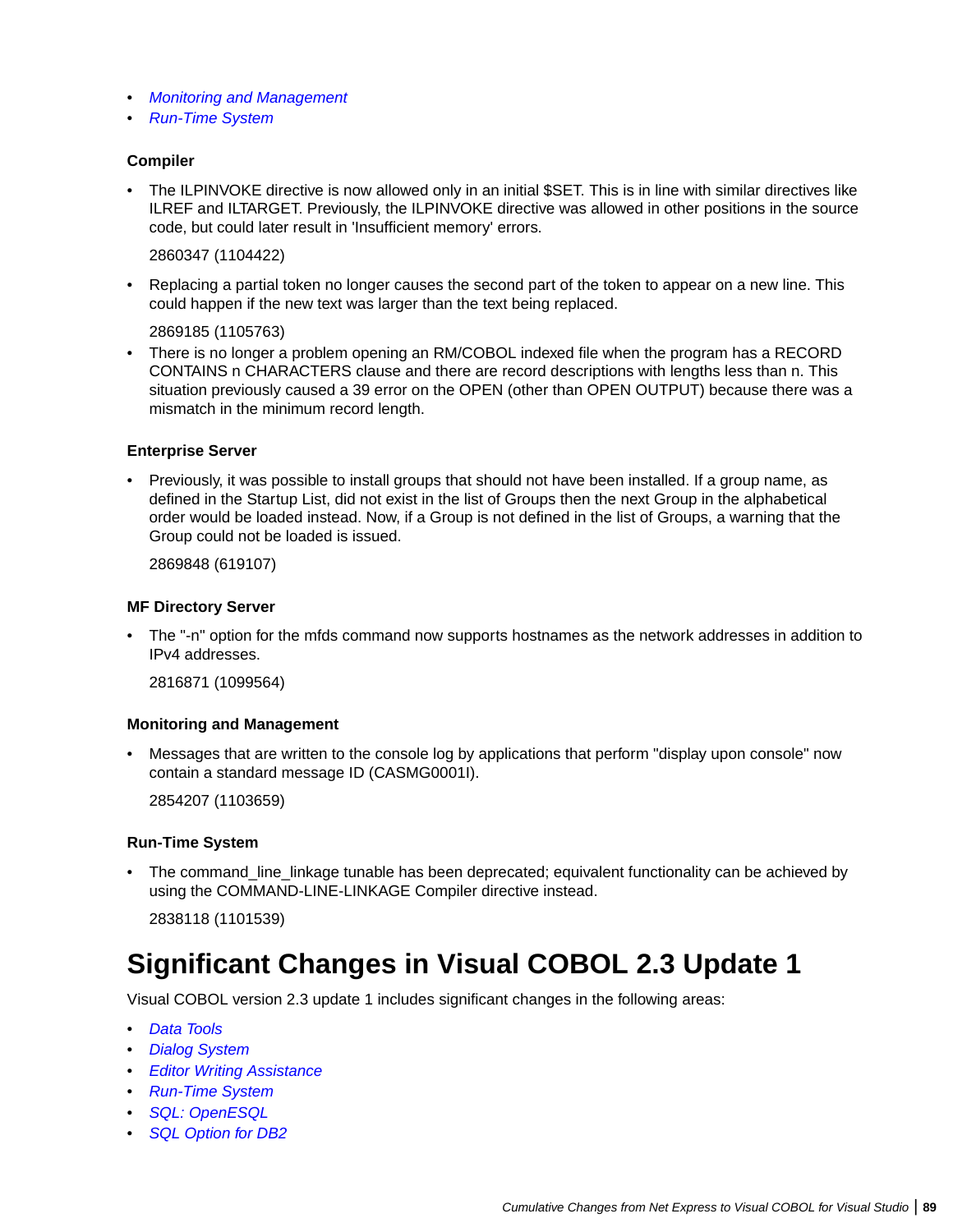- *Monitoring and Management*
- *Run-Time System*

### Compiler

- The ILPINVOKE directive is now allowed only in an initial $SET. This is in line with similar directives like ILREF and ILTARGET. Previously, the ILPINVOKE directive was allowed in other positions in the source code, but could later result in 'Insufficient memory' errors.

  2860347 (1104422)

- Replacing a partial token no longer causes the second part of the token to appear on a new line. This could happen if the new text was larger than the text being replaced.

  2869185 (1105763)
- There is no longer a problem opening an RM/COBOL indexed file when the program has a RECORD CONTAINS n CHARACTERS clause and there are record descriptions with lengths less than n. This situation previously caused a 39 error on the OPEN (other than OPEN OUTPUT) because there was a mismatch in the minimum record length.

### Enterprise Server

- Previously, it was possible to install groups that should not have been installed. If a group name, as defined in the Startup List, did not exist in the list of Groups then the next Group in the alphabetical order would be loaded instead. Now, if a Group is not defined in the list of Groups, a warning that the Group could not be loaded is issued.

  2869848 (619107)

### MF Directory Server

- The "-n" option for the mfds command now supports hostnames as the network addresses in addition to IPv4 addresses.

  2816871 (1099564)

### Monitoring and Management

- Messages that are written to the console log by applications that perform "display upon console" now contain a standard message ID (CASMG0001I).

  2854207 (1103659)

### Run-Time System

- The command_line_linkage tunable has been deprecated; equivalent functionality can be achieved by using the COMMAND-LINE-LINKAGE Compiler directive instead.

  2838118 (1101539)

# Significant Changes in Visual COBOL 2.3 Update 1

Visual COBOL version 2.3 update 1 includes significant changes in the following areas:

- *Data Tools*
- *Dialog System*
- *Editor Writing Assistance*
- *Run-Time System*
- *SQL: OpenESQL*
- *SQL Option for DB2*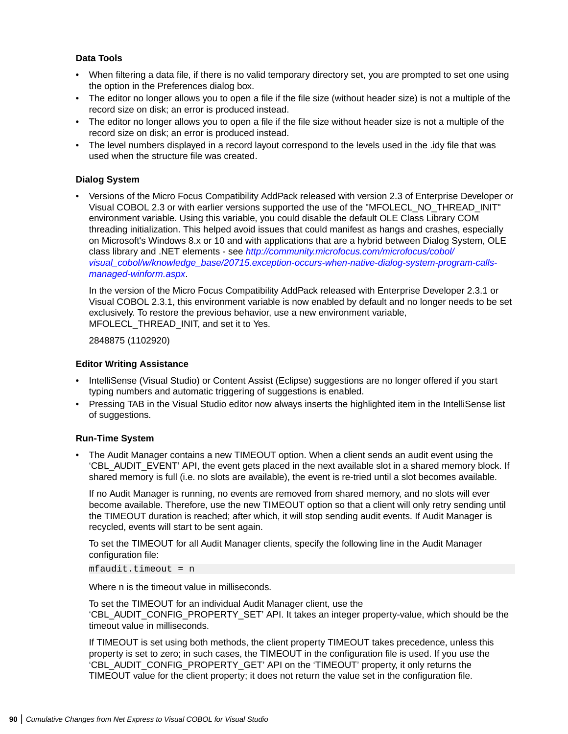### Data Tools

- When filtering a data file, if there is no valid temporary directory set, you are prompted to set one using the option in the Preferences dialog box.
- The editor no longer allows you to open a file if the file size (without header size) is not a multiple of the record size on disk; an error is produced instead.
- The editor no longer allows you to open a file if the file size without header size is not a multiple of the record size on disk; an error is produced instead.
- The level numbers displayed in a record layout correspond to the levels used in the .idy file that was used when the structure file was created.

### Dialog System

- Versions of the Micro Focus Compatibility AddPack released with version 2.3 of Enterprise Developer or Visual COBOL 2.3 or with earlier versions supported the use of the "MFOLECL_NO_THREAD_INIT" environment variable. Using this variable, you could disable the default OLE Class Library COM threading initialization. This helped avoid issues that could manifest as hangs and crashes, especially on Microsoft's Windows 8.x or 10 and with applications that are a hybrid between Dialog System, OLE class library and .NET elements - see *http://community.microfocus.com/microfocus/cobol/visual_cobol/w/knowledge_base/20715.exception-occurs-when-native-dialog-system-program-calls-managed-winform.aspx*.

  In the version of the Micro Focus Compatibility AddPack released with Enterprise Developer 2.3.1 or Visual COBOL 2.3.1, this environment variable is now enabled by default and no longer needs to be set exclusively. To restore the previous behavior, use a new environment variable, MFOLECL_THREAD_INIT, and set it to Yes.

  2848875 (1102920)

### Editor Writing Assistance

- IntelliSense (Visual Studio) or Content Assist (Eclipse) suggestions are no longer offered if you start typing numbers and automatic triggering of suggestions is enabled.
- Pressing TAB in the Visual Studio editor now always inserts the highlighted item in the IntelliSense list of suggestions.

### Run-Time System

- The Audit Manager contains a new TIMEOUT option. When a client sends an audit event using the 'CBL_AUDIT_EVENT' API, the event gets placed in the next available slot in a shared memory block. If shared memory is full (i.e. no slots are available), the event is re-tried until a slot becomes available.

  If no Audit Manager is running, no events are removed from shared memory, and no slots will ever become available. Therefore, use the new TIMEOUT option so that a client will only retry sending until the TIMEOUT duration is reached; after which, it will stop sending audit events. If Audit Manager is recycled, events will start to be sent again.

  To set the TIMEOUT for all Audit Manager clients, specify the following line in the Audit Manager configuration file:

  ```
  mfaudit.timeout = n
  ```

  Where n is the timeout value in milliseconds.

  To set the TIMEOUT for an individual Audit Manager client, use the 'CBL_AUDIT_CONFIG_PROPERTY_SET' API. It takes an integer property-value, which should be the timeout value in milliseconds.

  If TIMEOUT is set using both methods, the client property TIMEOUT takes precedence, unless this property is set to zero; in such cases, the TIMEOUT in the configuration file is used. If you use the 'CBL_AUDIT_CONFIG_PROPERTY_GET' API on the 'TIMEOUT' property, it only returns the TIMEOUT value for the client property; it does not return the value set in the configuration file.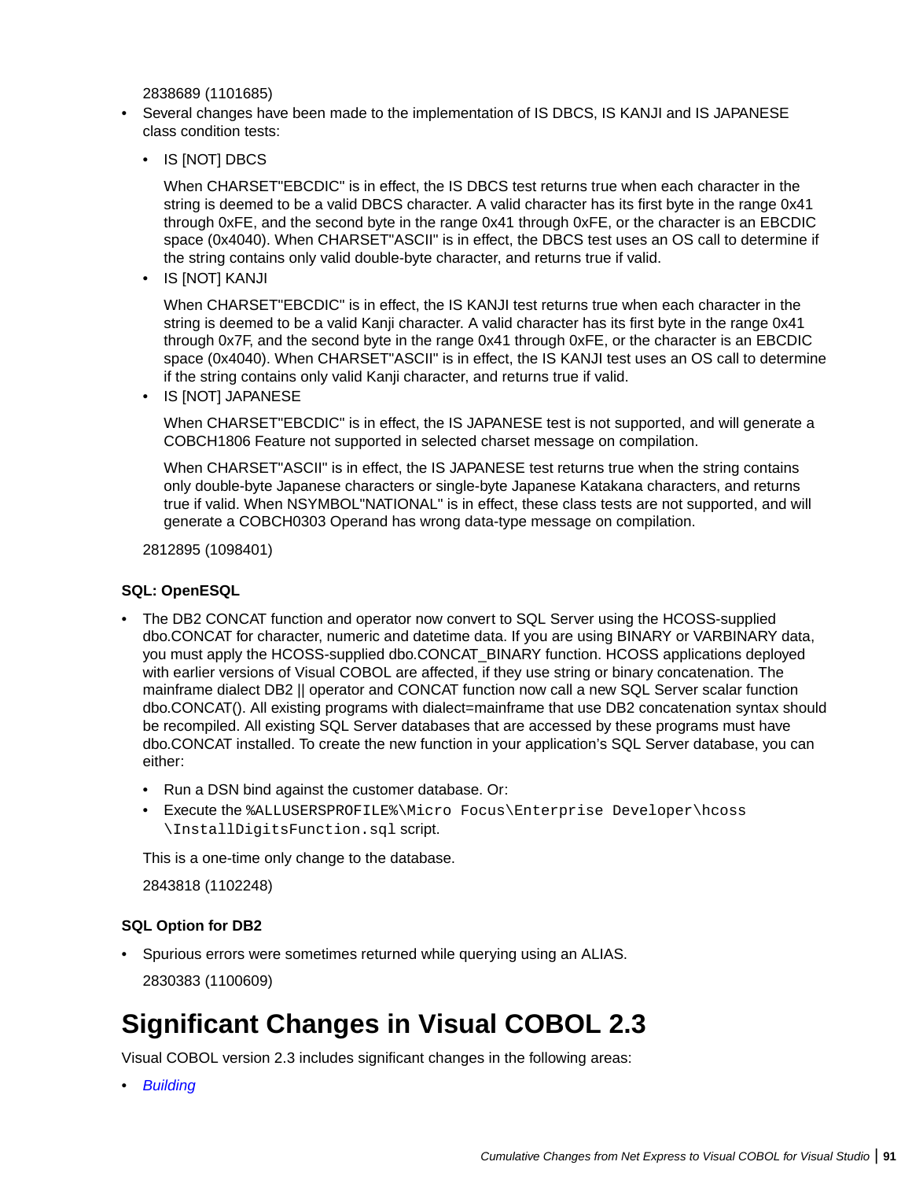2838689 (1101685)

- Several changes have been made to the implementation of IS DBCS, IS KANJI and IS JAPANESE class condition tests:
  - IS [NOT] DBCS

    When CHARSET"EBCDIC" is in effect, the IS DBCS test returns true when each character in the string is deemed to be a valid DBCS character. A valid character has its first byte in the range 0x41 through 0xFE, and the second byte in the range 0x41 through 0xFE, or the character is an EBCDIC space (0x4040). When CHARSET"ASCII" is in effect, the DBCS test uses an OS call to determine if the string contains only valid double-byte character, and returns true if valid.
  - IS [NOT] KANJI

    When CHARSET"EBCDIC" is in effect, the IS KANJI test returns true when each character in the string is deemed to be a valid Kanji character. A valid character has its first byte in the range 0x41 through 0x7F, and the second byte in the range 0x41 through 0xFE, or the character is an EBCDIC space (0x4040). When CHARSET"ASCII" is in effect, the IS KANJI test uses an OS call to determine if the string contains only valid Kanji character, and returns true if valid.
  - IS [NOT] JAPANESE

    When CHARSET"EBCDIC" is in effect, the IS JAPANESE test is not supported, and will generate a COBCH1806 Feature not supported in selected charset message on compilation.

    When CHARSET"ASCII" is in effect, the IS JAPANESE test returns true when the string contains only double-byte Japanese characters or single-byte Japanese Katakana characters, and returns true if valid. When NSYMBOL"NATIONAL" is in effect, these class tests are not supported, and will generate a COBCH0303 Operand has wrong data-type message on compilation.

  2812895 (1098401)

**SQL: OpenESQL**

- The DB2 CONCAT function and operator now convert to SQL Server using the HCOSS-supplied dbo.CONCAT for character, numeric and datetime data. If you are using BINARY or VARBINARY data, you must apply the HCOSS-supplied dbo.CONCAT_BINARY function. HCOSS applications deployed with earlier versions of Visual COBOL are affected, if they use string or binary concatenation. The mainframe dialect DB2 || operator and CONCAT function now call a new SQL Server scalar function dbo.CONCAT(). All existing programs with dialect=mainframe that use DB2 concatenation syntax should be recompiled. All existing SQL Server databases that are accessed by these programs must have dbo.CONCAT installed. To create the new function in your application's SQL Server database, you can either:
  - Run a DSN bind against the customer database. Or:
  - Execute the `%ALLUSERSPROFILE%\Micro Focus\Enterprise Developer\hcoss\InstallDigitsFunction.sql` script.

  This is a one-time only change to the database.

  2843818 (1102248)

**SQL Option for DB2**

- Spurious errors were sometimes returned while querying using an ALIAS.

  2830383 (1100609)

# Significant Changes in Visual COBOL 2.3

Visual COBOL version 2.3 includes significant changes in the following areas:

- *Building*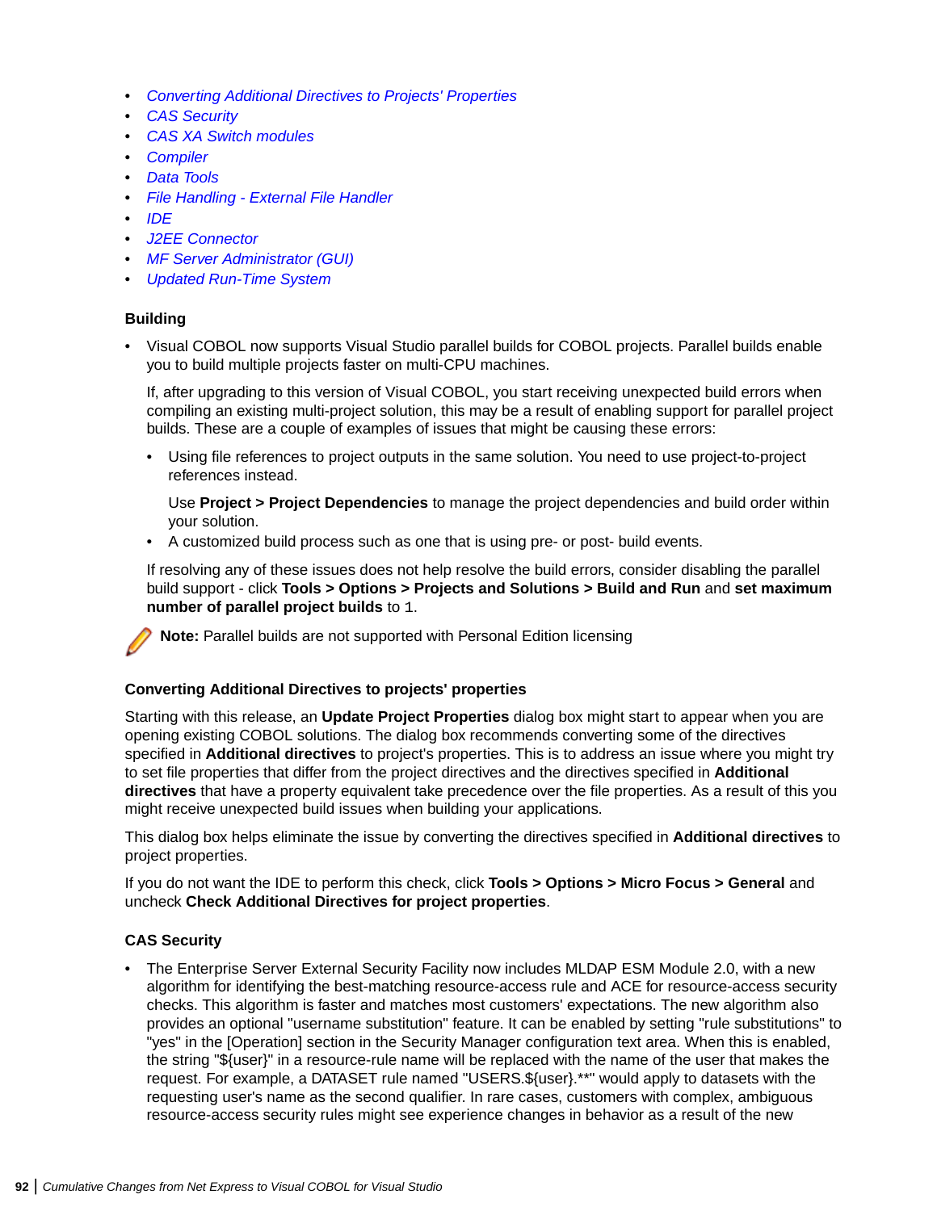- *Converting Additional Directives to Projects' Properties*
- *CAS Security*
- *CAS XA Switch modules*
- *Compiler*
- *Data Tools*
- *File Handling - External File Handler*
- *IDE*
- *J2EE Connector*
- *MF Server Administrator (GUI)*
- *Updated Run-Time System*

### Building

- Visual COBOL now supports Visual Studio parallel builds for COBOL projects. Parallel builds enable you to build multiple projects faster on multi-CPU machines.

  If, after upgrading to this version of Visual COBOL, you start receiving unexpected build errors when compiling an existing multi-project solution, this may be a result of enabling support for parallel project builds. These are a couple of examples of issues that might be causing these errors:

  - Using file references to project outputs in the same solution. You need to use project-to-project references instead.

    Use **Project > Project Dependencies** to manage the project dependencies and build order within your solution.
  - A customized build process such as one that is using pre- or post- build events.

  If resolving any of these issues does not help resolve the build errors, consider disabling the parallel build support - click **Tools > Options > Projects and Solutions > Build and Run** and **set maximum number of parallel project builds** to `1`.

**Note:** Parallel builds are not supported with Personal Edition licensing

### Converting Additional Directives to projects' properties

Starting with this release, an **Update Project Properties** dialog box might start to appear when you are opening existing COBOL solutions. The dialog box recommends converting some of the directives specified in **Additional directives** to project's properties. This is to address an issue where you might try to set file properties that differ from the project directives and the directives specified in **Additional directives** that have a property equivalent take precedence over the file properties. As a result of this you might receive unexpected build issues when building your applications.

This dialog box helps eliminate the issue by converting the directives specified in **Additional directives** to project properties.

If you do not want the IDE to perform this check, click **Tools > Options > Micro Focus > General** and uncheck **Check Additional Directives for project properties**.

### CAS Security

- The Enterprise Server External Security Facility now includes MLDAP ESM Module 2.0, with a new algorithm for identifying the best-matching resource-access rule and ACE for resource-access security checks. This algorithm is faster and matches most customers' expectations. The new algorithm also provides an optional "username substitution" feature. It can be enabled by setting "rule substitutions" to "yes" in the [Operation] section in the Security Manager configuration text area. When this is enabled, the string "${user}" in a resource-rule name will be replaced with the name of the user that makes the request. For example, a DATASET rule named "USERS.${user}.**" would apply to datasets with the requesting user's name as the second qualifier. In rare cases, customers with complex, ambiguous resource-access security rules might see experience changes in behavior as a result of the new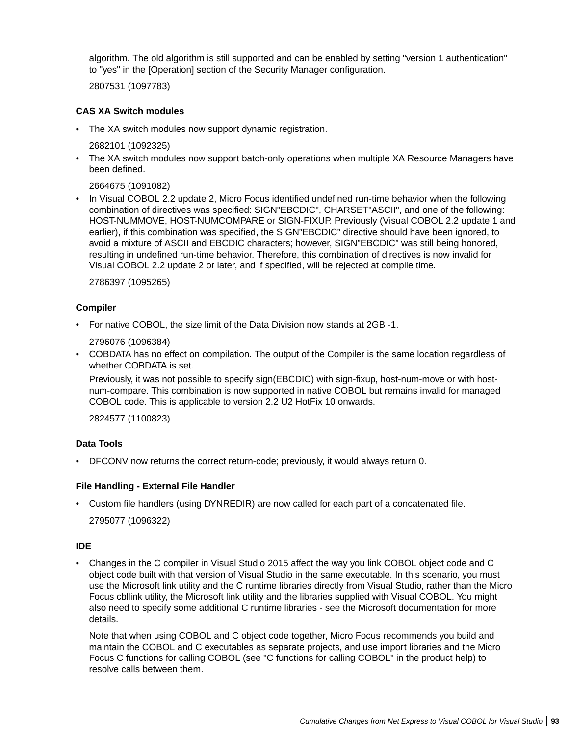algorithm. The old algorithm is still supported and can be enabled by setting "version 1 authentication" to "yes" in the [Operation] section of the Security Manager configuration.

2807531 (1097783)

#### CAS XA Switch modules

- The XA switch modules now support dynamic registration.

  2682101 (1092325)
- The XA switch modules now support batch-only operations when multiple XA Resource Managers have been defined.

  2664675 (1091082)
- In Visual COBOL 2.2 update 2, Micro Focus identified undefined run-time behavior when the following combination of directives was specified: SIGN"EBCDIC", CHARSET"ASCII", and one of the following: HOST-NUMMOVE, HOST-NUMCOMPARE or SIGN-FIXUP. Previously (Visual COBOL 2.2 update 1 and earlier), if this combination was specified, the SIGN”EBCDIC” directive should have been ignored, to avoid a mixture of ASCII and EBCDIC characters; however, SIGN”EBCDIC” was still being honored, resulting in undefined run-time behavior. Therefore, this combination of directives is now invalid for Visual COBOL 2.2 update 2 or later, and if specified, will be rejected at compile time.

  2786397 (1095265)

#### Compiler

- For native COBOL, the size limit of the Data Division now stands at 2GB -1.

  2796076 (1096384)
- COBDATA has no effect on compilation. The output of the Compiler is the same location regardless of whether COBDATA is set.

  Previously, it was not possible to specify sign(EBCDIC) with sign-fixup, host-num-move or with host-num-compare. This combination is now supported in native COBOL but remains invalid for managed COBOL code. This is applicable to version 2.2 U2 HotFix 10 onwards.

  2824577 (1100823)

#### Data Tools

- DFCONV now returns the correct return-code; previously, it would always return 0.

#### File Handling - External File Handler

- Custom file handlers (using DYNREDIR) are now called for each part of a concatenated file.

  2795077 (1096322)

#### IDE

- Changes in the C compiler in Visual Studio 2015 affect the way you link COBOL object code and C object code built with that version of Visual Studio in the same executable. In this scenario, you must use the Microsoft link utility and the C runtime libraries directly from Visual Studio, rather than the Micro Focus cbllink utility, the Microsoft link utility and the libraries supplied with Visual COBOL. You might also need to specify some additional C runtime libraries - see the Microsoft documentation for more details.

  Note that when using COBOL and C object code together, Micro Focus recommends you build and maintain the COBOL and C executables as separate projects, and use import libraries and the Micro Focus C functions for calling COBOL (see "C functions for calling COBOL" in the product help) to resolve calls between them.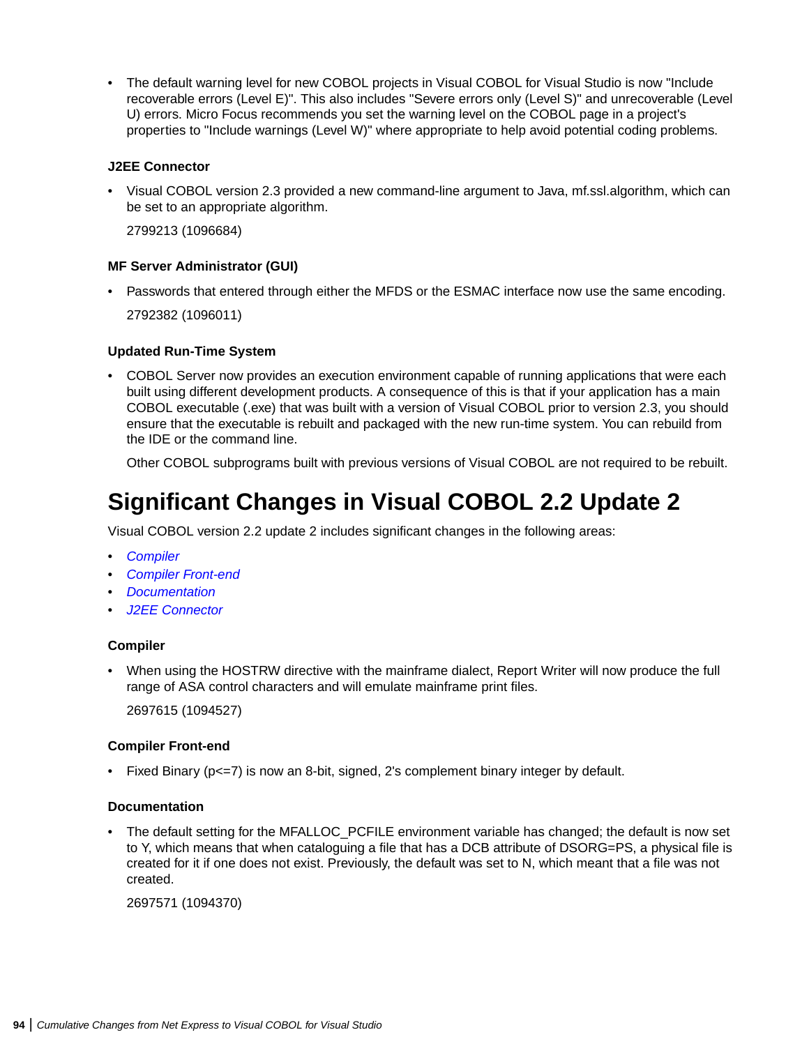- The default warning level for new COBOL projects in Visual COBOL for Visual Studio is now "Include recoverable errors (Level E)". This also includes "Severe errors only (Level S)" and unrecoverable (Level U) errors. Micro Focus recommends you set the warning level on the COBOL page in a project's properties to "Include warnings (Level W)" where appropriate to help avoid potential coding problems.

#### J2EE Connector

- Visual COBOL version 2.3 provided a new command-line argument to Java, mf.ssl.algorithm, which can be set to an appropriate algorithm.

  2799213 (1096684)

#### MF Server Administrator (GUI)

- Passwords that entered through either the MFDS or the ESMAC interface now use the same encoding.

  2792382 (1096011)

#### Updated Run-Time System

- COBOL Server now provides an execution environment capable of running applications that were each built using different development products. A consequence of this is that if your application has a main COBOL executable (.exe) that was built with a version of Visual COBOL prior to version 2.3, you should ensure that the executable is rebuilt and packaged with the new run-time system. You can rebuild from the IDE or the command line.

  Other COBOL subprograms built with previous versions of Visual COBOL are not required to be rebuilt.

# Significant Changes in Visual COBOL 2.2 Update 2

Visual COBOL version 2.2 update 2 includes significant changes in the following areas:

- *Compiler*
- *Compiler Front-end*
- *Documentation*
- *J2EE Connector*

#### Compiler

- When using the HOSTRW directive with the mainframe dialect, Report Writer will now produce the full range of ASA control characters and will emulate mainframe print files.

  2697615 (1094527)

#### Compiler Front-end

- Fixed Binary (p<=7) is now an 8-bit, signed, 2's complement binary integer by default.

#### Documentation

- The default setting for the MFALLOC_PCFILE environment variable has changed; the default is now set to Y, which means that when cataloguing a file that has a DCB attribute of DSORG=PS, a physical file is created for it if one does not exist. Previously, the default was set to N, which meant that a file was not created.

  2697571 (1094370)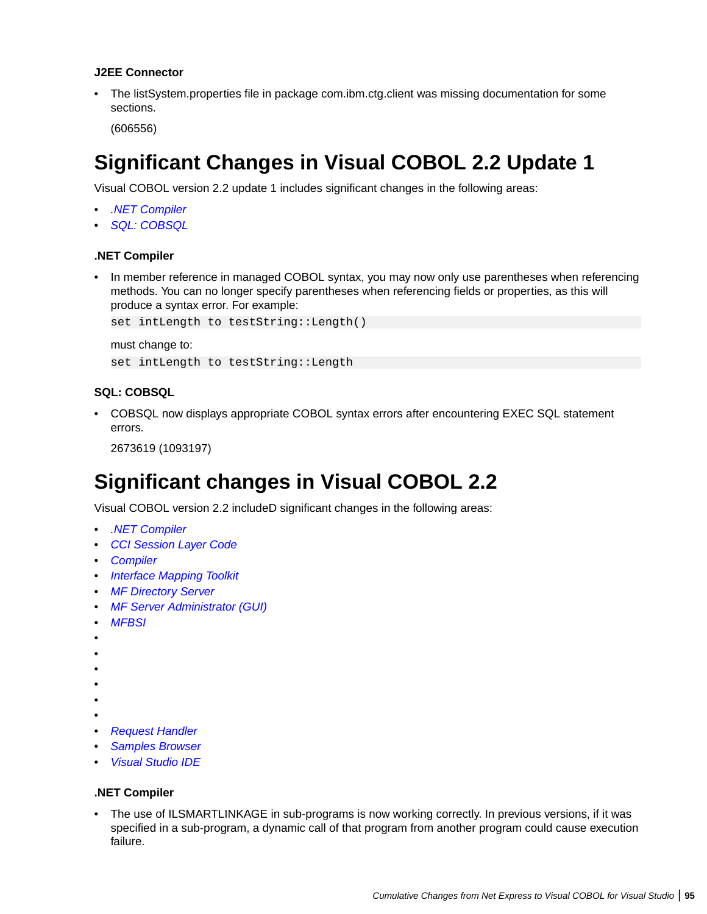#### J2EE Connector

- The listSystem.properties file in package com.ibm.ctg.client was missing documentation for some sections.

  (606556)

## Significant Changes in Visual COBOL 2.2 Update 1

Visual COBOL version 2.2 update 1 includes significant changes in the following areas:

- *.NET Compiler*
- *SQL: COBSQL*

#### .NET Compiler

- In member reference in managed COBOL syntax, you may now only use parentheses when referencing methods. You can no longer specify parentheses when referencing fields or properties, as this will produce a syntax error. For example:

  ```
  set intLength to testString::Length()
  ```

  must change to:

  ```
  set intLength to testString::Length
  ```

#### SQL: COBSQL

- COBSQL now displays appropriate COBOL syntax errors after encountering EXEC SQL statement errors.

  2673619 (1093197)

## Significant changes in Visual COBOL 2.2

Visual COBOL version 2.2 includeD significant changes in the following areas:

- *.NET Compiler*
- *CCI Session Layer Code*
- *Compiler*
- *Interface Mapping Toolkit*
- *MF Directory Server*
- *MF Server Administrator (GUI)*
- *MFBSI*
- 
- 
- 
- 
- 
- 
- *Request Handler*
- *Samples Browser*
- *Visual Studio IDE*

#### .NET Compiler

- The use of ILSMARTLINKAGE in sub-programs is now working correctly. In previous versions, if it was specified in a sub-program, a dynamic call of that program from another program could cause execution failure.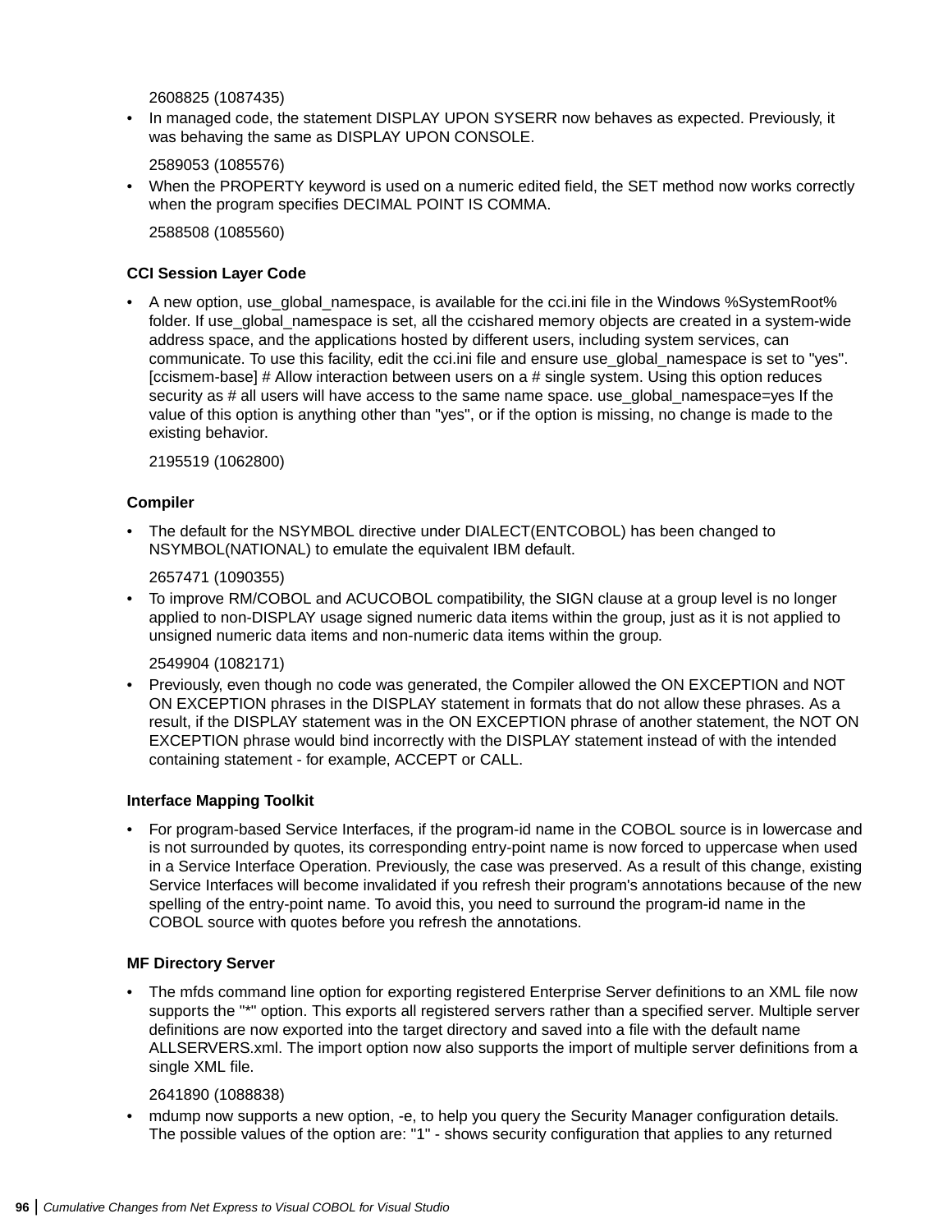2608825 (1087435)

- In managed code, the statement DISPLAY UPON SYSERR now behaves as expected. Previously, it was behaving the same as DISPLAY UPON CONSOLE.

  2589053 (1085576)

- When the PROPERTY keyword is used on a numeric edited field, the SET method now works correctly when the program specifies DECIMAL POINT IS COMMA.

  2588508 (1085560)

### CCI Session Layer Code

- A new option, use_global_namespace, is available for the cci.ini file in the Windows %SystemRoot% folder. If use_global_namespace is set, all the ccishared memory objects are created in a system-wide address space, and the applications hosted by different users, including system services, can communicate. To use this facility, edit the cci.ini file and ensure use_global_namespace is set to "yes". [ccismem-base] # Allow interaction between users on a # single system. Using this option reduces security as # all users will have access to the same name space. use_global_namespace=yes If the value of this option is anything other than "yes", or if the option is missing, no change is made to the existing behavior.

  2195519 (1062800)

### Compiler

- The default for the NSYMBOL directive under DIALECT(ENTCOBOL) has been changed to NSYMBOL(NATIONAL) to emulate the equivalent IBM default.

  2657471 (1090355)

- To improve RM/COBOL and ACUCOBOL compatibility, the SIGN clause at a group level is no longer applied to non-DISPLAY usage signed numeric data items within the group, just as it is not applied to unsigned numeric data items and non-numeric data items within the group.

  2549904 (1082171)

- Previously, even though no code was generated, the Compiler allowed the ON EXCEPTION and NOT ON EXCEPTION phrases in the DISPLAY statement in formats that do not allow these phrases. As a result, if the DISPLAY statement was in the ON EXCEPTION phrase of another statement, the NOT ON EXCEPTION phrase would bind incorrectly with the DISPLAY statement instead of with the intended containing statement - for example, ACCEPT or CALL.

### Interface Mapping Toolkit

- For program-based Service Interfaces, if the program-id name in the COBOL source is in lowercase and is not surrounded by quotes, its corresponding entry-point name is now forced to uppercase when used in a Service Interface Operation. Previously, the case was preserved. As a result of this change, existing Service Interfaces will become invalidated if you refresh their program's annotations because of the new spelling of the entry-point name. To avoid this, you need to surround the program-id name in the COBOL source with quotes before you refresh the annotations.

### MF Directory Server

- The mfds command line option for exporting registered Enterprise Server definitions to an XML file now supports the "*" option. This exports all registered servers rather than a specified server. Multiple server definitions are now exported into the target directory and saved into a file with the default name ALLSERVERS.xml. The import option now also supports the import of multiple server definitions from a single XML file.

  2641890 (1088838)

- mdump now supports a new option, -e, to help you query the Security Manager configuration details. The possible values of the option are: "1" - shows security configuration that applies to any returned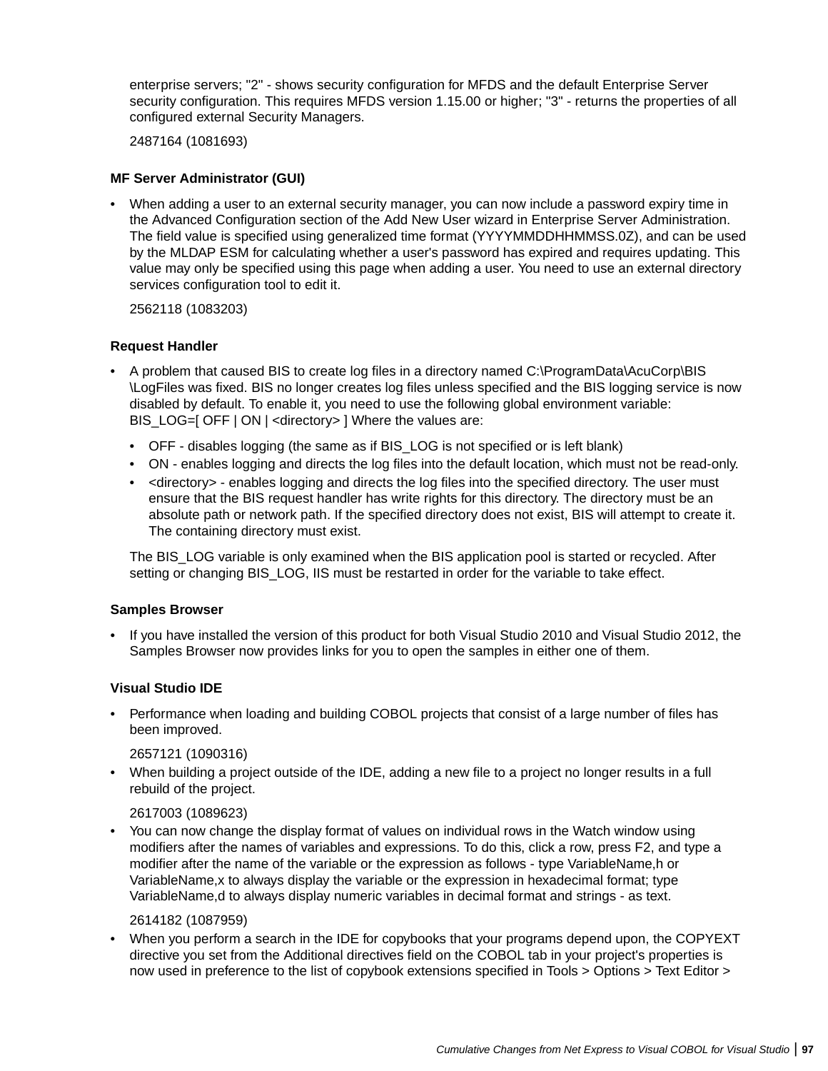enterprise servers; "2" - shows security configuration for MFDS and the default Enterprise Server security configuration. This requires MFDS version 1.15.00 or higher; "3" - returns the properties of all configured external Security Managers.

2487164 (1081693)

### MF Server Administrator (GUI)

- When adding a user to an external security manager, you can now include a password expiry time in the Advanced Configuration section of the Add New User wizard in Enterprise Server Administration. The field value is specified using generalized time format (YYYYMMDDHHMMSS.0Z), and can be used by the MLDAP ESM for calculating whether a user's password has expired and requires updating. This value may only be specified using this page when adding a user. You need to use an external directory services configuration tool to edit it.

  2562118 (1083203)

### Request Handler

- A problem that caused BIS to create log files in a directory named C:\ProgramData\AcuCorp\BIS \LogFiles was fixed. BIS no longer creates log files unless specified and the BIS logging service is now disabled by default. To enable it, you need to use the following global environment variable: BIS_LOG=[ OFF | ON | <directory> ] Where the values are:
  - OFF - disables logging (the same as if BIS_LOG is not specified or is left blank)
  - ON - enables logging and directs the log files into the default location, which must not be read-only.
  - <directory> - enables logging and directs the log files into the specified directory. The user must ensure that the BIS request handler has write rights for this directory. The directory must be an absolute path or network path. If the specified directory does not exist, BIS will attempt to create it. The containing directory must exist.

  The BIS_LOG variable is only examined when the BIS application pool is started or recycled. After setting or changing BIS_LOG, IIS must be restarted in order for the variable to take effect.

### Samples Browser

- If you have installed the version of this product for both Visual Studio 2010 and Visual Studio 2012, the Samples Browser now provides links for you to open the samples in either one of them.

### Visual Studio IDE

- Performance when loading and building COBOL projects that consist of a large number of files has been improved.

  2657121 (1090316)
- When building a project outside of the IDE, adding a new file to a project no longer results in a full rebuild of the project.

  2617003 (1089623)
- You can now change the display format of values on individual rows in the Watch window using modifiers after the names of variables and expressions. To do this, click a row, press F2, and type a modifier after the name of the variable or the expression as follows - type VariableName,h or VariableName,x to always display the variable or the expression in hexadecimal format; type VariableName,d to always display numeric variables in decimal format and strings - as text.

  2614182 (1087959)
- When you perform a search in the IDE for copybooks that your programs depend upon, the COPYEXT directive you set from the Additional directives field on the COBOL tab in your project's properties is now used in preference to the list of copybook extensions specified in Tools > Options > Text Editor >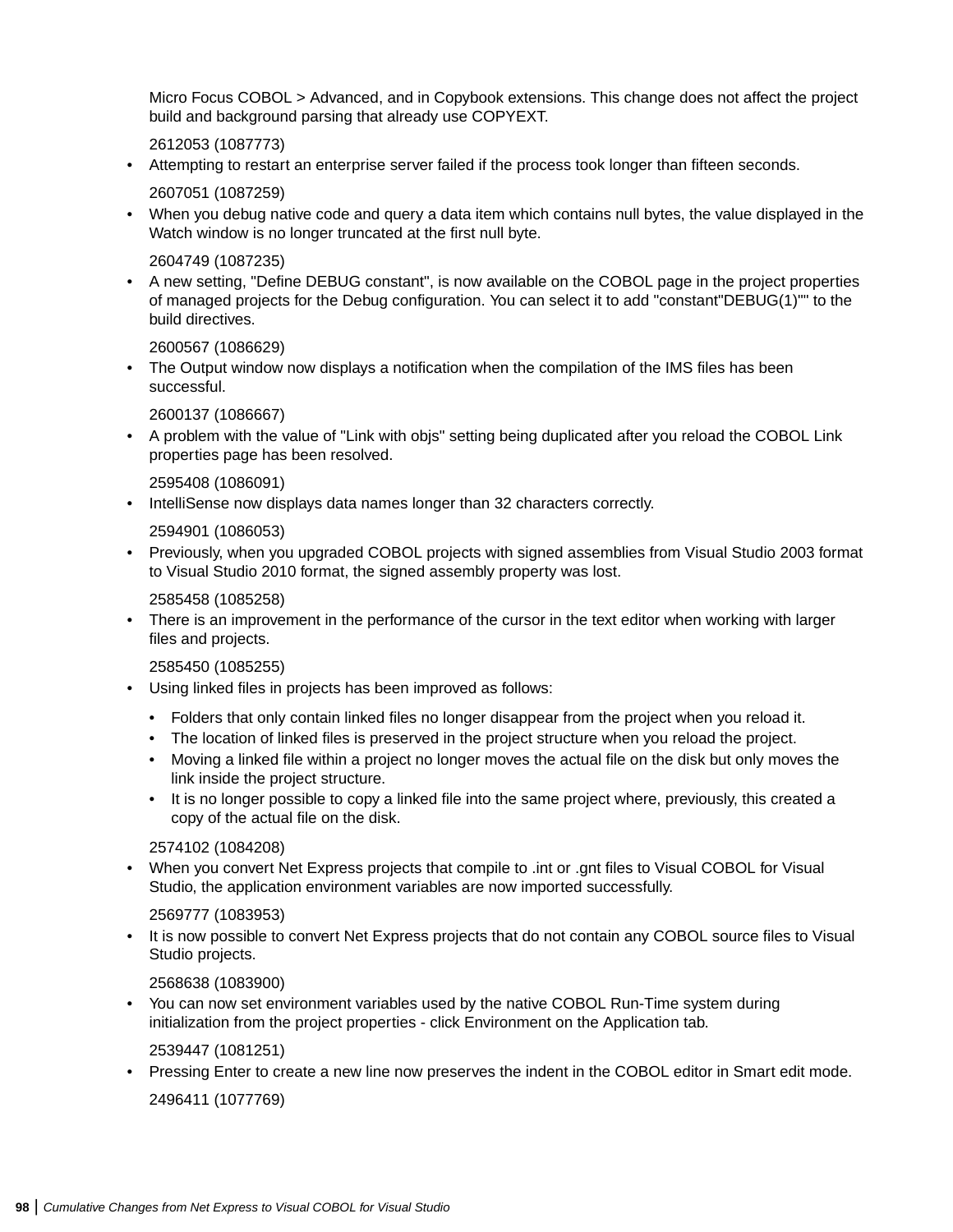Micro Focus COBOL > Advanced, and in Copybook extensions. This change does not affect the project build and background parsing that already use COPYEXT.

2612053 (1087773)

- Attempting to restart an enterprise server failed if the process took longer than fifteen seconds.

  2607051 (1087259)

- When you debug native code and query a data item which contains null bytes, the value displayed in the Watch window is no longer truncated at the first null byte.

  2604749 (1087235)

- A new setting, "Define DEBUG constant", is now available on the COBOL page in the project properties of managed projects for the Debug configuration. You can select it to add "constant"DEBUG(1)"" to the build directives.

  2600567 (1086629)

- The Output window now displays a notification when the compilation of the IMS files has been successful.

  2600137 (1086667)

- A problem with the value of "Link with objs" setting being duplicated after you reload the COBOL Link properties page has been resolved.

  2595408 (1086091)

- IntelliSense now displays data names longer than 32 characters correctly.

  2594901 (1086053)

- Previously, when you upgraded COBOL projects with signed assemblies from Visual Studio 2003 format to Visual Studio 2010 format, the signed assembly property was lost.

  2585458 (1085258)

- There is an improvement in the performance of the cursor in the text editor when working with larger files and projects.

  2585450 (1085255)

- Using linked files in projects has been improved as follows:

  - Folders that only contain linked files no longer disappear from the project when you reload it.
  - The location of linked files is preserved in the project structure when you reload the project.
  - Moving a linked file within a project no longer moves the actual file on the disk but only moves the link inside the project structure.
  - It is no longer possible to copy a linked file into the same project where, previously, this created a copy of the actual file on the disk.

  2574102 (1084208)

- When you convert Net Express projects that compile to .int or .gnt files to Visual COBOL for Visual Studio, the application environment variables are now imported successfully.

  2569777 (1083953)

- It is now possible to convert Net Express projects that do not contain any COBOL source files to Visual Studio projects.

  2568638 (1083900)

- You can now set environment variables used by the native COBOL Run-Time system during initialization from the project properties - click Environment on the Application tab.

  2539447 (1081251)

- Pressing Enter to create a new line now preserves the indent in the COBOL editor in Smart edit mode.

  2496411 (1077769)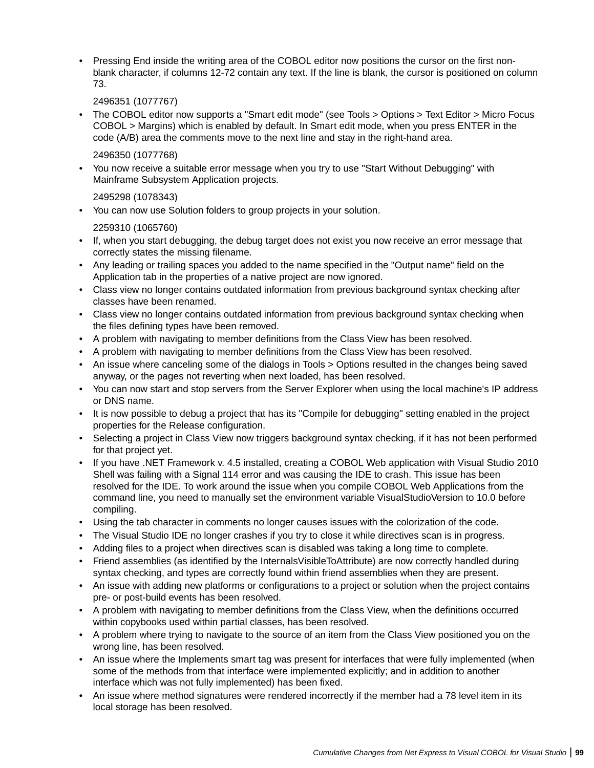- Pressing End inside the writing area of the COBOL editor now positions the cursor on the first non-blank character, if columns 12-72 contain any text. If the line is blank, the cursor is positioned on column 73.

  2496351 (1077767)
- The COBOL editor now supports a "Smart edit mode" (see Tools > Options > Text Editor > Micro Focus COBOL > Margins) which is enabled by default. In Smart edit mode, when you press ENTER in the code (A/B) area the comments move to the next line and stay in the right-hand area.

  2496350 (1077768)
- You now receive a suitable error message when you try to use "Start Without Debugging" with Mainframe Subsystem Application projects.

  2495298 (1078343)
- You can now use Solution folders to group projects in your solution.

  2259310 (1065760)
- If, when you start debugging, the debug target does not exist you now receive an error message that correctly states the missing filename.
- Any leading or trailing spaces you added to the name specified in the "Output name" field on the Application tab in the properties of a native project are now ignored.
- Class view no longer contains outdated information from previous background syntax checking after classes have been renamed.
- Class view no longer contains outdated information from previous background syntax checking when the files defining types have been removed.
- A problem with navigating to member definitions from the Class View has been resolved.
- A problem with navigating to member definitions from the Class View has been resolved.
- An issue where canceling some of the dialogs in Tools > Options resulted in the changes being saved anyway, or the pages not reverting when next loaded, has been resolved.
- You can now start and stop servers from the Server Explorer when using the local machine's IP address or DNS name.
- It is now possible to debug a project that has its "Compile for debugging" setting enabled in the project properties for the Release configuration.
- Selecting a project in Class View now triggers background syntax checking, if it has not been performed for that project yet.
- If you have .NET Framework v. 4.5 installed, creating a COBOL Web application with Visual Studio 2010 Shell was failing with a Signal 114 error and was causing the IDE to crash. This issue has been resolved for the IDE. To work around the issue when you compile COBOL Web Applications from the command line, you need to manually set the environment variable VisualStudioVersion to 10.0 before compiling.
- Using the tab character in comments no longer causes issues with the colorization of the code.
- The Visual Studio IDE no longer crashes if you try to close it while directives scan is in progress.
- Adding files to a project when directives scan is disabled was taking a long time to complete.
- Friend assemblies (as identified by the InternalsVisibleToAttribute) are now correctly handled during syntax checking, and types are correctly found within friend assemblies when they are present.
- An issue with adding new platforms or configurations to a project or solution when the project contains pre- or post-build events has been resolved.
- A problem with navigating to member definitions from the Class View, when the definitions occurred within copybooks used within partial classes, has been resolved.
- A problem where trying to navigate to the source of an item from the Class View positioned you on the wrong line, has been resolved.
- An issue where the Implements smart tag was present for interfaces that were fully implemented (when some of the methods from that interface were implemented explicitly; and in addition to another interface which was not fully implemented) has been fixed.
- An issue where method signatures were rendered incorrectly if the member had a 78 level item in its local storage has been resolved.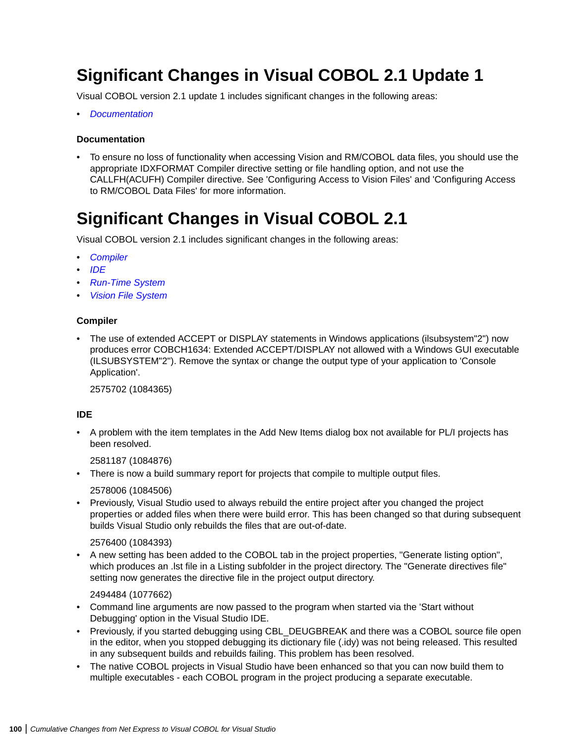# Significant Changes in Visual COBOL 2.1 Update 1

Visual COBOL version 2.1 update 1 includes significant changes in the following areas:

- *Documentation*

### Documentation

- To ensure no loss of functionality when accessing Vision and RM/COBOL data files, you should use the appropriate IDXFORMAT Compiler directive setting or file handling option, and not use the CALLFH(ACUFH) Compiler directive. See 'Configuring Access to Vision Files' and 'Configuring Access to RM/COBOL Data Files' for more information.

# Significant Changes in Visual COBOL 2.1

Visual COBOL version 2.1 includes significant changes in the following areas:

- *Compiler*
- *IDE*
- *Run-Time System*
- *Vision File System*

### Compiler

- The use of extended ACCEPT or DISPLAY statements in Windows applications (ilsubsystem"2") now produces error COBCH1634: Extended ACCEPT/DISPLAY not allowed with a Windows GUI executable (ILSUBSYSTEM"2"). Remove the syntax or change the output type of your application to 'Console Application'.

  2575702 (1084365)

### IDE

- A problem with the item templates in the Add New Items dialog box not available for PL/I projects has been resolved.

  2581187 (1084876)
- There is now a build summary report for projects that compile to multiple output files.

  2578006 (1084506)
- Previously, Visual Studio used to always rebuild the entire project after you changed the project properties or added files when there were build error. This has been changed so that during subsequent builds Visual Studio only rebuilds the files that are out-of-date.

  2576400 (1084393)
- A new setting has been added to the COBOL tab in the project properties, "Generate listing option", which produces an .lst file in a Listing subfolder in the project directory. The "Generate directives file" setting now generates the directive file in the project output directory.

  2494484 (1077662)
- Command line arguments are now passed to the program when started via the 'Start without Debugging' option in the Visual Studio IDE.
- Previously, if you started debugging using CBL_DEUGBREAK and there was a COBOL source file open in the editor, when you stopped debugging its dictionary file (.idy) was not being released. This resulted in any subsequent builds and rebuilds failing. This problem has been resolved.
- The native COBOL projects in Visual Studio have been enhanced so that you can now build them to multiple executables - each COBOL program in the project producing a separate executable.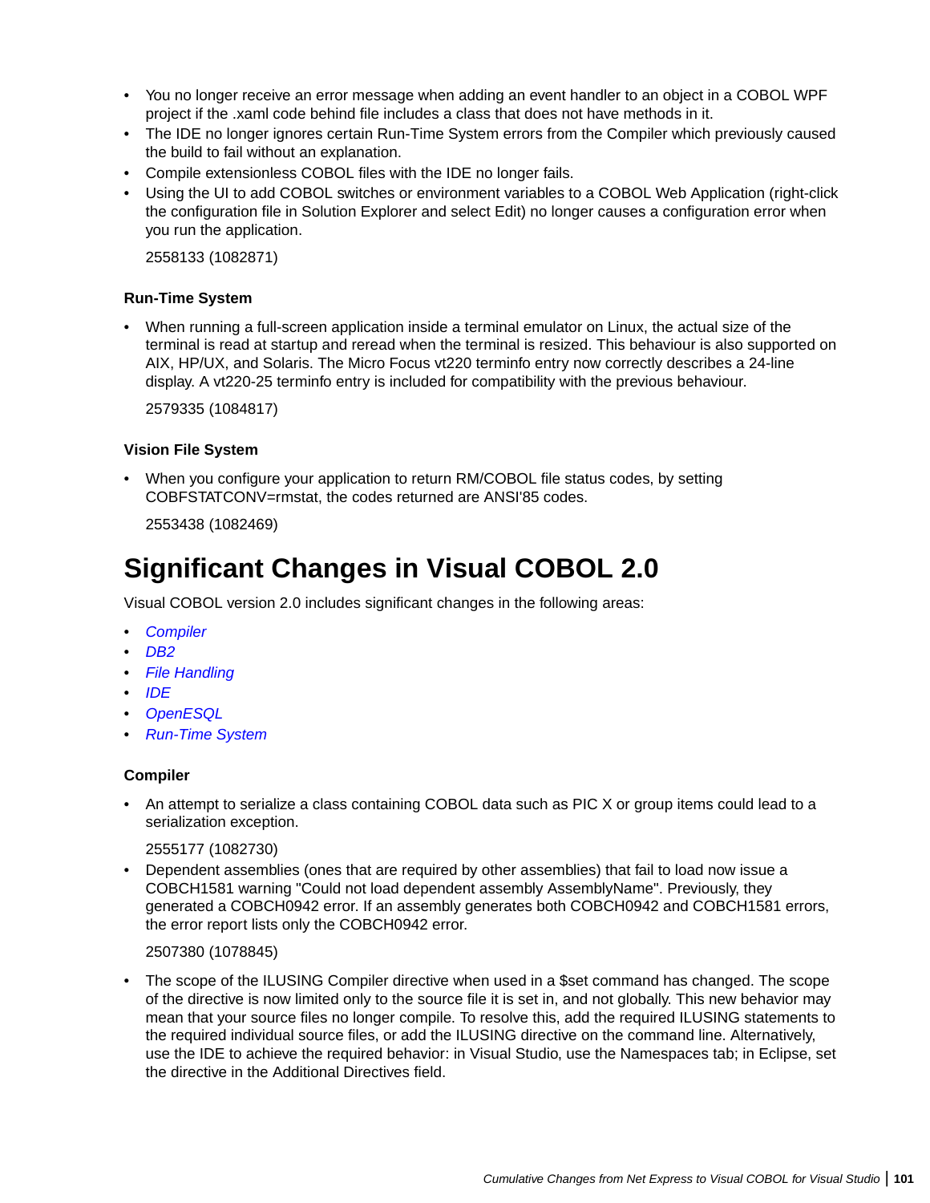- You no longer receive an error message when adding an event handler to an object in a COBOL WPF project if the .xaml code behind file includes a class that does not have methods in it.
- The IDE no longer ignores certain Run-Time System errors from the Compiler which previously caused the build to fail without an explanation.
- Compile extensionless COBOL files with the IDE no longer fails.
- Using the UI to add COBOL switches or environment variables to a COBOL Web Application (right-click the configuration file in Solution Explorer and select Edit) no longer causes a configuration error when you run the application.

  2558133 (1082871)

### Run-Time System

- When running a full-screen application inside a terminal emulator on Linux, the actual size of the terminal is read at startup and reread when the terminal is resized. This behaviour is also supported on AIX, HP/UX, and Solaris. The Micro Focus vt220 terminfo entry now correctly describes a 24-line display. A vt220-25 terminfo entry is included for compatibility with the previous behaviour.

  2579335 (1084817)

### Vision File System

- When you configure your application to return RM/COBOL file status codes, by setting COBFSTATCONV=rmstat, the codes returned are ANSI'85 codes.

  2553438 (1082469)

## Significant Changes in Visual COBOL 2.0

Visual COBOL version 2.0 includes significant changes in the following areas:

- *Compiler*
- *DB2*
- *File Handling*
- *IDE*
- *OpenESQL*
- *Run-Time System*

### Compiler

- An attempt to serialize a class containing COBOL data such as PIC X or group items could lead to a serialization exception.

  2555177 (1082730)
- Dependent assemblies (ones that are required by other assemblies) that fail to load now issue a COBCH1581 warning "Could not load dependent assembly AssemblyName". Previously, they generated a COBCH0942 error. If an assembly generates both COBCH0942 and COBCH1581 errors, the error report lists only the COBCH0942 error.

  2507380 (1078845)
- The scope of the ILUSING Compiler directive when used in a $set command has changed. The scope of the directive is now limited only to the source file it is set in, and not globally. This new behavior may mean that your source files no longer compile. To resolve this, add the required ILUSING statements to the required individual source files, or add the ILUSING directive on the command line. Alternatively, use the IDE to achieve the required behavior: in Visual Studio, use the Namespaces tab; in Eclipse, set the directive in the Additional Directives field.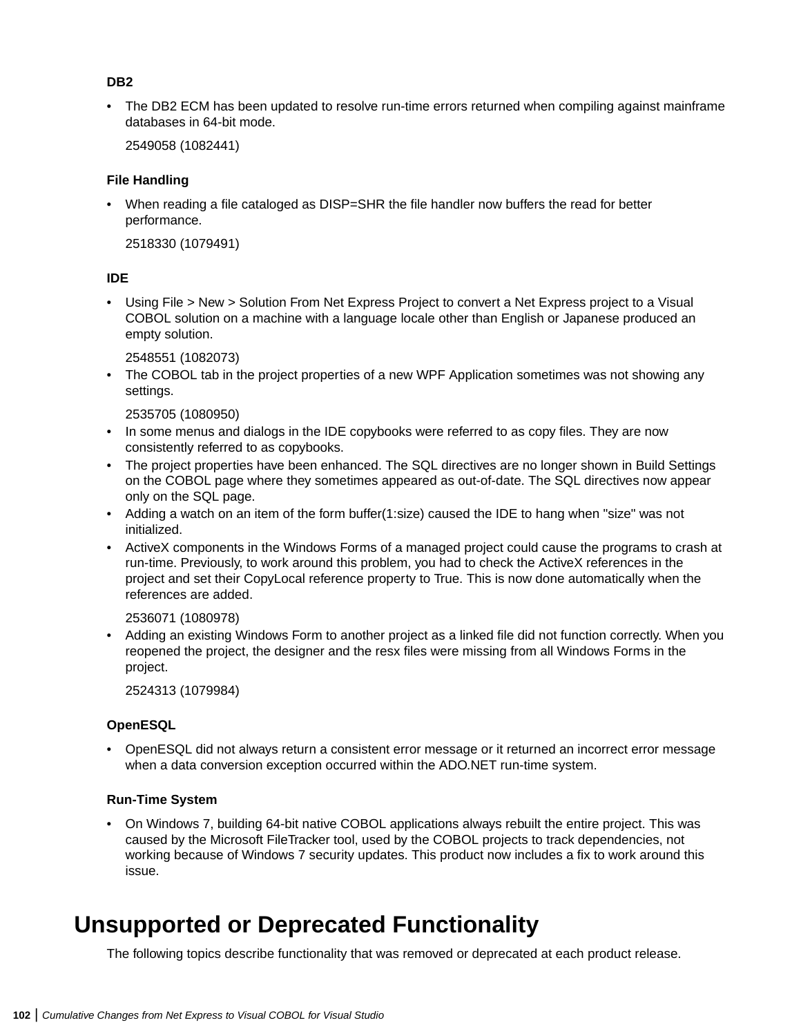#### DB2

- The DB2 ECM has been updated to resolve run-time errors returned when compiling against mainframe databases in 64-bit mode.

  2549058 (1082441)

#### File Handling

- When reading a file cataloged as DISP=SHR the file handler now buffers the read for better performance.

  2518330 (1079491)

#### IDE

- Using File > New > Solution From Net Express Project to convert a Net Express project to a Visual COBOL solution on a machine with a language locale other than English or Japanese produced an empty solution.

  2548551 (1082073)
- The COBOL tab in the project properties of a new WPF Application sometimes was not showing any settings.

  2535705 (1080950)
- In some menus and dialogs in the IDE copybooks were referred to as copy files. They are now consistently referred to as copybooks.
- The project properties have been enhanced. The SQL directives are no longer shown in Build Settings on the COBOL page where they sometimes appeared as out-of-date. The SQL directives now appear only on the SQL page.
- Adding a watch on an item of the form buffer(1:size) caused the IDE to hang when "size" was not initialized.
- ActiveX components in the Windows Forms of a managed project could cause the programs to crash at run-time. Previously, to work around this problem, you had to check the ActiveX references in the project and set their CopyLocal reference property to True. This is now done automatically when the references are added.

  2536071 (1080978)
- Adding an existing Windows Form to another project as a linked file did not function correctly. When you reopened the project, the designer and the resx files were missing from all Windows Forms in the project.

  2524313 (1079984)

#### OpenESQL

- OpenESQL did not always return a consistent error message or it returned an incorrect error message when a data conversion exception occurred within the ADO.NET run-time system.

#### Run-Time System

- On Windows 7, building 64-bit native COBOL applications always rebuilt the entire project. This was caused by the Microsoft FileTracker tool, used by the COBOL projects to track dependencies, not working because of Windows 7 security updates. This product now includes a fix to work around this issue.

## Unsupported or Deprecated Functionality

The following topics describe functionality that was removed or deprecated at each product release.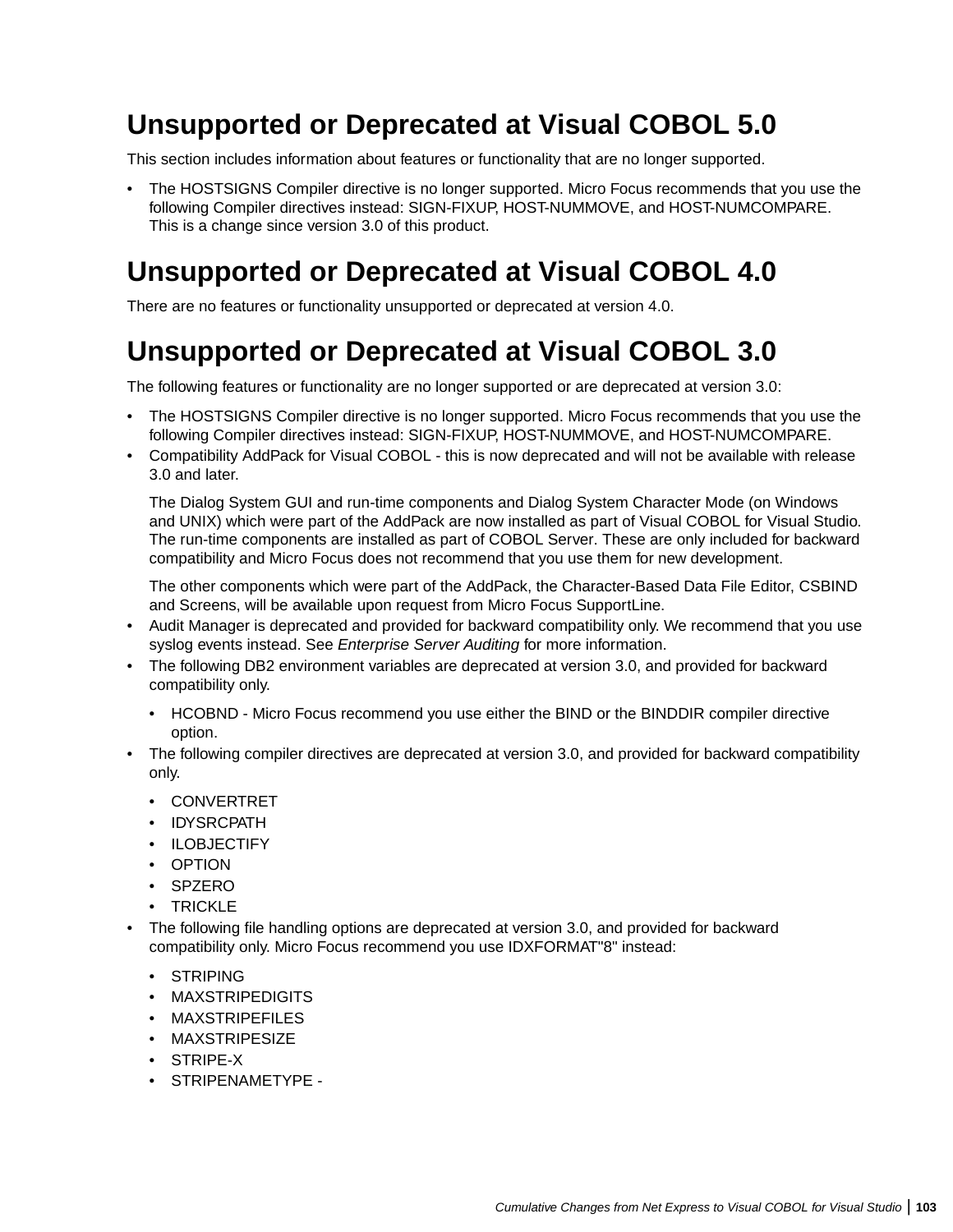## Unsupported or Deprecated at Visual COBOL 5.0

This section includes information about features or functionality that are no longer supported.

- The HOSTSIGNS Compiler directive is no longer supported. Micro Focus recommends that you use the following Compiler directives instead: SIGN-FIXUP, HOST-NUMMOVE, and HOST-NUMCOMPARE. This is a change since version 3.0 of this product.

## Unsupported or Deprecated at Visual COBOL 4.0

There are no features or functionality unsupported or deprecated at version 4.0.

## Unsupported or Deprecated at Visual COBOL 3.0

The following features or functionality are no longer supported or are deprecated at version 3.0:

- The HOSTSIGNS Compiler directive is no longer supported. Micro Focus recommends that you use the following Compiler directives instead: SIGN-FIXUP, HOST-NUMMOVE, and HOST-NUMCOMPARE.
- Compatibility AddPack for Visual COBOL - this is now deprecated and will not be available with release 3.0 and later.

  The Dialog System GUI and run-time components and Dialog System Character Mode (on Windows and UNIX) which were part of the AddPack are now installed as part of Visual COBOL for Visual Studio. The run-time components are installed as part of COBOL Server. These are only included for backward compatibility and Micro Focus does not recommend that you use them for new development.

  The other components which were part of the AddPack, the Character-Based Data File Editor, CSBIND and Screens, will be available upon request from Micro Focus SupportLine.
- Audit Manager is deprecated and provided for backward compatibility only. We recommend that you use syslog events instead. See *Enterprise Server Auditing* for more information.
- The following DB2 environment variables are deprecated at version 3.0, and provided for backward compatibility only.
  - HCOBND - Micro Focus recommend you use either the BIND or the BINDDIR compiler directive option.
- The following compiler directives are deprecated at version 3.0, and provided for backward compatibility only.
  - CONVERTRET
  - IDYSRCPATH
  - ILOBJECTIFY
  - OPTION
  - SPZERO
  - TRICKLE
- The following file handling options are deprecated at version 3.0, and provided for backward compatibility only. Micro Focus recommend you use IDXFORMAT"8" instead:
  - STRIPING
  - MAXSTRIPEDIGITS
  - MAXSTRIPEFILES
  - MAXSTRIPESIZE
  - STRIPE-X
  - STRIPENAMETYPE -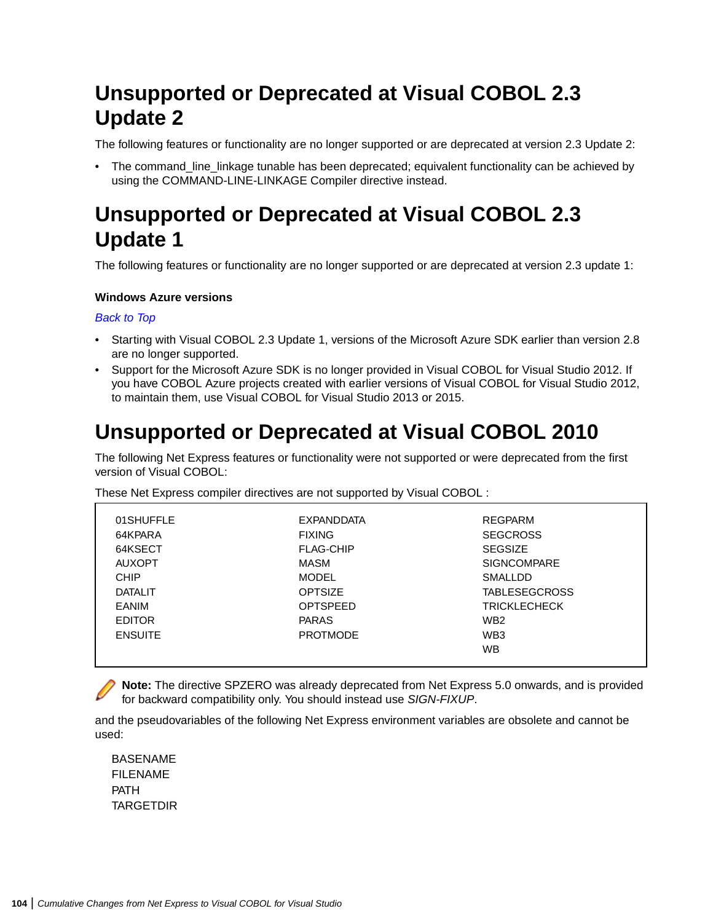# Unsupported or Deprecated at Visual COBOL 2.3 Update 2

The following features or functionality are no longer supported or are deprecated at version 2.3 Update 2:

- The command_line_linkage tunable has been deprecated; equivalent functionality can be achieved by using the COMMAND-LINE-LINKAGE Compiler directive instead.

# Unsupported or Deprecated at Visual COBOL 2.3 Update 1

The following features or functionality are no longer supported or are deprecated at version 2.3 update 1:

**Windows Azure versions**

*Back to Top*

- Starting with Visual COBOL 2.3 Update 1, versions of the Microsoft Azure SDK earlier than version 2.8 are no longer supported.
- Support for the Microsoft Azure SDK is no longer provided in Visual COBOL for Visual Studio 2012. If you have COBOL Azure projects created with earlier versions of Visual COBOL for Visual Studio 2012, to maintain them, use Visual COBOL for Visual Studio 2013 or 2015.

# Unsupported or Deprecated at Visual COBOL 2010

The following Net Express features or functionality were not supported or were deprecated from the first version of Visual COBOL:

These Net Express compiler directives are not supported by Visual COBOL :

| | | |
|---|---|---|
| 01SHUFFLE | EXPANDDATA | REGPARM |
| 64KPARA | FIXING | SEGCROSS |
| 64KSECT | FLAG-CHIP | SEGSIZE |
| AUXOPT | MASM | SIGNCOMPARE |
| CHIP | MODEL | SMALLDD |
| DATALIT | OPTSIZE | TABLESEGCROSS |
| EANIM | OPTSPEED | TRICKLECHECK |
| EDITOR | PARAS | WB2 |
| ENSUITE | PROTMODE | WB3 |
| | | WB |

**Note:** The directive SPZERO was already deprecated from Net Express 5.0 onwards, and is provided for backward compatibility only. You should instead use *SIGN-FIXUP*.

and the pseudovariables of the following Net Express environment variables are obsolete and cannot be used:

BASENAME
FILENAME
PATH
TARGETDIR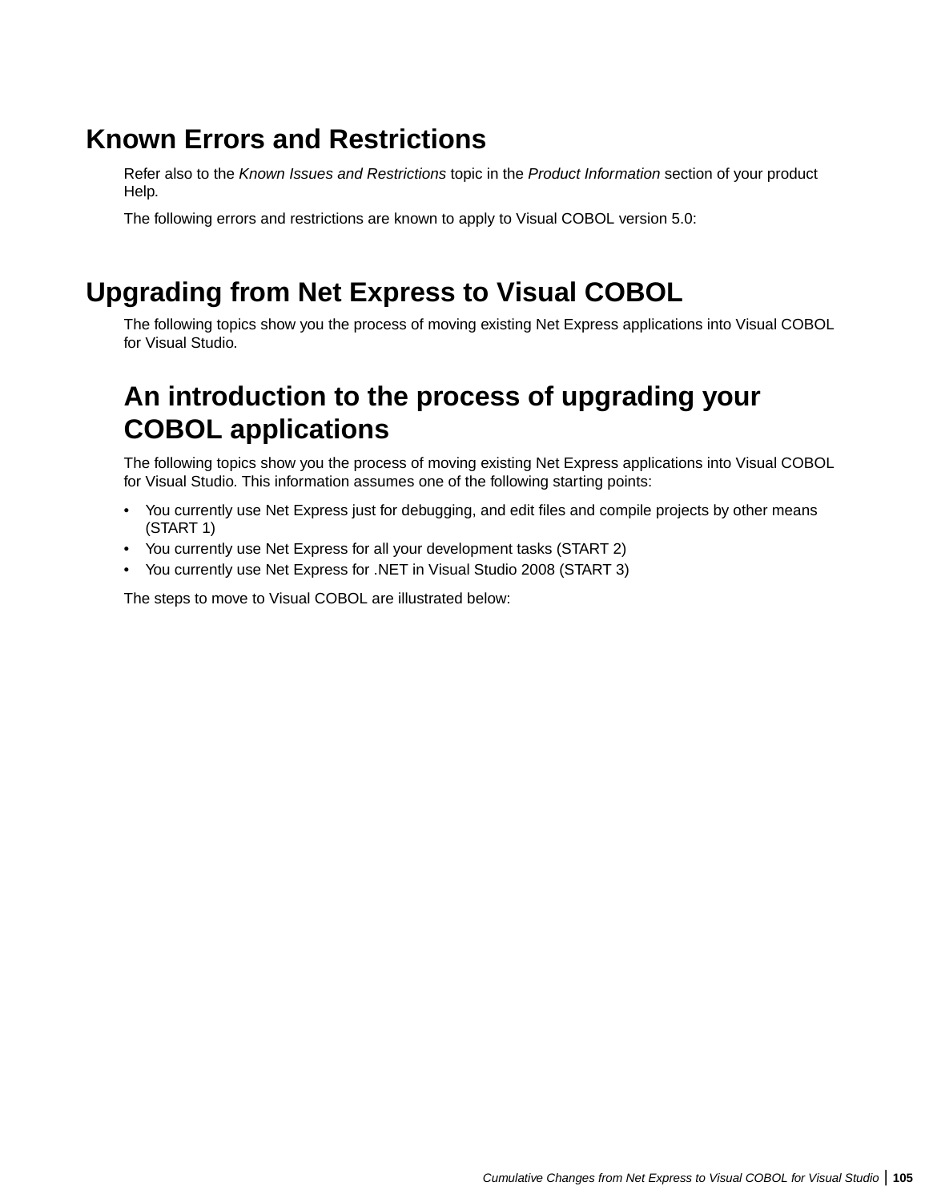# Known Errors and Restrictions

Refer also to the *Known Issues and Restrictions* topic in the *Product Information* section of your product Help.

The following errors and restrictions are known to apply to Visual COBOL version 5.0:

# Upgrading from Net Express to Visual COBOL

The following topics show you the process of moving existing Net Express applications into Visual COBOL for Visual Studio.

## An introduction to the process of upgrading your COBOL applications

The following topics show you the process of moving existing Net Express applications into Visual COBOL for Visual Studio. This information assumes one of the following starting points:

- You currently use Net Express just for debugging, and edit files and compile projects by other means (START 1)
- You currently use Net Express for all your development tasks (START 2)
- You currently use Net Express for .NET in Visual Studio 2008 (START 3)

The steps to move to Visual COBOL are illustrated below: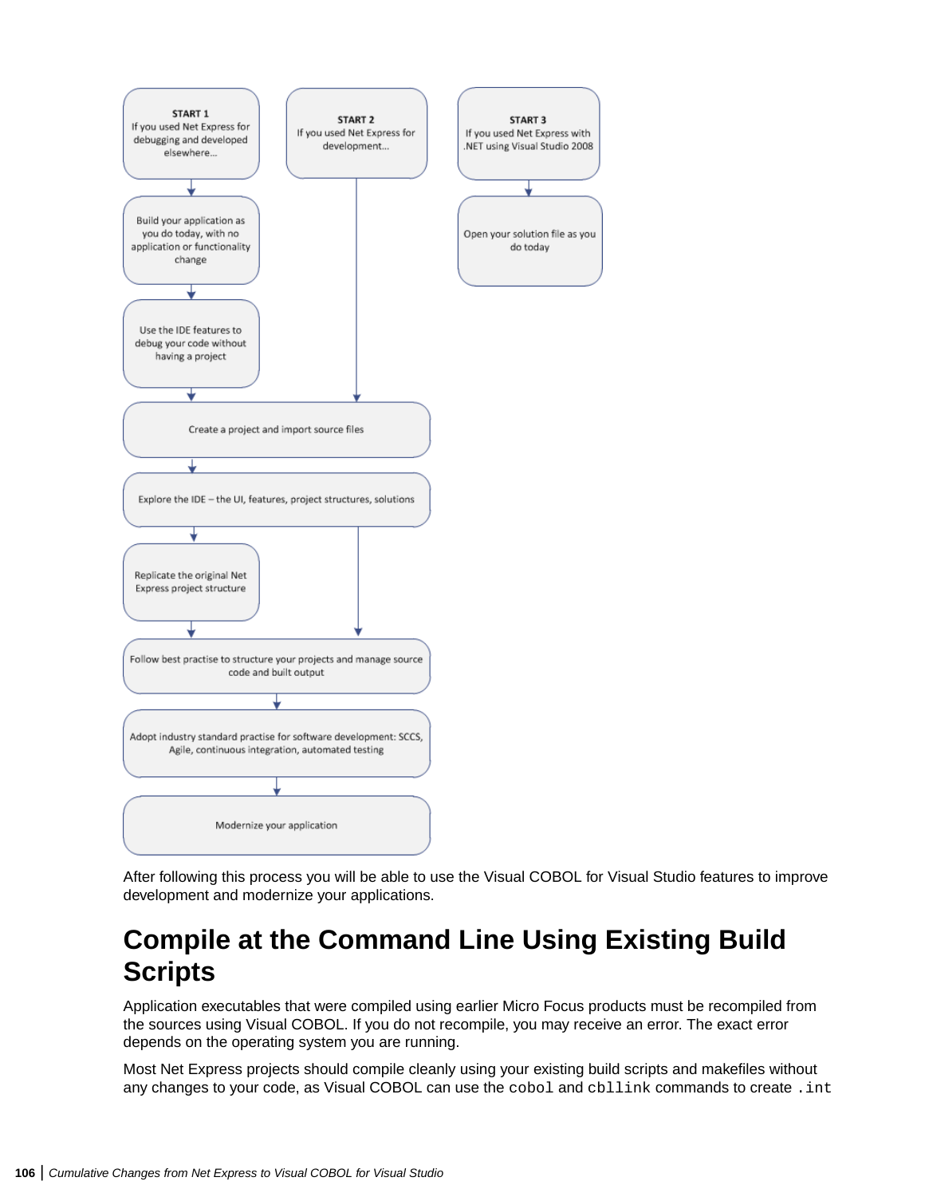START 1
If you used Net Express for debugging and developed elsewhere...

START 2
If you used Net Express for development...

START 3
If you used Net Express with .NET using Visual Studio 2008

Build your application as you do today, with no application or functionality change

Open your solution file as you do today

Use the IDE features to debug your code without having a project

Create a project and import source files

Explore the IDE – the UI, features, project structures, solutions

Replicate the original Net Express project structure

Follow best practise to structure your projects and manage source code and built output

Adopt industry standard practise for software development: SCCS, Agile, continuous integration, automated testing

Modernize your application

After following this process you will be able to use the Visual COBOL for Visual Studio features to improve development and modernize your applications.

# Compile at the Command Line Using Existing Build Scripts

Application executables that were compiled using earlier Micro Focus products must be recompiled from the sources using Visual COBOL. If you do not recompile, you may receive an error. The exact error depends on the operating system you are running.

Most Net Express projects should compile cleanly using your existing build scripts and makefiles without any changes to your code, as Visual COBOL can use the `cobol` and `cbllink` commands to create `.int`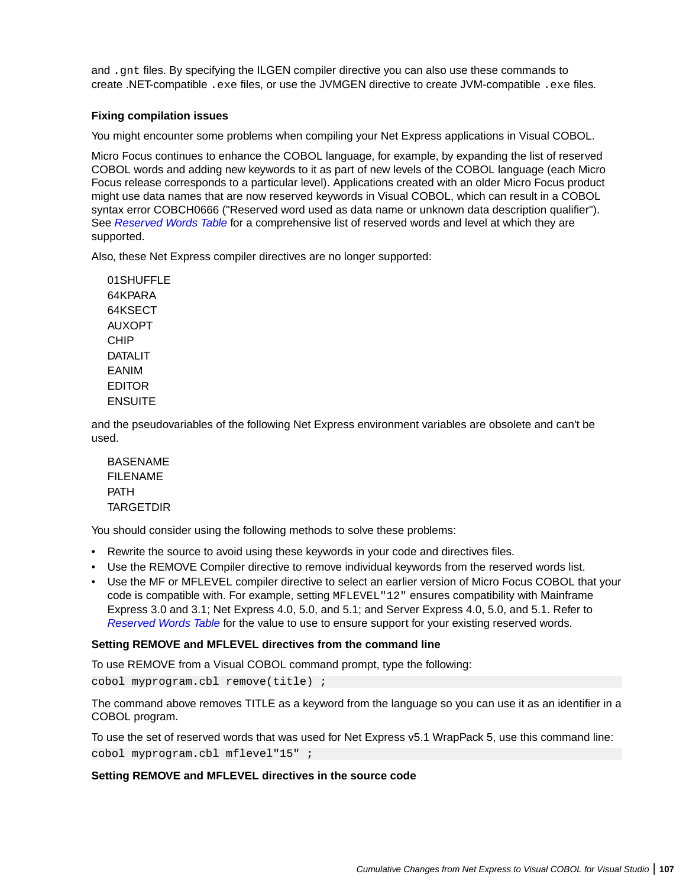and `.gnt` files. By specifying the ILGEN compiler directive you can also use these commands to create .NET-compatible `.exe` files, or use the JVMGEN directive to create JVM-compatible `.exe` files.

#### Fixing compilation issues

You might encounter some problems when compiling your Net Express applications in Visual COBOL.

Micro Focus continues to enhance the COBOL language, for example, by expanding the list of reserved COBOL words and adding new keywords to it as part of new levels of the COBOL language (each Micro Focus release corresponds to a particular level). Applications created with an older Micro Focus product might use data names that are now reserved keywords in Visual COBOL, which can result in a COBOL syntax error COBCH0666 ("Reserved word used as data name or unknown data description qualifier"). See *Reserved Words Table* for a comprehensive list of reserved words and level at which they are supported.

Also, these Net Express compiler directives are no longer supported:

01SHUFFLE
64KPARA
64KSECT
AUXOPT
CHIP
DATALIT
EANIM
EDITOR
ENSUITE

and the pseudovariables of the following Net Express environment variables are obsolete and can't be used.

BASENAME
FILENAME
PATH
TARGETDIR

You should consider using the following methods to solve these problems:

- Rewrite the source to avoid using these keywords in your code and directives files.
- Use the REMOVE Compiler directive to remove individual keywords from the reserved words list.
- Use the MF or MFLEVEL compiler directive to select an earlier version of Micro Focus COBOL that your code is compatible with. For example, setting `MFLEVEL"12"` ensures compatibility with Mainframe Express 3.0 and 3.1; Net Express 4.0, 5.0, and 5.1; and Server Express 4.0, 5.0, and 5.1. Refer to *Reserved Words Table* for the value to use to ensure support for your existing reserved words.

#### Setting REMOVE and MFLEVEL directives from the command line

To use REMOVE from a Visual COBOL command prompt, type the following:

```
cobol myprogram.cbl remove(title) ;
```

The command above removes TITLE as a keyword from the language so you can use it as an identifier in a COBOL program.

To use the set of reserved words that was used for Net Express v5.1 WrapPack 5, use this command line:

```
cobol myprogram.cbl mflevel"15" ;
```

#### Setting REMOVE and MFLEVEL directives in the source code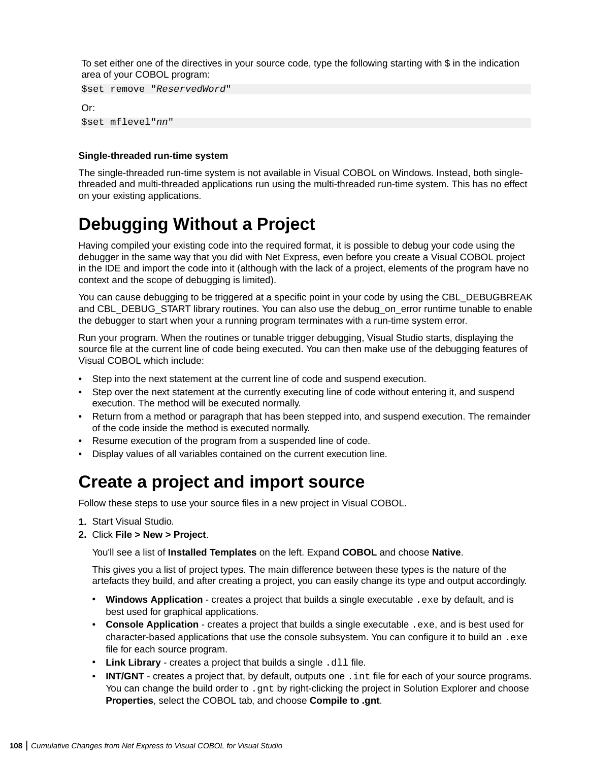To set either one of the directives in your source code, type the following starting with $ in the indication area of your COBOL program:

```
$set remove "ReservedWord"
```

Or:

```
$set mflevel"nn"
```

### Single-threaded run-time system

The single-threaded run-time system is not available in Visual COBOL on Windows. Instead, both single-threaded and multi-threaded applications run using the multi-threaded run-time system. This has no effect on your existing applications.

## Debugging Without a Project

Having compiled your existing code into the required format, it is possible to debug your code using the debugger in the same way that you did with Net Express, even before you create a Visual COBOL project in the IDE and import the code into it (although with the lack of a project, elements of the program have no context and the scope of debugging is limited).

You can cause debugging to be triggered at a specific point in your code by using the CBL_DEBUGBREAK and CBL_DEBUG_START library routines. You can also use the debug_on_error runtime tunable to enable the debugger to start when your a running program terminates with a run-time system error.

Run your program. When the routines or tunable trigger debugging, Visual Studio starts, displaying the source file at the current line of code being executed. You can then make use of the debugging features of Visual COBOL which include:

- Step into the next statement at the current line of code and suspend execution.
- Step over the next statement at the currently executing line of code without entering it, and suspend execution. The method will be executed normally.
- Return from a method or paragraph that has been stepped into, and suspend execution. The remainder of the code inside the method is executed normally.
- Resume execution of the program from a suspended line of code.
- Display values of all variables contained on the current execution line.

## Create a project and import source

Follow these steps to use your source files in a new project in Visual COBOL.

1. Start Visual Studio.
2. Click **File > New > Project**.

   You'll see a list of **Installed Templates** on the left. Expand **COBOL** and choose **Native**.

   This gives you a list of project types. The main difference between these types is the nature of the artefacts they build, and after creating a project, you can easily change its type and output accordingly.

   - **Windows Application** - creates a project that builds a single executable `.exe` by default, and is best used for graphical applications.
   - **Console Application** - creates a project that builds a single executable `.exe`, and is best used for character-based applications that use the console subsystem. You can configure it to build an `.exe` file for each source program.
   - **Link Library** - creates a project that builds a single `.dll` file.
   - **INT/GNT** - creates a project that, by default, outputs one `.int` file for each of your source programs. You can change the build order to `.gnt` by right-clicking the project in Solution Explorer and choose **Properties**, select the COBOL tab, and choose **Compile to .gnt**.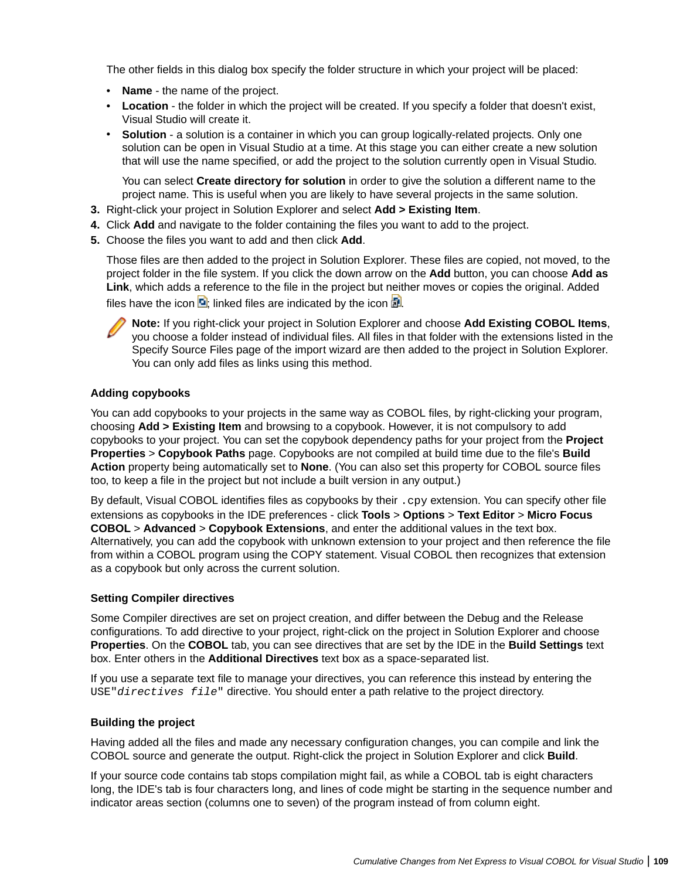The other fields in this dialog box specify the folder structure in which your project will be placed:

- **Name** - the name of the project.
- **Location** - the folder in which the project will be created. If you specify a folder that doesn't exist, Visual Studio will create it.
- **Solution** - a solution is a container in which you can group logically-related projects. Only one solution can be open in Visual Studio at a time. At this stage you can either create a new solution that will use the name specified, or add the project to the solution currently open in Visual Studio.

  You can select **Create directory for solution** in order to give the solution a different name to the project name. This is useful when you are likely to have several projects in the same solution.

3. Right-click your project in Solution Explorer and select **Add > Existing Item**.
4. Click **Add** and navigate to the folder containing the files you want to add to the project.
5. Choose the files you want to add and then click **Add**.

   Those files are then added to the project in Solution Explorer. These files are copied, not moved, to the project folder in the file system. If you click the down arrow on the **Add** button, you can choose **Add as Link**, which adds a reference to the file in the project but neither moves or copies the original. Added files have the icon ; linked files are indicated by the icon .

   **Note:** If you right-click your project in Solution Explorer and choose **Add Existing COBOL Items**, you choose a folder instead of individual files. All files in that folder with the extensions listed in the Specify Source Files page of the import wizard are then added to the project in Solution Explorer. You can only add files as links using this method.

### Adding copybooks

You can add copybooks to your projects in the same way as COBOL files, by right-clicking your program, choosing **Add > Existing Item** and browsing to a copybook. However, it is not compulsory to add copybooks to your project. You can set the copybook dependency paths for your project from the **Project Properties** > **Copybook Paths** page. Copybooks are not compiled at build time due to the file's **Build Action** property being automatically set to **None**. (You can also set this property for COBOL source files too, to keep a file in the project but not include a built version in any output.)

By default, Visual COBOL identifies files as copybooks by their `.cpy` extension. You can specify other file extensions as copybooks in the IDE preferences - click **Tools** > **Options** > **Text Editor** > **Micro Focus COBOL** > **Advanced** > **Copybook Extensions**, and enter the additional values in the text box. Alternatively, you can add the copybook with unknown extension to your project and then reference the file from within a COBOL program using the COPY statement. Visual COBOL then recognizes that extension as a copybook but only across the current solution.

### Setting Compiler directives

Some Compiler directives are set on project creation, and differ between the Debug and the Release configurations. To add directive to your project, right-click on the project in Solution Explorer and choose **Properties**. On the **COBOL** tab, you can see directives that are set by the IDE in the **Build Settings** text box. Enter others in the **Additional Directives** text box as a space-separated list.

If you use a separate text file to manage your directives, you can reference this instead by entering the `USE"`*`directives file`*`"` directive. You should enter a path relative to the project directory.

### Building the project

Having added all the files and made any necessary configuration changes, you can compile and link the COBOL source and generate the output. Right-click the project in Solution Explorer and click **Build**.

If your source code contains tab stops compilation might fail, as while a COBOL tab is eight characters long, the IDE's tab is four characters long, and lines of code might be starting in the sequence number and indicator areas section (columns one to seven) of the program instead of from column eight.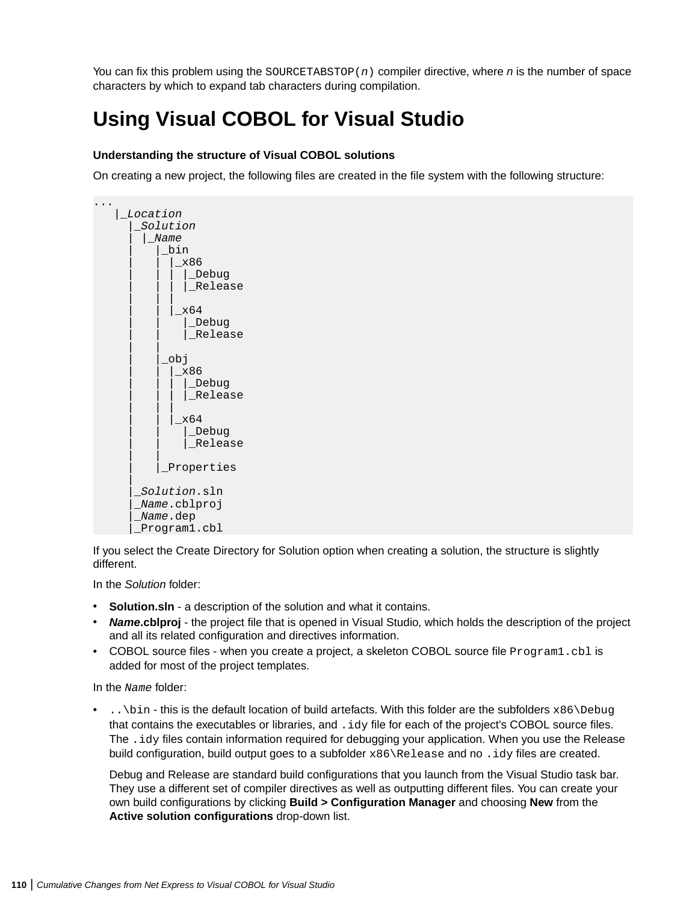You can fix this problem using the `SOURCETABSTOP(n)` compiler directive, where *n* is the number of space characters by which to expand tab characters during compilation.

# Using Visual COBOL for Visual Studio

**Understanding the structure of Visual COBOL solutions**

On creating a new project, the following files are created in the file system with the following structure:

```
...
   |_Location
     |_Solution
     | |_Name
     |   |_bin
     |   | |_x86
     |   | | |_Debug
     |   | | |_Release
     |   | |
     |   | |_x64
     |   |   |_Debug
     |   |   |_Release
     |   |
     |   |_obj
     |   | |_x86
     |   | | |_Debug
     |   | | |_Release
     |   | |
     |   | |_x64
     |   |   |_Debug
     |   |   |_Release
     |   |
     |   |_Properties
     |
     |_Solution.sln
     |_Name.cblproj
     |_Name.dep
     |_Program1.cbl
```

If you select the Create Directory for Solution option when creating a solution, the structure is slightly different.

In the *Solution* folder:

- **Solution.sln** - a description of the solution and what it contains.
- ***Name*.cblproj** - the project file that is opened in Visual Studio, which holds the description of the project and all its related configuration and directives information.
- COBOL source files - when you create a project, a skeleton COBOL source file `Program1.cbl` is added for most of the project templates.

In the *`Name`* folder:

- `..\bin` - this is the default location of build artefacts. With this folder are the subfolders `x86\Debug` that contains the executables or libraries, and `.idy` file for each of the project's COBOL source files. The `.idy` files contain information required for debugging your application. When you use the Release build configuration, build output goes to a subfolder `x86\Release` and no `.idy` files are created.

  Debug and Release are standard build configurations that you launch from the Visual Studio task bar. They use a different set of compiler directives as well as outputting different files. You can create your own build configurations by clicking **Build > Configuration Manager** and choosing **New** from the **Active solution configurations** drop-down list.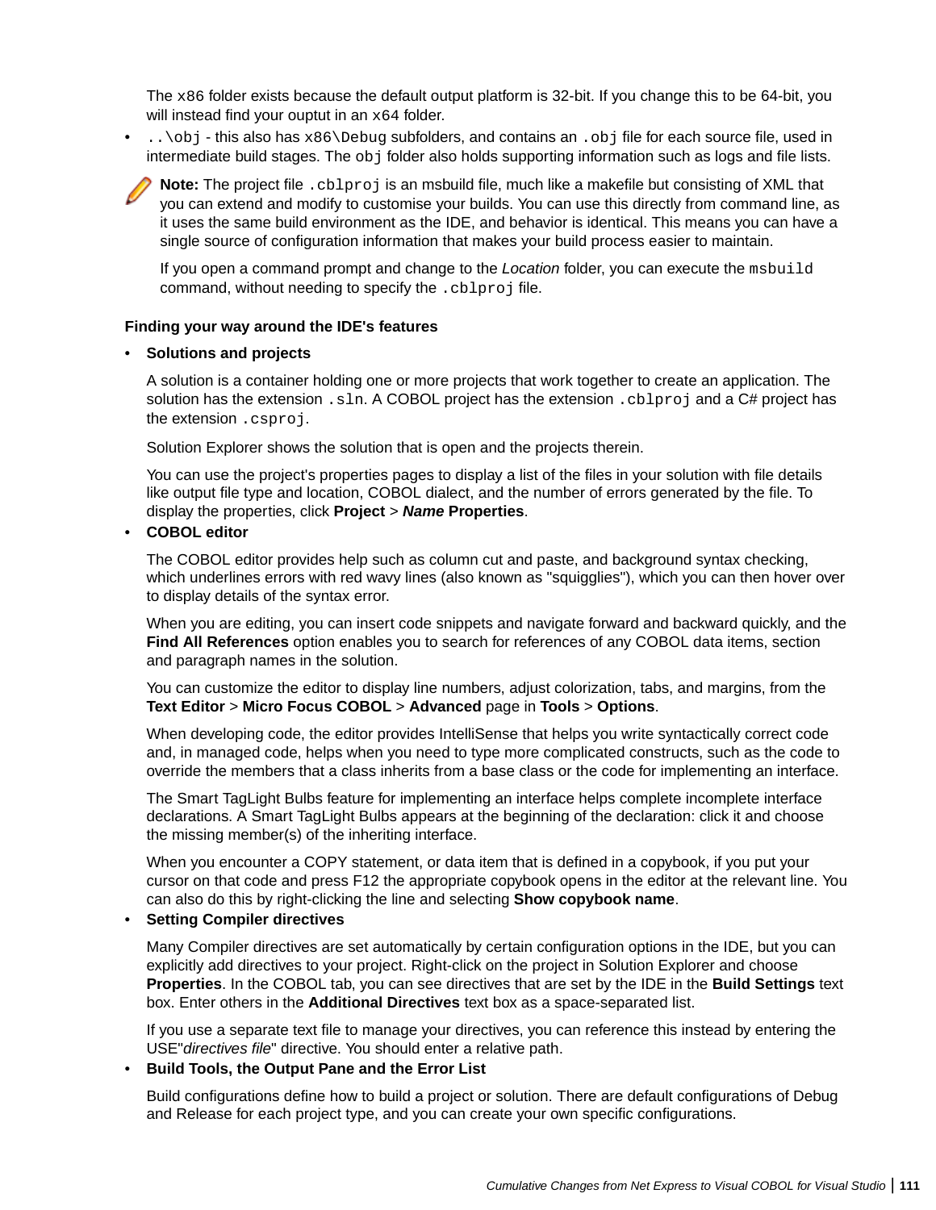The `x86` folder exists because the default output platform is 32-bit. If you change this to be 64-bit, you will instead find your ouptut in an `x64` folder.

- `..\obj` - this also has `x86\Debug` subfolders, and contains an `.obj` file for each source file, used in intermediate build stages. The `obj` folder also holds supporting information such as logs and file lists.

**Note:** The project file `.cblproj` is an msbuild file, much like a makefile but consisting of XML that you can extend and modify to customise your builds. You can use this directly from command line, as it uses the same build environment as the IDE, and behavior is identical. This means you can have a single source of configuration information that makes your build process easier to maintain.

If you open a command prompt and change to the *Location* folder, you can execute the `msbuild` command, without needing to specify the `.cblproj` file.

**Finding your way around the IDE's features**

- **Solutions and projects**

  A solution is a container holding one or more projects that work together to create an application. The solution has the extension `.sln`. A COBOL project has the extension `.cblproj` and a C# project has the extension `.csproj`.

  Solution Explorer shows the solution that is open and the projects therein.

  You can use the project's properties pages to display a list of the files in your solution with file details like output file type and location, COBOL dialect, and the number of errors generated by the file. To display the properties, click **Project** > ***Name*** **Properties**.

- **COBOL editor**

  The COBOL editor provides help such as column cut and paste, and background syntax checking, which underlines errors with red wavy lines (also known as "squigglies"), which you can then hover over to display details of the syntax error.

  When you are editing, you can insert code snippets and navigate forward and backward quickly, and the **Find All References** option enables you to search for references of any COBOL data items, section and paragraph names in the solution.

  You can customize the editor to display line numbers, adjust colorization, tabs, and margins, from the **Text Editor** > **Micro Focus COBOL** > **Advanced** page in **Tools** > **Options**.

  When developing code, the editor provides IntelliSense that helps you write syntactically correct code and, in managed code, helps when you need to type more complicated constructs, such as the code to override the members that a class inherits from a base class or the code for implementing an interface.

  The Smart TagLight Bulbs feature for implementing an interface helps complete incomplete interface declarations. A Smart TagLight Bulbs appears at the beginning of the declaration: click it and choose the missing member(s) of the inheriting interface.

  When you encounter a COPY statement, or data item that is defined in a copybook, if you put your cursor on that code and press F12 the appropriate copybook opens in the editor at the relevant line. You can also do this by right-clicking the line and selecting **Show copybook name**.

- **Setting Compiler directives**

  Many Compiler directives are set automatically by certain configuration options in the IDE, but you can explicitly add directives to your project. Right-click on the project in Solution Explorer and choose **Properties**. In the COBOL tab, you can see directives that are set by the IDE in the **Build Settings** text box. Enter others in the **Additional Directives** text box as a space-separated list.

  If you use a separate text file to manage your directives, you can reference this instead by entering the USE"*directives file*" directive. You should enter a relative path.

- **Build Tools, the Output Pane and the Error List**

  Build configurations define how to build a project or solution. There are default configurations of Debug and Release for each project type, and you can create your own specific configurations.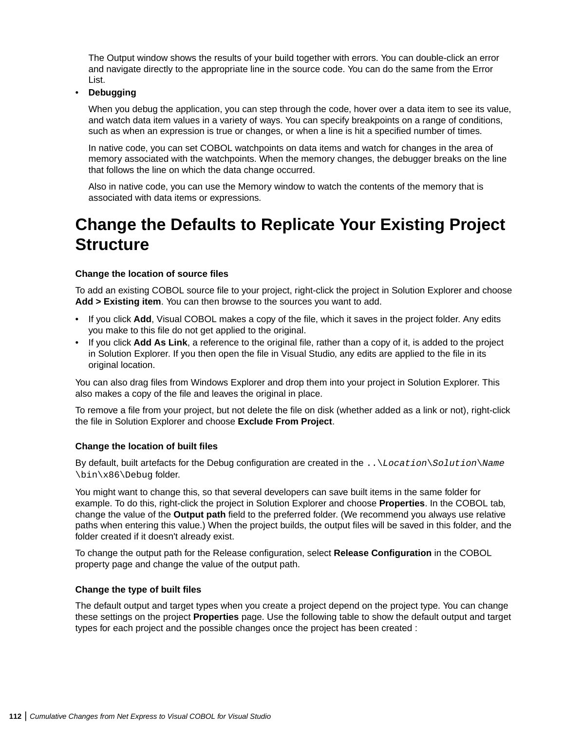The Output window shows the results of your build together with errors. You can double-click an error and navigate directly to the appropriate line in the source code. You can do the same from the Error List.

- **Debugging**

  When you debug the application, you can step through the code, hover over a data item to see its value, and watch data item values in a variety of ways. You can specify breakpoints on a range of conditions, such as when an expression is true or changes, or when a line is hit a specified number of times.

  In native code, you can set COBOL watchpoints on data items and watch for changes in the area of memory associated with the watchpoints. When the memory changes, the debugger breaks on the line that follows the line on which the data change occurred.

  Also in native code, you can use the Memory window to watch the contents of the memory that is associated with data items or expressions.

# Change the Defaults to Replicate Your Existing Project Structure

**Change the location of source files**

To add an existing COBOL source file to your project, right-click the project in Solution Explorer and choose **Add > Existing item**. You can then browse to the sources you want to add.

- If you click **Add**, Visual COBOL makes a copy of the file, which it saves in the project folder. Any edits you make to this file do not get applied to the original.
- If you click **Add As Link**, a reference to the original file, rather than a copy of it, is added to the project in Solution Explorer. If you then open the file in Visual Studio, any edits are applied to the file in its original location.

You can also drag files from Windows Explorer and drop them into your project in Solution Explorer. This also makes a copy of the file and leaves the original in place.

To remove a file from your project, but not delete the file on disk (whether added as a link or not), right-click the file in Solution Explorer and choose **Exclude From Project**.

**Change the location of built files**

By default, built artefacts for the Debug configuration are created in the `..\`*`Location`*`\`*`Solution`*`\`*`Name`*`\bin\x86\Debug` folder.

You might want to change this, so that several developers can save built items in the same folder for example. To do this, right-click the project in Solution Explorer and choose **Properties**. In the COBOL tab, change the value of the **Output path** field to the preferred folder. (We recommend you always use relative paths when entering this value.) When the project builds, the output files will be saved in this folder, and the folder created if it doesn't already exist.

To change the output path for the Release configuration, select **Release Configuration** in the COBOL property page and change the value of the output path.

**Change the type of built files**

The default output and target types when you create a project depend on the project type. You can change these settings on the project **Properties** page. Use the following table to show the default output and target types for each project and the possible changes once the project has been created :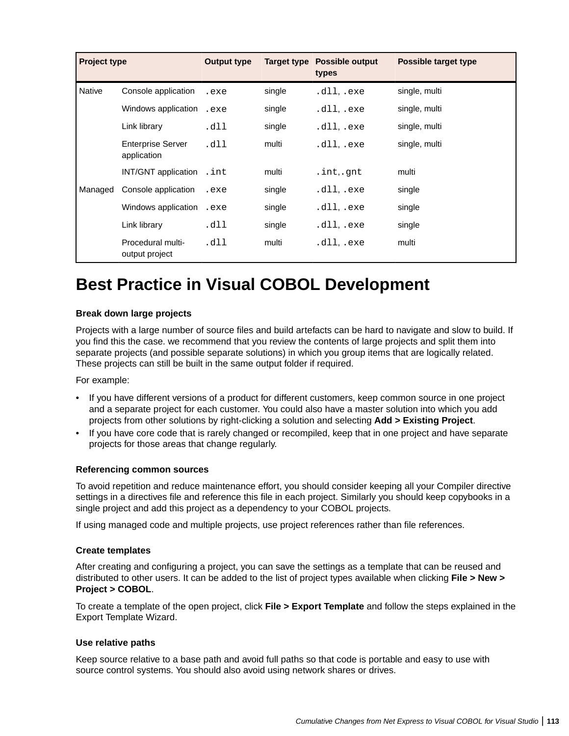| Project type | | Output type | Target type | Possible output types | Possible target type |
| --- | --- | --- | --- | --- | --- |
| Native | Console application | `.exe` | single | `.dll`, `.exe` | single, multi |
| | Windows application | `.exe` | single | `.dll`, `.exe` | single, multi |
| | Link library | `.dll` | single | `.dll`, `.exe` | single, multi |
| | Enterprise Server application | `.dll` | multi | `.dll`, `.exe` | single, multi |
| | INT/GNT application | `.int` | multi | `.int`,`.gnt` | multi |
| Managed | Console application | `.exe` | single | `.dll`, `.exe` | single |
| | Windows application | `.exe` | single | `.dll`, `.exe` | single |
| | Link library | `.dll` | single | `.dll`, `.exe` | single |
| | Procedural multi-output project | `.dll` | multi | `.dll`, `.exe` | multi |

# Best Practice in Visual COBOL Development

### Break down large projects

Projects with a large number of source files and build artefacts can be hard to navigate and slow to build. If you find this the case. we recommend that you review the contents of large projects and split them into separate projects (and possible separate solutions) in which you group items that are logically related. These projects can still be built in the same output folder if required.

For example:

- If you have different versions of a product for different customers, keep common source in one project and a separate project for each customer. You could also have a master solution into which you add projects from other solutions by right-clicking a solution and selecting **Add > Existing Project**.
- If you have core code that is rarely changed or recompiled, keep that in one project and have separate projects for those areas that change regularly.

### Referencing common sources

To avoid repetition and reduce maintenance effort, you should consider keeping all your Compiler directive settings in a directives file and reference this file in each project. Similarly you should keep copybooks in a single project and add this project as a dependency to your COBOL projects.

If using managed code and multiple projects, use project references rather than file references.

### Create templates

After creating and configuring a project, you can save the settings as a template that can be reused and distributed to other users. It can be added to the list of project types available when clicking **File > New > Project > COBOL**.

To create a template of the open project, click **File > Export Template** and follow the steps explained in the Export Template Wizard.

### Use relative paths

Keep source relative to a base path and avoid full paths so that code is portable and easy to use with source control systems. You should also avoid using network shares or drives.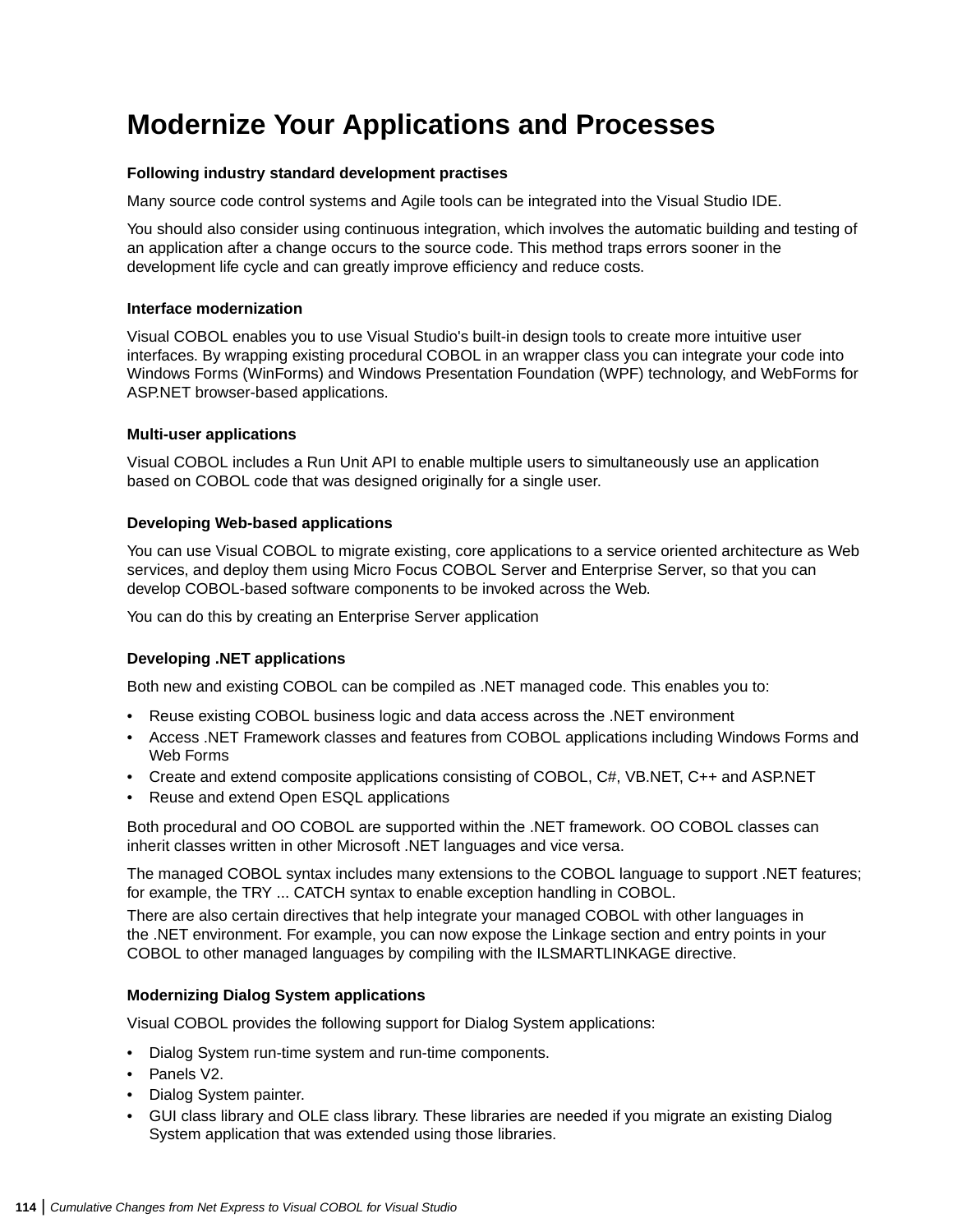# Modernize Your Applications and Processes

### Following industry standard development practises

Many source code control systems and Agile tools can be integrated into the Visual Studio IDE.

You should also consider using continuous integration, which involves the automatic building and testing of an application after a change occurs to the source code. This method traps errors sooner in the development life cycle and can greatly improve efficiency and reduce costs.

### Interface modernization

Visual COBOL enables you to use Visual Studio's built-in design tools to create more intuitive user interfaces. By wrapping existing procedural COBOL in an wrapper class you can integrate your code into Windows Forms (WinForms) and Windows Presentation Foundation (WPF) technology, and WebForms for ASP.NET browser-based applications.

### Multi-user applications

Visual COBOL includes a Run Unit API to enable multiple users to simultaneously use an application based on COBOL code that was designed originally for a single user.

### Developing Web-based applications

You can use Visual COBOL to migrate existing, core applications to a service oriented architecture as Web services, and deploy them using Micro Focus COBOL Server and Enterprise Server, so that you can develop COBOL-based software components to be invoked across the Web.

You can do this by creating an Enterprise Server application

### Developing .NET applications

Both new and existing COBOL can be compiled as .NET managed code. This enables you to:

- Reuse existing COBOL business logic and data access across the .NET environment
- Access .NET Framework classes and features from COBOL applications including Windows Forms and Web Forms
- Create and extend composite applications consisting of COBOL, C#, VB.NET, C++ and ASP.NET
- Reuse and extend Open ESQL applications

Both procedural and OO COBOL are supported within the .NET framework. OO COBOL classes can inherit classes written in other Microsoft .NET languages and vice versa.

The managed COBOL syntax includes many extensions to the COBOL language to support .NET features; for example, the TRY ... CATCH syntax to enable exception handling in COBOL.

There are also certain directives that help integrate your managed COBOL with other languages in the .NET environment. For example, you can now expose the Linkage section and entry points in your COBOL to other managed languages by compiling with the ILSMARTLINKAGE directive.

### Modernizing Dialog System applications

Visual COBOL provides the following support for Dialog System applications:

- Dialog System run-time system and run-time components.
- Panels V2.
- Dialog System painter.
- GUI class library and OLE class library. These libraries are needed if you migrate an existing Dialog System application that was extended using those libraries.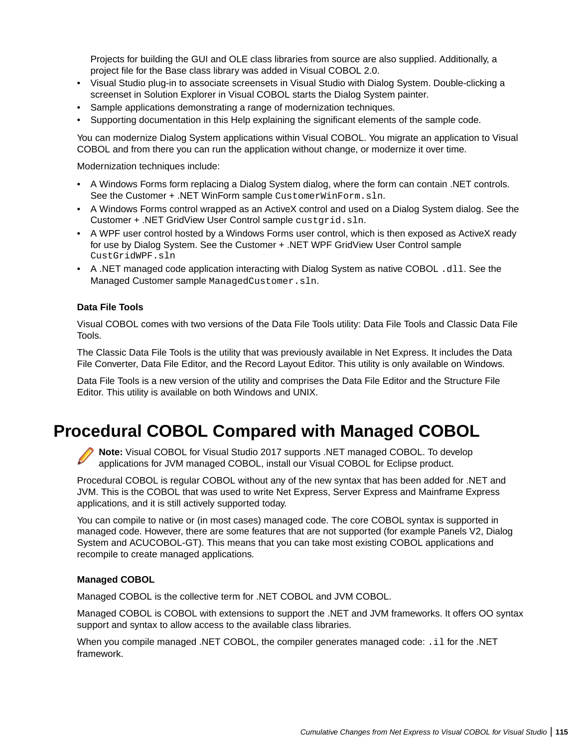Projects for building the GUI and OLE class libraries from source are also supplied. Additionally, a project file for the Base class library was added in Visual COBOL 2.0.

- Visual Studio plug-in to associate screensets in Visual Studio with Dialog System. Double-clicking a screenset in Solution Explorer in Visual COBOL starts the Dialog System painter.
- Sample applications demonstrating a range of modernization techniques.
- Supporting documentation in this Help explaining the significant elements of the sample code.

You can modernize Dialog System applications within Visual COBOL. You migrate an application to Visual COBOL and from there you can run the application without change, or modernize it over time.

Modernization techniques include:

- A Windows Forms form replacing a Dialog System dialog, where the form can contain .NET controls. See the Customer + .NET WinForm sample `CustomerWinForm.sln`.
- A Windows Forms control wrapped as an ActiveX control and used on a Dialog System dialog. See the Customer + .NET GridView User Control sample `custgrid.sln`.
- A WPF user control hosted by a Windows Forms user control, which is then exposed as ActiveX ready for use by Dialog System. See the Customer + .NET WPF GridView User Control sample `CustGridWPF.sln`
- A .NET managed code application interacting with Dialog System as native COBOL `.dll`. See the Managed Customer sample `ManagedCustomer.sln`.

### Data File Tools

Visual COBOL comes with two versions of the Data File Tools utility: Data File Tools and Classic Data File Tools.

The Classic Data File Tools is the utility that was previously available in Net Express. It includes the Data File Converter, Data File Editor, and the Record Layout Editor. This utility is only available on Windows.

Data File Tools is a new version of the utility and comprises the Data File Editor and the Structure File Editor. This utility is available on both Windows and UNIX.

## Procedural COBOL Compared with Managed COBOL

**Note:** Visual COBOL for Visual Studio 2017 supports .NET managed COBOL. To develop applications for JVM managed COBOL, install our Visual COBOL for Eclipse product.

Procedural COBOL is regular COBOL without any of the new syntax that has been added for .NET and JVM. This is the COBOL that was used to write Net Express, Server Express and Mainframe Express applications, and it is still actively supported today.

You can compile to native or (in most cases) managed code. The core COBOL syntax is supported in managed code. However, there are some features that are not supported (for example Panels V2, Dialog System and ACUCOBOL-GT). This means that you can take most existing COBOL applications and recompile to create managed applications.

### Managed COBOL

Managed COBOL is the collective term for .NET COBOL and JVM COBOL.

Managed COBOL is COBOL with extensions to support the .NET and JVM frameworks. It offers OO syntax support and syntax to allow access to the available class libraries.

When you compile managed .NET COBOL, the compiler generates managed code: `.il` for the .NET framework.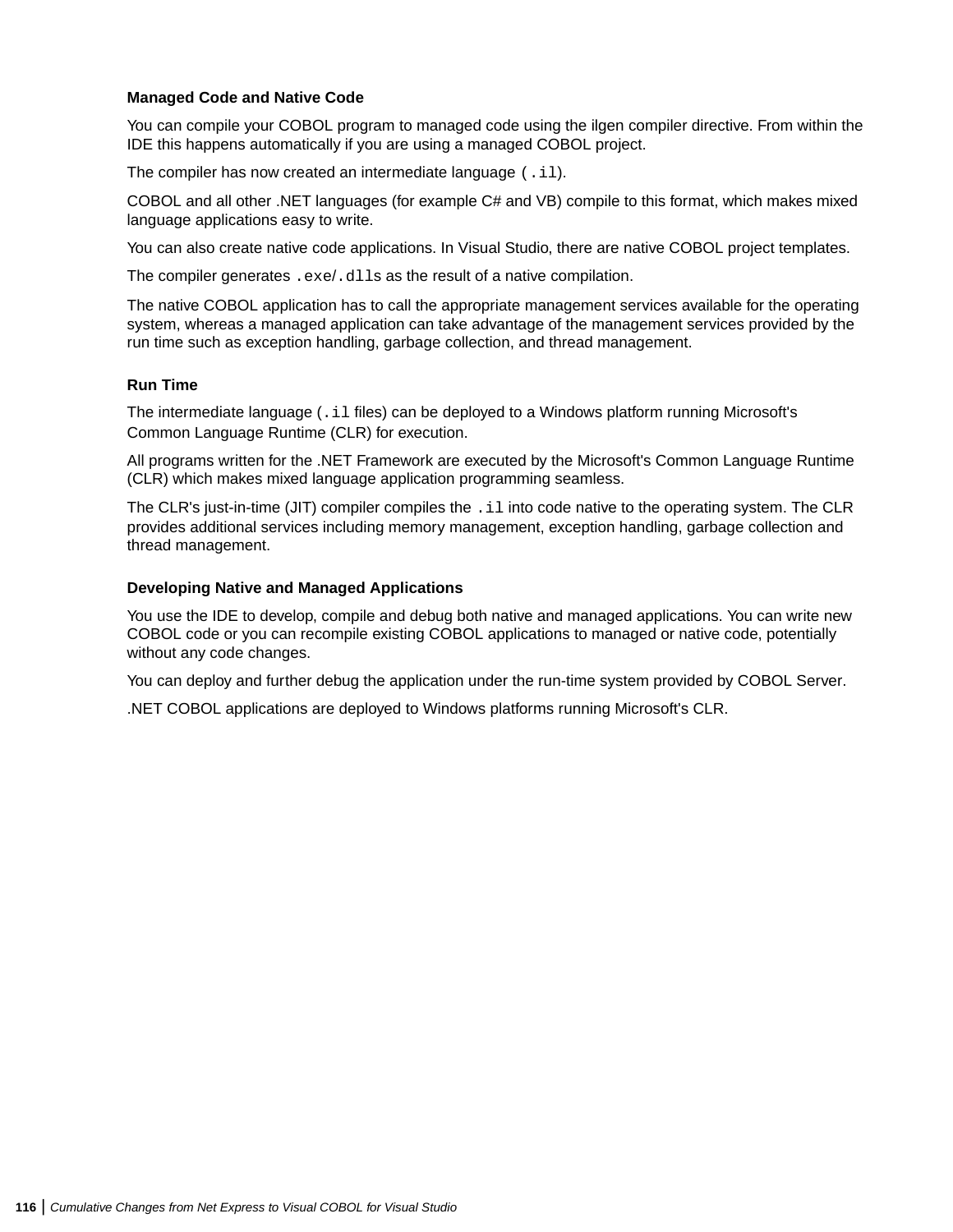### Managed Code and Native Code

You can compile your COBOL program to managed code using the ilgen compiler directive. From within the IDE this happens automatically if you are using a managed COBOL project.

The compiler has now created an intermediate language (`.il`).

COBOL and all other .NET languages (for example C# and VB) compile to this format, which makes mixed language applications easy to write.

You can also create native code applications. In Visual Studio, there are native COBOL project templates.

The compiler generates `.exe`/`.dll`s as the result of a native compilation.

The native COBOL application has to call the appropriate management services available for the operating system, whereas a managed application can take advantage of the management services provided by the run time such as exception handling, garbage collection, and thread management.

### Run Time

The intermediate language (`.il` files) can be deployed to a Windows platform running Microsoft's Common Language Runtime (CLR) for execution.

All programs written for the .NET Framework are executed by the Microsoft's Common Language Runtime (CLR) which makes mixed language application programming seamless.

The CLR's just-in-time (JIT) compiler compiles the `.il` into code native to the operating system. The CLR provides additional services including memory management, exception handling, garbage collection and thread management.

### Developing Native and Managed Applications

You use the IDE to develop, compile and debug both native and managed applications. You can write new COBOL code or you can recompile existing COBOL applications to managed or native code, potentially without any code changes.

You can deploy and further debug the application under the run-time system provided by COBOL Server.

.NET COBOL applications are deployed to Windows platforms running Microsoft's CLR.